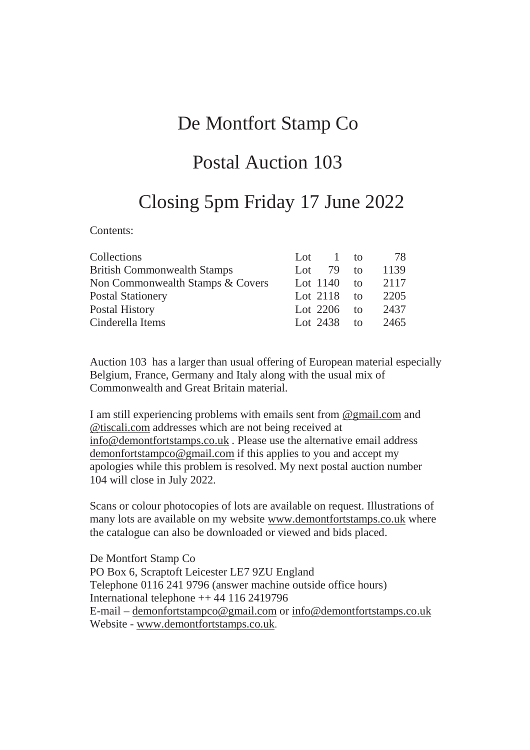# De Montfort Stamp Co

## Postal Auction 103

## Closing 5pm Friday 17 June 2022

Contents:

| | | | | |
|---|---|---|---|---|
| Collections | Lot | 1 | to | 78 |
| British Commonwealth Stamps | Lot | 79 | to | 1139 |
| Non Commonwealth Stamps & Covers | Lot | 1140 | to | 2117 |
| Postal Stationery | Lot | 2118 | to | 2205 |
| Postal History | Lot | 2206 | to | 2437 |
| Cinderella Items | Lot | 2438 | to | 2465 |

Auction 103 has a larger than usual offering of European material especially Belgium, France, Germany and Italy along with the usual mix of Commonwealth and Great Britain material.

I am still experiencing problems with emails sent from @gmail.com and @tiscali.com addresses which are not being received at info@demontfortstamps.co.uk . Please use the alternative email address demonfortstampco@gmail.com if this applies to you and accept my apologies while this problem is resolved. My next postal auction number 104 will close in July 2022.

Scans or colour photocopies of lots are available on request. Illustrations of many lots are available on my website www.demontfortstamps.co.uk where the catalogue can also be downloaded or viewed and bids placed.

De Montfort Stamp Co
PO Box 6, Scraptoft Leicester LE7 9ZU England
Telephone 0116 241 9796 (answer machine outside office hours)
International telephone ++ 44 116 2419796
E-mail – demonfortstampco@gmail.com or info@demontfortstamps.co.uk
Website - www.demontfortstamps.co.uk.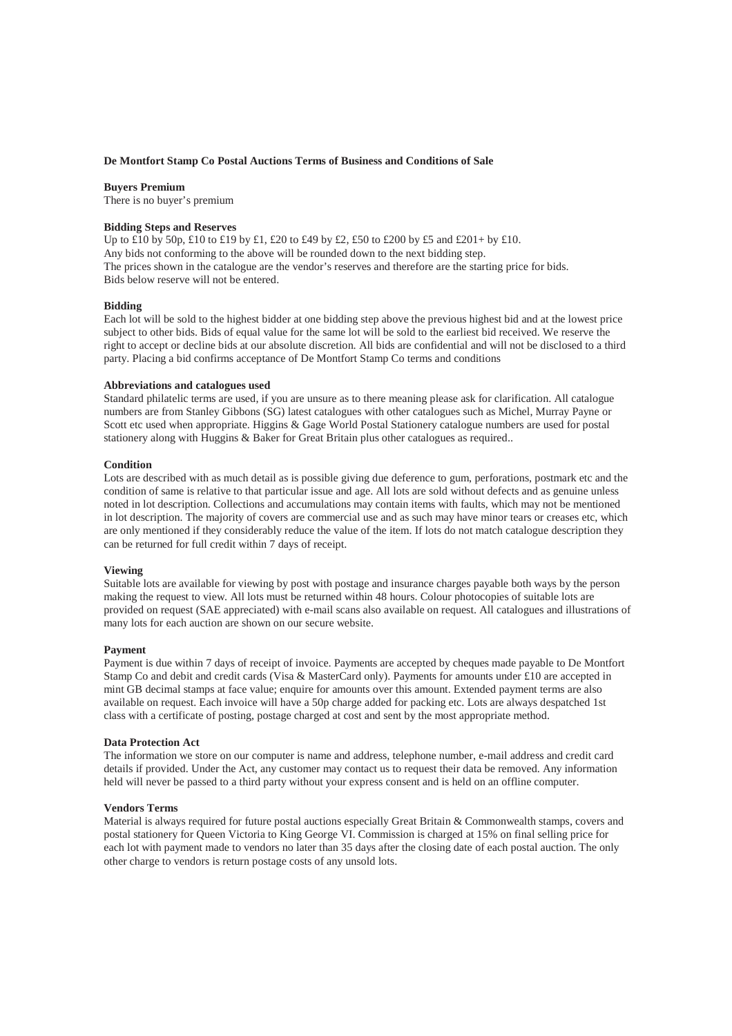**De Montfort Stamp Co Postal Auctions Terms of Business and Conditions of Sale**

**Buyers Premium**

There is no buyer's premium

**Bidding Steps and Reserves**

Up to £10 by 50p, £10 to £19 by £1, £20 to £49 by £2, £50 to £200 by £5 and £201+ by £10.
Any bids not conforming to the above will be rounded down to the next bidding step.
The prices shown in the catalogue are the vendor's reserves and therefore are the starting price for bids.
Bids below reserve will not be entered.

**Bidding**

Each lot will be sold to the highest bidder at one bidding step above the previous highest bid and at the lowest price subject to other bids. Bids of equal value for the same lot will be sold to the earliest bid received. We reserve the right to accept or decline bids at our absolute discretion. All bids are confidential and will not be disclosed to a third party. Placing a bid confirms acceptance of De Montfort Stamp Co terms and conditions

**Abbreviations and catalogues used**

Standard philatelic terms are used, if you are unsure as to there meaning please ask for clarification. All catalogue numbers are from Stanley Gibbons (SG) latest catalogues with other catalogues such as Michel, Murray Payne or Scott etc used when appropriate. Higgins & Gage World Postal Stationery catalogue numbers are used for postal stationery along with Huggins & Baker for Great Britain plus other catalogues as required..

**Condition**

Lots are described with as much detail as is possible giving due deference to gum, perforations, postmark etc and the condition of same is relative to that particular issue and age. All lots are sold without defects and as genuine unless noted in lot description. Collections and accumulations may contain items with faults, which may not be mentioned in lot description. The majority of covers are commercial use and as such may have minor tears or creases etc, which are only mentioned if they considerably reduce the value of the item. If lots do not match catalogue description they can be returned for full credit within 7 days of receipt.

**Viewing**

Suitable lots are available for viewing by post with postage and insurance charges payable both ways by the person making the request to view. All lots must be returned within 48 hours. Colour photocopies of suitable lots are provided on request (SAE appreciated) with e-mail scans also available on request. All catalogues and illustrations of many lots for each auction are shown on our secure website.

**Payment**

Payment is due within 7 days of receipt of invoice. Payments are accepted by cheques made payable to De Montfort Stamp Co and debit and credit cards (Visa & MasterCard only). Payments for amounts under £10 are accepted in mint GB decimal stamps at face value; enquire for amounts over this amount. Extended payment terms are also available on request. Each invoice will have a 50p charge added for packing etc. Lots are always despatched 1st class with a certificate of posting, postage charged at cost and sent by the most appropriate method.

**Data Protection Act**

The information we store on our computer is name and address, telephone number, e-mail address and credit card details if provided. Under the Act, any customer may contact us to request their data be removed. Any information held will never be passed to a third party without your express consent and is held on an offline computer.

**Vendors Terms**

Material is always required for future postal auctions especially Great Britain & Commonwealth stamps, covers and postal stationery for Queen Victoria to King George VI. Commission is charged at 15% on final selling price for each lot with payment made to vendors no later than 35 days after the closing date of each postal auction. The only other charge to vendors is return postage costs of any unsold lots.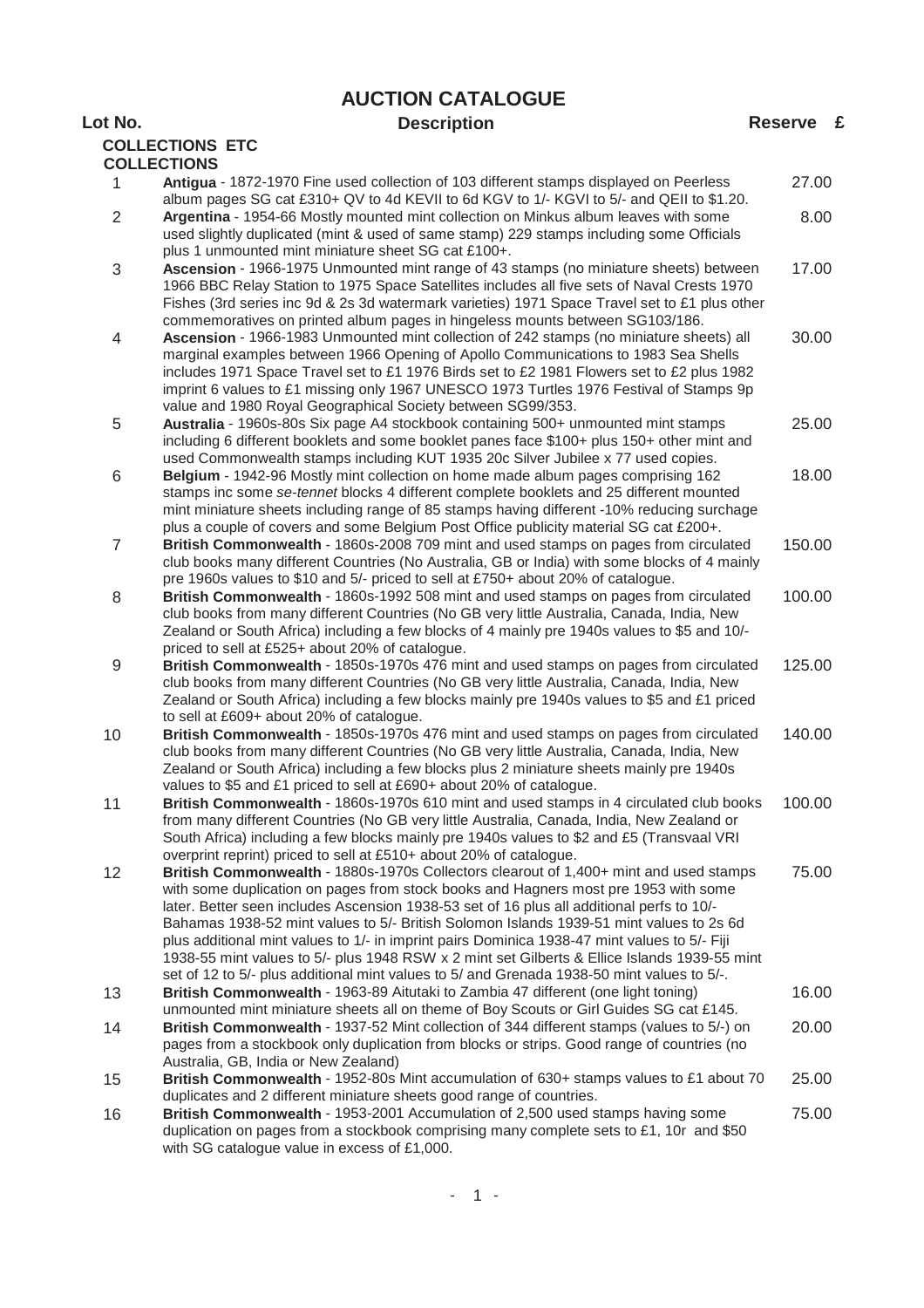# AUCTION CATALOGUE

| Lot No. | Description | Reserve £ |
|---|---|---|
| | **COLLECTIONS ETC** | |
| | **COLLECTIONS** | |
| 1 | **Antigua** - 1872-1970 Fine used collection of 103 different stamps displayed on Peerless album pages SG cat £310+ QV to 4d KEVII to 6d KGV to 1/- KGVI to 5/- and QEII to $1.20. | 27.00 |
| 2 | **Argentina** - 1954-66 Mostly mounted mint collection on Minkus album leaves with some used slightly duplicated (mint & used of same stamp) 229 stamps including some Officials plus 1 unmounted mint miniature sheet SG cat £100+. | 8.00 |
| 3 | **Ascension** - 1966-1975 Unmounted mint range of 43 stamps (no miniature sheets) between 1966 BBC Relay Station to 1975 Space Satellites includes all five sets of Naval Crests 1970 Fishes (3rd series inc 9d & 2s 3d watermark varieties) 1971 Space Travel set to £1 plus other commemoratives on printed album pages in hingeless mounts between SG103/186. | 17.00 |
| 4 | **Ascension** - 1966-1983 Unmounted mint collection of 242 stamps (no miniature sheets) all marginal examples between 1966 Opening of Apollo Communications to 1983 Sea Shells includes 1971 Space Travel set to £1 1976 Birds set to £2 1981 Flowers set to £2 plus 1982 imprint 6 values to £1 missing only 1967 UNESCO 1973 Turtles 1976 Festival of Stamps 9p value and 1980 Royal Geographical Society between SG99/353. | 30.00 |
| 5 | **Australia** - 1960s-80s Six page A4 stockbook containing 500+ unmounted mint stamps including 6 different booklets and some booklet panes face $100+ plus 150+ other mint and used Commonwealth stamps including KUT 1935 20c Silver Jubilee x 77 used copies. | 25.00 |
| 6 | **Belgium** - 1942-96 Mostly mint collection on home made album pages comprising 162 stamps inc some *se-tennet* blocks 4 different complete booklets and 25 different mounted mint miniature sheets including range of 85 stamps having different -10% reducing surchage plus a couple of covers and some Belgium Post Office publicity material SG cat £200+. | 18.00 |
| 7 | **British Commonwealth** - 1860s-2008 709 mint and used stamps on pages from circulated club books many different Countries (No Australia, GB or India) with some blocks of 4 mainly pre 1960s values to $10 and 5/- priced to sell at £750+ about 20% of catalogue. | 150.00 |
| 8 | **British Commonwealth** - 1860s-1992 508 mint and used stamps on pages from circulated club books from many different Countries (No GB very little Australia, Canada, India, New Zealand or South Africa) including a few blocks of 4 mainly pre 1940s values to $5 and 10/- priced to sell at £525+ about 20% of catalogue. | 100.00 |
| 9 | **British Commonwealth** - 1850s-1970s 476 mint and used stamps on pages from circulated club books from many different Countries (No GB very little Australia, Canada, India, New Zealand or South Africa) including a few blocks mainly pre 1940s values to $5 and £1 priced to sell at £609+ about 20% of catalogue. | 125.00 |
| 10 | **British Commonwealth** - 1850s-1970s 476 mint and used stamps on pages from circulated club books from many different Countries (No GB very little Australia, Canada, India, New Zealand or South Africa) including a few blocks plus 2 miniature sheets mainly pre 1940s values to $5 and £1 priced to sell at £690+ about 20% of catalogue. | 140.00 |
| 11 | **British Commonwealth** - 1860s-1970s 610 mint and used stamps in 4 circulated club books from many different Countries (No GB very little Australia, Canada, India, New Zealand or South Africa) including a few blocks mainly pre 1940s values to $2 and £5 (Transvaal VRI overprint reprint) priced to sell at £510+ about 20% of catalogue. | 100.00 |
| 12 | **British Commonwealth** - 1880s-1970s Collectors clearout of 1,400+ mint and used stamps with some duplication on pages from stock books and Hagners most pre 1953 with some later. Better seen includes Ascension 1938-53 set of 16 plus all additional perfs to 10/- Bahamas 1938-52 mint values to 5/- British Solomon Islands 1939-51 mint values to 2s 6d plus additional mint values to 1/- in imprint pairs Dominica 1938-47 mint values to 5/- Fiji 1938-55 mint values to 5/- plus 1948 RSW x 2 mint set Gilberts & Ellice Islands 1939-55 mint set of 12 to 5/- plus additional mint values to 5/ and Grenada 1938-50 mint values to 5/-. | 75.00 |
| 13 | **British Commonwealth** - 1963-89 Aitutaki to Zambia 47 different (one light toning) unmounted mint miniature sheets all on theme of Boy Scouts or Girl Guides SG cat £145. | 16.00 |
| 14 | **British Commonwealth** - 1937-52 Mint collection of 344 different stamps (values to 5/-) on pages from a stockbook only duplication from blocks or strips. Good range of countries (no Australia, GB, India or New Zealand) | 20.00 |
| 15 | **British Commonwealth** - 1952-80s Mint accumulation of 630+ stamps values to £1 about 70 duplicates and 2 different miniature sheets good range of countries. | 25.00 |
| 16 | **British Commonwealth** - 1953-2001 Accumulation of 2,500 used stamps having some duplication on pages from a stockbook comprising many complete sets to £1, 10r and $50 with SG catalogue value in excess of £1,000. | 75.00 |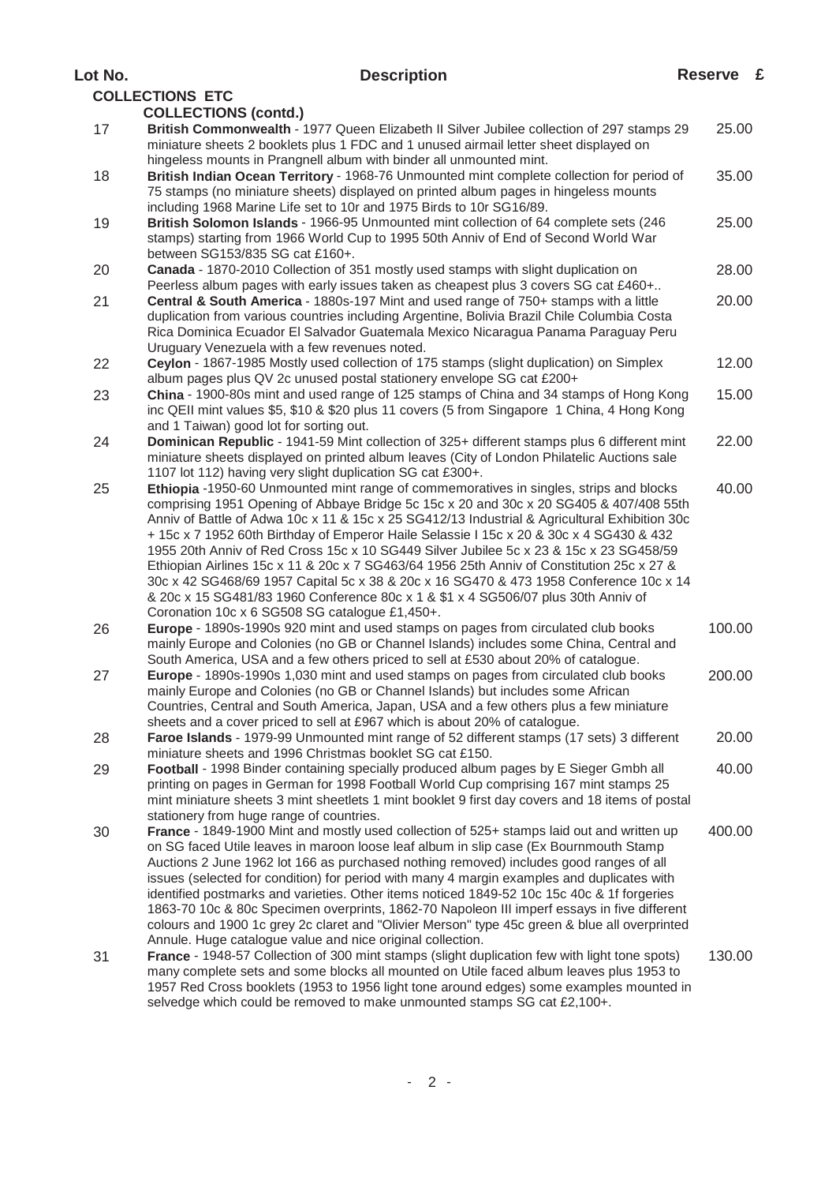| Lot No. | Description | Reserve £ |
|---|---|---|
| | **COLLECTIONS ETC** | |
| | **COLLECTIONS (contd.)** | |
| 17 | **British Commonwealth** - 1977 Queen Elizabeth II Silver Jubilee collection of 297 stamps 29 miniature sheets 2 booklets plus 1 FDC and 1 unused airmail letter sheet displayed on hingeless mounts in Prangnell album with binder all unmounted mint. | 25.00 |
| 18 | **British Indian Ocean Territory** - 1968-76 Unmounted mint complete collection for period of 75 stamps (no miniature sheets) displayed on printed album pages in hingeless mounts including 1968 Marine Life set to 10r and 1975 Birds to 10r SG16/89. | 35.00 |
| 19 | **British Solomon Islands** - 1966-95 Unmounted mint collection of 64 complete sets (246 stamps) starting from 1966 World Cup to 1995 50th Anniv of End of Second World War between SG153/835 SG cat £160+. | 25.00 |
| 20 | **Canada** - 1870-2010 Collection of 351 mostly used stamps with slight duplication on Peerless album pages with early issues taken as cheapest plus 3 covers SG cat £460+.. | 28.00 |
| 21 | **Central & South America** - 1880s-197 Mint and used range of 750+ stamps with a little duplication from various countries including Argentine, Bolivia Brazil Chile Columbia Costa Rica Dominica Ecuador El Salvador Guatemala Mexico Nicaragua Panama Paraguay Peru Uruguary Venezuela with a few revenues noted. | 20.00 |
| 22 | **Ceylon** - 1867-1985 Mostly used collection of 175 stamps (slight duplication) on Simplex album pages plus QV 2c unused postal stationery envelope SG cat £200+ | 12.00 |
| 23 | **China** - 1900-80s mint and used range of 125 stamps of China and 34 stamps of Hong Kong inc QEII mint values $5, $10 & $20 plus 11 covers (5 from Singapore 1 China, 4 Hong Kong and 1 Taiwan) good lot for sorting out. | 15.00 |
| 24 | **Dominican Republic** - 1941-59 Mint collection of 325+ different stamps plus 6 different mint miniature sheets displayed on printed album leaves (City of London Philatelic Auctions sale 1107 lot 112) having very slight duplication SG cat £300+. | 22.00 |
| 25 | **Ethiopia** -1950-60 Unmounted mint range of commemoratives in singles, strips and blocks comprising 1951 Opening of Abbaye Bridge 5c 15c x 20 and 30c x 20 SG405 & 407/408 55th Anniv of Battle of Adwa 10c x 11 & 15c x 25 SG412/13 Industrial & Agricultural Exhibition 30c + 15c x 7 1952 60th Birthday of Emperor Haile Selassie I 15c x 20 & 30c x 4 SG430 & 432 1955 20th Anniv of Red Cross 15c x 10 SG449 Silver Jubilee 5c x 23 & 15c x 23 SG458/59 Ethiopian Airlines 15c x 11 & 20c x 7 SG463/64 1956 25th Anniv of Constitution 25c x 27 & 30c x 42 SG468/69 1957 Capital 5c x 38 & 20c x 16 SG470 & 473 1958 Conference 10c x 14 & 20c x 15 SG481/83 1960 Conference 80c x 1 & $1 x 4 SG506/07 plus 30th Anniv of Coronation 10c x 6 SG508 SG catalogue £1,450+. | 40.00 |
| 26 | **Europe** - 1890s-1990s 920 mint and used stamps on pages from circulated club books mainly Europe and Colonies (no GB or Channel Islands) includes some China, Central and South America, USA and a few others priced to sell at £530 about 20% of catalogue. | 100.00 |
| 27 | **Europe** - 1890s-1990s 1,030 mint and used stamps on pages from circulated club books mainly Europe and Colonies (no GB or Channel Islands) but includes some African Countries, Central and South America, Japan, USA and a few others plus a few miniature sheets and a cover priced to sell at £967 which is about 20% of catalogue. | 200.00 |
| 28 | **Faroe Islands** - 1979-99 Unmounted mint range of 52 different stamps (17 sets) 3 different miniature sheets and 1996 Christmas booklet SG cat £150. | 20.00 |
| 29 | **Football** - 1998 Binder containing specially produced album pages by E Sieger Gmbh all printing on pages in German for 1998 Football World Cup comprising 167 mint stamps 25 mint miniature sheets 3 mint sheetlets 1 mint booklet 9 first day covers and 18 items of postal stationery from huge range of countries. | 40.00 |
| 30 | **France** - 1849-1900 Mint and mostly used collection of 525+ stamps laid out and written up on SG faced Utile leaves in maroon loose leaf album in slip case (Ex Bournmouth Stamp Auctions 2 June 1962 lot 166 as purchased nothing removed) includes good ranges of all issues (selected for condition) for period with many 4 margin examples and duplicates with identified postmarks and varieties. Other items noticed 1849-52 10c 15c 40c & 1f forgeries 1863-70 10c & 80c Specimen overprints, 1862-70 Napoleon III imperf essays in five different colours and 1900 1c grey 2c claret and "Olivier Merson" type 45c green & blue all overprinted Annule. Huge catalogue value and nice original collection. | 400.00 |
| 31 | **France** - 1948-57 Collection of 300 mint stamps (slight duplication few with light tone spots) many complete sets and some blocks all mounted on Utile faced album leaves plus 1953 to 1957 Red Cross booklets (1953 to 1956 light tone around edges) some examples mounted in selvedge which could be removed to make unmounted stamps SG cat £2,100+. | 130.00 |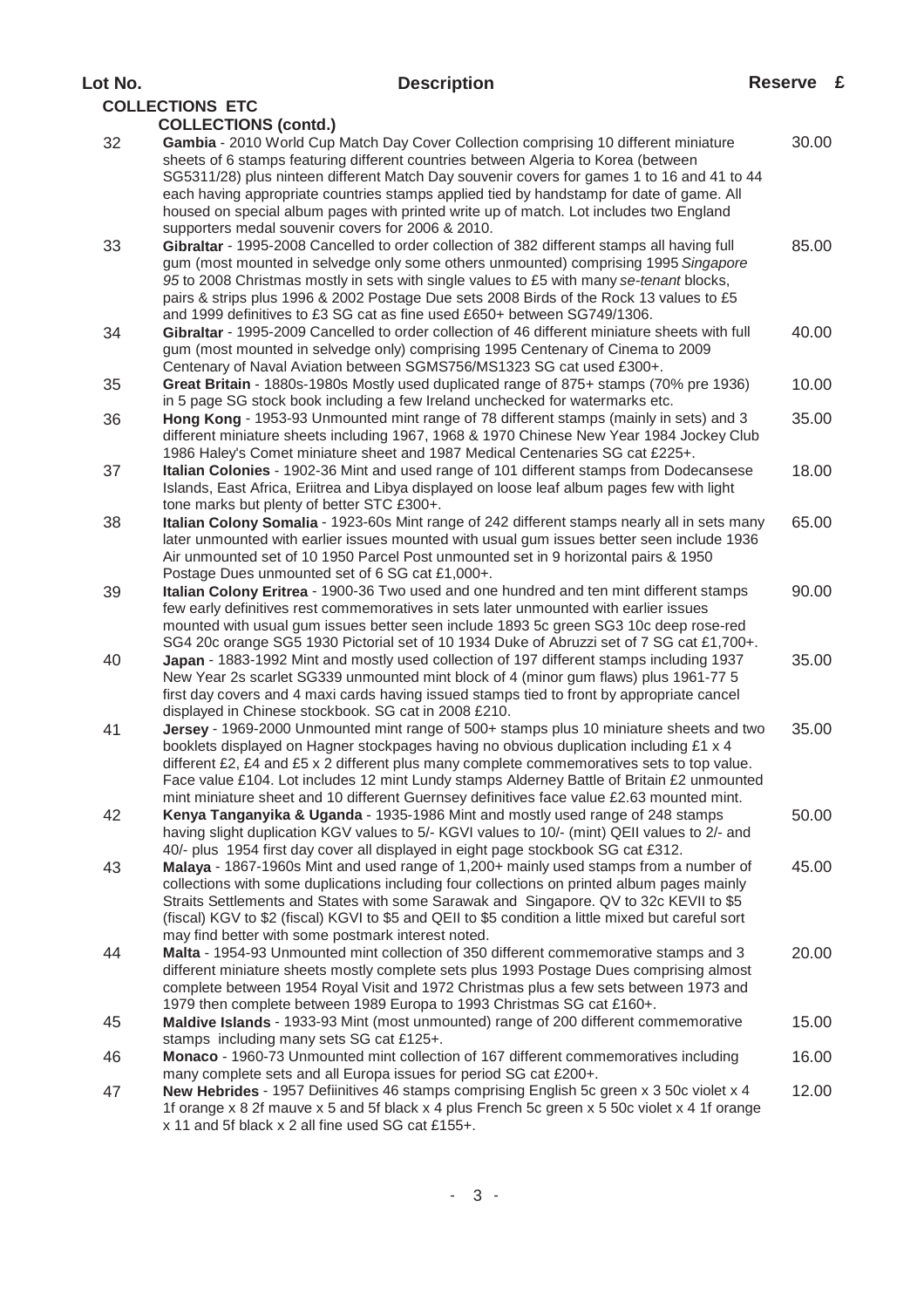| Lot No. | Description | Reserve £ |
|---|---|---|
| | **COLLECTIONS ETC** | |
| | **COLLECTIONS (contd.)** | |
| 32 | **Gambia** - 2010 World Cup Match Day Cover Collection comprising 10 different miniature sheets of 6 stamps featuring different countries between Algeria to Korea (between SG5311/28) plus ninteen different Match Day souvenir covers for games 1 to 16 and 41 to 44 each having appropriate countries stamps applied tied by handstamp for date of game. All housed on special album pages with printed write up of match. Lot includes two England supporters medal souvenir covers for 2006 & 2010. | 30.00 |
| 33 | **Gibraltar** - 1995-2008 Cancelled to order collection of 382 different stamps all having full gum (most mounted in selvedge only some others unmounted) comprising 1995 *Singapore 95* to 2008 Christmas mostly in sets with single values to £5 with many *se-tenant* blocks, pairs & strips plus 1996 & 2002 Postage Due sets 2008 Birds of the Rock 13 values to £5 and 1999 definitives to £3 SG cat as fine used £650+ between SG749/1306. | 85.00 |
| 34 | **Gibraltar** - 1995-2009 Cancelled to order collection of 46 different miniature sheets with full gum (most mounted in selvedge only) comprising 1995 Centenary of Cinema to 2009 Centenary of Naval Aviation between SGMS756/MS1323 SG cat used £300+. | 40.00 |
| 35 | **Great Britain** - 1880s-1980s Mostly used duplicated range of 875+ stamps (70% pre 1936) in 5 page SG stock book including a few Ireland unchecked for watermarks etc. | 10.00 |
| 36 | **Hong Kong** - 1953-93 Unmounted mint range of 78 different stamps (mainly in sets) and 3 different miniature sheets including 1967, 1968 & 1970 Chinese New Year 1984 Jockey Club 1986 Haley's Comet miniature sheet and 1987 Medical Centenaries SG cat £225+. | 35.00 |
| 37 | **Italian Colonies** - 1902-36 Mint and used range of 101 different stamps from Dodecansese Islands, East Africa, Eriitrea and Libya displayed on loose leaf album pages few with light tone marks but plenty of better STC £300+. | 18.00 |
| 38 | **Italian Colony Somalia** - 1923-60s Mint range of 242 different stamps nearly all in sets many later unmounted with earlier issues mounted with usual gum issues better seen include 1936 Air unmounted set of 10 1950 Parcel Post unmounted set in 9 horizontal pairs & 1950 Postage Dues unmounted set of 6 SG cat £1,000+. | 65.00 |
| 39 | **Italian Colony Eritrea** - 1900-36 Two used and one hundred and ten mint different stamps few early definitives rest commemoratives in sets later unmounted with earlier issues mounted with usual gum issues better seen include 1893 5c green SG3 10c deep rose-red SG4 20c orange SG5 1930 Pictorial set of 10 1934 Duke of Abruzzi set of 7 SG cat £1,700+. | 90.00 |
| 40 | **Japan** - 1883-1992 Mint and mostly used collection of 197 different stamps including 1937 New Year 2s scarlet SG339 unmounted mint block of 4 (minor gum flaws) plus 1961-77 5 first day covers and 4 maxi cards having issued stamps tied to front by appropriate cancel displayed in Chinese stockbook. SG cat in 2008 £210. | 35.00 |
| 41 | **Jersey** - 1969-2000 Unmounted mint range of 500+ stamps plus 10 miniature sheets and two booklets displayed on Hagner stockpages having no obvious duplication including £1 x 4 different £2, £4 and £5 x 2 different plus many complete commemoratives sets to top value. Face value £104. Lot includes 12 mint Lundy stamps Alderney Battle of Britain £2 unmounted mint miniature sheet and 10 different Guernsey definitives face value £2.63 mounted mint. | 35.00 |
| 42 | **Kenya Tanganyika & Uganda** - 1935-1986 Mint and mostly used range of 248 stamps having slight duplication KGV values to 5/- KGVI values to 10/- (mint) QEII values to 2/- and 40/- plus 1954 first day cover all displayed in eight page stockbook SG cat £312. | 50.00 |
| 43 | **Malaya** - 1867-1960s Mint and used range of 1,200+ mainly used stamps from a number of collections with some duplications including four collections on printed album pages mainly Straits Settlements and States with some Sarawak and Singapore. QV to 32c KEVII to $5 (fiscal) KGV to $2 (fiscal) KGVI to $5 and QEII to $5 condition a little mixed but careful sort may find better with some postmark interest noted. | 45.00 |
| 44 | **Malta** - 1954-93 Unmounted mint collection of 350 different commemorative stamps and 3 different miniature sheets mostly complete sets plus 1993 Postage Dues comprising almost complete between 1954 Royal Visit and 1972 Christmas plus a few sets between 1973 and 1979 then complete between 1989 Europa to 1993 Christmas SG cat £160+. | 20.00 |
| 45 | **Maldive Islands** - 1933-93 Mint (most unmounted) range of 200 different commemorative stamps including many sets SG cat £125+. | 15.00 |
| 46 | **Monaco** - 1960-73 Unmounted mint collection of 167 different commemoratives including many complete sets and all Europa issues for period SG cat £200+. | 16.00 |
| 47 | **New Hebrides** - 1957 Defiinitives 46 stamps comprising English 5c green x 3 50c violet x 4 1f orange x 8 2f mauve x 5 and 5f black x 4 plus French 5c green x 5 50c violet x 4 1f orange x 11 and 5f black x 2 all fine used SG cat £155+. | 12.00 |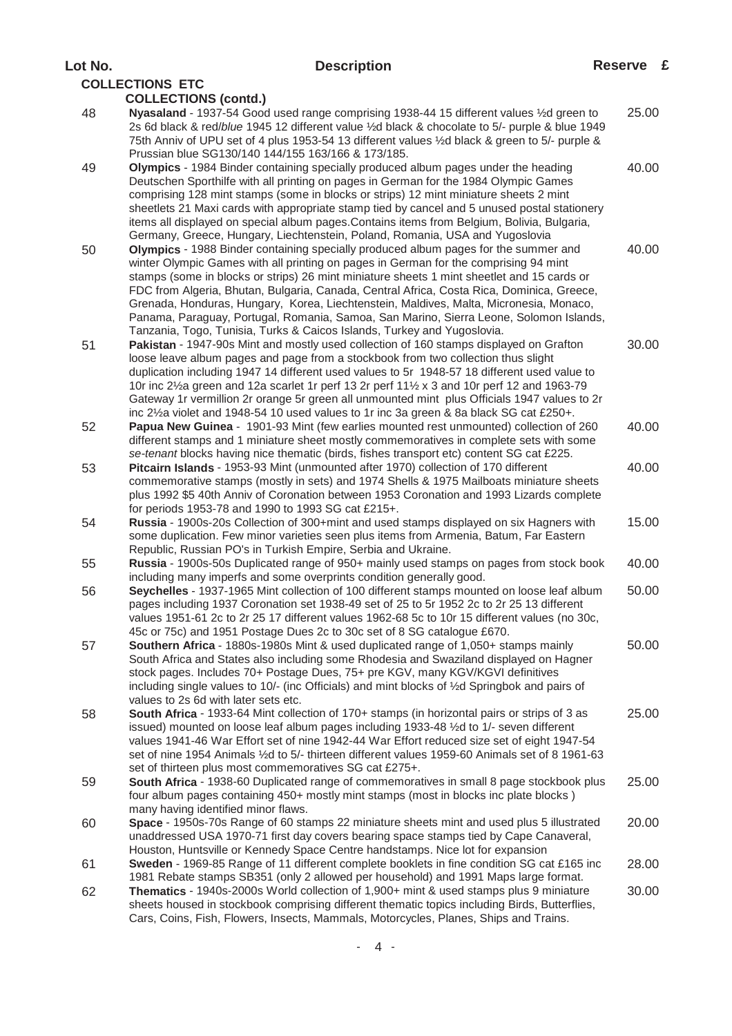| Lot No. | Description | Reserve £ |
| --- | --- | --- |
| | **COLLECTIONS ETC** | |
| | **COLLECTIONS (contd.)** | |
| 48 | **Nyasaland** - 1937-54 Good used range comprising 1938-44 15 different values ½d green to 2s 6d black & red/*blue* 1945 12 different value ½d black & chocolate to 5/- purple & blue 1949 75th Anniv of UPU set of 4 plus 1953-54 13 different values ½d black & green to 5/- purple & Prussian blue SG130/140 144/155 163/166 & 173/185. | 25.00 |
| 49 | **Olympics** - 1984 Binder containing specially produced album pages under the heading Deutschen Sporthilfe with all printing on pages in German for the 1984 Olympic Games comprising 128 mint stamps (some in blocks or strips) 12 mint miniature sheets 2 mint sheetlets 21 Maxi cards with appropriate stamp tied by cancel and 5 unused postal stationery items all displayed on special album pages.Contains items from Belgium, Bolivia, Bulgaria, Germany, Greece, Hungary, Liechtenstein, Poland, Romania, USA and Yugoslovia | 40.00 |
| 50 | **Olympics** - 1988 Binder containing specially produced album pages for the summer and winter Olympic Games with all printing on pages in German for the comprising 94 mint stamps (some in blocks or strips) 26 mint miniature sheets 1 mint sheetlet and 15 cards or FDC from Algeria, Bhutan, Bulgaria, Canada, Central Africa, Costa Rica, Dominica, Greece, Grenada, Honduras, Hungary, Korea, Liechtenstein, Maldives, Malta, Micronesia, Monaco, Panama, Paraguay, Portugal, Romania, Samoa, San Marino, Sierra Leone, Solomon Islands, Tanzania, Togo, Tunisia, Turks & Caicos Islands, Turkey and Yugoslovia. | 40.00 |
| 51 | **Pakistan** - 1947-90s Mint and mostly used collection of 160 stamps displayed on Grafton loose leave album pages and page from a stockbook from two collection thus slight duplication including 1947 14 different used values to 5r 1948-57 18 different used value to 10r inc 2½a green and 12a scarlet 1r perf 13 2r perf 11½ x 3 and 10r perf 12 and 1963-79 Gateway 1r vermillion 2r orange 5r green all unmounted mint plus Officials 1947 values to 2r inc 2½a violet and 1948-54 10 used values to 1r inc 3a green & 8a black SG cat £250+. | 30.00 |
| 52 | **Papua New Guinea** - 1901-93 Mint (few earlies mounted rest unmounted) collection of 260 different stamps and 1 miniature sheet mostly commemoratives in complete sets with some *se-tenant* blocks having nice thematic (birds, fishes transport etc) content SG cat £225. | 40.00 |
| 53 | **Pitcairn Islands** - 1953-93 Mint (unmounted after 1970) collection of 170 different commemorative stamps (mostly in sets) and 1974 Shells & 1975 Mailboats miniature sheets plus 1992 $5 40th Anniv of Coronation between 1953 Coronation and 1993 Lizards complete for periods 1953-78 and 1990 to 1993 SG cat £215+. | 40.00 |
| 54 | **Russia** - 1900s-20s Collection of 300+mint and used stamps displayed on six Hagners with some duplication. Few minor varieties seen plus items from Armenia, Batum, Far Eastern Republic, Russian PO's in Turkish Empire, Serbia and Ukraine. | 15.00 |
| 55 | **Russia** - 1900s-50s Duplicated range of 950+ mainly used stamps on pages from stock book including many imperfs and some overprints condition generally good. | 40.00 |
| 56 | **Seychelles** - 1937-1965 Mint collection of 100 different stamps mounted on loose leaf album pages including 1937 Coronation set 1938-49 set of 25 to 5r 1952 2c to 2r 25 13 different values 1951-61 2c to 2r 25 17 different values 1962-68 5c to 10r 15 different values (no 30c, 45c or 75c) and 1951 Postage Dues 2c to 30c set of 8 SG catalogue £670. | 50.00 |
| 57 | **Southern Africa** - 1880s-1980s Mint & used duplicated range of 1,050+ stamps mainly South Africa and States also including some Rhodesia and Swaziland displayed on Hagner stock pages. Includes 70+ Postage Dues, 75+ pre KGV, many KGV/KGVI definitives including single values to 10/- (inc Officials) and mint blocks of ½d Springbok and pairs of values to 2s 6d with later sets etc. | 50.00 |
| 58 | **South Africa** - 1933-64 Mint collection of 170+ stamps (in horizontal pairs or strips of 3 as issued) mounted on loose leaf album pages including 1933-48 ½d to 1/- seven different values 1941-46 War Effort set of nine 1942-44 War Effort reduced size set of eight 1947-54 set of nine 1954 Animals ½d to 5/- thirteen different values 1959-60 Animals set of 8 1961-63 set of thirteen plus most commemoratives SG cat £275+. | 25.00 |
| 59 | **South Africa** - 1938-60 Duplicated range of commemoratives in small 8 page stockbook plus four album pages containing 450+ mostly mint stamps (most in blocks inc plate blocks ) many having identified minor flaws. | 25.00 |
| 60 | **Space** - 1950s-70s Range of 60 stamps 22 miniature sheets mint and used plus 5 illustrated unaddressed USA 1970-71 first day covers bearing space stamps tied by Cape Canaveral, Houston, Huntsville or Kennedy Space Centre handstamps. Nice lot for expansion | 20.00 |
| 61 | **Sweden** - 1969-85 Range of 11 different complete booklets in fine condition SG cat £165 inc 1981 Rebate stamps SB351 (only 2 allowed per household) and 1991 Maps large format. | 28.00 |
| 62 | **Thematics** - 1940s-2000s World collection of 1,900+ mint & used stamps plus 9 miniature sheets housed in stockbook comprising different thematic topics including Birds, Butterflies, Cars, Coins, Fish, Flowers, Insects, Mammals, Motorcycles, Planes, Ships and Trains. | 30.00 |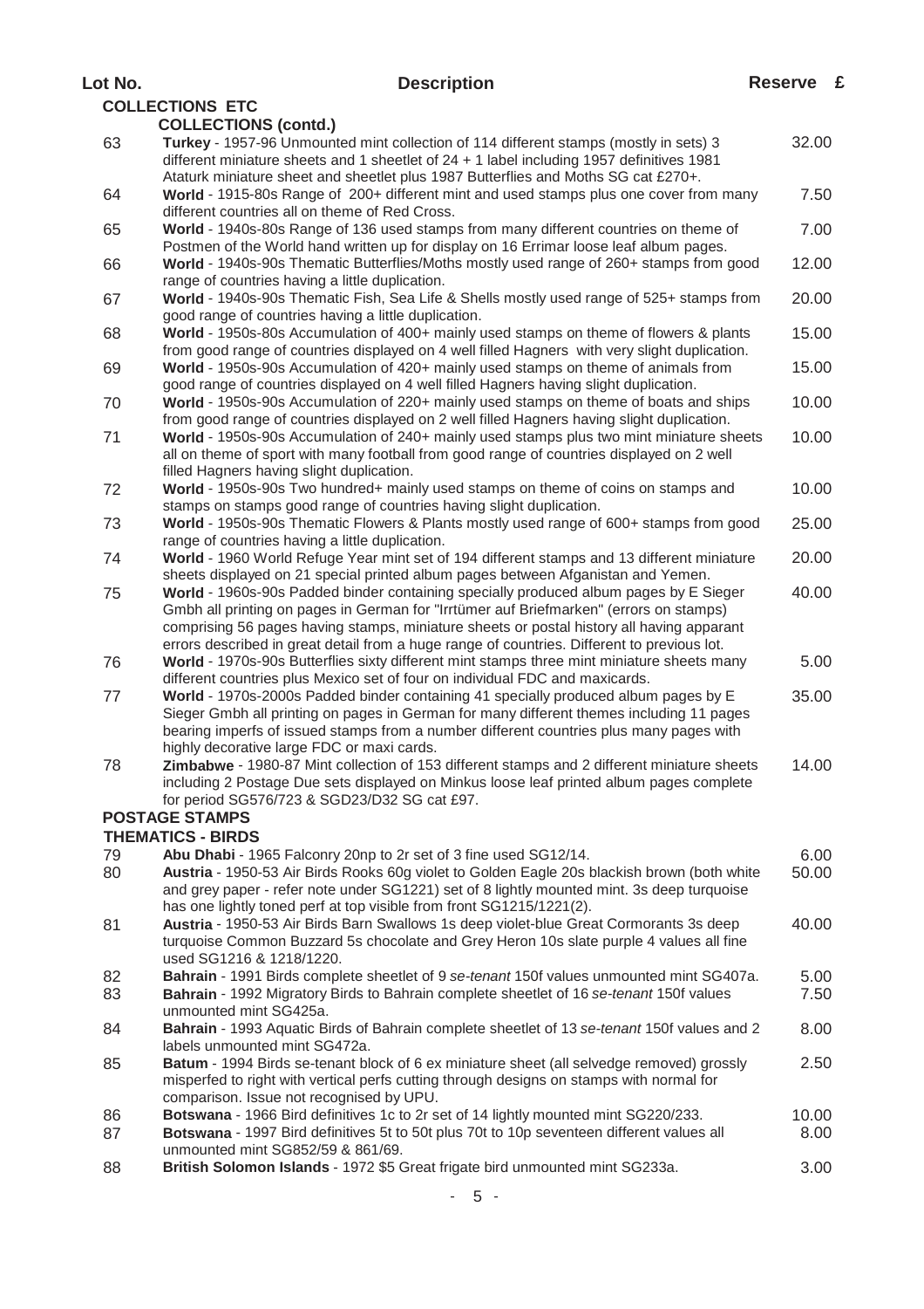| Lot No. | Description | Reserve £ |
|---|---|---|
| | **COLLECTIONS ETC** | |
| | **COLLECTIONS (contd.)** | |
| 63 | **Turkey** - 1957-96 Unmounted mint collection of 114 different stamps (mostly in sets) 3 different miniature sheets and 1 sheetlet of 24 + 1 label including 1957 definitives 1981 Ataturk miniature sheet and sheetlet plus 1987 Butterflies and Moths SG cat £270+. | 32.00 |
| 64 | **World** - 1915-80s Range of 200+ different mint and used stamps plus one cover from many different countries all on theme of Red Cross. | 7.50 |
| 65 | **World** - 1940s-80s Range of 136 used stamps from many different countries on theme of Postmen of the World hand written up for display on 16 Errimar loose leaf album pages. | 7.00 |
| 66 | **World** - 1940s-90s Thematic Butterflies/Moths mostly used range of 260+ stamps from good range of countries having a little duplication. | 12.00 |
| 67 | **World** - 1940s-90s Thematic Fish, Sea Life & Shells mostly used range of 525+ stamps from good range of countries having a little duplication. | 20.00 |
| 68 | **World** - 1950s-80s Accumulation of 400+ mainly used stamps on theme of flowers & plants from good range of countries displayed on 4 well filled Hagners with very slight duplication. | 15.00 |
| 69 | **World** - 1950s-90s Accumulation of 420+ mainly used stamps on theme of animals from good range of countries displayed on 4 well filled Hagners having slight duplication. | 15.00 |
| 70 | **World** - 1950s-90s Accumulation of 220+ mainly used stamps on theme of boats and ships from good range of countries displayed on 2 well filled Hagners having slight duplication. | 10.00 |
| 71 | **World** - 1950s-90s Accumulation of 240+ mainly used stamps plus two mint miniature sheets all on theme of sport with many football from good range of countries displayed on 2 well filled Hagners having slight duplication. | 10.00 |
| 72 | **World** - 1950s-90s Two hundred+ mainly used stamps on theme of coins on stamps and stamps on stamps good range of countries having slight duplication. | 10.00 |
| 73 | **World** - 1950s-90s Thematic Flowers & Plants mostly used range of 600+ stamps from good range of countries having a little duplication. | 25.00 |
| 74 | **World** - 1960 World Refuge Year mint set of 194 different stamps and 13 different miniature sheets displayed on 21 special printed album pages between Afganistan and Yemen. | 20.00 |
| 75 | **World** - 1960s-90s Padded binder containing specially produced album pages by E Sieger Gmbh all printing on pages in German for "Irrtümer auf Briefmarken" (errors on stamps) comprising 56 pages having stamps, miniature sheets or postal history all having apparant errors described in great detail from a huge range of countries. Different to previous lot. | 40.00 |
| 76 | **World** - 1970s-90s Butterflies sixty different mint stamps three mint miniature sheets many different countries plus Mexico set of four on individual FDC and maxicards. | 5.00 |
| 77 | **World** - 1970s-2000s Padded binder containing 41 specially produced album pages by E Sieger Gmbh all printing on pages in German for many different themes including 11 pages bearing imperfs of issued stamps from a number different countries plus many pages with highly decorative large FDC or maxi cards. | 35.00 |
| 78 | **Zimbabwe** - 1980-87 Mint collection of 153 different stamps and 2 different miniature sheets including 2 Postage Due sets displayed on Minkus loose leaf printed album pages complete for period SG576/723 & SGD23/D32 SG cat £97. | 14.00 |
| | **POSTAGE STAMPS** | |
| | **THEMATICS - BIRDS** | |
| 79 | **Abu Dhabi** - 1965 Falconry 20np to 2r set of 3 fine used SG12/14. | 6.00 |
| 80 | **Austria** - 1950-53 Air Birds Rooks 60g violet to Golden Eagle 20s blackish brown (both white and grey paper - refer note under SG1221) set of 8 lightly mounted mint. 3s deep turquoise has one lightly toned perf at top visible from front SG1215/1221(2). | 50.00 |
| 81 | **Austria** - 1950-53 Air Birds Barn Swallows 1s deep violet-blue Great Cormorants 3s deep turquoise Common Buzzard 5s chocolate and Grey Heron 10s slate purple 4 values all fine used SG1216 & 1218/1220. | 40.00 |
| 82 | **Bahrain** - 1991 Birds complete sheetlet of 9 *se-tenant* 150f values unmounted mint SG407a. | 5.00 |
| 83 | **Bahrain** - 1992 Migratory Birds to Bahrain complete sheetlet of 16 *se-tenant* 150f values unmounted mint SG425a. | 7.50 |
| 84 | **Bahrain** - 1993 Aquatic Birds of Bahrain complete sheetlet of 13 *se-tenant* 150f values and 2 labels unmounted mint SG472a. | 8.00 |
| 85 | **Batum** - 1994 Birds se-tenant block of 6 ex miniature sheet (all selvedge removed) grossly misperfed to right with vertical perfs cutting through designs on stamps with normal for comparison. Issue not recognised by UPU. | 2.50 |
| 86 | **Botswana** - 1966 Bird definitives 1c to 2r set of 14 lightly mounted mint SG220/233. | 10.00 |
| 87 | **Botswana** - 1997 Bird definitives 5t to 50t plus 70t to 10p seventeen different values all unmounted mint SG852/59 & 861/69. | 8.00 |
| 88 | **British Solomon Islands** - 1972 $5 Great frigate bird unmounted mint SG233a. | 3.00 |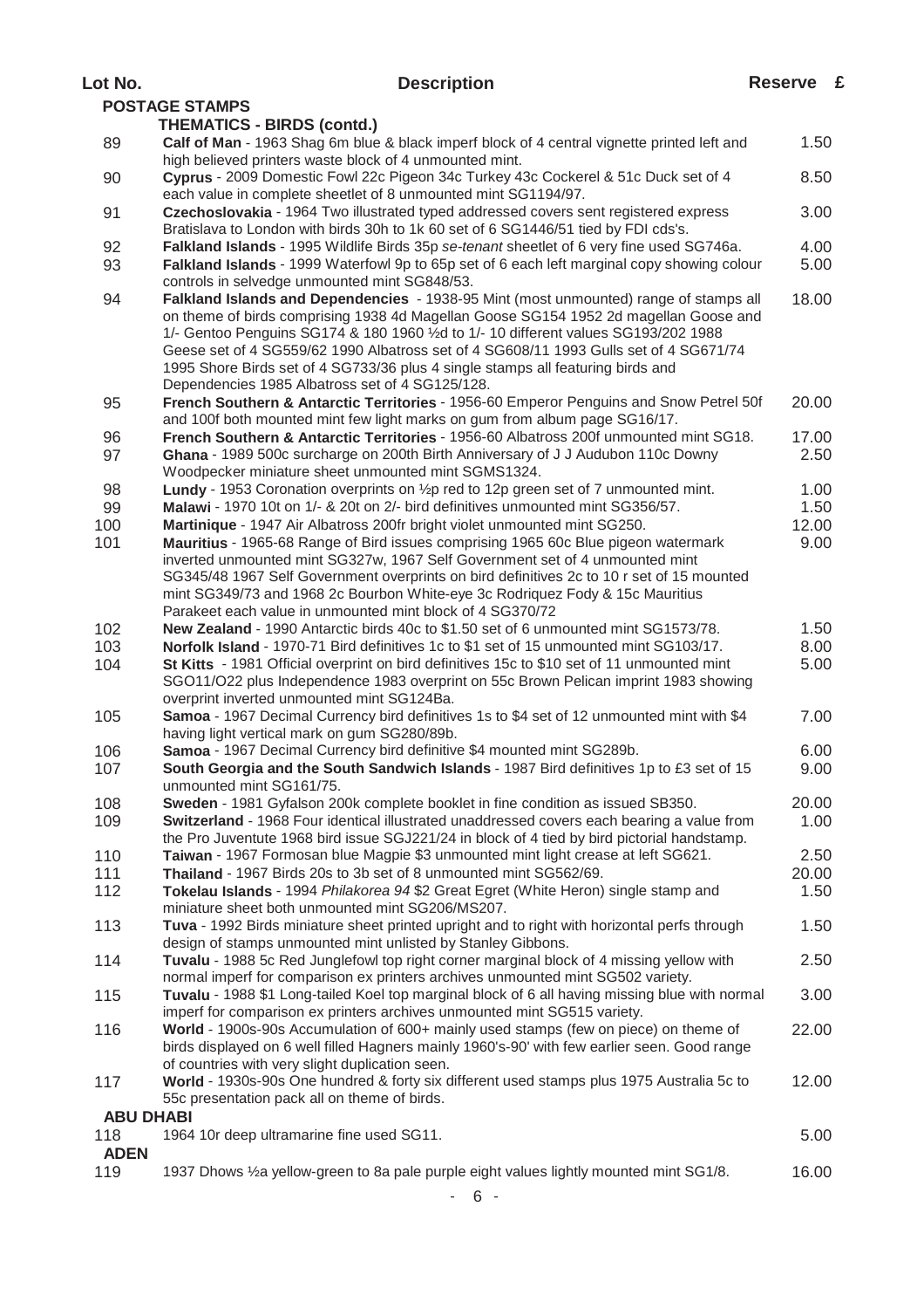| Lot No. | Description | Reserve £ |
|---|---|---|
| | **POSTAGE STAMPS** | |
| | **THEMATICS - BIRDS (contd.)** | |
| 89 | **Calf of Man** - 1963 Shag 6m blue & black imperf block of 4 central vignette printed left and high believed printers waste block of 4 unmounted mint. | 1.50 |
| 90 | **Cyprus** - 2009 Domestic Fowl 22c Pigeon 34c Turkey 43c Cockerel & 51c Duck set of 4 each value in complete sheetlet of 8 unmounted mint SG1194/97. | 8.50 |
| 91 | **Czechoslovakia** - 1964 Two illustrated typed addressed covers sent registered express Bratislava to London with birds 30h to 1k 60 set of 6 SG1446/51 tied by FDI cds's. | 3.00 |
| 92 | **Falkland Islands** - 1995 Wildlife Birds 35p *se-tenant* sheetlet of 6 very fine used SG746a. | 4.00 |
| 93 | **Falkland Islands** - 1999 Waterfowl 9p to 65p set of 6 each left marginal copy showing colour controls in selvedge unmounted mint SG848/53. | 5.00 |
| 94 | **Falkland Islands and Dependencies** - 1938-95 Mint (most unmounted) range of stamps all on theme of birds comprising 1938 4d Magellan Goose SG154 1952 2d magellan Goose and 1/- Gentoo Penguins SG174 & 180 1960 ½d to 1/- 10 different values SG193/202 1988 Geese set of 4 SG559/62 1990 Albatross set of 4 SG608/11 1993 Gulls set of 4 SG671/74 1995 Shore Birds set of 4 SG733/36 plus 4 single stamps all featuring birds and Dependencies 1985 Albatross set of 4 SG125/128. | 18.00 |
| 95 | **French Southern & Antarctic Territories** - 1956-60 Emperor Penguins and Snow Petrel 50f and 100f both mounted mint few light marks on gum from album page SG16/17. | 20.00 |
| 96 | **French Southern & Antarctic Territories** - 1956-60 Albatross 200f unmounted mint SG18. | 17.00 |
| 97 | **Ghana** - 1989 500c surcharge on 200th Birth Anniversary of J J Audubon 110c Downy Woodpecker miniature sheet unmounted mint SGMS1324. | 2.50 |
| 98 | **Lundy** - 1953 Coronation overprints on ½p red to 12p green set of 7 unmounted mint. | 1.00 |
| 99 | **Malawi** - 1970 10t on 1/- & 20t on 2/- bird definitives unmounted mint SG356/57. | 1.50 |
| 100 | **Martinique** - 1947 Air Albatross 200fr bright violet unmounted mint SG250. | 12.00 |
| 101 | **Mauritius** - 1965-68 Range of Bird issues comprising 1965 60c Blue pigeon watermark inverted unmounted mint SG327w, 1967 Self Government set of 4 unmounted mint SG345/48 1967 Self Government overprints on bird definitives 2c to 10 r set of 15 mounted mint SG349/73 and 1968 2c Bourbon White-eye 3c Rodriquez Fody & 15c Mauritius Parakeet each value in unmounted mint block of 4 SG370/72 | 9.00 |
| 102 | **New Zealand** - 1990 Antarctic birds 40c to $1.50 set of 6 unmounted mint SG1573/78. | 1.50 |
| 103 | **Norfolk Island** - 1970-71 Bird definitives 1c to $1 set of 15 unmounted mint SG103/17. | 8.00 |
| 104 | **St Kitts** - 1981 Official overprint on bird definitives 15c to $10 set of 11 unmounted mint SGO11/O22 plus Independence 1983 overprint on 55c Brown Pelican imprint 1983 showing overprint inverted unmounted mint SG124Ba. | 5.00 |
| 105 | **Samoa** - 1967 Decimal Currency bird definitives 1s to $4 set of 12 unmounted mint with $4 having light vertical mark on gum SG280/89b. | 7.00 |
| 106 | **Samoa** - 1967 Decimal Currency bird definitive $4 mounted mint SG289b. | 6.00 |
| 107 | **South Georgia and the South Sandwich Islands** - 1987 Bird definitives 1p to £3 set of 15 unmounted mint SG161/75. | 9.00 |
| 108 | **Sweden** - 1981 Gyfalson 200k complete booklet in fine condition as issued SB350. | 20.00 |
| 109 | **Switzerland** - 1968 Four identical illustrated unaddressed covers each bearing a value from the Pro Juventute 1968 bird issue SGJ221/24 in block of 4 tied by bird pictorial handstamp. | 1.00 |
| 110 | **Taiwan** - 1967 Formosan blue Magpie $3 unmounted mint light crease at left SG621. | 2.50 |
| 111 | **Thailand** - 1967 Birds 20s to 3b set of 8 unmounted mint SG562/69. | 20.00 |
| 112 | **Tokelau Islands** - 1994 *Philakorea 94* $2 Great Egret (White Heron) single stamp and miniature sheet both unmounted mint SG206/MS207. | 1.50 |
| 113 | **Tuva** - 1992 Birds miniature sheet printed upright and to right with horizontal perfs through design of stamps unmounted mint unlisted by Stanley Gibbons. | 1.50 |
| 114 | **Tuvalu** - 1988 5c Red Junglefowl top right corner marginal block of 4 missing yellow with normal imperf for comparison ex printers archives unmounted mint SG502 variety. | 2.50 |
| 115 | **Tuvalu** - 1988 $1 Long-tailed Koel top marginal block of 6 all having missing blue with normal imperf for comparison ex printers archives unmounted mint SG515 variety. | 3.00 |
| 116 | **World** - 1900s-90s Accumulation of 600+ mainly used stamps (few on piece) on theme of birds displayed on 6 well filled Hagners mainly 1960's-90' with few earlier seen. Good range of countries with very slight duplication seen. | 22.00 |
| 117 | **World** - 1930s-90s One hundred & forty six different used stamps plus 1975 Australia 5c to 55c presentation pack all on theme of birds. | 12.00 |
| | **ABU DHABI** | |
| 118 | 1964 10r deep ultramarine fine used SG11. | 5.00 |
| | **ADEN** | |
| 119 | 1937 Dhows ½a yellow-green to 8a pale purple eight values lightly mounted mint SG1/8. | 16.00 |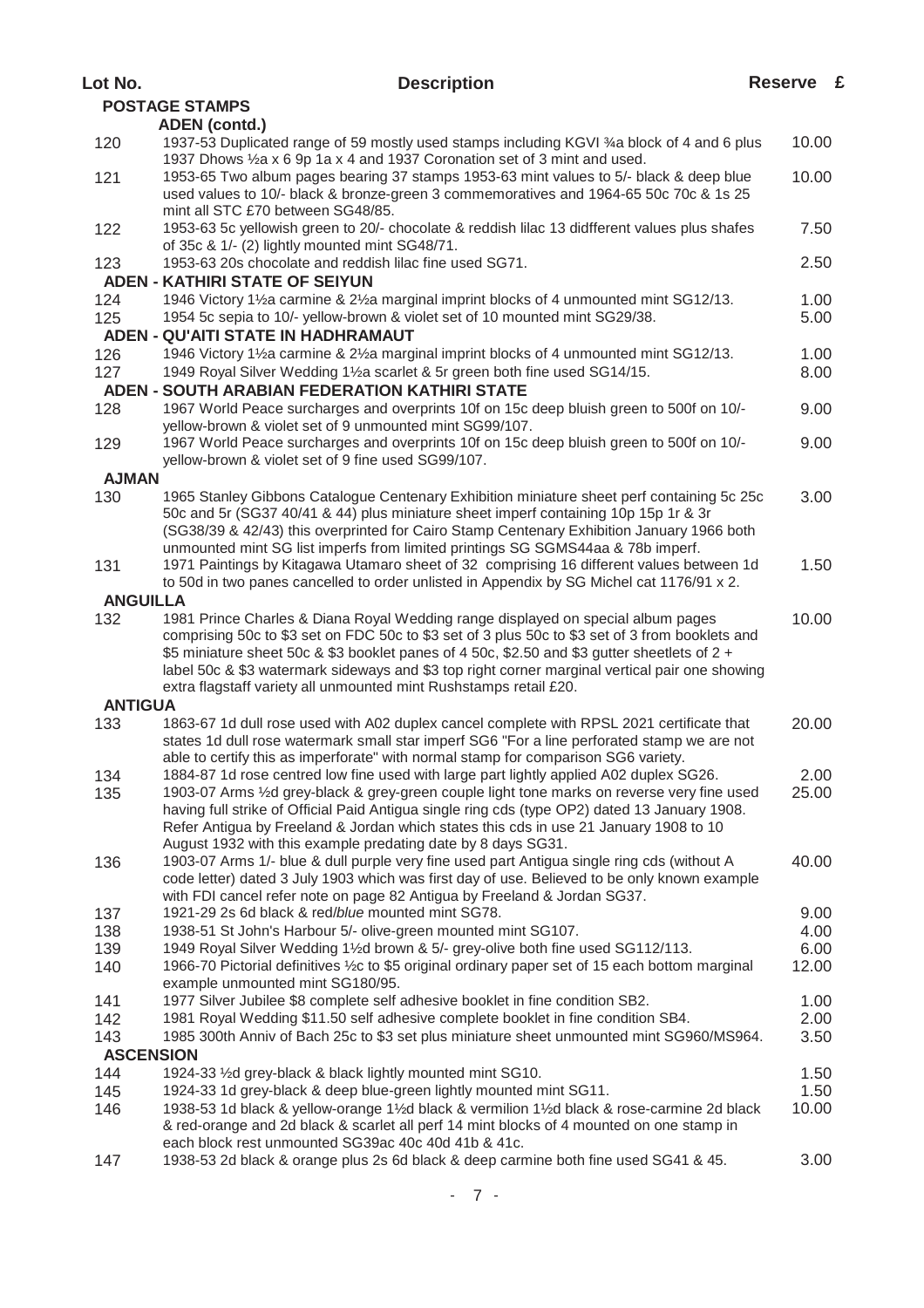| Lot No. | Description | Reserve £ |
| --- | --- | --- |
| | **POSTAGE STAMPS** | |
| | **ADEN (contd.)** | |
| 120 | 1937-53 Duplicated range of 59 mostly used stamps including KGVI ¾a block of 4 and 6 plus 1937 Dhows ½a x 6 9p 1a x 4 and 1937 Coronation set of 3 mint and used. | 10.00 |
| 121 | 1953-65 Two album pages bearing 37 stamps 1953-63 mint values to 5/- black & deep blue used values to 10/- black & bronze-green 3 commemoratives and 1964-65 50c 70c & 1s 25 mint all STC £70 between SG48/85. | 10.00 |
| 122 | 1953-63 5c yellowish green to 20/- chocolate & reddish lilac 13 didfferent values plus shafes of 35c & 1/- (2) lightly mounted mint SG48/71. | 7.50 |
| 123 | 1953-63 20s chocolate and reddish lilac fine used SG71. | 2.50 |
| | **ADEN - KATHIRI STATE OF SEIYUN** | |
| 124 | 1946 Victory 1½a carmine & 2½a marginal imprint blocks of 4 unmounted mint SG12/13. | 1.00 |
| 125 | 1954 5c sepia to 10/- yellow-brown & violet set of 10 mounted mint SG29/38. | 5.00 |
| | **ADEN - QU'AITI STATE IN HADHRAMAUT** | |
| 126 | 1946 Victory 1½a carmine & 2½a marginal imprint blocks of 4 unmounted mint SG12/13. | 1.00 |
| 127 | 1949 Royal Silver Wedding 1½a scarlet & 5r green both fine used SG14/15. | 8.00 |
| | **ADEN - SOUTH ARABIAN FEDERATION KATHIRI STATE** | |
| 128 | 1967 World Peace surcharges and overprints 10f on 15c deep bluish green to 500f on 10/- yellow-brown & violet set of 9 unmounted mint SG99/107. | 9.00 |
| 129 | 1967 World Peace surcharges and overprints 10f on 15c deep bluish green to 500f on 10/- yellow-brown & violet set of 9 fine used SG99/107. | 9.00 |
| | **AJMAN** | |
| 130 | 1965 Stanley Gibbons Catalogue Centenary Exhibition miniature sheet perf containing 5c 25c 50c and 5r (SG37 40/41 & 44) plus miniature sheet imperf containing 10p 15p 1r & 3r (SG38/39 & 42/43) this overprinted for Cairo Stamp Centenary Exhibition January 1966 both unmounted mint SG list imperfs from limited printings SG SGMS44aa & 78b imperf. | 3.00 |
| 131 | 1971 Paintings by Kitagawa Utamaro sheet of 32 comprising 16 different values between 1d to 50d in two panes cancelled to order unlisted in Appendix by SG Michel cat 1176/91 x 2. | 1.50 |
| | **ANGUILLA** | |
| 132 | 1981 Prince Charles & Diana Royal Wedding range displayed on special album pages comprising 50c to $3 set on FDC 50c to $3 set of 3 plus 50c to $3 set of 3 from booklets and $5 miniature sheet 50c & $3 booklet panes of 4 50c, $2.50 and $3 gutter sheetlets of 2 + label 50c & $3 watermark sideways and $3 top right corner marginal vertical pair one showing extra flagstaff variety all unmounted mint Rushstamps retail £20. | 10.00 |
| | **ANTIGUA** | |
| 133 | 1863-67 1d dull rose used with A02 duplex cancel complete with RPSL 2021 certificate that states 1d dull rose watermark small star imperf SG6 "For a line perforated stamp we are not able to certify this as imperforate" with normal stamp for comparison SG6 variety. | 20.00 |
| 134 | 1884-87 1d rose centred low fine used with large part lightly applied A02 duplex SG26. | 2.00 |
| 135 | 1903-07 Arms ½d grey-black & grey-green couple light tone marks on reverse very fine used having full strike of Official Paid Antigua single ring cds (type OP2) dated 13 January 1908. Refer Antigua by Freeland & Jordan which states this cds in use 21 January 1908 to 10 August 1932 with this example predating date by 8 days SG31. | 25.00 |
| 136 | 1903-07 Arms 1/- blue & dull purple very fine used part Antigua single ring cds (without A code letter) dated 3 July 1903 which was first day of use. Believed to be only known example with FDI cancel refer note on page 82 Antigua by Freeland & Jordan SG37. | 40.00 |
| 137 | 1921-29 2s 6d black & red/*blue* mounted mint SG78. | 9.00 |
| 138 | 1938-51 St John's Harbour 5/- olive-green mounted mint SG107. | 4.00 |
| 139 | 1949 Royal Silver Wedding 1½d brown & 5/- grey-olive both fine used SG112/113. | 6.00 |
| 140 | 1966-70 Pictorial definitives ½c to $5 original ordinary paper set of 15 each bottom marginal example unmounted mint SG180/95. | 12.00 |
| 141 | 1977 Silver Jubilee $8 complete self adhesive booklet in fine condition SB2. | 1.00 |
| 142 | 1981 Royal Wedding $11.50 self adhesive complete booklet in fine condition SB4. | 2.00 |
| 143 | 1985 300th Anniv of Bach 25c to $3 set plus miniature sheet unmounted mint SG960/MS964. | 3.50 |
| | **ASCENSION** | |
| 144 | 1924-33 ½d grey-black & black lightly mounted mint SG10. | 1.50 |
| 145 | 1924-33 1d grey-black & deep blue-green lightly mounted mint SG11. | 1.50 |
| 146 | 1938-53 1d black & yellow-orange 1½d black & vermilion 1½d black & rose-carmine 2d black & red-orange and 2d black & scarlet all perf 14 mint blocks of 4 mounted on one stamp in each block rest unmounted SG39ac 40c 40d 41b & 41c. | 10.00 |
| 147 | 1938-53 2d black & orange plus 2s 6d black & deep carmine both fine used SG41 & 45. | 3.00 |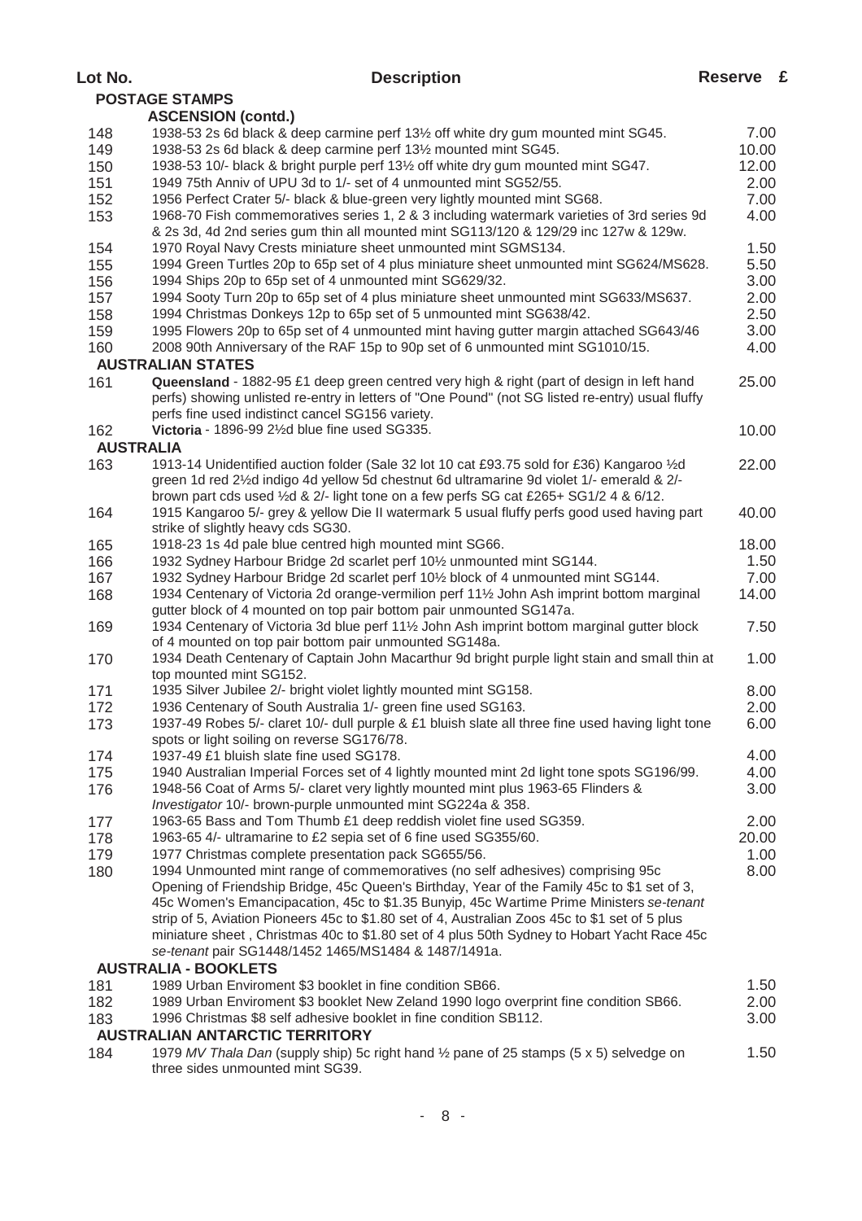| Lot No. | Description | Reserve £ |
| --- | --- | --- |
| | **POSTAGE STAMPS** | |
| | **ASCENSION (contd.)** | |
| 148 | 1938-53 2s 6d black & deep carmine perf 13½ off white dry gum mounted mint SG45. | 7.00 |
| 149 | 1938-53 2s 6d black & deep carmine perf 13½ mounted mint SG45. | 10.00 |
| 150 | 1938-53 10/- black & bright purple perf 13½ off white dry gum mounted mint SG47. | 12.00 |
| 151 | 1949 75th Anniv of UPU 3d to 1/- set of 4 unmounted mint SG52/55. | 2.00 |
| 152 | 1956 Perfect Crater 5/- black & blue-green very lightly mounted mint SG68. | 7.00 |
| 153 | 1968-70 Fish commemoratives series 1, 2 & 3 including watermark varieties of 3rd series 9d & 2s 3d, 4d 2nd series gum thin all mounted mint SG113/120 & 129/29 inc 127w & 129w. | 4.00 |
| 154 | 1970 Royal Navy Crests miniature sheet unmounted mint SGMS134. | 1.50 |
| 155 | 1994 Green Turtles 20p to 65p set of 4 plus miniature sheet unmounted mint SG624/MS628. | 5.50 |
| 156 | 1994 Ships 20p to 65p set of 4 unmounted mint SG629/32. | 3.00 |
| 157 | 1994 Sooty Turn 20p to 65p set of 4 plus miniature sheet unmounted mint SG633/MS637. | 2.00 |
| 158 | 1994 Christmas Donkeys 12p to 65p set of 5 unmounted mint SG638/42. | 2.50 |
| 159 | 1995 Flowers 20p to 65p set of 4 unmounted mint having gutter margin attached SG643/46 | 3.00 |
| 160 | 2008 90th Anniversary of the RAF 15p to 90p set of 6 unmounted mint SG1010/15. | 4.00 |
| | **AUSTRALIAN STATES** | |
| 161 | **Queensland** - 1882-95 £1 deep green centred very high & right (part of design in left hand perfs) showing unlisted re-entry in letters of "One Pound" (not SG listed re-entry) usual fluffy perfs fine used indistinct cancel SG156 variety. | 25.00 |
| 162 | **Victoria** - 1896-99 2½d blue fine used SG335. | 10.00 |
| | **AUSTRALIA** | |
| 163 | 1913-14 Unidentified auction folder (Sale 32 lot 10 cat £93.75 sold for £36) Kangaroo ½d green 1d red 2½d indigo 4d yellow 5d chestnut 6d ultramarine 9d violet 1/- emerald & 2/- brown part cds used ½d & 2/- light tone on a few perfs SG cat £265+ SG1/2 4 & 6/12. | 22.00 |
| 164 | 1915 Kangaroo 5/- grey & yellow Die II watermark 5 usual fluffy perfs good used having part strike of slightly heavy cds SG30. | 40.00 |
| 165 | 1918-23 1s 4d pale blue centred high mounted mint SG66. | 18.00 |
| 166 | 1932 Sydney Harbour Bridge 2d scarlet perf 10½ unmounted mint SG144. | 1.50 |
| 167 | 1932 Sydney Harbour Bridge 2d scarlet perf 10½ block of 4 unmounted mint SG144. | 7.00 |
| 168 | 1934 Centenary of Victoria 2d orange-vermilion perf 11½ John Ash imprint bottom marginal gutter block of 4 mounted on top pair bottom pair unmounted SG147a. | 14.00 |
| 169 | 1934 Centenary of Victoria 3d blue perf 11½ John Ash imprint bottom marginal gutter block of 4 mounted on top pair bottom pair unmounted SG148a. | 7.50 |
| 170 | 1934 Death Centenary of Captain John Macarthur 9d bright purple light stain and small thin at top mounted mint SG152. | 1.00 |
| 171 | 1935 Silver Jubilee 2/- bright violet lightly mounted mint SG158. | 8.00 |
| 172 | 1936 Centenary of South Australia 1/- green fine used SG163. | 2.00 |
| 173 | 1937-49 Robes 5/- claret 10/- dull purple & £1 bluish slate all three fine used having light tone spots or light soiling on reverse SG176/78. | 6.00 |
| 174 | 1937-49 £1 bluish slate fine used SG178. | 4.00 |
| 175 | 1940 Australian Imperial Forces set of 4 lightly mounted mint 2d light tone spots SG196/99. | 4.00 |
| 176 | 1948-56 Coat of Arms 5/- claret very lightly mounted mint plus 1963-65 Flinders & *Investigator* 10/- brown-purple unmounted mint SG224a & 358. | 3.00 |
| 177 | 1963-65 Bass and Tom Thumb £1 deep reddish violet fine used SG359. | 2.00 |
| 178 | 1963-65 4/- ultramarine to £2 sepia set of 6 fine used SG355/60. | 20.00 |
| 179 | 1977 Christmas complete presentation pack SG655/56. | 1.00 |
| 180 | 1994 Unmounted mint range of commemoratives (no self adhesives) comprising 95c Opening of Friendship Bridge, 45c Queen's Birthday, Year of the Family 45c to $1 set of 3, 45c Women's Emancipacation, 45c to $1.35 Bunyip, 45c Wartime Prime Ministers *se-tenant* strip of 5, Aviation Pioneers 45c to $1.80 set of 4, Australian Zoos 45c to $1 set of 5 plus miniature sheet , Christmas 40c to $1.80 set of 4 plus 50th Sydney to Hobart Yacht Race 45c *se-tenant* pair SG1448/1452 1465/MS1484 & 1487/1491a. | 8.00 |
| | **AUSTRALIA - BOOKLETS** | |
| 181 | 1989 Urban Enviroment $3 booklet in fine condition SB66. | 1.50 |
| 182 | 1989 Urban Enviroment $3 booklet New Zeland 1990 logo overprint fine condition SB66. | 2.00 |
| 183 | 1996 Christmas $8 self adhesive booklet in fine condition SB112. | 3.00 |
| | **AUSTRALIAN ANTARCTIC TERRITORY** | |
| 184 | 1979 *MV Thala Dan* (supply ship) 5c right hand ½ pane of 25 stamps (5 x 5) selvedge on three sides unmounted mint SG39. | 1.50 |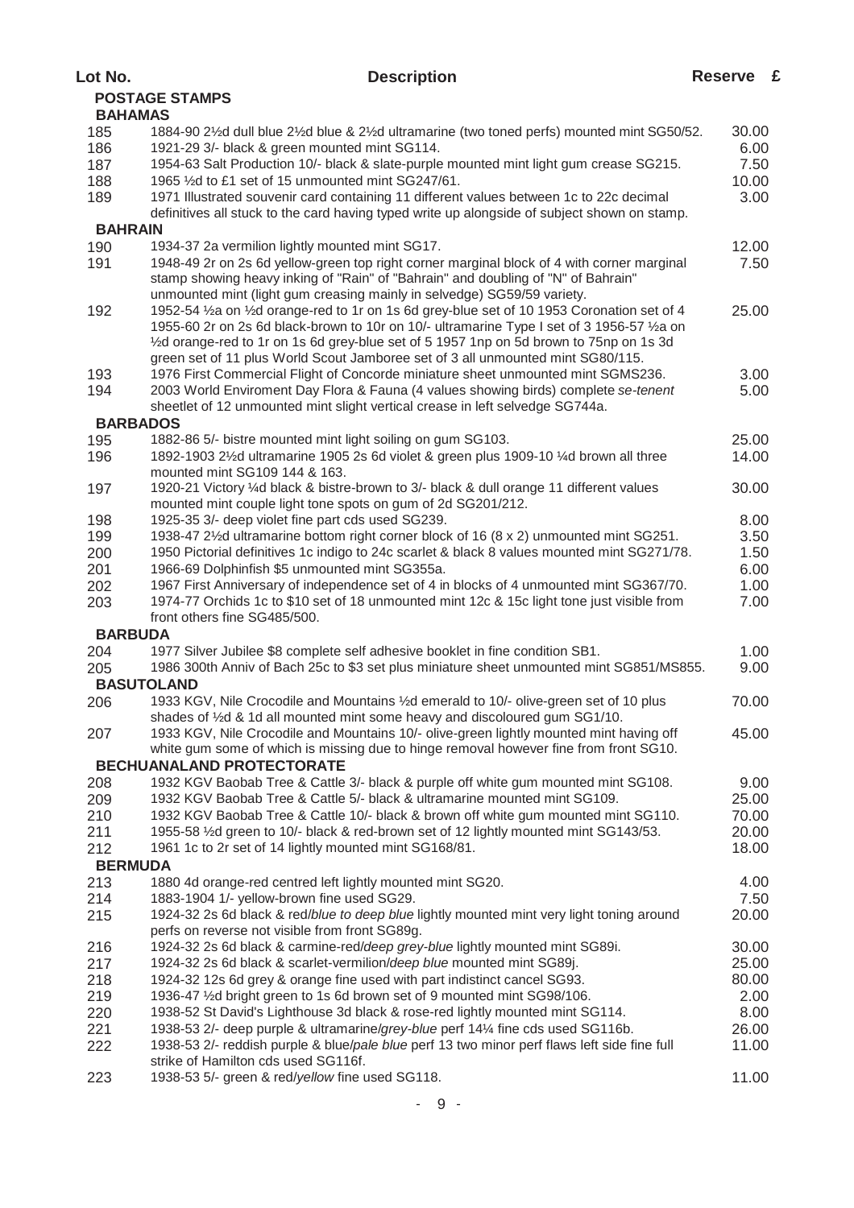| Lot No. | Description | Reserve £ |
|---|---|---|
| | **POSTAGE STAMPS** | |
| | **BAHAMAS** | |
| 185 | 1884-90 2½d dull blue 2½d blue & 2½d ultramarine (two toned perfs) mounted mint SG50/52. | 30.00 |
| 186 | 1921-29 3/- black & green mounted mint SG114. | 6.00 |
| 187 | 1954-63 Salt Production 10/- black & slate-purple mounted mint light gum crease SG215. | 7.50 |
| 188 | 1965 ½d to £1 set of 15 unmounted mint SG247/61. | 10.00 |
| 189 | 1971 Illustrated souvenir card containing 11 different values between 1c to 22c decimal definitives all stuck to the card having typed write up alongside of subject shown on stamp. | 3.00 |
| | **BAHRAIN** | |
| 190 | 1934-37 2a vermilion lightly mounted mint SG17. | 12.00 |
| 191 | 1948-49 2r on 2s 6d yellow-green top right corner marginal block of 4 with corner marginal stamp showing heavy inking of "Rain" of "Bahrain" and doubling of "N" of Bahrain" unmounted mint (light gum creasing mainly in selvedge) SG59/59 variety. | 7.50 |
| 192 | 1952-54 ½a on ½d orange-red to 1r on 1s 6d grey-blue set of 10 1953 Coronation set of 4 1955-60 2r on 2s 6d black-brown to 10r on 10/- ultramarine Type I set of 3 1956-57 ½a on ½d orange-red to 1r on 1s 6d grey-blue set of 5 1957 1np on 5d brown to 75np on 1s 3d green set of 11 plus World Scout Jamboree set of 3 all unmounted mint SG80/115. | 25.00 |
| 193 | 1976 First Commercial Flight of Concorde miniature sheet unmounted mint SGMS236. | 3.00 |
| 194 | 2003 World Enviroment Day Flora & Fauna (4 values showing birds) complete *se-tenent* sheetlet of 12 unmounted mint slight vertical crease in left selvedge SG744a. | 5.00 |
| | **BARBADOS** | |
| 195 | 1882-86 5/- bistre mounted mint light soiling on gum SG103. | 25.00 |
| 196 | 1892-1903 2½d ultramarine 1905 2s 6d violet & green plus 1909-10 ¼d brown all three mounted mint SG109 144 & 163. | 14.00 |
| 197 | 1920-21 Victory ¼d black & bistre-brown to 3/- black & dull orange 11 different values mounted mint couple light tone spots on gum of 2d SG201/212. | 30.00 |
| 198 | 1925-35 3/- deep violet fine part cds used SG239. | 8.00 |
| 199 | 1938-47 2½d ultramarine bottom right corner block of 16 (8 x 2) unmounted mint SG251. | 3.50 |
| 200 | 1950 Pictorial definitives 1c indigo to 24c scarlet & black 8 values mounted mint SG271/78. | 1.50 |
| 201 | 1966-69 Dolphinfish $5 unmounted mint SG355a. | 6.00 |
| 202 | 1967 First Anniversary of independence set of 4 in blocks of 4 unmounted mint SG367/70. | 1.00 |
| 203 | 1974-77 Orchids 1c to $10 set of 18 unmounted mint 12c & 15c light tone just visible from front others fine SG485/500. | 7.00 |
| | **BARBUDA** | |
| 204 | 1977 Silver Jubilee $8 complete self adhesive booklet in fine condition SB1. | 1.00 |
| 205 | 1986 300th Anniv of Bach 25c to $3 set plus miniature sheet unmounted mint SG851/MS855. | 9.00 |
| | **BASUTOLAND** | |
| 206 | 1933 KGV, Nile Crocodile and Mountains ½d emerald to 10/- olive-green set of 10 plus shades of ½d & 1d all mounted mint some heavy and discoloured gum SG1/10. | 70.00 |
| 207 | 1933 KGV, Nile Crocodile and Mountains 10/- olive-green lightly mounted mint having off white gum some of which is missing due to hinge removal however fine from front SG10. | 45.00 |
| | **BECHUANALAND PROTECTORATE** | |
| 208 | 1932 KGV Baobab Tree & Cattle 3/- black & purple off white gum mounted mint SG108. | 9.00 |
| 209 | 1932 KGV Baobab Tree & Cattle 5/- black & ultramarine mounted mint SG109. | 25.00 |
| 210 | 1932 KGV Baobab Tree & Cattle 10/- black & brown off white gum mounted mint SG110. | 70.00 |
| 211 | 1955-58 ½d green to 10/- black & red-brown set of 12 lightly mounted mint SG143/53. | 20.00 |
| 212 | 1961 1c to 2r set of 14 lightly mounted mint SG168/81. | 18.00 |
| | **BERMUDA** | |
| 213 | 1880 4d orange-red centred left lightly mounted mint SG20. | 4.00 |
| 214 | 1883-1904 1/- yellow-brown fine used SG29. | 7.50 |
| 215 | 1924-32 2s 6d black & red/*blue to deep blue* lightly mounted mint very light toning around perfs on reverse not visible from front SG89g. | 20.00 |
| 216 | 1924-32 2s 6d black & carmine-red/*deep grey-blue* lightly mounted mint SG89i. | 30.00 |
| 217 | 1924-32 2s 6d black & scarlet-vermilion/*deep blue* mounted mint SG89j. | 25.00 |
| 218 | 1924-32 12s 6d grey & orange fine used with part indistinct cancel SG93. | 80.00 |
| 219 | 1936-47 ½d bright green to 1s 6d brown set of 9 mounted mint SG98/106. | 2.00 |
| 220 | 1938-52 St David's Lighthouse 3d black & rose-red lightly mounted mint SG114. | 8.00 |
| 221 | 1938-53 2/- deep purple & ultramarine/*grey-blue* perf 14¼ fine cds used SG116b. | 26.00 |
| 222 | 1938-53 2/- reddish purple & blue/*pale blue* perf 13 two minor perf flaws left side fine full strike of Hamilton cds used SG116f. | 11.00 |
| 223 | 1938-53 5/- green & red/*yellow* fine used SG118. | 11.00 |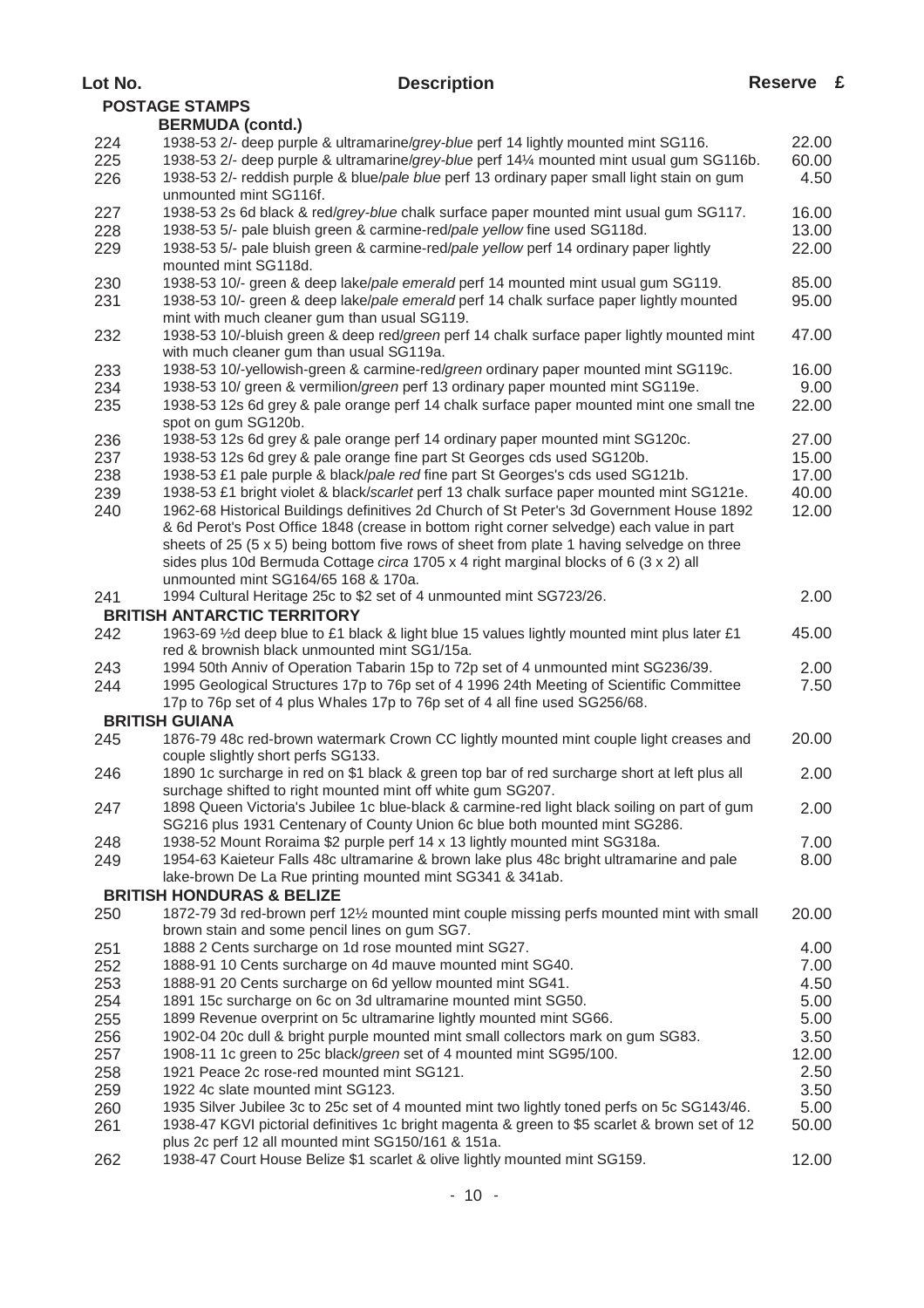| Lot No. | Description | Reserve £ |
|---|---|---|
| | **POSTAGE STAMPS** | |
| | **BERMUDA (contd.)** | |
| 224 | 1938-53 2/- deep purple & ultramarine/*grey-blue* perf 14 lightly mounted mint SG116. | 22.00 |
| 225 | 1938-53 2/- deep purple & ultramarine/*grey-blue* perf 14¼ mounted mint usual gum SG116b. | 60.00 |
| 226 | 1938-53 2/- reddish purple & blue/*pale blue* perf 13 ordinary paper small light stain on gum unmounted mint SG116f. | 4.50 |
| 227 | 1938-53 2s 6d black & red/*grey-blue* chalk surface paper mounted mint usual gum SG117. | 16.00 |
| 228 | 1938-53 5/- pale bluish green & carmine-red/*pale yellow* fine used SG118d. | 13.00 |
| 229 | 1938-53 5/- pale bluish green & carmine-red/*pale yellow* perf 14 ordinary paper lightly mounted mint SG118d. | 22.00 |
| 230 | 1938-53 10/- green & deep lake/*pale emerald* perf 14 mounted mint usual gum SG119. | 85.00 |
| 231 | 1938-53 10/- green & deep lake/*pale emerald* perf 14 chalk surface paper lightly mounted mint with much cleaner gum than usual SG119. | 95.00 |
| 232 | 1938-53 10/-bluish green & deep red/*green* perf 14 chalk surface paper lightly mounted mint with much cleaner gum than usual SG119a. | 47.00 |
| 233 | 1938-53 10/-yellowish-green & carmine-red/*green* ordinary paper mounted mint SG119c. | 16.00 |
| 234 | 1938-53 10/ green & vermilion/*green* perf 13 ordinary paper mounted mint SG119e. | 9.00 |
| 235 | 1938-53 12s 6d grey & pale orange perf 14 chalk surface paper mounted mint one small tne spot on gum SG120b. | 22.00 |
| 236 | 1938-53 12s 6d grey & pale orange perf 14 ordinary paper mounted mint SG120c. | 27.00 |
| 237 | 1938-53 12s 6d grey & pale orange fine part St Georges cds used SG120b. | 15.00 |
| 238 | 1938-53 £1 pale purple & black/*pale red* fine part St Georges's cds used SG121b. | 17.00 |
| 239 | 1938-53 £1 bright violet & black/*scarlet* perf 13 chalk surface paper mounted mint SG121e. | 40.00 |
| 240 | 1962-68 Historical Buildings definitives 2d Church of St Peter's 3d Government House 1892 & 6d Perot's Post Office 1848 (crease in bottom right corner selvedge) each value in part sheets of 25 (5 x 5) being bottom five rows of sheet from plate 1 having selvedge on three sides plus 10d Bermuda Cottage *circa* 1705 x 4 right marginal blocks of 6 (3 x 2) all unmounted mint SG164/65 168 & 170a. | 12.00 |
| 241 | 1994 Cultural Heritage 25c to $2 set of 4 unmounted mint SG723/26. | 2.00 |
| | **BRITISH ANTARCTIC TERRITORY** | |
| 242 | 1963-69 ½d deep blue to £1 black & light blue 15 values lightly mounted mint plus later £1 red & brownish black unmounted mint SG1/15a. | 45.00 |
| 243 | 1994 50th Anniv of Operation Tabarin 15p to 72p set of 4 unmounted mint SG236/39. | 2.00 |
| 244 | 1995 Geological Structures 17p to 76p set of 4 1996 24th Meeting of Scientific Committee 17p to 76p set of 4 plus Whales 17p to 76p set of 4 all fine used SG256/68. | 7.50 |
| | **BRITISH GUIANA** | |
| 245 | 1876-79 48c red-brown watermark Crown CC lightly mounted mint couple light creases and couple slightly short perfs SG133. | 20.00 |
| 246 | 1890 1c surcharge in red on $1 black & green top bar of red surcharge short at left plus all surchage shifted to right mounted mint off white gum SG207. | 2.00 |
| 247 | 1898 Queen Victoria's Jubilee 1c blue-black & carmine-red light black soiling on part of gum SG216 plus 1931 Centenary of County Union 6c blue both mounted mint SG286. | 2.00 |
| 248 | 1938-52 Mount Roraima $2 purple perf 14 x 13 lightly mounted mint SG318a. | 7.00 |
| 249 | 1954-63 Kaieteur Falls 48c ultramarine & brown lake plus 48c bright ultramarine and pale lake-brown De La Rue printing mounted mint SG341 & 341ab. | 8.00 |
| | **BRITISH HONDURAS & BELIZE** | |
| 250 | 1872-79 3d red-brown perf 12½ mounted mint couple missing perfs mounted mint with small brown stain and some pencil lines on gum SG7. | 20.00 |
| 251 | 1888 2 Cents surcharge on 1d rose mounted mint SG27. | 4.00 |
| 252 | 1888-91 10 Cents surcharge on 4d mauve mounted mint SG40. | 7.00 |
| 253 | 1888-91 20 Cents surcharge on 6d yellow mounted mint SG41. | 4.50 |
| 254 | 1891 15c surcharge on 6c on 3d ultramarine mounted mint SG50. | 5.00 |
| 255 | 1899 Revenue overprint on 5c ultramarine lightly mounted mint SG66. | 5.00 |
| 256 | 1902-04 20c dull & bright purple mounted mint small collectors mark on gum SG83. | 3.50 |
| 257 | 1908-11 1c green to 25c black/*green* set of 4 mounted mint SG95/100. | 12.00 |
| 258 | 1921 Peace 2c rose-red mounted mint SG121. | 2.50 |
| 259 | 1922 4c slate mounted mint SG123. | 3.50 |
| 260 | 1935 Silver Jubilee 3c to 25c set of 4 mounted mint two lightly toned perfs on 5c SG143/46. | 5.00 |
| 261 | 1938-47 KGVI pictorial definitives 1c bright magenta & green to $5 scarlet & brown set of 12 plus 2c perf 12 all mounted mint SG150/161 & 151a. | 50.00 |
| 262 | 1938-47 Court House Belize $1 scarlet & olive lightly mounted mint SG159. | 12.00 |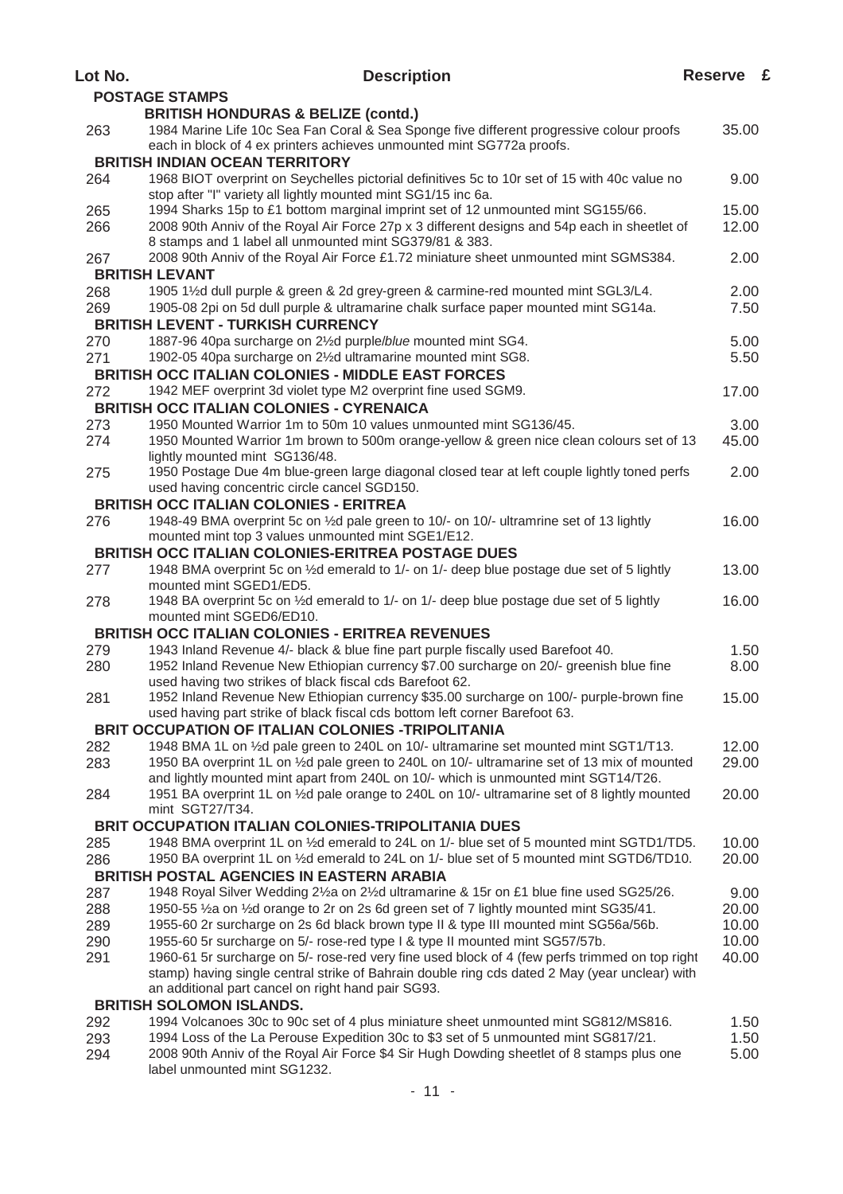| Lot No. | Description | Reserve £ |
| --- | --- | --- |
| | **POSTAGE STAMPS** | |
| | **BRITISH HONDURAS & BELIZE (contd.)** | |
| 263 | 1984 Marine Life 10c Sea Fan Coral & Sea Sponge five different progressive colour proofs each in block of 4 ex printers achieves unmounted mint SG772a proofs. | 35.00 |
| | **BRITISH INDIAN OCEAN TERRITORY** | |
| 264 | 1968 BIOT overprint on Seychelles pictorial definitives 5c to 10r set of 15 with 40c value no stop after "I" variety all lightly mounted mint SG1/15 inc 6a. | 9.00 |
| 265 | 1994 Sharks 15p to £1 bottom marginal imprint set of 12 unmounted mint SG155/66. | 15.00 |
| 266 | 2008 90th Anniv of the Royal Air Force 27p x 3 different designs and 54p each in sheetlet of 8 stamps and 1 label all unmounted mint SG379/81 & 383. | 12.00 |
| 267 | 2008 90th Anniv of the Royal Air Force £1.72 miniature sheet unmounted mint SGMS384. | 2.00 |
| | **BRITISH LEVANT** | |
| 268 | 1905 1½d dull purple & green & 2d grey-green & carmine-red mounted mint SGL3/L4. | 2.00 |
| 269 | 1905-08 2pi on 5d dull purple & ultramarine chalk surface paper mounted mint SG14a. | 7.50 |
| | **BRITISH LEVENT - TURKISH CURRENCY** | |
| 270 | 1887-96 40pa surcharge on 2½d purple/*blue* mounted mint SG4. | 5.00 |
| 271 | 1902-05 40pa surcharge on 2½d ultramarine mounted mint SG8. | 5.50 |
| | **BRITISH OCC ITALIAN COLONIES - MIDDLE EAST FORCES** | |
| 272 | 1942 MEF overprint 3d violet type M2 overprint fine used SGM9. | 17.00 |
| | **BRITISH OCC ITALIAN COLONIES - CYRENAICA** | |
| 273 | 1950 Mounted Warrior 1m to 50m 10 values unmounted mint SG136/45. | 3.00 |
| 274 | 1950 Mounted Warrior 1m brown to 500m orange-yellow & green nice clean colours set of 13 lightly mounted mint SG136/48. | 45.00 |
| 275 | 1950 Postage Due 4m blue-green large diagonal closed tear at left couple lightly toned perfs used having concentric circle cancel SGD150. | 2.00 |
| | **BRITISH OCC ITALIAN COLONIES - ERITREA** | |
| 276 | 1948-49 BMA overprint 5c on ½d pale green to 10/- on 10/- ultramrine set of 13 lightly mounted mint top 3 values unmounted mint SGE1/E12. | 16.00 |
| | **BRITISH OCC ITALIAN COLONIES-ERITREA POSTAGE DUES** | |
| 277 | 1948 BMA overprint 5c on ½d emerald to 1/- on 1/- deep blue postage due set of 5 lightly mounted mint SGED1/ED5. | 13.00 |
| 278 | 1948 BA overprint 5c on ½d emerald to 1/- on 1/- deep blue postage due set of 5 lightly mounted mint SGED6/ED10. | 16.00 |
| | **BRITISH OCC ITALIAN COLONIES - ERITREA REVENUES** | |
| 279 | 1943 Inland Revenue 4/- black & blue fine part purple fiscally used Barefoot 40. | 1.50 |
| 280 | 1952 Inland Revenue New Ethiopian currency $7.00 surcharge on 20/- greenish blue fine used having two strikes of black fiscal cds Barefoot 62. | 8.00 |
| 281 | 1952 Inland Revenue New Ethiopian currency $35.00 surcharge on 100/- purple-brown fine used having part strike of black fiscal cds bottom left corner Barefoot 63. | 15.00 |
| | **BRIT OCCUPATION OF ITALIAN COLONIES -TRIPOLITANIA** | |
| 282 | 1948 BMA 1L on ½d pale green to 240L on 10/- ultramarine set mounted mint SGT1/T13. | 12.00 |
| 283 | 1950 BA overprint 1L on ½d pale green to 240L on 10/- ultramarine set of 13 mix of mounted and lightly mounted mint apart from 240L on 10/- which is unmounted mint SGT14/T26. | 29.00 |
| 284 | 1951 BA overprint 1L on ½d pale orange to 240L on 10/- ultramarine set of 8 lightly mounted mint SGT27/T34. | 20.00 |
| | **BRIT OCCUPATION ITALIAN COLONIES-TRIPOLITANIA DUES** | |
| 285 | 1948 BMA overprint 1L on ½d emerald to 24L on 1/- blue set of 5 mounted mint SGTD1/TD5. | 10.00 |
| 286 | 1950 BA overprint 1L on ½d emerald to 24L on 1/- blue set of 5 mounted mint SGTD6/TD10. | 20.00 |
| | **BRITISH POSTAL AGENCIES IN EASTERN ARABIA** | |
| 287 | 1948 Royal Silver Wedding 2½a on 2½d ultramarine & 15r on £1 blue fine used SG25/26. | 9.00 |
| 288 | 1950-55 ½a on ½d orange to 2r on 2s 6d green set of 7 lightly mounted mint SG35/41. | 20.00 |
| 289 | 1955-60 2r surcharge on 2s 6d black brown type II & type III mounted mint SG56a/56b. | 10.00 |
| 290 | 1955-60 5r surcharge on 5/- rose-red type I & type II mounted mint SG57/57b. | 10.00 |
| 291 | 1960-61 5r surcharge on 5/- rose-red very fine used block of 4 (few perfs trimmed on top right stamp) having single central strike of Bahrain double ring cds dated 2 May (year unclear) with an additional part cancel on right hand pair SG93. | 40.00 |
| | **BRITISH SOLOMON ISLANDS.** | |
| 292 | 1994 Volcanoes 30c to 90c set of 4 plus miniature sheet unmounted mint SG812/MS816. | 1.50 |
| 293 | 1994 Loss of the La Perouse Expedition 30c to $3 set of 5 unmounted mint SG817/21. | 1.50 |
| 294 | 2008 90th Anniv of the Royal Air Force $4 Sir Hugh Dowding sheetlet of 8 stamps plus one label unmounted mint SG1232. | 5.00 |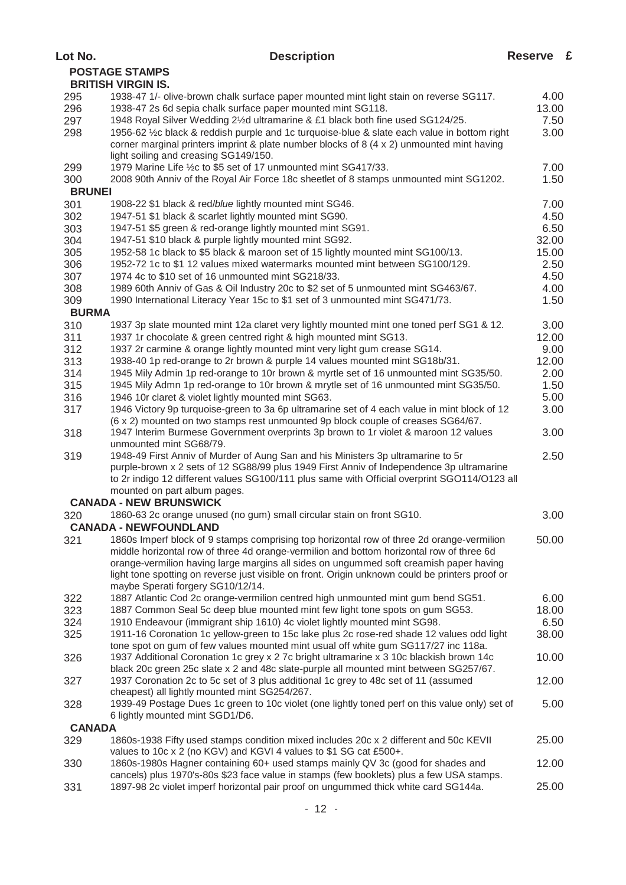| Lot No. | Description | Reserve £ |
|---|---|---|
| | **POSTAGE STAMPS** | |
| | **BRITISH VIRGIN IS.** | |
| 295 | 1938-47 1/- olive-brown chalk surface paper mounted mint light stain on reverse SG117. | 4.00 |
| 296 | 1938-47 2s 6d sepia chalk surface paper mounted mint SG118. | 13.00 |
| 297 | 1948 Royal Silver Wedding 2½d ultramarine & £1 black both fine used SG124/25. | 7.50 |
| 298 | 1956-62 ½c black & reddish purple and 1c turquoise-blue & slate each value in bottom right corner marginal printers imprint & plate number blocks of 8 (4 x 2) unmounted mint having light soiling and creasing SG149/150. | 3.00 |
| 299 | 1979 Marine Life ½c to $5 set of 17 unmounted mint SG417/33. | 7.00 |
| 300 | 2008 90th Anniv of the Royal Air Force 18c sheetlet of 8 stamps unmounted mint SG1202. | 1.50 |
| | **BRUNEI** | |
| 301 | 1908-22 $1 black & red/*blue* lightly mounted mint SG46. | 7.00 |
| 302 | 1947-51 $1 black & scarlet lightly mounted mint SG90. | 4.50 |
| 303 | 1947-51 $5 green & red-orange lightly mounted mint SG91. | 6.50 |
| 304 | 1947-51 $10 black & purple lightly mounted mint SG92. | 32.00 |
| 305 | 1952-58 1c black to $5 black & maroon set of 15 lightly mounted mint SG100/13. | 15.00 |
| 306 | 1952-72 1c to $1 12 values mixed watermarks mounted mint between SG100/129. | 2.50 |
| 307 | 1974 4c to $10 set of 16 unmounted mint SG218/33. | 4.50 |
| 308 | 1989 60th Anniv of Gas & Oil Industry 20c to $2 set of 5 unmounted mint SG463/67. | 4.00 |
| 309 | 1990 International Literacy Year 15c to $1 set of 3 unmounted mint SG471/73. | 1.50 |
| | **BURMA** | |
| 310 | 1937 3p slate mounted mint 12a claret very lightly mounted mint one toned perf SG1 & 12. | 3.00 |
| 311 | 1937 1r chocolate & green centred right & high mounted mint SG13. | 12.00 |
| 312 | 1937 2r carmine & orange lightly mounted mint very light gum crease SG14. | 9.00 |
| 313 | 1938-40 1p red-orange to 2r brown & purple 14 values mounted mint SG18b/31. | 12.00 |
| 314 | 1945 Mily Admin 1p red-orange to 10r brown & myrtle set of 16 unmounted mint SG35/50. | 2.00 |
| 315 | 1945 Mily Admn 1p red-orange to 10r brown & myrtle set of 16 unmounted mint SG35/50. | 1.50 |
| 316 | 1946 10r claret & violet lightly mounted mint SG63. | 5.00 |
| 317 | 1946 Victory 9p turquoise-green to 3a 6p ultramarine set of 4 each value in mint block of 12 (6 x 2) mounted on two stamps rest unmounted 9p block couple of creases SG64/67. | 3.00 |
| 318 | 1947 Interim Burmese Government overprints 3p brown to 1r violet & maroon 12 values unmounted mint SG68/79. | 3.00 |
| 319 | 1948-49 First Anniv of Murder of Aung San and his Ministers 3p ultramarine to 5r purple-brown x 2 sets of 12 SG88/99 plus 1949 First Anniv of Independence 3p ultramarine to 2r indigo 12 different values SG100/111 plus same with Official overprint SGO114/O123 all mounted on part album pages. | 2.50 |
| | **CANADA - NEW BRUNSWICK** | |
| 320 | 1860-63 2c orange unused (no gum) small circular stain on front SG10. | 3.00 |
| | **CANADA - NEWFOUNDLAND** | |
| 321 | 1860s Imperf block of 9 stamps comprising top horizontal row of three 2d orange-vermilion middle horizontal row of three 4d orange-vermilion and bottom horizontal row of three 6d orange-vermilion having large margins all sides on ungummed soft creamish paper having light tone spotting on reverse just visible on front. Origin unknown could be printers proof or maybe Sperati forgery SG10/12/14. | 50.00 |
| 322 | 1887 Atlantic Cod 2c orange-vermilion centred high unmounted mint gum bend SG51. | 6.00 |
| 323 | 1887 Common Seal 5c deep blue mounted mint few light tone spots on gum SG53. | 18.00 |
| 324 | 1910 Endeavour (immigrant ship 1610) 4c violet lightly mounted mint SG98. | 6.50 |
| 325 | 1911-16 Coronation 1c yellow-green to 15c lake plus 2c rose-red shade 12 values odd light tone spot on gum of few values mounted mint usual off white gum SG117/27 inc 118a. | 38.00 |
| 326 | 1937 Additional Coronation 1c grey x 2 7c bright ultramarine x 3 10c blackish brown 14c black 20c green 25c slate x 2 and 48c slate-purple all mounted mint between SG257/67. | 10.00 |
| 327 | 1937 Coronation 2c to 5c set of 3 plus additional 1c grey to 48c set of 11 (assumed cheapest) all lightly mounted mint SG254/267. | 12.00 |
| 328 | 1939-49 Postage Dues 1c green to 10c violet (one lightly toned perf on this value only) set of 6 lightly mounted mint SGD1/D6. | 5.00 |
| | **CANADA** | |
| 329 | 1860s-1938 Fifty used stamps condition mixed includes 20c x 2 different and 50c KEVII values to 10c x 2 (no KGV) and KGVI 4 values to $1 SG cat £500+. | 25.00 |
| 330 | 1860s-1980s Hagner containing 60+ used stamps mainly QV 3c (good for shades and cancels) plus 1970's-80s $23 face value in stamps (few booklets) plus a few USA stamps. | 12.00 |
| 331 | 1897-98 2c violet imperf horizontal pair proof on ungummed thick white card SG144a. | 25.00 |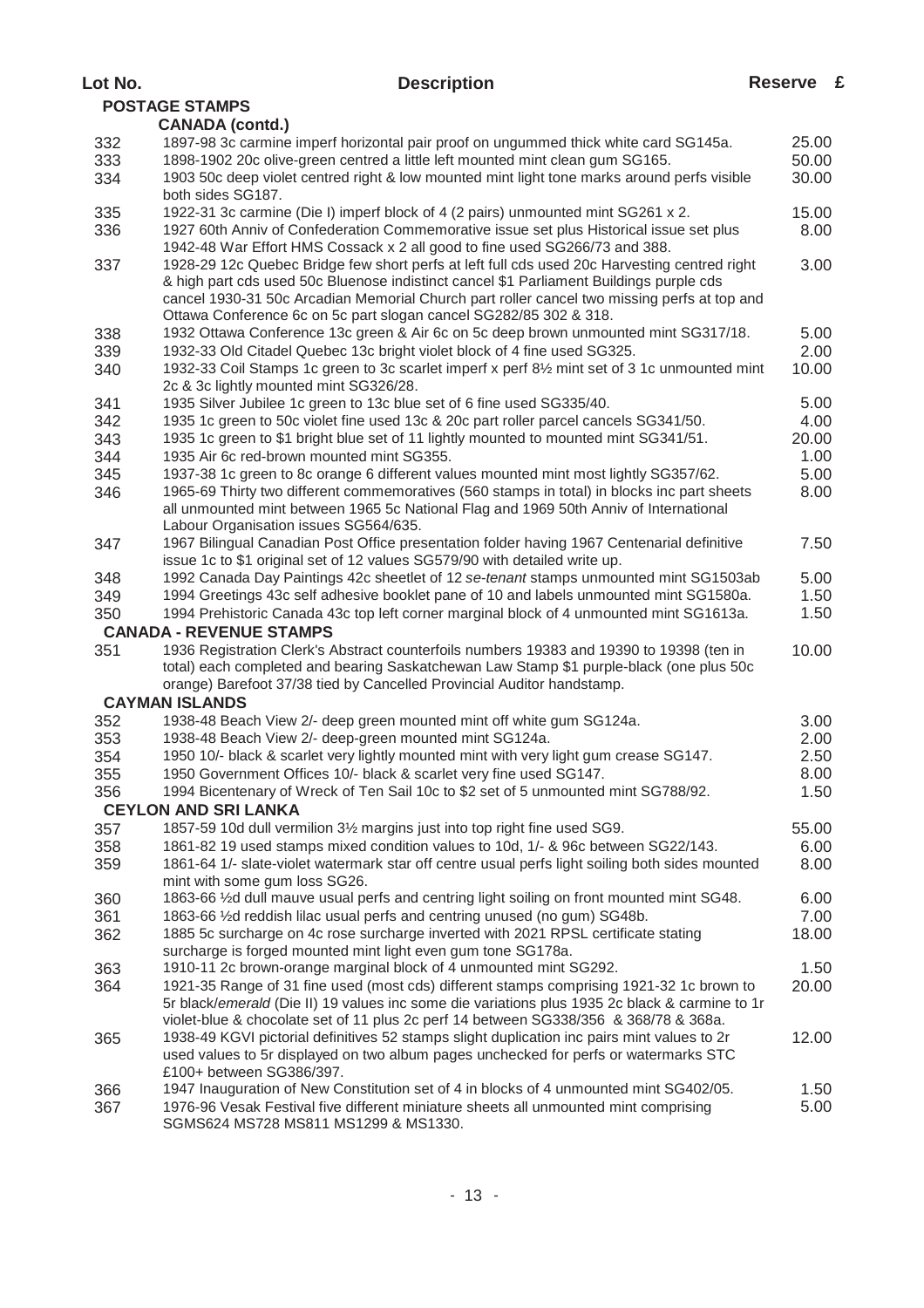| Lot No. | Description | Reserve £ |
|---|---|---|
| | **POSTAGE STAMPS** | |
| | **CANADA (contd.)** | |
| 332 | 1897-98 3c carmine imperf horizontal pair proof on ungummed thick white card SG145a. | 25.00 |
| 333 | 1898-1902 20c olive-green centred a little left mounted mint clean gum SG165. | 50.00 |
| 334 | 1903 50c deep violet centred right & low mounted mint light tone marks around perfs visible both sides SG187. | 30.00 |
| 335 | 1922-31 3c carmine (Die I) imperf block of 4 (2 pairs) unmounted mint SG261 x 2. | 15.00 |
| 336 | 1927 60th Anniv of Confederation Commemorative issue set plus Historical issue set plus 1942-48 War Effort HMS Cossack x 2 all good to fine used SG266/73 and 388. | 8.00 |
| 337 | 1928-29 12c Quebec Bridge few short perfs at left full cds used 20c Harvesting centred right & high part cds used 50c Bluenose indistinct cancel $1 Parliament Buildings purple cds cancel 1930-31 50c Arcadian Memorial Church part roller cancel two missing perfs at top and Ottawa Conference 6c on 5c part slogan cancel SG282/85 302 & 318. | 3.00 |
| 338 | 1932 Ottawa Conference 13c green & Air 6c on 5c deep brown unmounted mint SG317/18. | 5.00 |
| 339 | 1932-33 Old Citadel Quebec 13c bright violet block of 4 fine used SG325. | 2.00 |
| 340 | 1932-33 Coil Stamps 1c green to 3c scarlet imperf x perf 8½ mint set of 3 1c unmounted mint 2c & 3c lightly mounted mint SG326/28. | 10.00 |
| 341 | 1935 Silver Jubilee 1c green to 13c blue set of 6 fine used SG335/40. | 5.00 |
| 342 | 1935 1c green to 50c violet fine used 13c & 20c part roller parcel cancels SG341/50. | 4.00 |
| 343 | 1935 1c green to $1 bright blue set of 11 lightly mounted to mounted mint SG341/51. | 20.00 |
| 344 | 1935 Air 6c red-brown mounted mint SG355. | 1.00 |
| 345 | 1937-38 1c green to 8c orange 6 different values mounted mint most lightly SG357/62. | 5.00 |
| 346 | 1965-69 Thirty two different commemoratives (560 stamps in total) in blocks inc part sheets all unmounted mint between 1965 5c National Flag and 1969 50th Anniv of International Labour Organisation issues SG564/635. | 8.00 |
| 347 | 1967 Bilingual Canadian Post Office presentation folder having 1967 Centenarial definitive issue 1c to $1 original set of 12 values SG579/90 with detailed write up. | 7.50 |
| 348 | 1992 Canada Day Paintings 42c sheetlet of 12 *se-tenant* stamps unmounted mint SG1503ab | 5.00 |
| 349 | 1994 Greetings 43c self adhesive booklet pane of 10 and labels unmounted mint SG1580a. | 1.50 |
| 350 | 1994 Prehistoric Canada 43c top left corner marginal block of 4 unmounted mint SG1613a. | 1.50 |
| | **CANADA - REVENUE STAMPS** | |
| 351 | 1936 Registration Clerk's Abstract counterfoils numbers 19383 and 19390 to 19398 (ten in total) each completed and bearing Saskatchewan Law Stamp $1 purple-black (one plus 50c orange) Barefoot 37/38 tied by Cancelled Provincial Auditor handstamp. | 10.00 |
| | **CAYMAN ISLANDS** | |
| 352 | 1938-48 Beach View 2/- deep green mounted mint off white gum SG124a. | 3.00 |
| 353 | 1938-48 Beach View 2/- deep-green mounted mint SG124a. | 2.00 |
| 354 | 1950 10/- black & scarlet very lightly mounted mint with very light gum crease SG147. | 2.50 |
| 355 | 1950 Government Offices 10/- black & scarlet very fine used SG147. | 8.00 |
| 356 | 1994 Bicentenary of Wreck of Ten Sail 10c to $2 set of 5 unmounted mint SG788/92. | 1.50 |
| | **CEYLON AND SRI LANKA** | |
| 357 | 1857-59 10d dull vermilion 3½ margins just into top right fine used SG9. | 55.00 |
| 358 | 1861-82 19 used stamps mixed condition values to 10d, 1/- & 96c between SG22/143. | 6.00 |
| 359 | 1861-64 1/- slate-violet watermark star off centre usual perfs light soiling both sides mounted mint with some gum loss SG26. | 8.00 |
| 360 | 1863-66 ½d dull mauve usual perfs and centring light soiling on front mounted mint SG48. | 6.00 |
| 361 | 1863-66 ½d reddish lilac usual perfs and centring unused (no gum) SG48b. | 7.00 |
| 362 | 1885 5c surcharge on 4c rose surcharge inverted with 2021 RPSL certificate stating surcharge is forged mounted mint light even gum tone SG178a. | 18.00 |
| 363 | 1910-11 2c brown-orange marginal block of 4 unmounted mint SG292. | 1.50 |
| 364 | 1921-35 Range of 31 fine used (most cds) different stamps comprising 1921-32 1c brown to 5r black/*emerald* (Die II) 19 values inc some die variations plus 1935 2c black & carmine to 1r violet-blue & chocolate set of 11 plus 2c perf 14 between SG338/356 & 368/78 & 368a. | 20.00 |
| 365 | 1938-49 KGVI pictorial definitives 52 stamps slight duplication inc pairs mint values to 2r used values to 5r displayed on two album pages unchecked for perfs or watermarks STC £100+ between SG386/397. | 12.00 |
| 366 | 1947 Inauguration of New Constitution set of 4 in blocks of 4 unmounted mint SG402/05. | 1.50 |
| 367 | 1976-96 Vesak Festival five different miniature sheets all unmounted mint comprising SGMS624 MS728 MS811 MS1299 & MS1330. | 5.00 |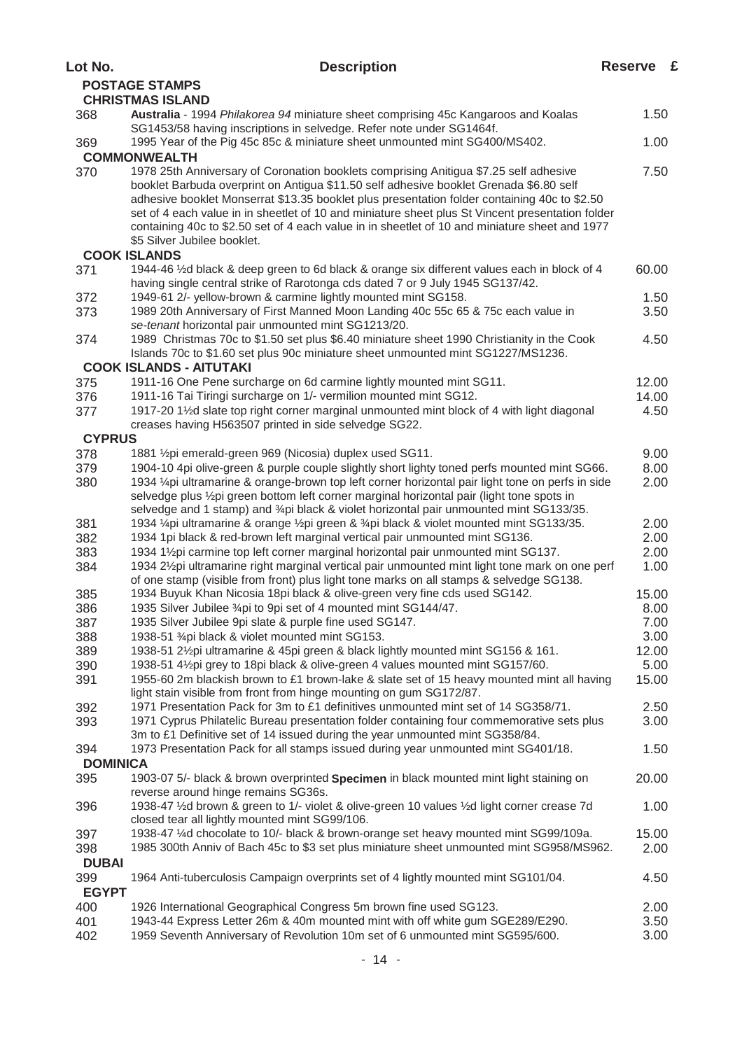| Lot No. | Description | Reserve £ |
| --- | --- | --- |
| | **POSTAGE STAMPS** | |
| | **CHRISTMAS ISLAND** | |
| 368 | **Australia** - 1994 *Philakorea 94* miniature sheet comprising 45c Kangaroos and Koalas SG1453/58 having inscriptions in selvedge. Refer note under SG1464f. | 1.50 |
| 369 | 1995 Year of the Pig 45c 85c & miniature sheet unmounted mint SG400/MS402. | 1.00 |
| | **COMMONWEALTH** | |
| 370 | 1978 25th Anniversary of Coronation booklets comprising Anitigua $7.25 self adhesive booklet Barbuda overprint on Antigua $11.50 self adhesive booklet Grenada $6.80 self adhesive booklet Monserrat $13.35 booklet plus presentation folder containing 40c to $2.50 set of 4 each value in in sheetlet of 10 and miniature sheet plus St Vincent presentation folder containing 40c to $2.50 set of 4 each value in in sheetlet of 10 and miniature sheet and 1977 $5 Silver Jubilee booklet. | 7.50 |
| | **COOK ISLANDS** | |
| 371 | 1944-46 ½d black & deep green to 6d black & orange six different values each in block of 4 having single central strike of Rarotonga cds dated 7 or 9 July 1945 SG137/42. | 60.00 |
| 372 | 1949-61 2/- yellow-brown & carmine lightly mounted mint SG158. | 1.50 |
| 373 | 1989 20th Anniversary of First Manned Moon Landing 40c 55c 65 & 75c each value in *se-tenant* horizontal pair unmounted mint SG1213/20. | 3.50 |
| 374 | 1989 Christmas 70c to $1.50 set plus $6.40 miniature sheet 1990 Christianity in the Cook Islands 70c to $1.60 set plus 90c miniature sheet unmounted mint SG1227/MS1236. | 4.50 |
| | **COOK ISLANDS - AITUTAKI** | |
| 375 | 1911-16 One Pene surcharge on 6d carmine lightly mounted mint SG11. | 12.00 |
| 376 | 1911-16 Tai Tiringi surcharge on 1/- vermilion mounted mint SG12. | 14.00 |
| 377 | 1917-20 1½d slate top right corner marginal unmounted mint block of 4 with light diagonal creases having H563507 printed in side selvedge SG22. | 4.50 |
| | **CYPRUS** | |
| 378 | 1881 ½pi emerald-green 969 (Nicosia) duplex used SG11. | 9.00 |
| 379 | 1904-10 4pi olive-green & purple couple slightly short lighty toned perfs mounted mint SG66. | 8.00 |
| 380 | 1934 ¼pi ultramarine & orange-brown top left corner horizontal pair light tone on perfs in side selvedge plus ½pi green bottom left corner marginal horizontal pair (light tone spots in selvedge and 1 stamp) and ¾pi black & violet horizontal pair unmounted mint SG133/35. | 2.00 |
| 381 | 1934 ¼pi ultramarine & orange ½pi green & ¾pi black & violet mounted mint SG133/35. | 2.00 |
| 382 | 1934 1pi black & red-brown left marginal vertical pair unmounted mint SG136. | 2.00 |
| 383 | 1934 1½pi carmine top left corner marginal horizontal pair unmounted mint SG137. | 2.00 |
| 384 | 1934 2½pi ultramarine right marginal vertical pair unmounted mint light tone mark on one perf of one stamp (visible from front) plus light tone marks on all stamps & selvedge SG138. | 1.00 |
| 385 | 1934 Buyuk Khan Nicosia 18pi black & olive-green very fine cds used SG142. | 15.00 |
| 386 | 1935 Silver Jubilee ¾pi to 9pi set of 4 mounted mint SG144/47. | 8.00 |
| 387 | 1935 Silver Jubilee 9pi slate & purple fine used SG147. | 7.00 |
| 388 | 1938-51 ¾pi black & violet mounted mint SG153. | 3.00 |
| 389 | 1938-51 2½pi ultramarine & 45pi green & black lightly mounted mint SG156 & 161. | 12.00 |
| 390 | 1938-51 4½pi grey to 18pi black & olive-green 4 values mounted mint SG157/60. | 5.00 |
| 391 | 1955-60 2m blackish brown to £1 brown-lake & slate set of 15 heavy mounted mint all having light stain visible from front from hinge mounting on gum SG172/87. | 15.00 |
| 392 | 1971 Presentation Pack for 3m to £1 definitives unmounted mint set of 14 SG358/71. | 2.50 |
| 393 | 1971 Cyprus Philatelic Bureau presentation folder containing four commemorative sets plus 3m to £1 Definitive set of 14 issued during the year unmounted mint SG358/84. | 3.00 |
| 394 | 1973 Presentation Pack for all stamps issued during year unmounted mint SG401/18. | 1.50 |
| | **DOMINICA** | |
| 395 | 1903-07 5/- black & brown overprinted **Specimen** in black mounted mint light staining on reverse around hinge remains SG36s. | 20.00 |
| 396 | 1938-47 ½d brown & green to 1/- violet & olive-green 10 values ½d light corner crease 7d closed tear all lightly mounted mint SG99/106. | 1.00 |
| 397 | 1938-47 ¼d chocolate to 10/- black & brown-orange set heavy mounted mint SG99/109a. | 15.00 |
| 398 | 1985 300th Anniv of Bach 45c to $3 set plus miniature sheet unmounted mint SG958/MS962. | 2.00 |
| | **DUBAI** | |
| 399 | 1964 Anti-tuberculosis Campaign overprints set of 4 lightly mounted mint SG101/04. | 4.50 |
| | **EGYPT** | |
| 400 | 1926 International Geographical Congress 5m brown fine used SG123. | 2.00 |
| 401 | 1943-44 Express Letter 26m & 40m mounted mint with off white gum SGE289/E290. | 3.50 |
| 402 | 1959 Seventh Anniversary of Revolution 10m set of 6 unmounted mint SG595/600. | 3.00 |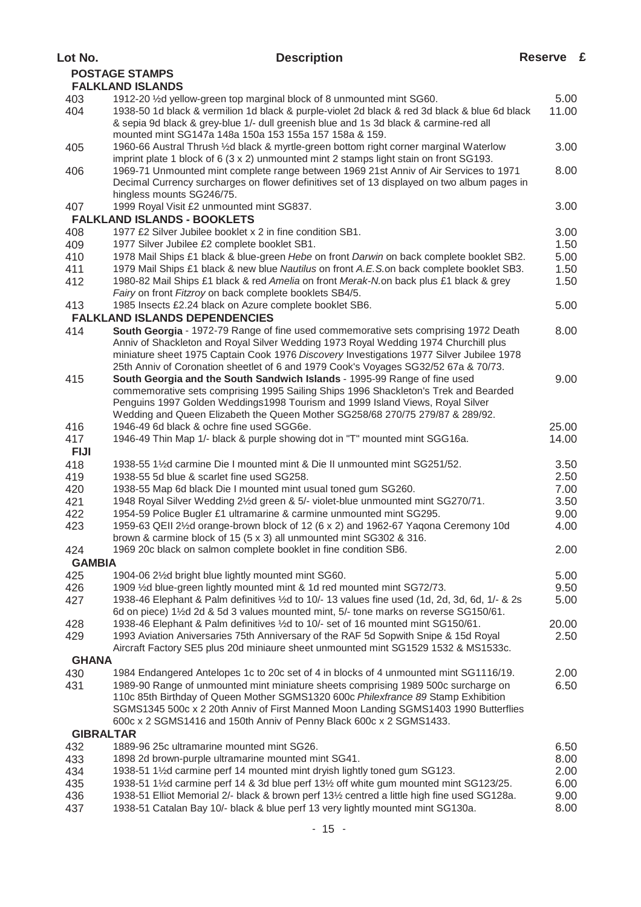| Lot No. | Description | Reserve £ |
|---|---|---|
| | **POSTAGE STAMPS** | |
| | **FALKLAND ISLANDS** | |
| 403 | 1912-20 ½d yellow-green top marginal block of 8 unmounted mint SG60. | 5.00 |
| 404 | 1938-50 1d black & vermilion 1d black & purple-violet 2d black & red 3d black & blue 6d black & sepia 9d black & grey-blue 1/- dull greenish blue and 1s 3d black & carmine-red all mounted mint SG147a 148a 150a 153 155a 157 158a & 159. | 11.00 |
| 405 | 1960-66 Austral Thrush ½d black & myrtle-green bottom right corner marginal Waterlow imprint plate 1 block of 6 (3 x 2) unmounted mint 2 stamps light stain on front SG193. | 3.00 |
| 406 | 1969-71 Unmounted mint complete range between 1969 21st Anniv of Air Services to 1971 Decimal Currency surcharges on flower definitives set of 13 displayed on two album pages in hingless mounts SG246/75. | 8.00 |
| 407 | 1999 Royal Visit £2 unmounted mint SG837. | 3.00 |
| | **FALKLAND ISLANDS - BOOKLETS** | |
| 408 | 1977 £2 Silver Jubilee booklet x 2 in fine condition SB1. | 3.00 |
| 409 | 1977 Silver Jubilee £2 complete booklet SB1. | 1.50 |
| 410 | 1978 Mail Ships £1 black & blue-green *Hebe* on front *Darwin* on back complete booklet SB2. | 5.00 |
| 411 | 1979 Mail Ships £1 black & new blue *Nautilus* on front *A.E.S.* on back complete booklet SB3. | 1.50 |
| 412 | 1980-82 Mail Ships £1 black & red *Amelia* on front *Merak-N.* on back plus £1 black & grey *Fairy* on front *Fitzroy* on back complete booklets SB4/5. | 1.50 |
| 413 | 1985 Insects £2.24 black on Azure complete booklet SB6. | 5.00 |
| | **FALKLAND ISLANDS DEPENDENCIES** | |
| 414 | **South Georgia** - 1972-79 Range of fine used commemorative sets comprising 1972 Death Anniv of Shackleton and Royal Silver Wedding 1973 Royal Wedding 1974 Churchill plus miniature sheet 1975 Captain Cook 1976 *Discovery* Investigations 1977 Silver Jubilee 1978 25th Anniv of Coronation sheetlet of 6 and 1979 Cook's Voyages SG32/52 67a & 70/73. | 8.00 |
| 415 | **South Georgia and the South Sandwich Islands** - 1995-99 Range of fine used commemorative sets comprising 1995 Sailing Ships 1996 Shackleton's Trek and Bearded Penguins 1997 Golden Weddings1998 Tourism and 1999 Island Views, Royal Silver Wedding and Queen Elizabeth the Queen Mother SG258/68 270/75 279/87 & 289/92. | 9.00 |
| 416 | 1946-49 6d black & ochre fine used SGG6e. | 25.00 |
| 417 | 1946-49 Thin Map 1/- black & purple showing dot in "T" mounted mint SGG16a. | 14.00 |
| | **FIJI** | |
| 418 | 1938-55 1½d carmine Die I mounted mint & Die II unmounted mint SG251/52. | 3.50 |
| 419 | 1938-55 5d blue & scarlet fine used SG258. | 2.50 |
| 420 | 1938-55 Map 6d black Die I mounted mint usual toned gum SG260. | 7.00 |
| 421 | 1948 Royal Silver Wedding 2½d green & 5/- violet-blue unmounted mint SG270/71. | 3.50 |
| 422 | 1954-59 Police Bugler £1 ultramarine & carmine unmounted mint SG295. | 9.00 |
| 423 | 1959-63 QEII 2½d orange-brown block of 12 (6 x 2) and 1962-67 Yaqona Ceremony 10d brown & carmine block of 15 (5 x 3) all unmounted mint SG302 & 316. | 4.00 |
| 424 | 1969 20c black on salmon complete booklet in fine condition SB6. | 2.00 |
| | **GAMBIA** | |
| 425 | 1904-06 2½d bright blue lightly mounted mint SG60. | 5.00 |
| 426 | 1909 ½d blue-green lightly mounted mint & 1d red mounted mint SG72/73. | 9.50 |
| 427 | 1938-46 Elephant & Palm definitives ½d to 10/- 13 values fine used (1d, 2d, 3d, 6d, 1/- & 2s 6d on piece) 1½d 2d & 5d 3 values mounted mint, 5/- tone marks on reverse SG150/61. | 5.00 |
| 428 | 1938-46 Elephant & Palm definitives ½d to 10/- set of 16 mounted mint SG150/61. | 20.00 |
| 429 | 1993 Aviation Aniversaries 75th Anniversary of the RAF 5d Sopwith Snipe & 15d Royal Aircraft Factory SE5 plus 20d miniaure sheet unmounted mint SG1529 1532 & MS1533c. | 2.50 |
| | **GHANA** | |
| 430 | 1984 Endangered Antelopes 1c to 20c set of 4 in blocks of 4 unmounted mint SG1116/19. | 2.00 |
| 431 | 1989-90 Range of unmounted mint miniature sheets comprising 1989 500c surcharge on 110c 85th Birthday of Queen Mother SGMS1320 600c *Philexfrance 89* Stamp Exhibition SGMS1345 500c x 2 20th Anniv of First Manned Moon Landing SGMS1403 1990 Butterflies 600c x 2 SGMS1416 and 150th Anniv of Penny Black 600c x 2 SGMS1433. | 6.50 |
| | **GIBRALTAR** | |
| 432 | 1889-96 25c ultramarine mounted mint SG26. | 6.50 |
| 433 | 1898 2d brown-purple ultramarine mounted mint SG41. | 8.00 |
| 434 | 1938-51 1½d carmine perf 14 mounted mint dryish lightly toned gum SG123. | 2.00 |
| 435 | 1938-51 1½d carmine perf 14 & 3d blue perf 13½ off white gum mounted mint SG123/25. | 6.00 |
| 436 | 1938-51 Elliot Memorial 2/- black & brown perf 13½ centred a little high fine used SG128a. | 9.00 |
| 437 | 1938-51 Catalan Bay 10/- black & blue perf 13 very lightly mounted mint SG130a. | 8.00 |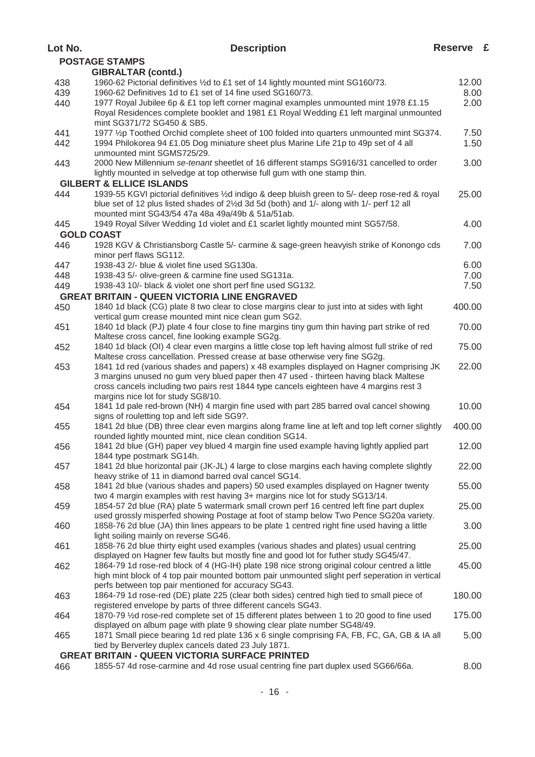| Lot No. | Description | Reserve £ |
|---|---|---|
| | **POSTAGE STAMPS** | |
| | **GIBRALTAR (contd.)** | |
| 438 | 1960-62 Pictorial definitives ½d to £1 set of 14 lightly mounted mint SG160/73. | 12.00 |
| 439 | 1960-62 Definitives 1d to £1 set of 14 fine used SG160/73. | 8.00 |
| 440 | 1977 Royal Jubilee 6p & £1 top left corner maginal examples unmounted mint 1978 £1.15 Royal Residences complete booklet and 1981 £1 Royal Wedding £1 left marginal unmounted mint SG371/72 SG450 & SB5. | 2.00 |
| 441 | 1977 ½p Toothed Orchid complete sheet of 100 folded into quarters unmounted mint SG374. | 7.50 |
| 442 | 1994 Philokorea 94 £1.05 Dog miniature sheet plus Marine Life 21p to 49p set of 4 all unmounted mint SGMS725/29. | 1.50 |
| 443 | 2000 New Millennium *se-tenant* sheetlet of 16 different stamps SG916/31 cancelled to order lightly mounted in selvedge at top otherwise full gum with one stamp thin. | 3.00 |
| | **GILBERT & ELLICE ISLANDS** | |
| 444 | 1939-55 KGVI pictorial definitives ½d indigo & deep bluish green to 5/- deep rose-red & royal blue set of 12 plus listed shades of 2½d 3d 5d (both) and 1/- along with 1/- perf 12 all mounted mint SG43/54 47a 48a 49a/49b & 51a/51ab. | 25.00 |
| 445 | 1949 Royal Silver Wedding 1d violet and £1 scarlet lightly mounted mint SG57/58. | 4.00 |
| | **GOLD COAST** | |
| 446 | 1928 KGV & Christiansborg Castle 5/- carmine & sage-green heavyish strike of Konongo cds minor perf flaws SG112. | 7.00 |
| 447 | 1938-43 2/- blue & violet fine used SG130a. | 6.00 |
| 448 | 1938-43 5/- olive-green & carmine fine used SG131a. | 7.00 |
| 449 | 1938-43 10/- black & violet one short perf fine used SG132. | 7.50 |
| | **GREAT BRITAIN - QUEEN VICTORIA LINE ENGRAVED** | |
| 450 | 1840 1d black (CG) plate 8 two clear to close margins clear to just into at sides with light vertical gum crease mounted mint nice clean gum SG2. | 400.00 |
| 451 | 1840 1d black (PJ) plate 4 four close to fine margins tiny gum thin having part strike of red Maltese cross cancel, fine looking example SG2g. | 70.00 |
| 452 | 1840 1d black (OI) 4 clear even margins a little close top left having almost full strike of red Maltese cross cancellation. Pressed crease at base otherwise very fine SG2g. | 75.00 |
| 453 | 1841 1d red (various shades and papers) x 48 examples displayed on Hagner comprising JK 3 margins unused no gum very blued paper then 47 used - thirteen having black Maltese cross cancels including two pairs rest 1844 type cancels eighteen have 4 margins rest 3 margins nice lot for study SG8/10. | 22.00 |
| 454 | 1841 1d pale red-brown (NH) 4 margin fine used with part 285 barred oval cancel showing signs of rouletting top and left side SG9?. | 10.00 |
| 455 | 1841 2d blue (DB) three clear even margins along frame line at left and top left corner slightly rounded lightly mounted mint, nice clean condition SG14. | 400.00 |
| 456 | 1841 2d blue (GH) paper vey blued 4 margin fine used example having lightly applied part 1844 type postmark SG14h. | 12.00 |
| 457 | 1841 2d blue horizontal pair (JK-JL) 4 large to close margins each having complete slightly heavy strike of 11 in diamond barred oval cancel SG14. | 22.00 |
| 458 | 1841 2d blue (various shades and papers) 50 used examples displayed on Hagner twenty two 4 margin examples with rest having 3+ margins nice lot for study SG13/14. | 55.00 |
| 459 | 1854-57 2d blue (RA) plate 5 watermark small crown perf 16 centred left fine part duplex used grossly misperfed showing Postage at foot of stamp below Two Pence SG20a variety. | 25.00 |
| 460 | 1858-76 2d blue (JA) thin lines appears to be plate 1 centred right fine used having a little light soiling mainly on reverse SG46. | 3.00 |
| 461 | 1858-76 2d blue thirty eight used examples (various shades and plates) usual centring displayed on Hagner few faults but mostly fine and good lot for futher study SG45/47. | 25.00 |
| 462 | 1864-79 1d rose-red block of 4 (HG-IH) plate 198 nice strong original colour centred a little high mint block of 4 top pair mounted bottom pair unmounted slight perf seperation in vertical perfs between top pair mentioned for accuracy SG43. | 45.00 |
| 463 | 1864-79 1d rose-red (DE) plate 225 (clear both sides) centred high tied to small piece of registered envelope by parts of three different cancels SG43. | 180.00 |
| 464 | 1870-79 ½d rose-red complete set of 15 different plates between 1 to 20 good to fine used displayed on album page with plate 9 showing clear plate number SG48/49. | 175.00 |
| 465 | 1871 Small piece bearing 1d red plate 136 x 6 single comprising FA, FB, FC, GA, GB & IA all tied by Berverley duplex cancels dated 23 July 1871. | 5.00 |
| | **GREAT BRITAIN - QUEEN VICTORIA SURFACE PRINTED** | |
| 466 | 1855-57 4d rose-carmine and 4d rose usual centring fine part duplex used SG66/66a. | 8.00 |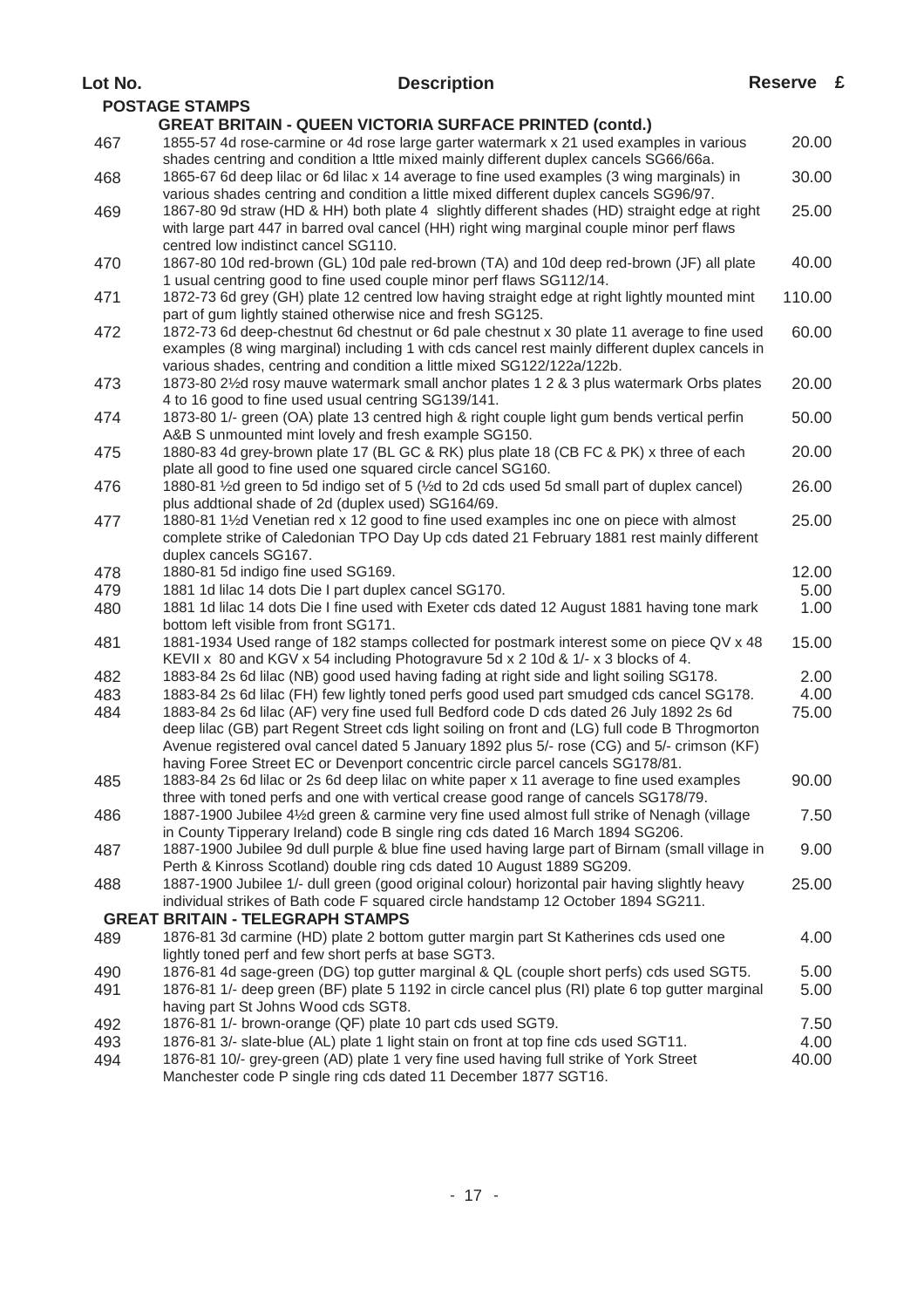| Lot No. | Description | Reserve £ |
|---|---|---|
| | **POSTAGE STAMPS** | |
| | **GREAT BRITAIN - QUEEN VICTORIA SURFACE PRINTED (contd.)** | |
| 467 | 1855-57 4d rose-carmine or 4d rose large garter watermark x 21 used examples in various shades centring and condition a lttle mixed mainly different duplex cancels SG66/66a. | 20.00 |
| 468 | 1865-67 6d deep lilac or 6d lilac x 14 average to fine used examples (3 wing marginals) in various shades centring and condition a little mixed different duplex cancels SG96/97. | 30.00 |
| 469 | 1867-80 9d straw (HD & HH) both plate 4 slightly different shades (HD) straight edge at right with large part 447 in barred oval cancel (HH) right wing marginal couple minor perf flaws centred low indistinct cancel SG110. | 25.00 |
| 470 | 1867-80 10d red-brown (GL) 10d pale red-brown (TA) and 10d deep red-brown (JF) all plate 1 usual centring good to fine used couple minor perf flaws SG112/14. | 40.00 |
| 471 | 1872-73 6d grey (GH) plate 12 centred low having straight edge at right lightly mounted mint part of gum lightly stained otherwise nice and fresh SG125. | 110.00 |
| 472 | 1872-73 6d deep-chestnut 6d chestnut or 6d pale chestnut x 30 plate 11 average to fine used examples (8 wing marginal) including 1 with cds cancel rest mainly different duplex cancels in various shades, centring and condition a little mixed SG122/122a/122b. | 60.00 |
| 473 | 1873-80 2½d rosy mauve watermark small anchor plates 1 2 & 3 plus watermark Orbs plates 4 to 16 good to fine used usual centring SG139/141. | 20.00 |
| 474 | 1873-80 1/- green (OA) plate 13 centred high & right couple light gum bends vertical perfin A&B S unmounted mint lovely and fresh example SG150. | 50.00 |
| 475 | 1880-83 4d grey-brown plate 17 (BL GC & RK) plus plate 18 (CB FC & PK) x three of each plate all good to fine used one squared circle cancel SG160. | 20.00 |
| 476 | 1880-81 ½d green to 5d indigo set of 5 (½d to 2d cds used 5d small part of duplex cancel) plus addtional shade of 2d (duplex used) SG164/69. | 26.00 |
| 477 | 1880-81 1½d Venetian red x 12 good to fine used examples inc one on piece with almost complete strike of Caledonian TPO Day Up cds dated 21 February 1881 rest mainly different duplex cancels SG167. | 25.00 |
| 478 | 1880-81 5d indigo fine used SG169. | 12.00 |
| 479 | 1881 1d lilac 14 dots Die I part duplex cancel SG170. | 5.00 |
| 480 | 1881 1d lilac 14 dots Die I fine used with Exeter cds dated 12 August 1881 having tone mark bottom left visible from front SG171. | 1.00 |
| 481 | 1881-1934 Used range of 182 stamps collected for postmark interest some on piece QV x 48 KEVII x 80 and KGV x 54 including Photogravure 5d x 2 10d & 1/- x 3 blocks of 4. | 15.00 |
| 482 | 1883-84 2s 6d lilac (NB) good used having fading at right side and light soiling SG178. | 2.00 |
| 483 | 1883-84 2s 6d lilac (FH) few lightly toned perfs good used part smudged cds cancel SG178. | 4.00 |
| 484 | 1883-84 2s 6d lilac (AF) very fine used full Bedford code D cds dated 26 July 1892 2s 6d deep lilac (GB) part Regent Street cds light soiling on front and (LG) full code B Throgmorton Avenue registered oval cancel dated 5 January 1892 plus 5/- rose (CG) and 5/- crimson (KF) having Foree Street EC or Devenport concentric circle parcel cancels SG178/81. | 75.00 |
| 485 | 1883-84 2s 6d lilac or 2s 6d deep lilac on white paper x 11 average to fine used examples three with toned perfs and one with vertical crease good range of cancels SG178/79. | 90.00 |
| 486 | 1887-1900 Jubilee 4½d green & carmine very fine used almost full strike of Nenagh (village in County Tipperary Ireland) code B single ring cds dated 16 March 1894 SG206. | 7.50 |
| 487 | 1887-1900 Jubilee 9d dull purple & blue fine used having large part of Birnam (small village in Perth & Kinross Scotland) double ring cds dated 10 August 1889 SG209. | 9.00 |
| 488 | 1887-1900 Jubilee 1/- dull green (good original colour) horizontal pair having slightly heavy individual strikes of Bath code F squared circle handstamp 12 October 1894 SG211. | 25.00 |
| | **GREAT BRITAIN - TELEGRAPH STAMPS** | |
| 489 | 1876-81 3d carmine (HD) plate 2 bottom gutter margin part St Katherines cds used one lightly toned perf and few short perfs at base SGT3. | 4.00 |
| 490 | 1876-81 4d sage-green (DG) top gutter marginal & QL (couple short perfs) cds used SGT5. | 5.00 |
| 491 | 1876-81 1/- deep green (BF) plate 5 1192 in circle cancel plus (RI) plate 6 top gutter marginal having part St Johns Wood cds SGT8. | 5.00 |
| 492 | 1876-81 1/- brown-orange (QF) plate 10 part cds used SGT9. | 7.50 |
| 493 | 1876-81 3/- slate-blue (AL) plate 1 light stain on front at top fine cds used SGT11. | 4.00 |
| 494 | 1876-81 10/- grey-green (AD) plate 1 very fine used having full strike of York Street Manchester code P single ring cds dated 11 December 1877 SGT16. | 40.00 |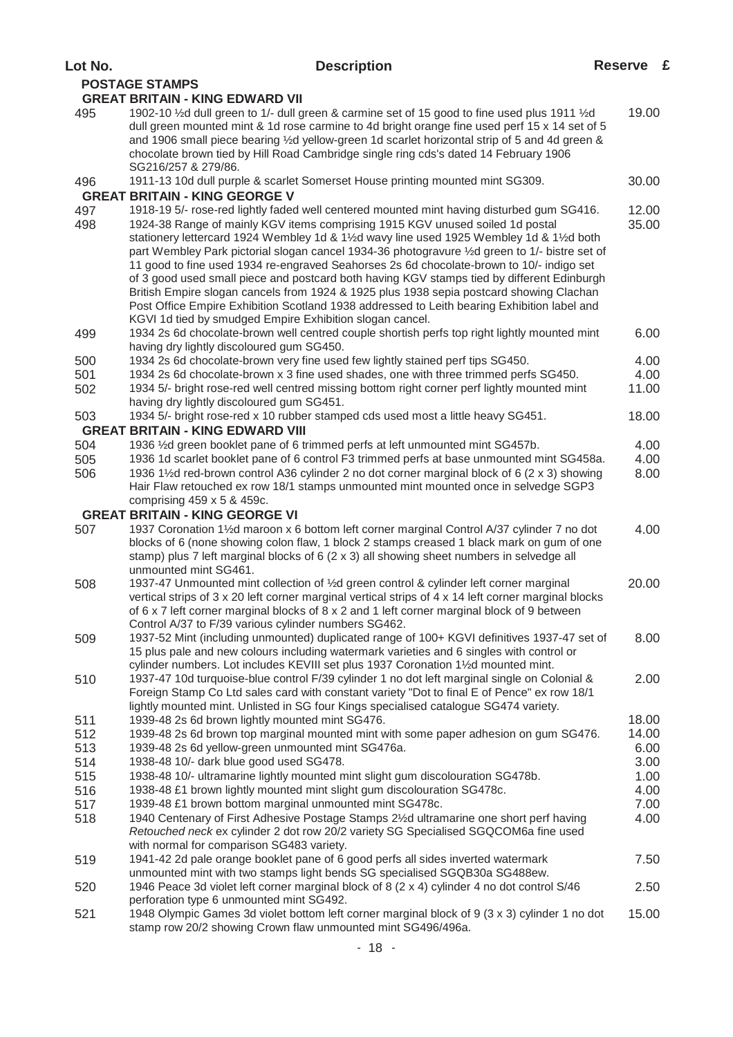| Lot No. | Description | Reserve £ |
| --- | --- | --- |
| | **POSTAGE STAMPS** | |
| | **GREAT BRITAIN - KING EDWARD VII** | |
| 495 | 1902-10 ½d dull green to 1/- dull green & carmine set of 15 good to fine used plus 1911 ½d dull green mounted mint & 1d rose carmine to 4d bright orange fine used perf 15 x 14 set of 5 and 1906 small piece bearing ½d yellow-green 1d scarlet horizontal strip of 5 and 4d green & chocolate brown tied by Hill Road Cambridge single ring cds's dated 14 February 1906 SG216/257 & 279/86. | 19.00 |
| 496 | 1911-13 10d dull purple & scarlet Somerset House printing mounted mint SG309. | 30.00 |
| | **GREAT BRITAIN - KING GEORGE V** | |
| 497 | 1918-19 5/- rose-red lightly faded well centered mounted mint having disturbed gum SG416. | 12.00 |
| 498 | 1924-38 Range of mainly KGV items comprising 1915 KGV unused soiled 1d postal stationery lettercard 1924 Wembley 1d & 1½d wavy line used 1925 Wembley 1d & 1½d both part Wembley Park pictorial slogan cancel 1934-36 photogravure ½d green to 1/- bistre set of 11 good to fine used 1934 re-engraved Seahorses 2s 6d chocolate-brown to 10/- indigo set of 3 good used small piece and postcard both having KGV stamps tied by different Edinburgh British Empire slogan cancels from 1924 & 1925 plus 1938 sepia postcard showing Clachan Post Office Empire Exhibition Scotland 1938 addressed to Leith bearing Exhibition label and KGVI 1d tied by smudged Empire Exhibition slogan cancel. | 35.00 |
| 499 | 1934 2s 6d chocolate-brown well centred couple shortish perfs top right lightly mounted mint having dry lightly discoloured gum SG450. | 6.00 |
| 500 | 1934 2s 6d chocolate-brown very fine used few lightly stained perf tips SG450. | 4.00 |
| 501 | 1934 2s 6d chocolate-brown x 3 fine used shades, one with three trimmed perfs SG450. | 4.00 |
| 502 | 1934 5/- bright rose-red well centred missing bottom right corner perf lightly mounted mint having dry lightly discoloured gum SG451. | 11.00 |
| 503 | 1934 5/- bright rose-red x 10 rubber stamped cds used most a little heavy SG451. | 18.00 |
| | **GREAT BRITAIN - KING EDWARD VIII** | |
| 504 | 1936 ½d green booklet pane of 6 trimmed perfs at left unmounted mint SG457b. | 4.00 |
| 505 | 1936 1d scarlet booklet pane of 6 control F3 trimmed perfs at base unmounted mint SG458a. | 4.00 |
| 506 | 1936 1½d red-brown control A36 cylinder 2 no dot corner marginal block of 6 (2 x 3) showing Hair Flaw retouched ex row 18/1 stamps unmounted mint mounted once in selvedge SGP3 comprising 459 x 5 & 459c. | 8.00 |
| | **GREAT BRITAIN - KING GEORGE VI** | |
| 507 | 1937 Coronation 1½d maroon x 6 bottom left corner marginal Control A/37 cylinder 7 no dot blocks of 6 (none showing colon flaw, 1 block 2 stamps creased 1 black mark on gum of one stamp) plus 7 left marginal blocks of 6 (2 x 3) all showing sheet numbers in selvedge all unmounted mint SG461. | 4.00 |
| 508 | 1937-47 Unmounted mint collection of ½d green control & cylinder left corner marginal vertical strips of 3 x 20 left corner marginal vertical strips of 4 x 14 left corner marginal blocks of 6 x 7 left corner marginal blocks of 8 x 2 and 1 left corner marginal block of 9 between Control A/37 to F/39 various cylinder numbers SG462. | 20.00 |
| 509 | 1937-52 Mint (including unmounted) duplicated range of 100+ KGVI definitives 1937-47 set of 15 plus pale and new colours including watermark varieties and 6 singles with control or cylinder numbers. Lot includes KEVIII set plus 1937 Coronation 1½d mounted mint. | 8.00 |
| 510 | 1937-47 10d turquoise-blue control F/39 cylinder 1 no dot left marginal single on Colonial & Foreign Stamp Co Ltd sales card with constant variety "Dot to final E of Pence" ex row 18/1 lightly mounted mint. Unlisted in SG four Kings specialised catalogue SG474 variety. | 2.00 |
| 511 | 1939-48 2s 6d brown lightly mounted mint SG476. | 18.00 |
| 512 | 1939-48 2s 6d brown top marginal mounted mint with some paper adhesion on gum SG476. | 14.00 |
| 513 | 1939-48 2s 6d yellow-green unmounted mint SG476a. | 6.00 |
| 514 | 1938-48 10/- dark blue good used SG478. | 3.00 |
| 515 | 1938-48 10/- ultramarine lightly mounted mint slight gum discolouration SG478b. | 1.00 |
| 516 | 1938-48 £1 brown lightly mounted mint slight gum discolouration SG478c. | 4.00 |
| 517 | 1939-48 £1 brown bottom marginal unmounted mint SG478c. | 7.00 |
| 518 | 1940 Centenary of First Adhesive Postage Stamps 2½d ultramarine one short perf having *Retouched neck* ex cylinder 2 dot row 20/2 variety SG Specialised SGQCOM6a fine used with normal for comparison SG483 variety. | 4.00 |
| 519 | 1941-42 2d pale orange booklet pane of 6 good perfs all sides inverted watermark unmounted mint with two stamps light bends SG specialised SGQB30a SG488ew. | 7.50 |
| 520 | 1946 Peace 3d violet left corner marginal block of 8 (2 x 4) cylinder 4 no dot control S/46 perforation type 6 unmounted mint SG492. | 2.50 |
| 521 | 1948 Olympic Games 3d violet bottom left corner marginal block of 9 (3 x 3) cylinder 1 no dot stamp row 20/2 showing Crown flaw unmounted mint SG496/496a. | 15.00 |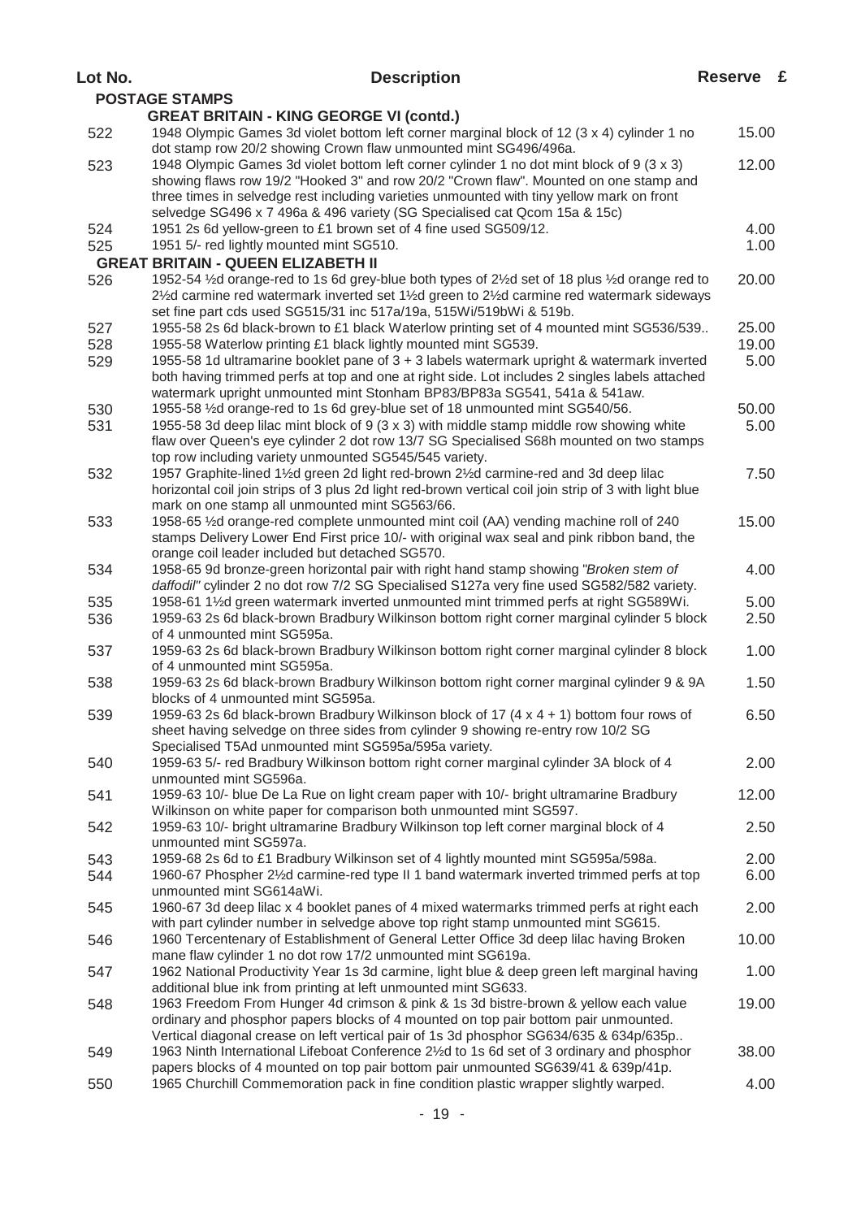| Lot No. | Description | Reserve £ |
|---|---|---|
| | **POSTAGE STAMPS** | |
| | **GREAT BRITAIN - KING GEORGE VI (contd.)** | |
| 522 | 1948 Olympic Games 3d violet bottom left corner marginal block of 12 (3 x 4) cylinder 1 no dot stamp row 20/2 showing Crown flaw unmounted mint SG496/496a. | 15.00 |
| 523 | 1948 Olympic Games 3d violet bottom left corner cylinder 1 no dot mint block of 9 (3 x 3) showing flaws row 19/2 "Hooked 3" and row 20/2 "Crown flaw". Mounted on one stamp and three times in selvedge rest including varieties unmounted with tiny yellow mark on front selvedge SG496 x 7 496a & 496 variety (SG Specialised cat Qcom 15a & 15c) | 12.00 |
| 524 | 1951 2s 6d yellow-green to £1 brown set of 4 fine used SG509/12. | 4.00 |
| 525 | 1951 5/- red lightly mounted mint SG510. | 1.00 |
| | **GREAT BRITAIN - QUEEN ELIZABETH II** | |
| 526 | 1952-54 ½d orange-red to 1s 6d grey-blue both types of 2½d set of 18 plus ½d orange red to 2½d carmine red watermark inverted set 1½d green to 2½d carmine red watermark sideways set fine part cds used SG515/31 inc 517a/19a, 515Wi/519bWi & 519b. | 20.00 |
| 527 | 1955-58 2s 6d black-brown to £1 black Waterlow printing set of 4 mounted mint SG536/539.. | 25.00 |
| 528 | 1955-58 Waterlow printing £1 black lightly mounted mint SG539. | 19.00 |
| 529 | 1955-58 1d ultramarine booklet pane of 3 + 3 labels watermark upright & watermark inverted both having trimmed perfs at top and one at right side. Lot includes 2 singles labels attached watermark upright unmounted mint Stonham BP83/BP83a SG541, 541a & 541aw. | 5.00 |
| 530 | 1955-58 ½d orange-red to 1s 6d grey-blue set of 18 unmounted mint SG540/56. | 50.00 |
| 531 | 1955-58 3d deep lilac mint block of 9 (3 x 3) with middle stamp middle row showing white flaw over Queen's eye cylinder 2 dot row 13/7 SG Specialised S68h mounted on two stamps top row including variety unmounted SG545/545 variety. | 5.00 |
| 532 | 1957 Graphite-lined 1½d green 2d light red-brown 2½d carmine-red and 3d deep lilac horizontal coil join strips of 3 plus 2d light red-brown vertical coil join strip of 3 with light blue mark on one stamp all unmounted mint SG563/66. | 7.50 |
| 533 | 1958-65 ½d orange-red complete unmounted mint coil (AA) vending machine roll of 240 stamps Delivery Lower End First price 10/- with original wax seal and pink ribbon band, the orange coil leader included but detached SG570. | 15.00 |
| 534 | 1958-65 9d bronze-green horizontal pair with right hand stamp showing *"Broken stem of daffodil"* cylinder 2 no dot row 7/2 SG Specialised S127a very fine used SG582/582 variety. | 4.00 |
| 535 | 1958-61 1½d green watermark inverted unmounted mint trimmed perfs at right SG589Wi. | 5.00 |
| 536 | 1959-63 2s 6d black-brown Bradbury Wilkinson bottom right corner marginal cylinder 5 block of 4 unmounted mint SG595a. | 2.50 |
| 537 | 1959-63 2s 6d black-brown Bradbury Wilkinson bottom right corner marginal cylinder 8 block of 4 unmounted mint SG595a. | 1.00 |
| 538 | 1959-63 2s 6d black-brown Bradbury Wilkinson bottom right corner marginal cylinder 9 & 9A blocks of 4 unmounted mint SG595a. | 1.50 |
| 539 | 1959-63 2s 6d black-brown Bradbury Wilkinson block of 17 (4 x 4 + 1) bottom four rows of sheet having selvedge on three sides from cylinder 9 showing re-entry row 10/2 SG Specialised T5Ad unmounted mint SG595a/595a variety. | 6.50 |
| 540 | 1959-63 5/- red Bradbury Wilkinson bottom right corner marginal cylinder 3A block of 4 unmounted mint SG596a. | 2.00 |
| 541 | 1959-63 10/- blue De La Rue on light cream paper with 10/- bright ultramarine Bradbury Wilkinson on white paper for comparison both unmounted mint SG597. | 12.00 |
| 542 | 1959-63 10/- bright ultramarine Bradbury Wilkinson top left corner marginal block of 4 unmounted mint SG597a. | 2.50 |
| 543 | 1959-68 2s 6d to £1 Bradbury Wilkinson set of 4 lightly mounted mint SG595a/598a. | 2.00 |
| 544 | 1960-67 Phospher 2½d carmine-red type II 1 band watermark inverted trimmed perfs at top unmounted mint SG614aWi. | 6.00 |
| 545 | 1960-67 3d deep lilac x 4 booklet panes of 4 mixed watermarks trimmed perfs at right each with part cylinder number in selvedge above top right stamp unmounted mint SG615. | 2.00 |
| 546 | 1960 Tercentenary of Establishment of General Letter Office 3d deep lilac having Broken mane flaw cylinder 1 no dot row 17/2 unmounted mint SG619a. | 10.00 |
| 547 | 1962 National Productivity Year 1s 3d carmine, light blue & deep green left marginal having additional blue ink from printing at left unmounted mint SG633. | 1.00 |
| 548 | 1963 Freedom From Hunger 4d crimson & pink & 1s 3d bistre-brown & yellow each value ordinary and phosphor papers blocks of 4 mounted on top pair bottom pair unmounted. Vertical diagonal crease on left vertical pair of 1s 3d phosphor SG634/635 & 634p/635p.. | 19.00 |
| 549 | 1963 Ninth International Lifeboat Conference 2½d to 1s 6d set of 3 ordinary and phosphor papers blocks of 4 mounted on top pair bottom pair unmounted SG639/41 & 639p/41p. | 38.00 |
| 550 | 1965 Churchill Commemoration pack in fine condition plastic wrapper slightly warped. | 4.00 |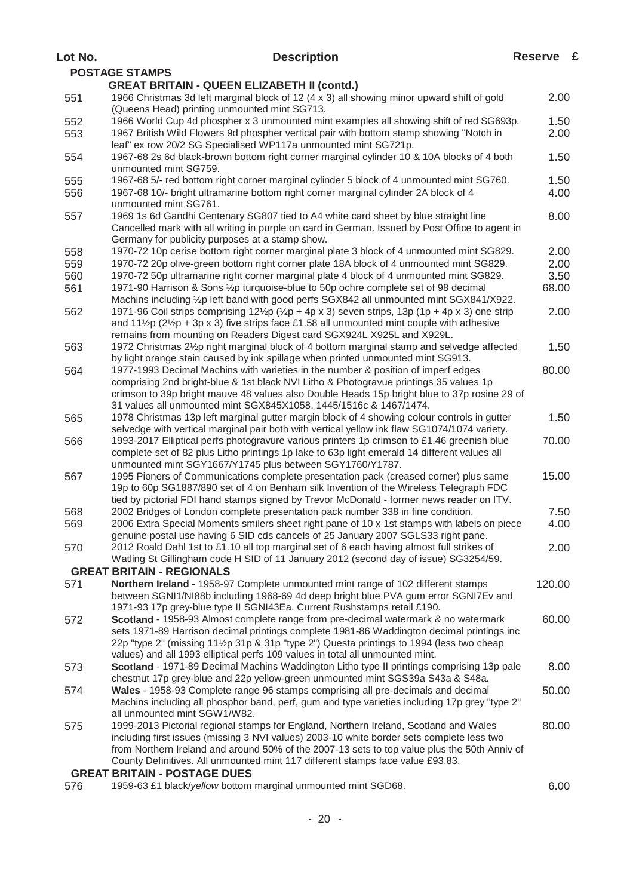| Lot No. | Description | Reserve £ |
|---|---|---|
| | **POSTAGE STAMPS** | |
| | **GREAT BRITAIN - QUEEN ELIZABETH II (contd.)** | |
| 551 | 1966 Christmas 3d left marginal block of 12 (4 x 3) all showing minor upward shift of gold (Queens Head) printing unmounted mint SG713. | 2.00 |
| 552 | 1966 World Cup 4d phospher x 3 unmounted mint examples all showing shift of red SG693p. | 1.50 |
| 553 | 1967 British Wild Flowers 9d phospher vertical pair with bottom stamp showing "Notch in leaf" ex row 20/2 SG Specialised WP117a unmounted mint SG721p. | 2.00 |
| 554 | 1967-68 2s 6d black-brown bottom right corner marginal cylinder 10 & 10A blocks of 4 both unmounted mint SG759. | 1.50 |
| 555 | 1967-68 5/- red bottom right corner marginal cylinder 5 block of 4 unmounted mint SG760. | 1.50 |
| 556 | 1967-68 10/- bright ultramarine bottom right corner marginal cylinder 2A block of 4 unmounted mint SG761. | 4.00 |
| 557 | 1969 1s 6d Gandhi Centenary SG807 tied to A4 white card sheet by blue straight line Cancelled mark with all writing in purple on card in German. Issued by Post Office to agent in Germany for publicity purposes at a stamp show. | 8.00 |
| 558 | 1970-72 10p cerise bottom right corner marginal plate 3 block of 4 unmounted mint SG829. | 2.00 |
| 559 | 1970-72 20p olive-green bottom right corner plate 18A block of 4 unmounted mint SG829. | 2.00 |
| 560 | 1970-72 50p ultramarine right corner marginal plate 4 block of 4 unmounted mint SG829. | 3.50 |
| 561 | 1971-90 Harrison & Sons ½p turquoise-blue to 50p ochre complete set of 98 decimal Machins including ½p left band with good perfs SGX842 all unmounted mint SGX841/X922. | 68.00 |
| 562 | 1971-96 Coil strips comprising 12½p (½p + 4p x 3) seven strips, 13p (1p + 4p x 3) one strip and 11½p (2½p + 3p x 3) five strips face £1.58 all unmounted mint couple with adhesive remains from mounting on Readers Digest card SGX924L X925L and X929L. | 2.00 |
| 563 | 1972 Christmas 2½p right marginal block of 4 bottom marginal stamp and selvedge affected by light orange stain caused by ink spillage when printed unmounted mint SG913. | 1.50 |
| 564 | 1977-1993 Decimal Machins with varieties in the number & position of imperf edges comprising 2nd bright-blue & 1st black NVI Litho & Photogravue printings 35 values 1p crimson to 39p bright mauve 48 values also Double Heads 15p bright blue to 37p rosine 29 of 31 values all unmounted mint SGX845X1058, 1445/1516c & 1467/1474. | 80.00 |
| 565 | 1978 Christmas 13p left marginal gutter margin block of 4 showing colour controls in gutter selvedge with vertical marginal pair both with vertical yellow ink flaw SG1074/1074 variety. | 1.50 |
| 566 | 1993-2017 Elliptical perfs photogravure various printers 1p crimson to £1.46 greenish blue complete set of 82 plus Litho printings 1p lake to 63p light emerald 14 different values all unmounted mint SGY1667/Y1745 plus between SGY1760/Y1787. | 70.00 |
| 567 | 1995 Pioners of Communications complete presentation pack (creased corner) plus same 19p to 60p SG1887/890 set of 4 on Benham silk Invention of the Wireless Telegraph FDC tied by pictorial FDI hand stamps signed by Trevor McDonald - former news reader on ITV. | 15.00 |
| 568 | 2002 Bridges of London complete presentation pack number 338 in fine condition. | 7.50 |
| 569 | 2006 Extra Special Moments smilers sheet right pane of 10 x 1st stamps with labels on piece genuine postal use having 6 SID cds cancels of 25 January 2007 SGLS33 right pane. | 4.00 |
| 570 | 2012 Roald Dahl 1st to £1.10 all top marginal set of 6 each having almost full strikes of Watling St Gillingham code H SID of 11 January 2012 (second day of issue) SG3254/59. | 2.00 |
| | **GREAT BRITAIN - REGIONALS** | |
| 571 | **Northern Ireland** - 1958-97 Complete unmounted mint range of 102 different stamps between SGNI1/NI88b including 1968-69 4d deep bright blue PVA gum error SGNI7Ev and 1971-93 17p grey-blue type II SGNI43Ea. Current Rushstamps retail £190. | 120.00 |
| 572 | **Scotland** - 1958-93 Almost complete range from pre-decimal watermark & no watermark sets 1971-89 Harrison decimal printings complete 1981-86 Waddington decimal printings inc 22p "type 2" (missing 11½p 31p & 31p "type 2") Questa printings to 1994 (less two cheap values) and all 1993 elliptical perfs 109 values in total all unmounted mint. | 60.00 |
| 573 | **Scotland** - 1971-89 Decimal Machins Waddington Litho type II printings comprising 13p pale chestnut 17p grey-blue and 22p yellow-green unmounted mint SGS39a S43a & S48a. | 8.00 |
| 574 | **Wales** - 1958-93 Complete range 96 stamps comprising all pre-decimals and decimal Machins including all phosphor band, perf, gum and type varieties including 17p grey "type 2" all unmounted mint SGW1/W82. | 50.00 |
| 575 | 1999-2013 Pictorial regional stamps for England, Northern Ireland, Scotland and Wales including first issues (missing 3 NVI values) 2003-10 white border sets complete less two from Northern Ireland and around 50% of the 2007-13 sets to top value plus the 50th Anniv of County Definitives. All unmounted mint 117 different stamps face value £93.83. | 80.00 |
| | **GREAT BRITAIN - POSTAGE DUES** | |
| 576 | 1959-63 £1 black/*yellow* bottom marginal unmounted mint SGD68. | 6.00 |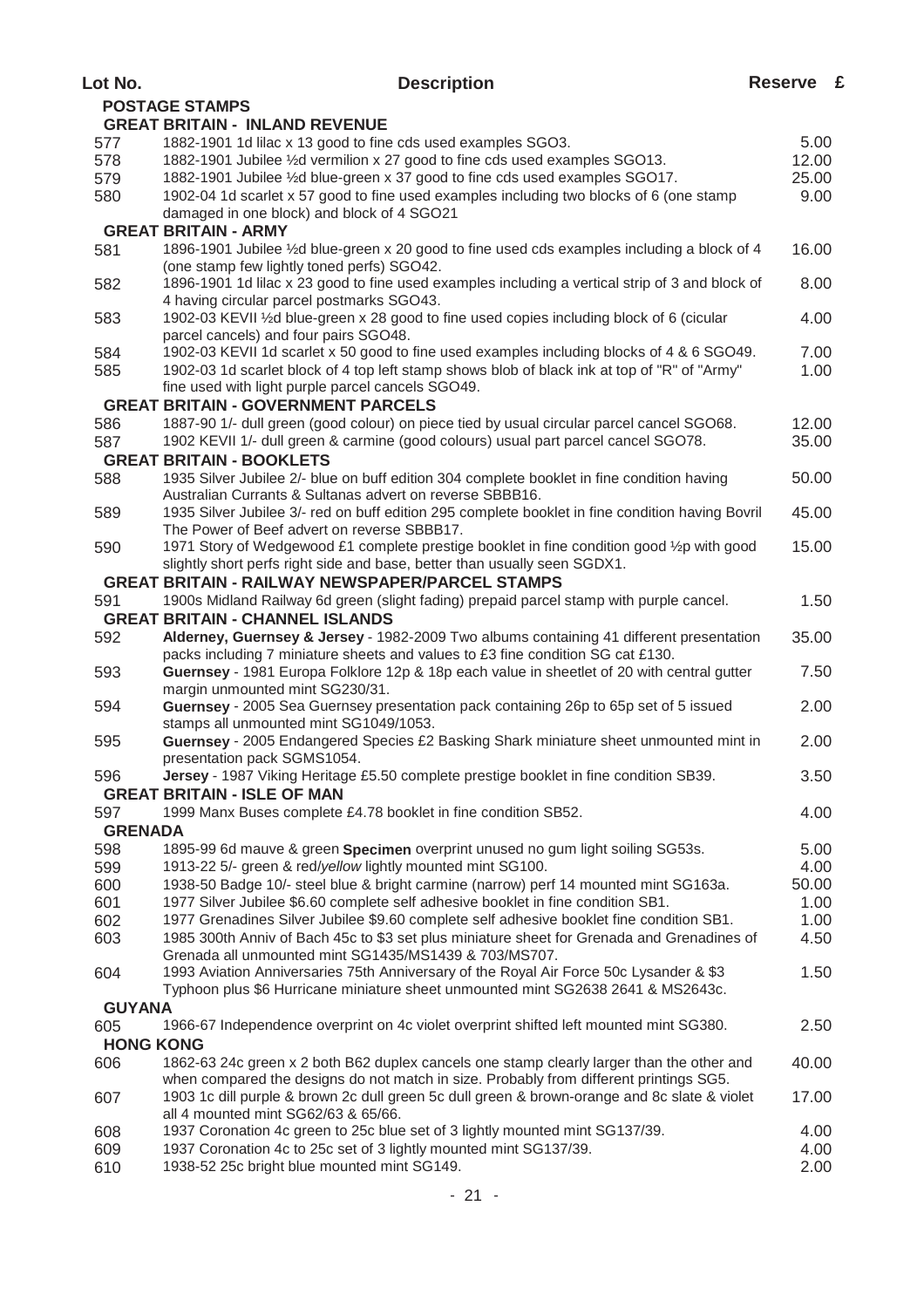| Lot No. | Description | Reserve £ |
|---|---|---|
| | **POSTAGE STAMPS** | |
| | **GREAT BRITAIN - INLAND REVENUE** | |
| 577 | 1882-1901 1d lilac x 13 good to fine cds used examples SGO3. | 5.00 |
| 578 | 1882-1901 Jubilee ½d vermilion x 27 good to fine cds used examples SGO13. | 12.00 |
| 579 | 1882-1901 Jubilee ½d blue-green x 37 good to fine cds used examples SGO17. | 25.00 |
| 580 | 1902-04 1d scarlet x 57 good to fine used examples including two blocks of 6 (one stamp damaged in one block) and block of 4 SGO21 | 9.00 |
| | **GREAT BRITAIN - ARMY** | |
| 581 | 1896-1901 Jubilee ½d blue-green x 20 good to fine used cds examples including a block of 4 (one stamp few lightly toned perfs) SGO42. | 16.00 |
| 582 | 1896-1901 1d lilac x 23 good to fine used examples including a vertical strip of 3 and block of 4 having circular parcel postmarks SGO43. | 8.00 |
| 583 | 1902-03 KEVII ½d blue-green x 28 good to fine used copies including block of 6 (cicular parcel cancels) and four pairs SGO48. | 4.00 |
| 584 | 1902-03 KEVII 1d scarlet x 50 good to fine used examples including blocks of 4 & 6 SGO49. | 7.00 |
| 585 | 1902-03 1d scarlet block of 4 top left stamp shows blob of black ink at top of "R" of "Army" fine used with light purple parcel cancels SGO49. | 1.00 |
| | **GREAT BRITAIN - GOVERNMENT PARCELS** | |
| 586 | 1887-90 1/- dull green (good colour) on piece tied by usual circular parcel cancel SGO68. | 12.00 |
| 587 | 1902 KEVII 1/- dull green & carmine (good colours) usual part parcel cancel SGO78. | 35.00 |
| | **GREAT BRITAIN - BOOKLETS** | |
| 588 | 1935 Silver Jubilee 2/- blue on buff edition 304 complete booklet in fine condition having Australian Currants & Sultanas advert on reverse SBBB16. | 50.00 |
| 589 | 1935 Silver Jubilee 3/- red on buff edition 295 complete booklet in fine condition having Bovril The Power of Beef advert on reverse SBBB17. | 45.00 |
| 590 | 1971 Story of Wedgewood £1 complete prestige booklet in fine condition good ½p with good slightly short perfs right side and base, better than usually seen SGDX1. | 15.00 |
| | **GREAT BRITAIN - RAILWAY NEWSPAPER/PARCEL STAMPS** | |
| 591 | 1900s Midland Railway 6d green (slight fading) prepaid parcel stamp with purple cancel. | 1.50 |
| | **GREAT BRITAIN - CHANNEL ISLANDS** | |
| 592 | **Alderney, Guernsey & Jersey** - 1982-2009 Two albums containing 41 different presentation packs including 7 miniature sheets and values to £3 fine condition SG cat £130. | 35.00 |
| 593 | **Guernsey** - 1981 Europa Folklore 12p & 18p each value in sheetlet of 20 with central gutter margin unmounted mint SG230/31. | 7.50 |
| 594 | **Guernsey** - 2005 Sea Guernsey presentation pack containing 26p to 65p set of 5 issued stamps all unmounted mint SG1049/1053. | 2.00 |
| 595 | **Guernsey** - 2005 Endangered Species £2 Basking Shark miniature sheet unmounted mint in presentation pack SGMS1054. | 2.00 |
| 596 | **Jersey** - 1987 Viking Heritage £5.50 complete prestige booklet in fine condition SB39. | 3.50 |
| | **GREAT BRITAIN - ISLE OF MAN** | |
| 597 | 1999 Manx Buses complete £4.78 booklet in fine condition SB52. | 4.00 |
| | **GRENADA** | |
| 598 | 1895-99 6d mauve & green **Specimen** overprint unused no gum light soiling SG53s. | 5.00 |
| 599 | 1913-22 5/- green & red/*yellow* lightly mounted mint SG100. | 4.00 |
| 600 | 1938-50 Badge 10/- steel blue & bright carmine (narrow) perf 14 mounted mint SG163a. | 50.00 |
| 601 | 1977 Silver Jubilee $6.60 complete self adhesive booklet in fine condition SB1. | 1.00 |
| 602 | 1977 Grenadines Silver Jubilee $9.60 complete self adhesive booklet fine condition SB1. | 1.00 |
| 603 | 1985 300th Anniv of Bach 45c to $3 set plus miniature sheet for Grenada and Grenadines of Grenada all unmounted mint SG1435/MS1439 & 703/MS707. | 4.50 |
| 604 | 1993 Aviation Anniversaries 75th Anniversary of the Royal Air Force 50c Lysander & $3 Typhoon plus $6 Hurricane miniature sheet unmounted mint SG2638 2641 & MS2643c. | 1.50 |
| | **GUYANA** | |
| 605 | 1966-67 Independence overprint on 4c violet overprint shifted left mounted mint SG380. | 2.50 |
| | **HONG KONG** | |
| 606 | 1862-63 24c green x 2 both B62 duplex cancels one stamp clearly larger than the other and when compared the designs do not match in size. Probably from different printings SG5. | 40.00 |
| 607 | 1903 1c dill purple & brown 2c dull green 5c dull green & brown-orange and 8c slate & violet all 4 mounted mint SG62/63 & 65/66. | 17.00 |
| 608 | 1937 Coronation 4c green to 25c blue set of 3 lightly mounted mint SG137/39. | 4.00 |
| 609 | 1937 Coronation 4c to 25c set of 3 lightly mounted mint SG137/39. | 4.00 |
| 610 | 1938-52 25c bright blue mounted mint SG149. | 2.00 |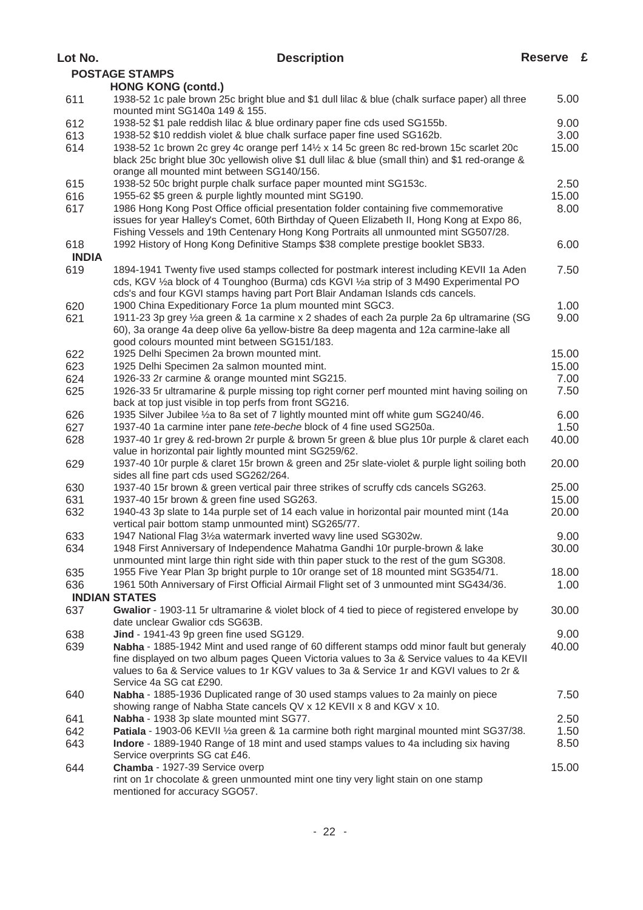| Lot No. | Description | Reserve £ |
|---|---|---|
| | **POSTAGE STAMPS** | |
| | **HONG KONG (contd.)** | |
| 611 | 1938-52 1c pale brown 25c bright blue and $1 dull lilac & blue (chalk surface paper) all three mounted mint SG140a 149 & 155. | 5.00 |
| 612 | 1938-52 $1 pale reddish lilac & blue ordinary paper fine cds used SG155b. | 9.00 |
| 613 | 1938-52 $10 reddish violet & blue chalk surface paper fine used SG162b. | 3.00 |
| 614 | 1938-52 1c brown 2c grey 4c orange perf 14½ x 14 5c green 8c red-brown 15c scarlet 20c black 25c bright blue 30c yellowish olive $1 dull lilac & blue (small thin) and $1 red-orange & orange all mounted mint between SG140/156. | 15.00 |
| 615 | 1938-52 50c bright purple chalk surface paper mounted mint SG153c. | 2.50 |
| 616 | 1955-62 $5 green & purple lightly mounted mint SG190. | 15.00 |
| 617 | 1986 Hong Kong Post Office official presentation folder containing five commemorative issues for year Halley's Comet, 60th Birthday of Queen Elizabeth II, Hong Kong at Expo 86, Fishing Vessels and 19th Centenary Hong Kong Portraits all unmounted mint SG507/28. | 8.00 |
| 618 | 1992 History of Hong Kong Definitive Stamps $38 complete prestige booklet SB33. | 6.00 |
| **INDIA** | | |
| 619 | 1894-1941 Twenty five used stamps collected for postmark interest including KEVII 1a Aden cds, KGV ½a block of 4 Tounghoo (Burma) cds KGVI ½a strip of 3 M490 Experimental PO cds's and four KGVI stamps having part Port Blair Andaman Islands cds cancels. | 7.50 |
| 620 | 1900 China Expeditionary Force 1a plum mounted mint SGC3. | 1.00 |
| 621 | 1911-23 3p grey ½a green & 1a carmine x 2 shades of each 2a purple 2a 6p ultramarine (SG 60), 3a orange 4a deep olive 6a yellow-bistre 8a deep magenta and 12a carmine-lake all good colours mounted mint between SG151/183. | 9.00 |
| 622 | 1925 Delhi Specimen 2a brown mounted mint. | 15.00 |
| 623 | 1925 Delhi Specimen 2a salmon mounted mint. | 15.00 |
| 624 | 1926-33 2r carmine & orange mounted mint SG215. | 7.00 |
| 625 | 1926-33 5r ultramarine & purple missing top right corner perf mounted mint having soiling on back at top just visible in top perfs from front SG216. | 7.50 |
| 626 | 1935 Silver Jubilee ½a to 8a set of 7 lightly mounted mint off white gum SG240/46. | 6.00 |
| 627 | 1937-40 1a carmine inter pane *tete-beche* block of 4 fine used SG250a. | 1.50 |
| 628 | 1937-40 1r grey & red-brown 2r purple & brown 5r green & blue plus 10r purple & claret each value in horizontal pair lightly mounted mint SG259/62. | 40.00 |
| 629 | 1937-40 10r purple & claret 15r brown & green and 25r slate-violet & purple light soiling both sides all fine part cds used SG262/264. | 20.00 |
| 630 | 1937-40 15r brown & green vertical pair three strikes of scruffy cds cancels SG263. | 25.00 |
| 631 | 1937-40 15r brown & green fine used SG263. | 15.00 |
| 632 | 1940-43 3p slate to 14a purple set of 14 each value in horizontal pair mounted mint (14a vertical pair bottom stamp unmounted mint) SG265/77. | 20.00 |
| 633 | 1947 National Flag 3½a watermark inverted wavy line used SG302w. | 9.00 |
| 634 | 1948 First Anniversary of Independence Mahatma Gandhi 10r purple-brown & lake unmounted mint large thin right side with thin paper stuck to the rest of the gum SG308. | 30.00 |
| 635 | 1955 Five Year Plan 3p bright purple to 10r orange set of 18 mounted mint SG354/71. | 18.00 |
| 636 | 1961 50th Anniversary of First Official Airmail Flight set of 3 unmounted mint SG434/36. | 1.00 |
| | **INDIAN STATES** | |
| 637 | **Gwalior** - 1903-11 5r ultramarine & violet block of 4 tied to piece of registered envelope by date unclear Gwalior cds SG63B. | 30.00 |
| 638 | **Jind** - 1941-43 9p green fine used SG129. | 9.00 |
| 639 | **Nabha** - 1885-1942 Mint and used range of 60 different stamps odd minor fault but generaly fine displayed on two album pages Queen Victoria values to 3a & Service values to 4a KEVII values to 6a & Service values to 1r KGV values to 3a & Service 1r and KGVI values to 2r & Service 4a SG cat £290. | 40.00 |
| 640 | **Nabha** - 1885-1936 Duplicated range of 30 used stamps values to 2a mainly on piece showing range of Nabha State cancels QV x 12 KEVII x 8 and KGV x 10. | 7.50 |
| 641 | **Nabha** - 1938 3p slate mounted mint SG77. | 2.50 |
| 642 | **Patiala** - 1903-06 KEVII ½a green & 1a carmine both right marginal mounted mint SG37/38. | 1.50 |
| 643 | **Indore** - 1889-1940 Range of 18 mint and used stamps values to 4a including six having Service overprints SG cat £46. | 8.50 |
| 644 | **Chamba** - 1927-39 Service overp rint on 1r chocolate & green unmounted mint one tiny very light stain on one stamp mentioned for accuracy SGO57. | 15.00 |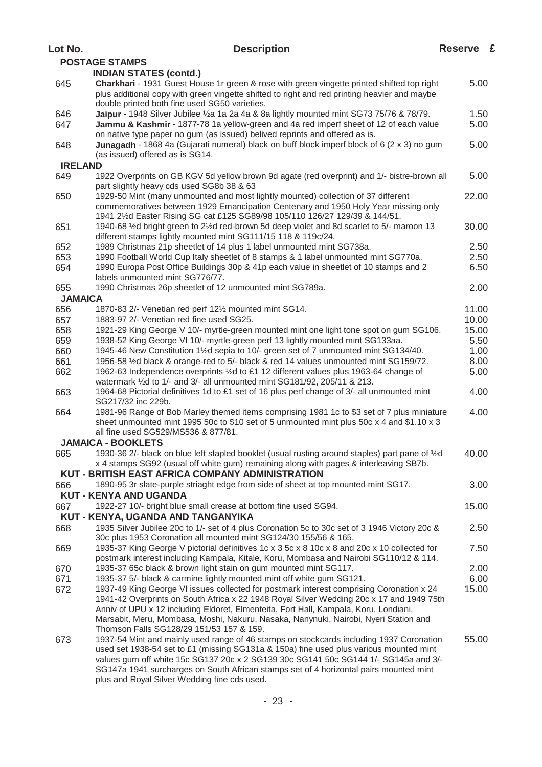| Lot No. | Description | Reserve £ |
|---|---|---|
| | **POSTAGE STAMPS** | |
| | **INDIAN STATES (contd.)** | |
| 645 | **Charkhari** - 1931 Guest House 1r green & rose with green vingette printed shifted top right plus additional copy with green vingette shifted to right and red printing heavier and maybe double printed both fine used SG50 varieties. | 5.00 |
| 646 | **Jaipur** - 1948 Silver Jubilee ½a 1a 2a 4a & 8a lightly mounted mint SG73 75/76 & 78/79. | 1.50 |
| 647 | **Jammu & Kashmir** - 1877-78 1a yellow-green and 4a red imperf sheet of 12 of each value on native type paper no gum (as issued) belived reprints and offered as is. | 5.00 |
| 648 | **Junagadh** - 1868 4a (Gujarati numeral) black on buff block imperf block of 6 (2 x 3) no gum (as issued) offered as is SG14. | 5.00 |
| | **IRELAND** | |
| 649 | 1922 Overprints on GB KGV 5d yellow brown 9d agate (red overprint) and 1/- bistre-brown all part slightly heavy cds used SG8b 38 & 63 | 5.00 |
| 650 | 1929-50 Mint (many unmounted and most lightly mounted) collection of 37 different commemoratives between 1929 Emancipation Centenary and 1950 Holy Year missing only 1941 2½d Easter Rising SG cat £125 SG89/98 105/110 126/27 129/39 & 144/51. | 22.00 |
| 651 | 1940-68 ½d bright green to 2½d red-brown 5d deep violet and 8d scarlet to 5/- maroon 13 different stamps lightly mounted mint SG111/15 118 & 119c/24. | 30.00 |
| 652 | 1989 Christmas 21p sheetlet of 14 plus 1 label unmounted mint SG738a. | 2.50 |
| 653 | 1990 Football World Cup Italy sheetlet of 8 stamps & 1 label unmounted mint SG770a. | 2.50 |
| 654 | 1990 Europa Post Office Buildings 30p & 41p each value in sheetlet of 10 stamps and 2 labels unmounted mint SG776/77. | 6.50 |
| 655 | 1990 Christmas 26p sheetlet of 12 unmounted mint SG789a. | 2.00 |
| | **JAMAICA** | |
| 656 | 1870-83 2/- Venetian red perf 12½ mounted mint SG14. | 11.00 |
| 657 | 1883-97 2/- Venetian red fine used SG25. | 10.00 |
| 658 | 1921-29 King George V 10/- myrtle-green mounted mint one light tone spot on gum SG106. | 15.00 |
| 659 | 1938-52 King George VI 10/- myrtle-green perf 13 lightly mounted mint SG133aa. | 5.50 |
| 660 | 1945-46 New Constitution 1½d sepia to 10/- green set of 7 unmounted mint SG134/40. | 1.00 |
| 661 | 1956-58 ½d black & orange-red to 5/- black & red 14 values unmounted mint SG159/72. | 8.00 |
| 662 | 1962-63 Independence overprints ½d to £1 12 different values plus 1963-64 change of watermark ½d to 1/- and 3/- all unmounted mint SG181/92, 205/11 & 213. | 5.00 |
| 663 | 1964-68 Pictorial definitives 1d to £1 set of 16 plus perf change of 3/- all unmounted mint SG217/32 inc 229b. | 4.00 |
| 664 | 1981-96 Range of Bob Marley themed items comprising 1981 1c to $3 set of 7 plus miniature sheet unmounted mint 1995 50c to $10 set of 5 unmounted mint plus 50c x 4 and $1.10 x 3 all fine used SG529/MS536 & 877/81. | 4.00 |
| | **JAMAICA - BOOKLETS** | |
| 665 | 1930-36 2/- black on blue left stapled booklet (usual rusting around staples) part pane of ½d x 4 stamps SG92 (usual off white gum) remaining along with pages & interleaving SB7b. | 40.00 |
| | **KUT - BRITISH EAST AFRICA COMPANY ADMINISTRATION** | |
| 666 | 1890-95 3r slate-purple striaght edge from side of sheet at top mounted mint SG17. | 3.00 |
| | **KUT - KENYA AND UGANDA** | |
| 667 | 1922-27 10/- bright blue small crease at bottom fine used SG94. | 15.00 |
| | **KUT - KENYA, UGANDA AND TANGANYIKA** | |
| 668 | 1935 Silver Jubilee 20c to 1/- set of 4 plus Coronation 5c to 30c set of 3 1946 Victory 20c & 30c plus 1953 Coronation all mounted mint SG124/30 155/56 & 165. | 2.50 |
| 669 | 1935-37 King George V pictorial definitives 1c x 3 5c x 8 10c x 8 and 20c x 10 collected for postmark interest including Kampala, Kitale, Koru, Mombasa and Nairobi SG110/12 & 114. | 7.50 |
| 670 | 1935-37 65c black & brown light stain on gum mounted mint SG117. | 2.00 |
| 671 | 1935-37 5/- black & carmine lightly mounted mint off white gum SG121. | 6.00 |
| 672 | 1937-49 King George VI issues collected for postmark interest comprising Coronation x 24 1941-42 Overprints on South Africa x 22 1948 Royal Silver Wedding 20c x 17 and 1949 75th Anniv of UPU x 12 including Eldoret, Elmenteita, Fort Hall, Kampala, Koru, Londiani, Marsabit, Meru, Mombasa, Moshi, Nakuru, Nasaka, Nanynuki, Nairobi, Nyeri Station and Thomson Falls SG128/29 151/53 157 & 159. | 15.00 |
| 673 | 1937-54 Mint and mainly used range of 46 stamps on stockcards including 1937 Coronation used set 1938-54 set to £1 (missing SG131a & 150a) fine used plus various mounted mint values gum off white 15c SG137 20c x 2 SG139 30c SG141 50c SG144 1/- SG145a and 3/- SG147a 1941 surcharges on South African stamps set of 4 horizontal pairs mounted mint plus and Royal Silver Wedding fine cds used. | 55.00 |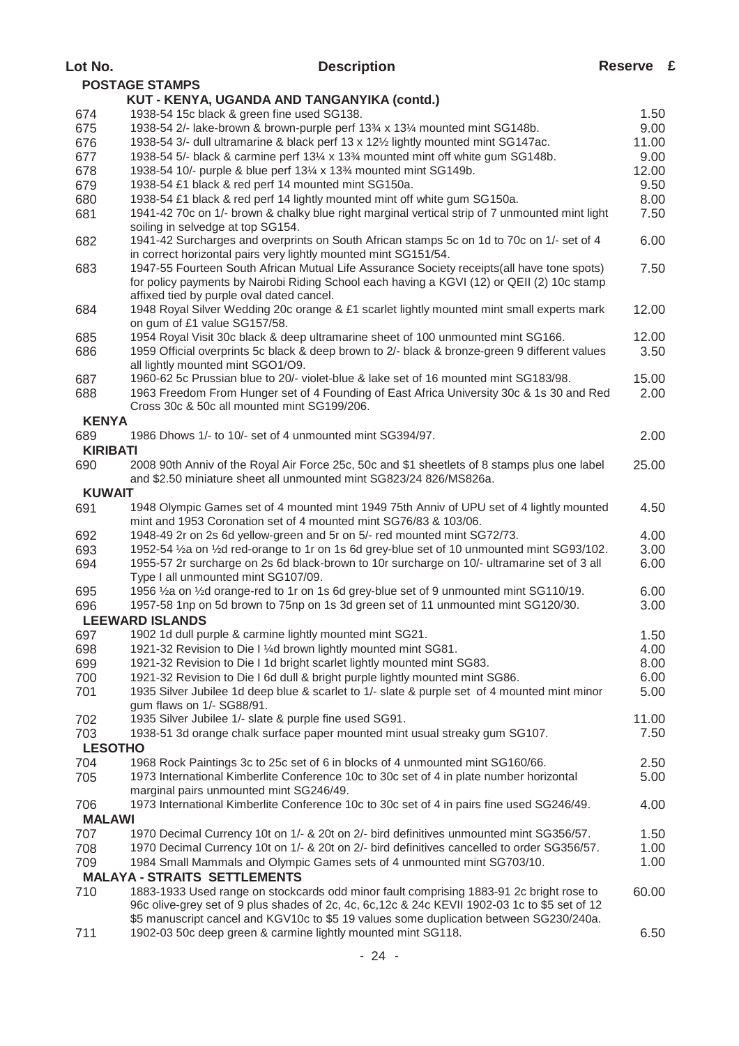| Lot No. | Description | Reserve £ |
|---|---|---|
| | **POSTAGE STAMPS** | |
| | **KUT - KENYA, UGANDA AND TANGANYIKA (contd.)** | |
| 674 | 1938-54 15c black & green fine used SG138. | 1.50 |
| 675 | 1938-54 2/- lake-brown & brown-purple perf 13¾ x 13¼ mounted mint SG148b. | 9.00 |
| 676 | 1938-54 3/- dull ultramarine & black perf 13 x 12½ lightly mounted mint SG147ac. | 11.00 |
| 677 | 1938-54 5/- black & carmine perf 13¼ x 13¾ mounted mint off white gum SG148b. | 9.00 |
| 678 | 1938-54 10/- purple & blue perf 13¼ x 13¾ mounted mint SG149b. | 12.00 |
| 679 | 1938-54 £1 black & red perf 14 mounted mint SG150a. | 9.50 |
| 680 | 1938-54 £1 black & red perf 14 lightly mounted mint off white gum SG150a. | 8.00 |
| 681 | 1941-42 70c on 1/- brown & chalky blue right marginal vertical strip of 7 unmounted mint light soiling in selvedge at top SG154. | 7.50 |
| 682 | 1941-42 Surcharges and overprints on South African stamps 5c on 1d to 70c on 1/- set of 4 in correct horizontal pairs very lightly mounted mint SG151/54. | 6.00 |
| 683 | 1947-55 Fourteen South African Mutual Life Assurance Society receipts(all have tone spots) for policy payments by Nairobi Riding School each having a KGVI (12) or QEII (2) 10c stamp affixed tied by purple oval dated cancel. | 7.50 |
| 684 | 1948 Royal Silver Wedding 20c orange & £1 scarlet lightly mounted mint small experts mark on gum of £1 value SG157/58. | 12.00 |
| 685 | 1954 Royal Visit 30c black & deep ultramarine sheet of 100 unmounted mint SG166. | 12.00 |
| 686 | 1959 Official overprints 5c black & deep brown to 2/- black & bronze-green 9 different values all lightly mounted mint SGO1/O9. | 3.50 |
| 687 | 1960-62 5c Prussian blue to 20/- violet-blue & lake set of 16 mounted mint SG183/98. | 15.00 |
| 688 | 1963 Freedom From Hunger set of 4 Founding of East Africa University 30c & 1s 30 and Red Cross 30c & 50c all mounted mint SG199/206. | 2.00 |
| | **KENYA** | |
| 689 | 1986 Dhows 1/- to 10/- set of 4 unmounted mint SG394/97. | 2.00 |
| | **KIRIBATI** | |
| 690 | 2008 90th Anniv of the Royal Air Force 25c, 50c and $1 sheetlets of 8 stamps plus one label and $2.50 miniature sheet all unmounted mint SG823/24 826/MS826a. | 25.00 |
| | **KUWAIT** | |
| 691 | 1948 Olympic Games set of 4 mounted mint 1949 75th Anniv of UPU set of 4 lightly mounted mint and 1953 Coronation set of 4 mounted mint SG76/83 & 103/06. | 4.50 |
| 692 | 1948-49 2r on 2s 6d yellow-green and 5r on 5/- red mounted mint SG72/73. | 4.00 |
| 693 | 1952-54 ½a on ½d red-orange to 1r on 1s 6d grey-blue set of 10 unmounted mint SG93/102. | 3.00 |
| 694 | 1955-57 2r surcharge on 2s 6d black-brown to 10r surcharge on 10/- ultramarine set of 3 all Type I all unmounted mint SG107/09. | 6.00 |
| 695 | 1956 ½a on ½d orange-red to 1r on 1s 6d grey-blue set of 9 unmounted mint SG110/19. | 6.00 |
| 696 | 1957-58 1np on 5d brown to 75np on 1s 3d green set of 11 unmounted mint SG120/30. | 3.00 |
| | **LEEWARD ISLANDS** | |
| 697 | 1902 1d dull purple & carmine lightly mounted mint SG21. | 1.50 |
| 698 | 1921-32 Revision to Die I ¼d brown lightly mounted mint SG81. | 4.00 |
| 699 | 1921-32 Revision to Die I 1d bright scarlet lightly mounted mint SG83. | 8.00 |
| 700 | 1921-32 Revision to Die I 6d dull & bright purple lightly mounted mint SG86. | 6.00 |
| 701 | 1935 Silver Jubilee 1d deep blue & scarlet to 1/- slate & purple set of 4 mounted mint minor gum flaws on 1/- SG88/91. | 5.00 |
| 702 | 1935 Silver Jubilee 1/- slate & purple fine used SG91. | 11.00 |
| 703 | 1938-51 3d orange chalk surface paper mounted mint usual streaky gum SG107. | 7.50 |
| | **LESOTHO** | |
| 704 | 1968 Rock Paintings 3c to 25c set of 6 in blocks of 4 unmounted mint SG160/66. | 2.50 |
| 705 | 1973 International Kimberlite Conference 10c to 30c set of 4 in plate number horizontal marginal pairs unmounted mint SG246/49. | 5.00 |
| 706 | 1973 International Kimberlite Conference 10c to 30c set of 4 in pairs fine used SG246/49. | 4.00 |
| | **MALAWI** | |
| 707 | 1970 Decimal Currency 10t on 1/- & 20t on 2/- bird definitives unmounted mint SG356/57. | 1.50 |
| 708 | 1970 Decimal Currency 10t on 1/- & 20t on 2/- bird definitives cancelled to order SG356/57. | 1.00 |
| 709 | 1984 Small Mammals and Olympic Games sets of 4 unmounted mint SG703/10. | 1.00 |
| | **MALAYA - STRAITS SETTLEMENTS** | |
| 710 | 1883-1933 Used range on stockcards odd minor fault comprising 1883-91 2c bright rose to 96c olive-grey set of 9 plus shades of 2c, 4c, 6c,12c & 24c KEVII 1902-03 1c to $5 set of 12 $5 manuscript cancel and KGV10c to $5 19 values some duplication between SG230/240a. | 60.00 |
| 711 | 1902-03 50c deep green & carmine lightly mounted mint SG118. | 6.50 |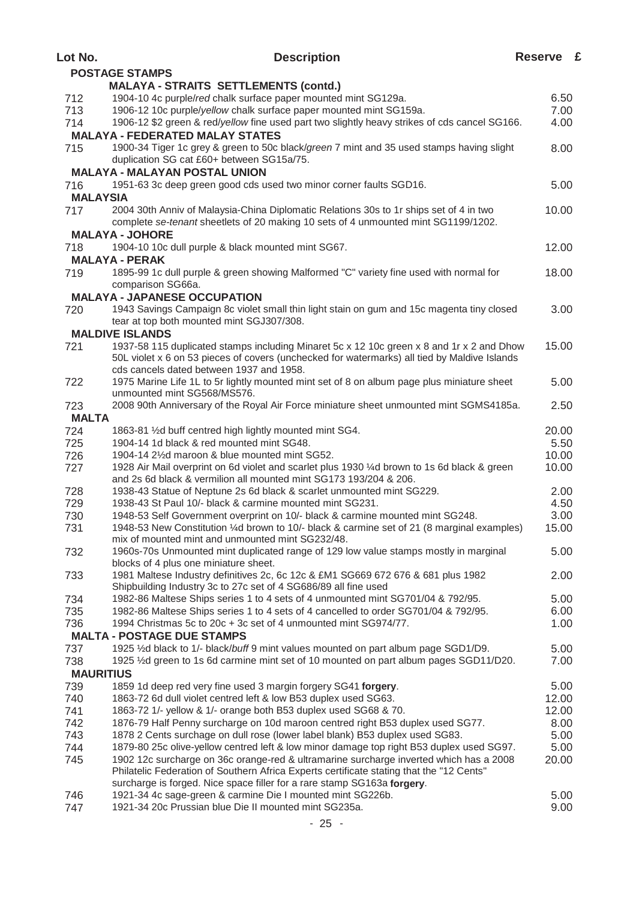| Lot No. | Description | Reserve £ |
| --- | --- | --- |
| | **POSTAGE STAMPS** | |
| | **MALAYA - STRAITS SETTLEMENTS (contd.)** | |
| 712 | 1904-10 4c purple/*red* chalk surface paper mounted mint SG129a. | 6.50 |
| 713 | 1906-12 10c purple/*yellow* chalk surface paper mounted mint SG159a. | 7.00 |
| 714 | 1906-12 $2 green & red/*yellow* fine used part two slightly heavy strikes of cds cancel SG166. | 4.00 |
| | **MALAYA - FEDERATED MALAY STATES** | |
| 715 | 1900-34 Tiger 1c grey & green to 50c black/*green* 7 mint and 35 used stamps having slight duplication SG cat £60+ between SG15a/75. | 8.00 |
| | **MALAYA - MALAYAN POSTAL UNION** | |
| 716 | 1951-63 3c deep green good cds used two minor corner faults SGD16. | 5.00 |
| | **MALAYSIA** | |
| 717 | 2004 30th Anniv of Malaysia-China Diplomatic Relations 30s to 1r ships set of 4 in two complete *se-tenant* sheetlets of 20 making 10 sets of 4 unmounted mint SG1199/1202. | 10.00 |
| | **MALAYA - JOHORE** | |
| 718 | 1904-10 10c dull purple & black mounted mint SG67. | 12.00 |
| | **MALAYA - PERAK** | |
| 719 | 1895-99 1c dull purple & green showing Malformed "C" variety fine used with normal for comparison SG66a. | 18.00 |
| | **MALAYA - JAPANESE OCCUPATION** | |
| 720 | 1943 Savings Campaign 8c violet small thin light stain on gum and 15c magenta tiny closed tear at top both mounted mint SGJ307/308. | 3.00 |
| | **MALDIVE ISLANDS** | |
| 721 | 1937-58 115 duplicated stamps including Minaret 5c x 12 10c green x 8 and 1r x 2 and Dhow 50L violet x 6 on 53 pieces of covers (unchecked for watermarks) all tied by Maldive Islands cds cancels dated between 1937 and 1958. | 15.00 |
| 722 | 1975 Marine Life 1L to 5r lightly mounted mint set of 8 on album page plus miniature sheet unmounted mint SG568/MS576. | 5.00 |
| 723 | 2008 90th Anniversary of the Royal Air Force miniature sheet unmounted mint SGMS4185a. | 2.50 |
| | **MALTA** | |
| 724 | 1863-81 ½d buff centred high lightly mounted mint SG4. | 20.00 |
| 725 | 1904-14 1d black & red mounted mint SG48. | 5.50 |
| 726 | 1904-14 2½d maroon & blue mounted mint SG52. | 10.00 |
| 727 | 1928 Air Mail overprint on 6d violet and scarlet plus 1930 ¼d brown to 1s 6d black & green and 2s 6d black & vermilion all mounted mint SG173 193/204 & 206. | 10.00 |
| 728 | 1938-43 Statue of Neptune 2s 6d black & scarlet unmounted mint SG229. | 2.00 |
| 729 | 1938-43 St Paul 10/- black & carmine mounted mint SG231. | 4.50 |
| 730 | 1948-53 Self Government overprint on 10/- black & carmine mounted mint SG248. | 3.00 |
| 731 | 1948-53 New Constitution ¼d brown to 10/- black & carmine set of 21 (8 marginal examples) mix of mounted mint and unmounted mint SG232/48. | 15.00 |
| 732 | 1960s-70s Unmounted mint duplicated range of 129 low value stamps mostly in marginal blocks of 4 plus one miniature sheet. | 5.00 |
| 733 | 1981 Maltese Industry definitives 2c, 6c 12c & £M1 SG669 672 676 & 681 plus 1982 Shipbuilding Industry 3c to 27c set of 4 SG686/89 all fine used | 2.00 |
| 734 | 1982-86 Maltese Ships series 1 to 4 sets of 4 unmounted mint SG701/04 & 792/95. | 5.00 |
| 735 | 1982-86 Maltese Ships series 1 to 4 sets of 4 cancelled to order SG701/04 & 792/95. | 6.00 |
| 736 | 1994 Christmas 5c to 20c + 3c set of 4 unmounted mint SG974/77. | 1.00 |
| | **MALTA - POSTAGE DUE STAMPS** | |
| 737 | 1925 ½d black to 1/- black/*buff* 9 mint values mounted on part album page SGD1/D9. | 5.00 |
| 738 | 1925 ½d green to 1s 6d carmine mint set of 10 mounted on part album pages SGD11/D20. | 7.00 |
| | **MAURITIUS** | |
| 739 | 1859 1d deep red very fine used 3 margin forgery SG41 **forgery**. | 5.00 |
| 740 | 1863-72 6d dull violet centred left & low B53 duplex used SG63. | 12.00 |
| 741 | 1863-72 1/- yellow & 1/- orange both B53 duplex used SG68 & 70. | 12.00 |
| 742 | 1876-79 Half Penny surcharge on 10d maroon centred right B53 duplex used SG77. | 8.00 |
| 743 | 1878 2 Cents surchage on dull rose (lower label blank) B53 duplex used SG83. | 5.00 |
| 744 | 1879-80 25c olive-yellow centred left & low minor damage top right B53 duplex used SG97. | 5.00 |
| 745 | 1902 12c surcharge on 36c orange-red & ultramarine surcharge inverted which has a 2008 Philatelic Federation of Southern Africa Experts certificate stating that the "12 Cents" surcharge is forged. Nice space filler for a rare stamp SG163a **forgery**. | 20.00 |
| 746 | 1921-34 4c sage-green & carmine Die I mounted mint SG226b. | 5.00 |
| 747 | 1921-34 20c Prussian blue Die II mounted mint SG235a. | 9.00 |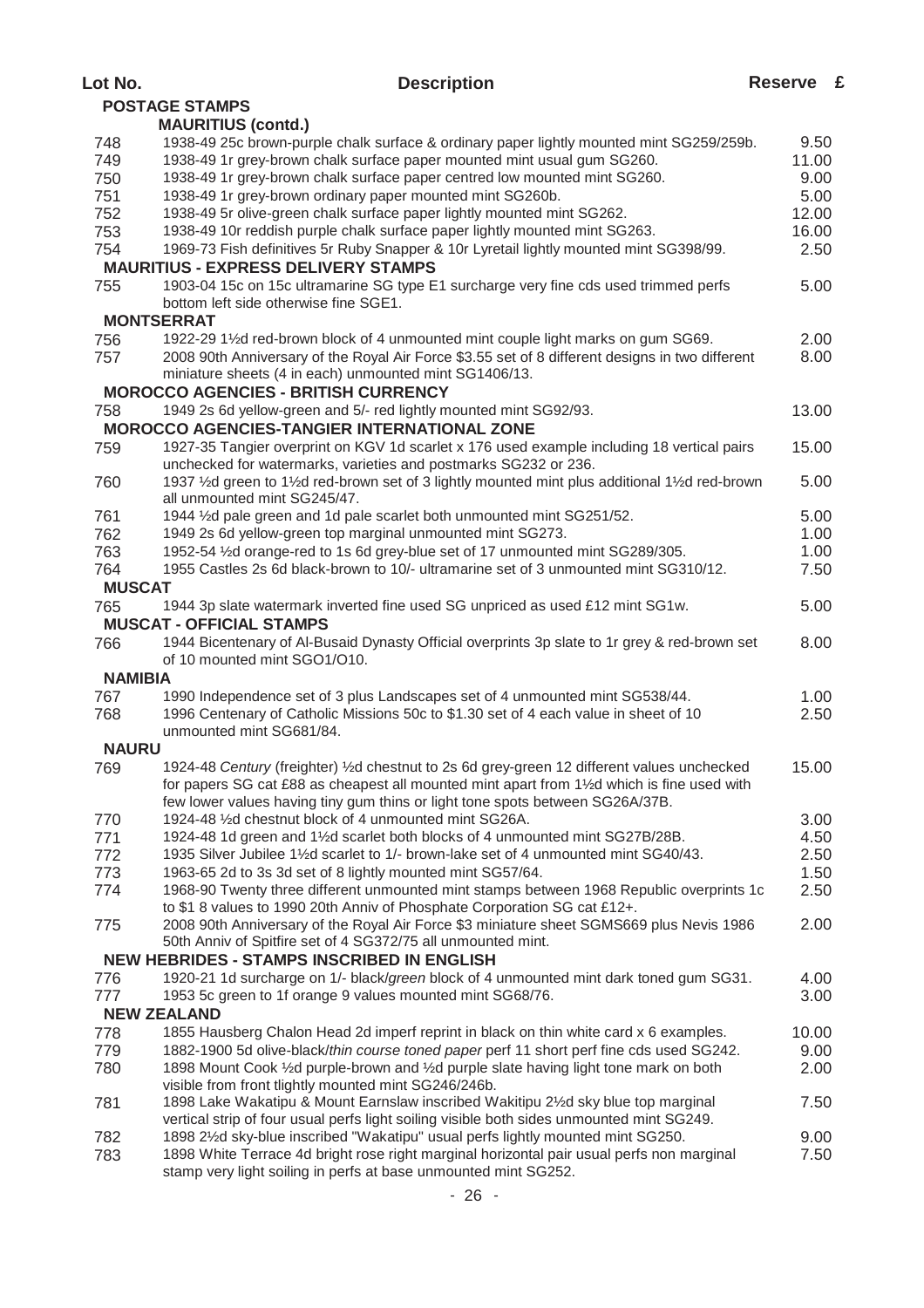| Lot No. | Description | Reserve £ |
|---|---|---|
| | **POSTAGE STAMPS** | |
| | **MAURITIUS (contd.)** | |
| 748 | 1938-49 25c brown-purple chalk surface & ordinary paper lightly mounted mint SG259/259b. | 9.50 |
| 749 | 1938-49 1r grey-brown chalk surface paper mounted mint usual gum SG260. | 11.00 |
| 750 | 1938-49 1r grey-brown chalk surface paper centred low mounted mint SG260. | 9.00 |
| 751 | 1938-49 1r grey-brown ordinary paper mounted mint SG260b. | 5.00 |
| 752 | 1938-49 5r olive-green chalk surface paper lightly mounted mint SG262. | 12.00 |
| 753 | 1938-49 10r reddish purple chalk surface paper lightly mounted mint SG263. | 16.00 |
| 754 | 1969-73 Fish definitives 5r Ruby Snapper & 10r Lyretail lightly mounted mint SG398/99. | 2.50 |
| | **MAURITIUS - EXPRESS DELIVERY STAMPS** | |
| 755 | 1903-04 15c on 15c ultramarine SG type E1 surcharge very fine cds used trimmed perfs bottom left side otherwise fine SGE1. | 5.00 |
| | **MONTSERRAT** | |
| 756 | 1922-29 1½d red-brown block of 4 unmounted mint couple light marks on gum SG69. | 2.00 |
| 757 | 2008 90th Anniversary of the Royal Air Force $3.55 set of 8 different designs in two different miniature sheets (4 in each) unmounted mint SG1406/13. | 8.00 |
| | **MOROCCO AGENCIES - BRITISH CURRENCY** | |
| 758 | 1949 2s 6d yellow-green and 5/- red lightly mounted mint SG92/93. | 13.00 |
| | **MOROCCO AGENCIES-TANGIER INTERNATIONAL ZONE** | |
| 759 | 1927-35 Tangier overprint on KGV 1d scarlet x 176 used example including 18 vertical pairs unchecked for watermarks, varieties and postmarks SG232 or 236. | 15.00 |
| 760 | 1937 ½d green to 1½d red-brown set of 3 lightly mounted mint plus additional 1½d red-brown all unmounted mint SG245/47. | 5.00 |
| 761 | 1944 ½d pale green and 1d pale scarlet both unmounted mint SG251/52. | 5.00 |
| 762 | 1949 2s 6d yellow-green top marginal unmounted mint SG273. | 1.00 |
| 763 | 1952-54 ½d orange-red to 1s 6d grey-blue set of 17 unmounted mint SG289/305. | 1.00 |
| 764 | 1955 Castles 2s 6d black-brown to 10/- ultramarine set of 3 unmounted mint SG310/12. | 7.50 |
| | **MUSCAT** | |
| 765 | 1944 3p slate watermark inverted fine used SG unpriced as used £12 mint SG1w. | 5.00 |
| | **MUSCAT - OFFICIAL STAMPS** | |
| 766 | 1944 Bicentenary of Al-Busaid Dynasty Official overprints 3p slate to 1r grey & red-brown set of 10 mounted mint SGO1/O10. | 8.00 |
| | **NAMIBIA** | |
| 767 | 1990 Independence set of 3 plus Landscapes set of 4 unmounted mint SG538/44. | 1.00 |
| 768 | 1996 Centenary of Catholic Missions 50c to $1.30 set of 4 each value in sheet of 10 unmounted mint SG681/84. | 2.50 |
| | **NAURU** | |
| 769 | 1924-48 *Century* (freighter) ½d chestnut to 2s 6d grey-green 12 different values unchecked for papers SG cat £88 as cheapest all mounted mint apart from 1½d which is fine used with few lower values having tiny gum thins or light tone spots between SG26A/37B. | 15.00 |
| 770 | 1924-48 ½d chestnut block of 4 unmounted mint SG26A. | 3.00 |
| 771 | 1924-48 1d green and 1½d scarlet both blocks of 4 unmounted mint SG27B/28B. | 4.50 |
| 772 | 1935 Silver Jubilee 1½d scarlet to 1/- brown-lake set of 4 unmounted mint SG40/43. | 2.50 |
| 773 | 1963-65 2d to 3s 3d set of 8 lightly mounted mint SG57/64. | 1.50 |
| 774 | 1968-90 Twenty three different unmounted mint stamps between 1968 Republic overprints 1c to $1 8 values to 1990 20th Anniv of Phosphate Corporation SG cat £12+. | 2.50 |
| 775 | 2008 90th Anniversary of the Royal Air Force $3 miniature sheet SGMS669 plus Nevis 1986 50th Anniv of Spitfire set of 4 SG372/75 all unmounted mint. | 2.00 |
| | **NEW HEBRIDES - STAMPS INSCRIBED IN ENGLISH** | |
| 776 | 1920-21 1d surcharge on 1/- black/*green* block of 4 unmounted mint dark toned gum SG31. | 4.00 |
| 777 | 1953 5c green to 1f orange 9 values mounted mint SG68/76. | 3.00 |
| | **NEW ZEALAND** | |
| 778 | 1855 Hausberg Chalon Head 2d imperf reprint in black on thin white card x 6 examples. | 10.00 |
| 779 | 1882-1900 5d olive-black/*thin course toned paper* perf 11 short perf fine cds used SG242. | 9.00 |
| 780 | 1898 Mount Cook ½d purple-brown and ½d purple slate having light tone mark on both visible from front tlightly mounted mint SG246/246b. | 2.00 |
| 781 | 1898 Lake Wakatipu & Mount Earnslaw inscribed Wakitipu 2½d sky blue top marginal vertical strip of four usual perfs light soiling visible both sides unmounted mint SG249. | 7.50 |
| 782 | 1898 2½d sky-blue inscribed "Wakatipu" usual perfs lightly mounted mint SG250. | 9.00 |
| 783 | 1898 White Terrace 4d bright rose right marginal horizontal pair usual perfs non marginal stamp very light soiling in perfs at base unmounted mint SG252. | 7.50 |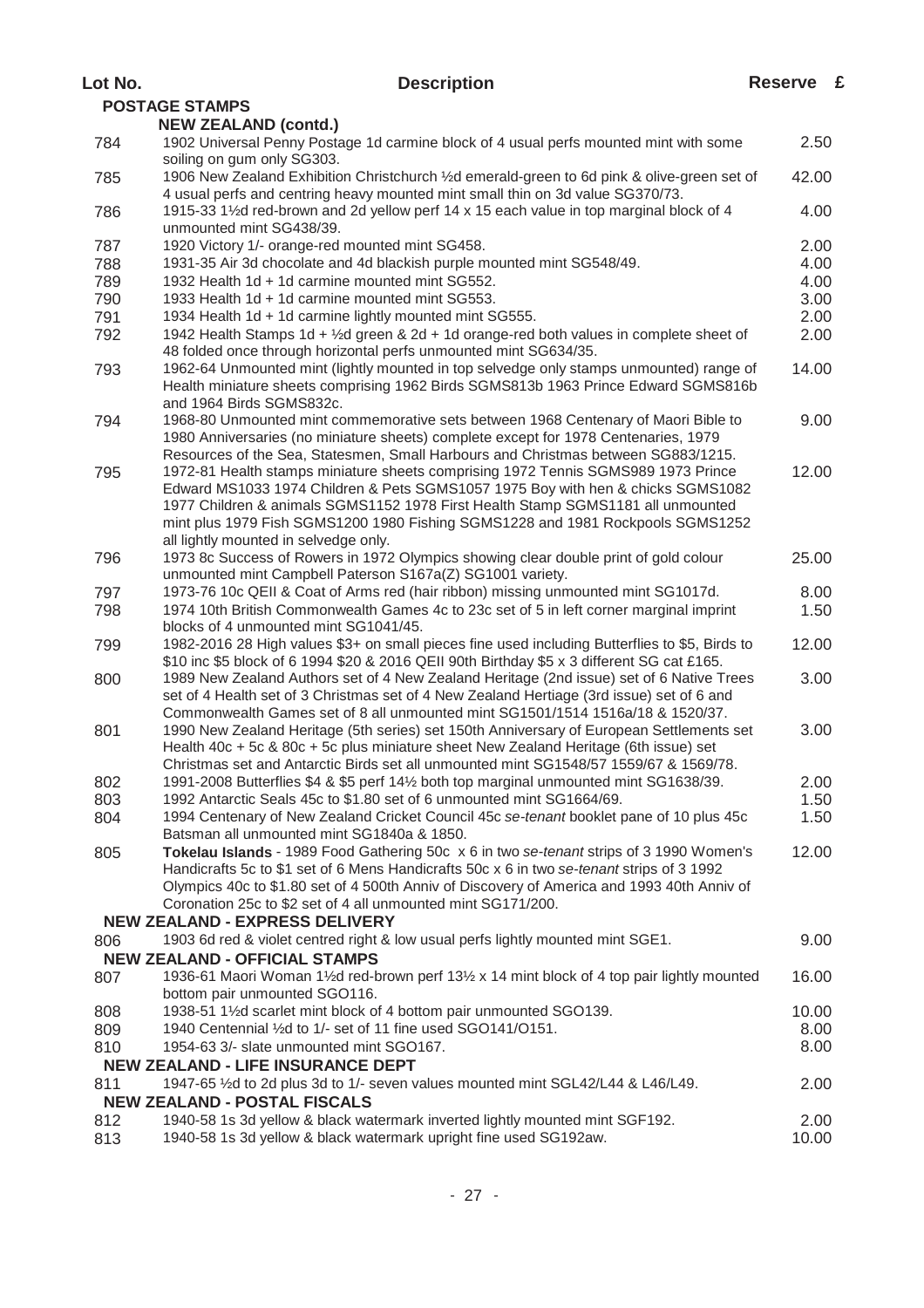| Lot No. | Description | Reserve £ |
|---|---|---|
| | **POSTAGE STAMPS** | |
| | **NEW ZEALAND (contd.)** | |
| 784 | 1902 Universal Penny Postage 1d carmine block of 4 usual perfs mounted mint with some soiling on gum only SG303. | 2.50 |
| 785 | 1906 New Zealand Exhibition Christchurch ½d emerald-green to 6d pink & olive-green set of 4 usual perfs and centring heavy mounted mint small thin on 3d value SG370/73. | 42.00 |
| 786 | 1915-33 1½d red-brown and 2d yellow perf 14 x 15 each value in top marginal block of 4 unmounted mint SG438/39. | 4.00 |
| 787 | 1920 Victory 1/- orange-red mounted mint SG458. | 2.00 |
| 788 | 1931-35 Air 3d chocolate and 4d blackish purple mounted mint SG548/49. | 4.00 |
| 789 | 1932 Health 1d + 1d carmine mounted mint SG552. | 4.00 |
| 790 | 1933 Health 1d + 1d carmine mounted mint SG553. | 3.00 |
| 791 | 1934 Health 1d + 1d carmine lightly mounted mint SG555. | 2.00 |
| 792 | 1942 Health Stamps 1d + ½d green & 2d + 1d orange-red both values in complete sheet of 48 folded once through horizontal perfs unmounted mint SG634/35. | 2.00 |
| 793 | 1962-64 Unmounted mint (lightly mounted in top selvedge only stamps unmounted) range of Health miniature sheets comprising 1962 Birds SGMS813b 1963 Prince Edward SGMS816b and 1964 Birds SGMS832c. | 14.00 |
| 794 | 1968-80 Unmounted mint commemorative sets between 1968 Centenary of Maori Bible to 1980 Anniversaries (no miniature sheets) complete except for 1978 Centenaries, 1979 Resources of the Sea, Statesmen, Small Harbours and Christmas between SG883/1215. | 9.00 |
| 795 | 1972-81 Health stamps miniature sheets comprising 1972 Tennis SGMS989 1973 Prince Edward MS1033 1974 Children & Pets SGMS1057 1975 Boy with hen & chicks SGMS1082 1977 Children & animals SGMS1152 1978 First Health Stamp SGMS1181 all unmounted mint plus 1979 Fish SGMS1200 1980 Fishing SGMS1228 and 1981 Rockpools SGMS1252 all lightly mounted in selvedge only. | 12.00 |
| 796 | 1973 8c Success of Rowers in 1972 Olympics showing clear double print of gold colour unmounted mint Campbell Paterson S167a(Z) SG1001 variety. | 25.00 |
| 797 | 1973-76 10c QEII & Coat of Arms red (hair ribbon) missing unmounted mint SG1017d. | 8.00 |
| 798 | 1974 10th British Commonwealth Games 4c to 23c set of 5 in left corner marginal imprint blocks of 4 unmounted mint SG1041/45. | 1.50 |
| 799 | 1982-2016 28 High values $3+ on small pieces fine used including Butterflies to $5, Birds to $10 inc $5 block of 6 1994 $20 & 2016 QEII 90th Birthday $5 x 3 different SG cat £165. | 12.00 |
| 800 | 1989 New Zealand Authors set of 4 New Zealand Heritage (2nd issue) set of 6 Native Trees set of 4 Health set of 3 Christmas set of 4 New Zealand Hertiage (3rd issue) set of 6 and Commonwealth Games set of 8 all unmounted mint SG1501/1514 1516a/18 & 1520/37. | 3.00 |
| 801 | 1990 New Zealand Heritage (5th series) set 150th Anniversary of European Settlements set Health 40c + 5c & 80c + 5c plus miniature sheet New Zealand Heritage (6th issue) set Christmas set and Antarctic Birds set all unmounted mint SG1548/57 1559/67 & 1569/78. | 3.00 |
| 802 | 1991-2008 Butterflies $4 & $5 perf 14½ both top marginal unmounted mint SG1638/39. | 2.00 |
| 803 | 1992 Antarctic Seals 45c to $1.80 set of 6 unmounted mint SG1664/69. | 1.50 |
| 804 | 1994 Centenary of New Zealand Cricket Council 45c *se-tenant* booklet pane of 10 plus 45c Batsman all unmounted mint SG1840a & 1850. | 1.50 |
| 805 | **Tokelau Islands** - 1989 Food Gathering 50c x 6 in two *se-tenant* strips of 3 1990 Women's Handicrafts 5c to $1 set of 6 Mens Handicrafts 50c x 6 in two *se-tenant* strips of 3 1992 Olympics 40c to $1.80 set of 4 500th Anniv of Discovery of America and 1993 40th Anniv of Coronation 25c to $2 set of 4 all unmounted mint SG171/200. | 12.00 |
| | **NEW ZEALAND - EXPRESS DELIVERY** | |
| 806 | 1903 6d red & violet centred right & low usual perfs lightly mounted mint SGE1. | 9.00 |
| | **NEW ZEALAND - OFFICIAL STAMPS** | |
| 807 | 1936-61 Maori Woman 1½d red-brown perf 13½ x 14 mint block of 4 top pair lightly mounted bottom pair unmounted SGO116. | 16.00 |
| 808 | 1938-51 1½d scarlet mint block of 4 bottom pair unmounted SGO139. | 10.00 |
| 809 | 1940 Centennial ½d to 1/- set of 11 fine used SGO141/O151. | 8.00 |
| 810 | 1954-63 3/- slate unmounted mint SGO167. | 8.00 |
| | **NEW ZEALAND - LIFE INSURANCE DEPT** | |
| 811 | 1947-65 ½d to 2d plus 3d to 1/- seven values mounted mint SGL42/L44 & L46/L49. | 2.00 |
| | **NEW ZEALAND - POSTAL FISCALS** | |
| 812 | 1940-58 1s 3d yellow & black watermark inverted lightly mounted mint SGF192. | 2.00 |
| 813 | 1940-58 1s 3d yellow & black watermark upright fine used SG192aw. | 10.00 |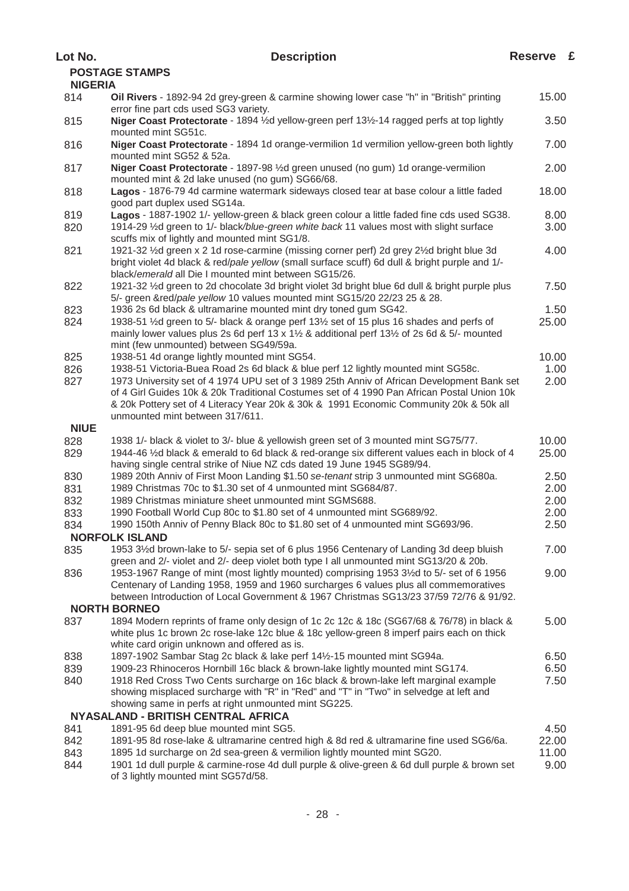| Lot No. | Description | Reserve £ |
| --- | --- | --- |
| | **POSTAGE STAMPS** | |
| | **NIGERIA** | |
| 814 | **Oil Rivers** - 1892-94 2d grey-green & carmine showing lower case "h" in "British" printing error fine part cds used SG3 variety. | 15.00 |
| 815 | **Niger Coast Protectorate** - 1894 ½d yellow-green perf 13½-14 ragged perfs at top lightly mounted mint SG51c. | 3.50 |
| 816 | **Niger Coast Protectorate** - 1894 1d orange-vermilion 1d vermilion yellow-green both lightly mounted mint SG52 & 52a. | 7.00 |
| 817 | **Niger Coast Protectorate** - 1897-98 ½d green unused (no gum) 1d orange-vermilion mounted mint & 2d lake unused (no gum) SG66/68. | 2.00 |
| 818 | **Lagos** - 1876-79 4d carmine watermark sideways closed tear at base colour a little faded good part duplex used SG14a. | 18.00 |
| 819 | **Lagos** - 1887-1902 1/- yellow-green & black green colour a little faded fine cds used SG38. | 8.00 |
| 820 | 1914-29 ½d green to 1/- black/*blue-green white back* 11 values most with slight surface scuffs mix of lightly and mounted mint SG1/8. | 3.00 |
| 821 | 1921-32 ½d green x 2 1d rose-carmine (missing corner perf) 2d grey 2½d bright blue 3d bright violet 4d black & red/*pale yellow* (small surface scuff) 6d dull & bright purple and 1/- black/*emerald* all Die I mounted mint between SG15/26. | 4.00 |
| 822 | 1921-32 ½d green to 2d chocolate 3d bright violet 3d bright blue 6d dull & bright purple plus 5/- green &red/*pale yellow* 10 values mounted mint SG15/20 22/23 25 & 28. | 7.50 |
| 823 | 1936 2s 6d black & ultramarine mounted mint dry toned gum SG42. | 1.50 |
| 824 | 1938-51 ½d green to 5/- black & orange perf 13½ set of 15 plus 16 shades and perfs of mainly lower values plus 2s 6d perf 13 x 1½ & additional perf 13½ of 2s 6d & 5/- mounted mint (few unmounted) between SG49/59a. | 25.00 |
| 825 | 1938-51 4d orange lightly mounted mint SG54. | 10.00 |
| 826 | 1938-51 Victoria-Buea Road 2s 6d black & blue perf 12 lightly mounted mint SG58c. | 1.00 |
| 827 | 1973 University set of 4 1974 UPU set of 3 1989 25th Anniv of African Development Bank set of 4 Girl Guides 10k & 20k Traditional Costumes set of 4 1990 Pan African Postal Union 10k & 20k Pottery set of 4 Literacy Year 20k & 30k & 1991 Economic Community 20k & 50k all unmounted mint between 317/611. | 2.00 |
| | **NIUE** | |
| 828 | 1938 1/- black & violet to 3/- blue & yellowish green set of 3 mounted mint SG75/77. | 10.00 |
| 829 | 1944-46 ½d black & emerald to 6d black & red-orange six different values each in block of 4 having single central strike of Niue NZ cds dated 19 June 1945 SG89/94. | 25.00 |
| 830 | 1989 20th Anniv of First Moon Landing $1.50 *se-tenant* strip 3 unmounted mint SG680a. | 2.50 |
| 831 | 1989 Christmas 70c to $1.30 set of 4 unmounted mint SG684/87. | 2.00 |
| 832 | 1989 Christmas miniature sheet unmounted mint SGMS688. | 2.00 |
| 833 | 1990 Football World Cup 80c to $1.80 set of 4 unmounted mint SG689/92. | 2.00 |
| 834 | 1990 150th Anniv of Penny Black 80c to $1.80 set of 4 unmounted mint SG693/96. | 2.50 |
| | **NORFOLK ISLAND** | |
| 835 | 1953 3½d brown-lake to 5/- sepia set of 6 plus 1956 Centenary of Landing 3d deep bluish green and 2/- violet and 2/- deep violet both type I all unmounted mint SG13/20 & 20b. | 7.00 |
| 836 | 1953-1967 Range of mint (most lightly mounted) comprising 1953 3½d to 5/- set of 6 1956 Centenary of Landing 1958, 1959 and 1960 surcharges 6 values plus all commemoratives between Introduction of Local Government & 1967 Christmas SG13/23 37/59 72/76 & 91/92. | 9.00 |
| | **NORTH BORNEO** | |
| 837 | 1894 Modern reprints of frame only design of 1c 2c 12c & 18c (SG67/68 & 76/78) in black & white plus 1c brown 2c rose-lake 12c blue & 18c yellow-green 8 imperf pairs each on thick white card origin unknown and offered as is. | 5.00 |
| 838 | 1897-1902 Sambar Stag 2c black & lake perf 14½-15 mounted mint SG94a. | 6.50 |
| 839 | 1909-23 Rhinoceros Hornbill 16c black & brown-lake lightly mounted mint SG174. | 6.50 |
| 840 | 1918 Red Cross Two Cents surcharge on 16c black & brown-lake left marginal example showing misplaced surcharge with "R" in "Red" and "T" in "Two" in selvedge at left and showing same in perfs at right unmounted mint SG225. | 7.50 |
| | **NYASALAND - BRITISH CENTRAL AFRICA** | |
| 841 | 1891-95 6d deep blue mounted mint SG5. | 4.50 |
| 842 | 1891-95 8d rose-lake & ultramarine centred high & 8d red & ultramarine fine used SG6/6a. | 22.00 |
| 843 | 1895 1d surcharge on 2d sea-green & vermilion lightly mounted mint SG20. | 11.00 |
| 844 | 1901 1d dull purple & carmine-rose 4d dull purple & olive-green & 6d dull purple & brown set of 3 lightly mounted mint SG57d/58. | 9.00 |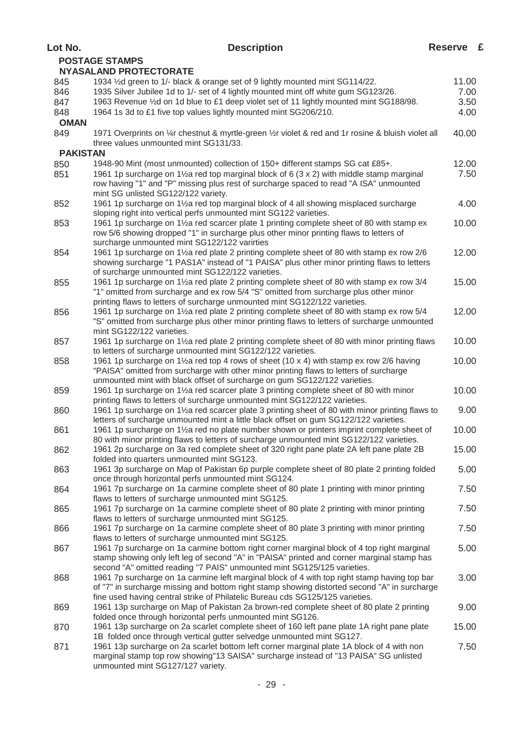| Lot No. | Description | Reserve £ |
|---|---|---|
| | **POSTAGE STAMPS** | |
| | **NYASALAND PROTECTORATE** | |
| 845 | 1934 ½d green to 1/- black & orange set of 9 lightly mounted mint SG114/22. | 11.00 |
| 846 | 1935 Silver Jubilee 1d to 1/- set of 4 lightly mounted mint off white gum SG123/26. | 7.00 |
| 847 | 1963 Revenue ½d on 1d blue to £1 deep violet set of 11 lightly mounted mint SG188/98. | 3.50 |
| 848 | 1964 1s 3d to £1 five top values lightly mounted mint SG206/210. | 4.00 |
| **OMAN** | | |
| 849 | 1971 Overprints on ¼r chestnut & myrtle-green ½r violet & red and 1r rosine & bluish violet all three values unmounted mint SG131/33. | 40.00 |
| **PAKISTAN** | | |
| 850 | 1948-90 Mint (most unmounted) collection of 150+ different stamps SG cat £85+. | 12.00 |
| 851 | 1961 1p surcharge on 1½a red top marginal block of 6 (3 x 2) with middle stamp marginal row having "1" and "P" missing plus rest of surcharge spaced to read "A ISA" unmounted mint SG unlisted SG122/122 variety. | 7.50 |
| 852 | 1961 1p surcharge on 1½a red top marginal block of 4 all showing misplaced surcharge sloping right into vertical perfs unmounted mint SG122 varieties. | 4.00 |
| 853 | 1961 1p surcharge on 1½a red scarcer plate 1 printing complete sheet of 80 with stamp ex row 5/6 showing dropped "1" in surcharge plus other minor printing flaws to letters of surcharge unmounted mint SG122/122 varirties | 10.00 |
| 854 | 1961 1p surcharge on 1½a red plate 2 printing complete sheet of 80 with stamp ex row 2/6 showing surcharge "1 PAS1A" instead of "1 PAISA" plus other minor printing flaws to letters of surcharge unmounted mint SG122/122 varieties. | 12.00 |
| 855 | 1961 1p surcharge on 1½a red plate 2 printing complete sheet of 80 with stamp ex row 3/4 "1" omitted from surcharge and ex row 5/4 "S" omitted from surcharge plus other minor printing flaws to letters of surcharge unmounted mint SG122/122 varieties. | 15.00 |
| 856 | 1961 1p surcharge on 1½a red plate 2 printing complete sheet of 80 with stamp ex row 5/4 "S" omitted from surcharge plus other minor printing flaws to letters of surcharge unmounted mint SG122/122 varieties. | 12.00 |
| 857 | 1961 1p surcharge on 1½a red plate 2 printing complete sheet of 80 with minor printing flaws to letters of surcharge unmounted mint SG122/122 varieties. | 10.00 |
| 858 | 1961 1p surcharge on 1½a red top 4 rows of sheet (10 x 4) with stamp ex row 2/6 having "PAISA" omitted from surcharge with other minor printing flaws to letters of surcharge unmounted mint with black offset of surcharge on gum SG122/122 varieties. | 10.00 |
| 859 | 1961 1p surcharge on 1½a red scarcer plate 3 printing complete sheet of 80 with minor printing flaws to letters of surcharge unmounted mint SG122/122 varieties. | 10.00 |
| 860 | 1961 1p surcharge on 1½a red scarcer plate 3 printing sheet of 80 with minor printing flaws to letters of surcharge unmounted mint a little black offset on gum SG122/122 varieties. | 9.00 |
| 861 | 1961 1p surcharge on 1½a red no plate number shown or printers imprint complete sheet of 80 with minor printing flaws to letters of surcharge unmounted mint SG122/122 varieties. | 10.00 |
| 862 | 1961 2p surcharge on 3a red complete sheet of 320 right pane plate 2A left pane plate 2B folded into quarters unmounted mint SG123. | 15.00 |
| 863 | 1961 3p surcharge on Map of Pakistan 6p purple complete sheet of 80 plate 2 printing folded once through horizontal perfs unmounted mint SG124. | 5.00 |
| 864 | 1961 7p surcharge on 1a carmine complete sheet of 80 plate 1 printing with minor printing flaws to letters of surcharge unmounted mint SG125. | 7.50 |
| 865 | 1961 7p surcharge on 1a carmine complete sheet of 80 plate 2 printing with minor printing flaws to letters of surcharge unmounted mint SG125. | 7.50 |
| 866 | 1961 7p surcharge on 1a carmine complete sheet of 80 plate 3 printing with minor printing flaws to letters of surcharge unmounted mint SG125. | 7.50 |
| 867 | 1961 7p surcharge on 1a carmine bottom right corner marginal block of 4 top right marginal stamp showing only left leg of second "A" in "PAISA" printed and corner marginal stamp has second "A" omitted reading "7 PAIS" unmounted mint SG125/125 varieties. | 5.00 |
| 868 | 1961 7p surcharge on 1a carmine left marginal block of 4 with top right stamp having top bar of "7" in surcharge missing and bottom right stamp showing distorted second "A" in surcharge fine used having central strike of Philatelic Bureau cds SG125/125 varieties. | 3.00 |
| 869 | 1961 13p surcharge on Map of Pakistan 2a brown-red complete sheet of 80 plate 2 printing folded once through horizontal perfs unmounted mint SG126. | 9.00 |
| 870 | 1961 13p surcharge on 2a scarlet complete sheet of 160 left pane plate 1A right pane plate 1B folded once through vertical gutter selvedge unmounted mint SG127. | 15.00 |
| 871 | 1961 13p surcharge on 2a scarlet bottom left corner marginal plate 1A block of 4 with non marginal stamp top row showing"13 SAISA" surcharge instead of "13 PAISA" SG unlisted unmounted mint SG127/127 variety. | 7.50 |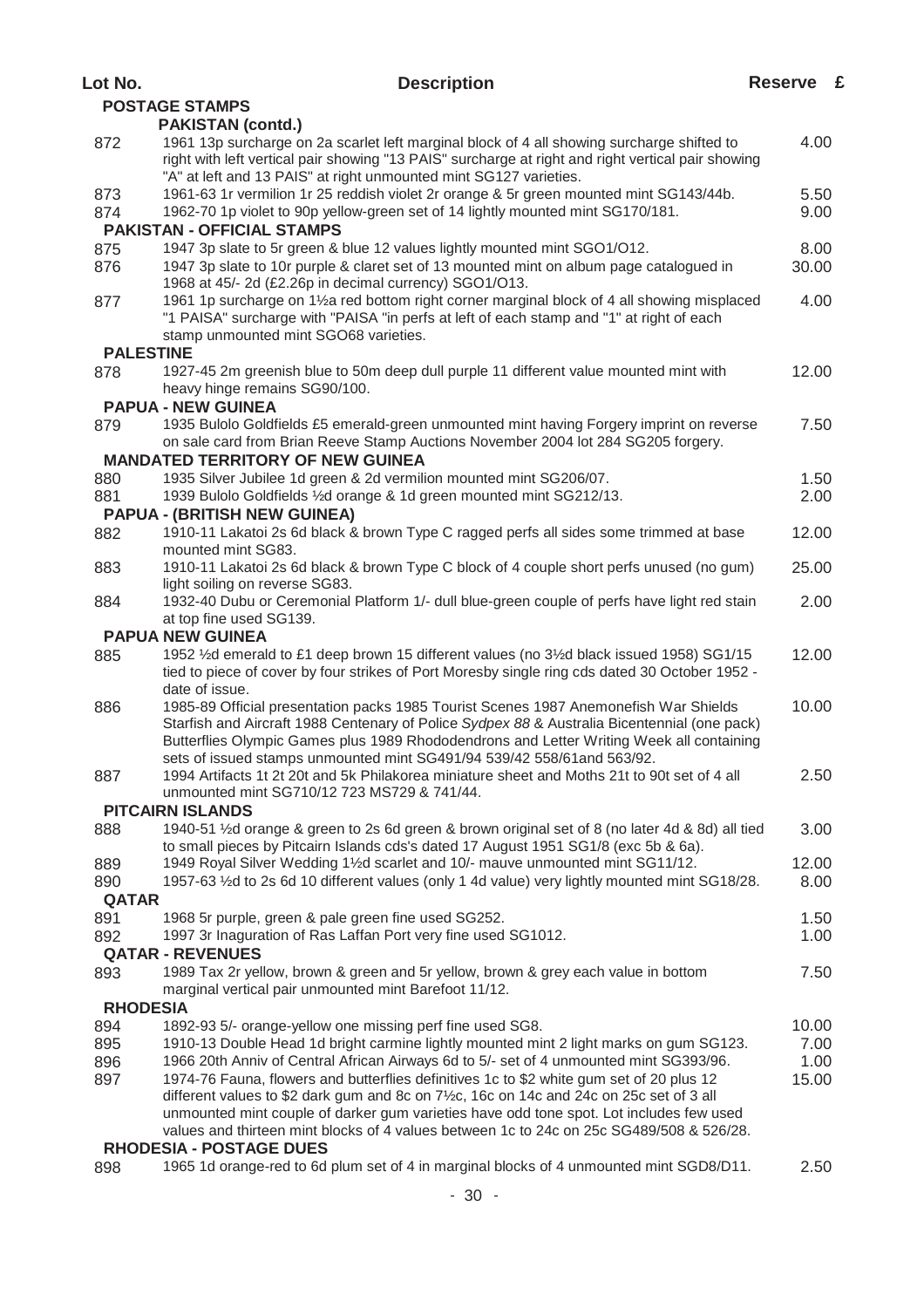| Lot No. | Description | Reserve £ |
|---|---|---|
| | **POSTAGE STAMPS** | |
| | **PAKISTAN (contd.)** | |
| 872 | 1961 13p surcharge on 2a scarlet left marginal block of 4 all showing surcharge shifted to right with left vertical pair showing "13 PAIS" surcharge at right and right vertical pair showing "A" at left and 13 PAIS" at right unmounted mint SG127 varieties. | 4.00 |
| 873 | 1961-63 1r vermilion 1r 25 reddish violet 2r orange & 5r green mounted mint SG143/44b. | 5.50 |
| 874 | 1962-70 1p violet to 90p yellow-green set of 14 lightly mounted mint SG170/181. | 9.00 |
| | **PAKISTAN - OFFICIAL STAMPS** | |
| 875 | 1947 3p slate to 5r green & blue 12 values lightly mounted mint SGO1/O12. | 8.00 |
| 876 | 1947 3p slate to 10r purple & claret set of 13 mounted mint on album page catalogued in 1968 at 45/- 2d (£2.26p in decimal currency) SGO1/O13. | 30.00 |
| 877 | 1961 1p surcharge on 1½a red bottom right corner marginal block of 4 all showing misplaced "1 PAISA" surcharge with "PAISA "in perfs at left of each stamp and "1" at right of each stamp unmounted mint SGO68 varieties. | 4.00 |
| | **PALESTINE** | |
| 878 | 1927-45 2m greenish blue to 50m deep dull purple 11 different value mounted mint with heavy hinge remains SG90/100. | 12.00 |
| | **PAPUA - NEW GUINEA** | |
| 879 | 1935 Bulolo Goldfields £5 emerald-green unmounted mint having Forgery imprint on reverse on sale card from Brian Reeve Stamp Auctions November 2004 lot 284 SG205 forgery. | 7.50 |
| | **MANDATED TERRITORY OF NEW GUINEA** | |
| 880 | 1935 Silver Jubilee 1d green & 2d vermilion mounted mint SG206/07. | 1.50 |
| 881 | 1939 Bulolo Goldfields ½d orange & 1d green mounted mint SG212/13. | 2.00 |
| | **PAPUA - (BRITISH NEW GUINEA)** | |
| 882 | 1910-11 Lakatoi 2s 6d black & brown Type C ragged perfs all sides some trimmed at base mounted mint SG83. | 12.00 |
| 883 | 1910-11 Lakatoi 2s 6d black & brown Type C block of 4 couple short perfs unused (no gum) light soiling on reverse SG83. | 25.00 |
| 884 | 1932-40 Dubu or Ceremonial Platform 1/- dull blue-green couple of perfs have light red stain at top fine used SG139. | 2.00 |
| | **PAPUA NEW GUINEA** | |
| 885 | 1952 ½d emerald to £1 deep brown 15 different values (no 3½d black issued 1958) SG1/15 tied to piece of cover by four strikes of Port Moresby single ring cds dated 30 October 1952 - date of issue. | 12.00 |
| 886 | 1985-89 Official presentation packs 1985 Tourist Scenes 1987 Anemonefish War Shields Starfish and Aircraft 1988 Centenary of Police *Sydpex 88* & Australia Bicentennial (one pack) Butterflies Olympic Games plus 1989 Rhododendrons and Letter Writing Week all containing sets of issued stamps unmounted mint SG491/94 539/42 558/61and 563/92. | 10.00 |
| 887 | 1994 Artifacts 1t 2t 20t and 5k Philakorea miniature sheet and Moths 21t to 90t set of 4 all unmounted mint SG710/12 723 MS729 & 741/44. | 2.50 |
| | **PITCAIRN ISLANDS** | |
| 888 | 1940-51 ½d orange & green to 2s 6d green & brown original set of 8 (no later 4d & 8d) all tied to small pieces by Pitcairn Islands cds's dated 17 August 1951 SG1/8 (exc 5b & 6a). | 3.00 |
| 889 | 1949 Royal Silver Wedding 1½d scarlet and 10/- mauve unmounted mint SG11/12. | 12.00 |
| 890 | 1957-63 ½d to 2s 6d 10 different values (only 1 4d value) very lightly mounted mint SG18/28. | 8.00 |
| | **QATAR** | |
| 891 | 1968 5r purple, green & pale green fine used SG252. | 1.50 |
| 892 | 1997 3r Inaguration of Ras Laffan Port very fine used SG1012. | 1.00 |
| | **QATAR - REVENUES** | |
| 893 | 1989 Tax 2r yellow, brown & green and 5r yellow, brown & grey each value in bottom marginal vertical pair unmounted mint Barefoot 11/12. | 7.50 |
| | **RHODESIA** | |
| 894 | 1892-93 5/- orange-yellow one missing perf fine used SG8. | 10.00 |
| 895 | 1910-13 Double Head 1d bright carmine lightly mounted mint 2 light marks on gum SG123. | 7.00 |
| 896 | 1966 20th Anniv of Central African Airways 6d to 5/- set of 4 unmounted mint SG393/96. | 1.00 |
| 897 | 1974-76 Fauna, flowers and butterflies definitives 1c to $2 white gum set of 20 plus 12 different values to $2 dark gum and 8c on 7½c, 16c on 14c and 24c on 25c set of 3 all unmounted mint couple of darker gum varieties have odd tone spot. Lot includes few used values and thirteen mint blocks of 4 values between 1c to 24c on 25c SG489/508 & 526/28. | 15.00 |
| | **RHODESIA - POSTAGE DUES** | |
| 898 | 1965 1d orange-red to 6d plum set of 4 in marginal blocks of 4 unmounted mint SGD8/D11. | 2.50 |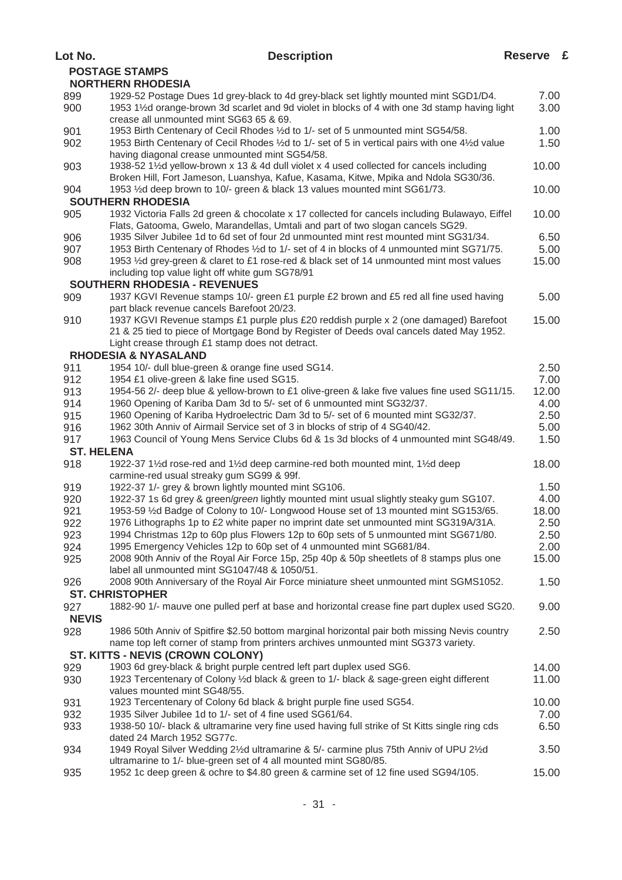| Lot No. | Description | Reserve £ |
| --- | --- | --- |
| | **POSTAGE STAMPS** | |
| | **NORTHERN RHODESIA** | |
| 899 | 1929-52 Postage Dues 1d grey-black to 4d grey-black set lightly mounted mint SGD1/D4. | 7.00 |
| 900 | 1953 1½d orange-brown 3d scarlet and 9d violet in blocks of 4 with one 3d stamp having light crease all unmounted mint SG63 65 & 69. | 3.00 |
| 901 | 1953 Birth Centenary of Cecil Rhodes ½d to 1/- set of 5 unmounted mint SG54/58. | 1.00 |
| 902 | 1953 Birth Centenary of Cecil Rhodes ½d to 1/- set of 5 in vertical pairs with one 4½d value having diagonal crease unmounted mint SG54/58. | 1.50 |
| 903 | 1938-52 1½d yellow-brown x 13 & 4d dull violet x 4 used collected for cancels including Broken Hill, Fort Jameson, Luanshya, Kafue, Kasama, Kitwe, Mpika and Ndola SG30/36. | 10.00 |
| 904 | 1953 ½d deep brown to 10/- green & black 13 values mounted mint SG61/73. | 10.00 |
| | **SOUTHERN RHODESIA** | |
| 905 | 1932 Victoria Falls 2d green & chocolate x 17 collected for cancels including Bulawayo, Eiffel Flats, Gatooma, Gwelo, Marandellas, Umtali and part of two slogan cancels SG29. | 10.00 |
| 906 | 1935 Silver Jubilee 1d to 6d set of four 2d unmounted mint rest mounted mint SG31/34. | 6.50 |
| 907 | 1953 Birth Centenary of Rhodes ½d to 1/- set of 4 in blocks of 4 unmounted mint SG71/75. | 5.00 |
| 908 | 1953 ½d grey-green & claret to £1 rose-red & black set of 14 unmounted mint most values including top value light off white gum SG78/91 | 15.00 |
| | **SOUTHERN RHODESIA - REVENUES** | |
| 909 | 1937 KGVI Revenue stamps 10/- green £1 purple £2 brown and £5 red all fine used having part black revenue cancels Barefoot 20/23. | 5.00 |
| 910 | 1937 KGVI Revenue stamps £1 purple plus £20 reddish purple x 2 (one damaged) Barefoot 21 & 25 tied to piece of Mortgage Bond by Register of Deeds oval cancels dated May 1952. Light crease through £1 stamp does not detract. | 15.00 |
| | **RHODESIA & NYASALAND** | |
| 911 | 1954 10/- dull blue-green & orange fine used SG14. | 2.50 |
| 912 | 1954 £1 olive-green & lake fine used SG15. | 7.00 |
| 913 | 1954-56 2/- deep blue & yellow-brown to £1 olive-green & lake five values fine used SG11/15. | 12.00 |
| 914 | 1960 Opening of Kariba Dam 3d to 5/- set of 6 unmounted mint SG32/37. | 4.00 |
| 915 | 1960 Opening of Kariba Hydroelectric Dam 3d to 5/- set of 6 mounted mint SG32/37. | 2.50 |
| 916 | 1962 30th Anniv of Airmail Service set of 3 in blocks of strip of 4 SG40/42. | 5.00 |
| 917 | 1963 Council of Young Mens Service Clubs 6d & 1s 3d blocks of 4 unmounted mint SG48/49. | 1.50 |
| | **ST. HELENA** | |
| 918 | 1922-37 1½d rose-red and 1½d deep carmine-red both mounted mint, 1½d deep carmine-red usual streaky gum SG99 & 99f. | 18.00 |
| 919 | 1922-37 1/- grey & brown lightly mounted mint SG106. | 1.50 |
| 920 | 1922-37 1s 6d grey & green/*green* lightly mounted mint usual slightly steaky gum SG107. | 4.00 |
| 921 | 1953-59 ½d Badge of Colony to 10/- Longwood House set of 13 mounted mint SG153/65. | 18.00 |
| 922 | 1976 Lithographs 1p to £2 white paper no imprint date set unmounted mint SG319A/31A. | 2.50 |
| 923 | 1994 Christmas 12p to 60p plus Flowers 12p to 60p sets of 5 unmounted mint SG671/80. | 2.50 |
| 924 | 1995 Emergency Vehicles 12p to 60p set of 4 unmounted mint SG681/84. | 2.00 |
| 925 | 2008 90th Anniv of the Royal Air Force 15p, 25p 40p & 50p sheetlets of 8 stamps plus one label all unmounted mint SG1047/48 & 1050/51. | 15.00 |
| 926 | 2008 90th Anniversary of the Royal Air Force miniature sheet unmounted mint SGMS1052. | 1.50 |
| | **ST. CHRISTOPHER** | |
| 927 | 1882-90 1/- mauve one pulled perf at base and horizontal crease fine part duplex used SG20. | 9.00 |
| | **NEVIS** | |
| 928 | 1986 50th Anniv of Spitfire $2.50 bottom marginal horizontal pair both missing Nevis country name top left corner of stamp from printers archives unmounted mint SG373 variety. | 2.50 |
| | **ST. KITTS - NEVIS (CROWN COLONY)** | |
| 929 | 1903 6d grey-black & bright purple centred left part duplex used SG6. | 14.00 |
| 930 | 1923 Tercentenary of Colony ½d black & green to 1/- black & sage-green eight different values mounted mint SG48/55. | 11.00 |
| 931 | 1923 Tercentenary of Colony 6d black & bright purple fine used SG54. | 10.00 |
| 932 | 1935 Silver Jubilee 1d to 1/- set of 4 fine used SG61/64. | 7.00 |
| 933 | 1938-50 10/- black & ultramarine very fine used having full strike of St Kitts single ring cds dated 24 March 1952 SG77c. | 6.50 |
| 934 | 1949 Royal Silver Wedding 2½d ultramarine & 5/- carmine plus 75th Anniv of UPU 2½d ultramarine to 1/- blue-green set of 4 all mounted mint SG80/85. | 3.50 |
| 935 | 1952 1c deep green & ochre to $4.80 green & carmine set of 12 fine used SG94/105. | 15.00 |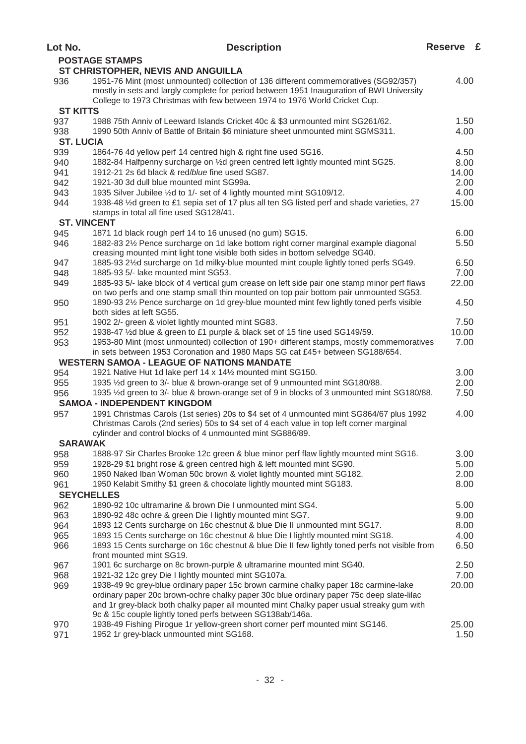| Lot No. | Description | Reserve £ |
|---|---|---|
| | **POSTAGE STAMPS** | |
| | **ST CHRISTOPHER, NEVIS AND ANGUILLA** | |
| 936 | 1951-76 Mint (most unmounted) collection of 136 different commemoratives (SG92/357) mostly in sets and largly complete for period between 1951 Inauguration of BWI University College to 1973 Christmas with few between 1974 to 1976 World Cricket Cup. | 4.00 |
| | **ST KITTS** | |
| 937 | 1988 75th Anniv of Leeward Islands Cricket 40c & $3 unmounted mint SG261/62. | 1.50 |
| 938 | 1990 50th Anniv of Battle of Britain $6 miniature sheet unmounted mint SGMS311. | 4.00 |
| | **ST. LUCIA** | |
| 939 | 1864-76 4d yellow perf 14 centred high & right fine used SG16. | 4.50 |
| 940 | 1882-84 Halfpenny surcharge on ½d green centred left lightly mounted mint SG25. | 8.00 |
| 941 | 1912-21 2s 6d black & red/*blue* fine used SG87. | 14.00 |
| 942 | 1921-30 3d dull blue mounted mint SG99a. | 2.00 |
| 943 | 1935 Silver Jubilee ½d to 1/- set of 4 lightly mounted mint SG109/12. | 4.00 |
| 944 | 1938-48 ½d green to £1 sepia set of 17 plus all ten SG listed perf and shade varieties, 27 stamps in total all fine used SG128/41. | 15.00 |
| | **ST. VINCENT** | |
| 945 | 1871 1d black rough perf 14 to 16 unused (no gum) SG15. | 6.00 |
| 946 | 1882-83 2½ Pence surcharge on 1d lake bottom right corner marginal example diagonal creasing mounted mint light tone visible both sides in bottom selvedge SG40. | 5.50 |
| 947 | 1885-93 2½d surcharge on 1d milky-blue mounted mint couple lightly toned perfs SG49. | 6.50 |
| 948 | 1885-93 5/- lake mounted mint SG53. | 7.00 |
| 949 | 1885-93 5/- lake block of 4 vertical gum crease on left side pair one stamp minor perf flaws on two perfs and one stamp small thin mounted on top pair bottom pair unmounted SG53. | 22.00 |
| 950 | 1890-93 2½ Pence surcharge on 1d grey-blue mounted mint few lightly toned perfs visible both sides at left SG55. | 4.50 |
| 951 | 1902 2/- green & violet lightly mounted mint SG83. | 7.50 |
| 952 | 1938-47 ½d blue & green to £1 purple & black set of 15 fine used SG149/59. | 10.00 |
| 953 | 1953-80 Mint (most unmounted) collection of 190+ different stamps, mostly commemoratives in sets between 1953 Coronation and 1980 Maps SG cat £45+ between SG188/654. | 7.00 |
| | **WESTERN SAMOA - LEAGUE OF NATIONS MANDATE** | |
| 954 | 1921 Native Hut 1d lake perf 14 x 14½ mounted mint SG150. | 3.00 |
| 955 | 1935 ½d green to 3/- blue & brown-orange set of 9 unmounted mint SG180/88. | 2.00 |
| 956 | 1935 ½d green to 3/- blue & brown-orange set of 9 in blocks of 3 unmounted mint SG180/88. | 7.50 |
| | **SAMOA - INDEPENDENT KINGDOM** | |
| 957 | 1991 Christmas Carols (1st series) 20s to $4 set of 4 unmounted mint SG864/67 plus 1992 Christmas Carols (2nd series) 50s to $4 set of 4 each value in top left corner marginal cylinder and control blocks of 4 unmounted mint SG886/89. | 4.00 |
| | **SARAWAK** | |
| 958 | 1888-97 Sir Charles Brooke 12c green & blue minor perf flaw lightly mounted mint SG16. | 3.00 |
| 959 | 1928-29 $1 bright rose & green centred high & left mounted mint SG90. | 5.00 |
| 960 | 1950 Naked Iban Woman 50c brown & violet lightly mounted mint SG182. | 2.00 |
| 961 | 1950 Kelabit Smithy $1 green & chocolate lightly mounted mint SG183. | 8.00 |
| | **SEYCHELLES** | |
| 962 | 1890-92 10c ultramarine & brown Die I unmounted mint SG4. | 5.00 |
| 963 | 1890-92 48c ochre & green Die I lightly mounted mint SG7. | 9.00 |
| 964 | 1893 12 Cents surcharge on 16c chestnut & blue Die II unmounted mint SG17. | 8.00 |
| 965 | 1893 15 Cents surcharge on 16c chestnut & blue Die I lightly mounted mint SG18. | 4.00 |
| 966 | 1893 15 Cents surcharge on 16c chestnut & blue Die II few lightly toned perfs not visible from front mounted mint SG19. | 6.50 |
| 967 | 1901 6c surcharge on 8c brown-purple & ultramarine mounted mint SG40. | 2.50 |
| 968 | 1921-32 12c grey Die I lightly mounted mint SG107a. | 7.00 |
| 969 | 1938-49 9c grey-blue ordinary paper 15c brown carmine chalky paper 18c carmine-lake ordinary paper 20c brown-ochre chalky paper 30c blue ordinary paper 75c deep slate-lilac and 1r grey-black both chalky paper all mounted mint Chalky paper usual streaky gum with 9c & 15c couple lightly toned perfs between SG138ab/146a. | 20.00 |
| 970 | 1938-49 Fishing Pirogue 1r yellow-green short corner perf mounted mint SG146. | 25.00 |
| 971 | 1952 1r grey-black unmounted mint SG168. | 1.50 |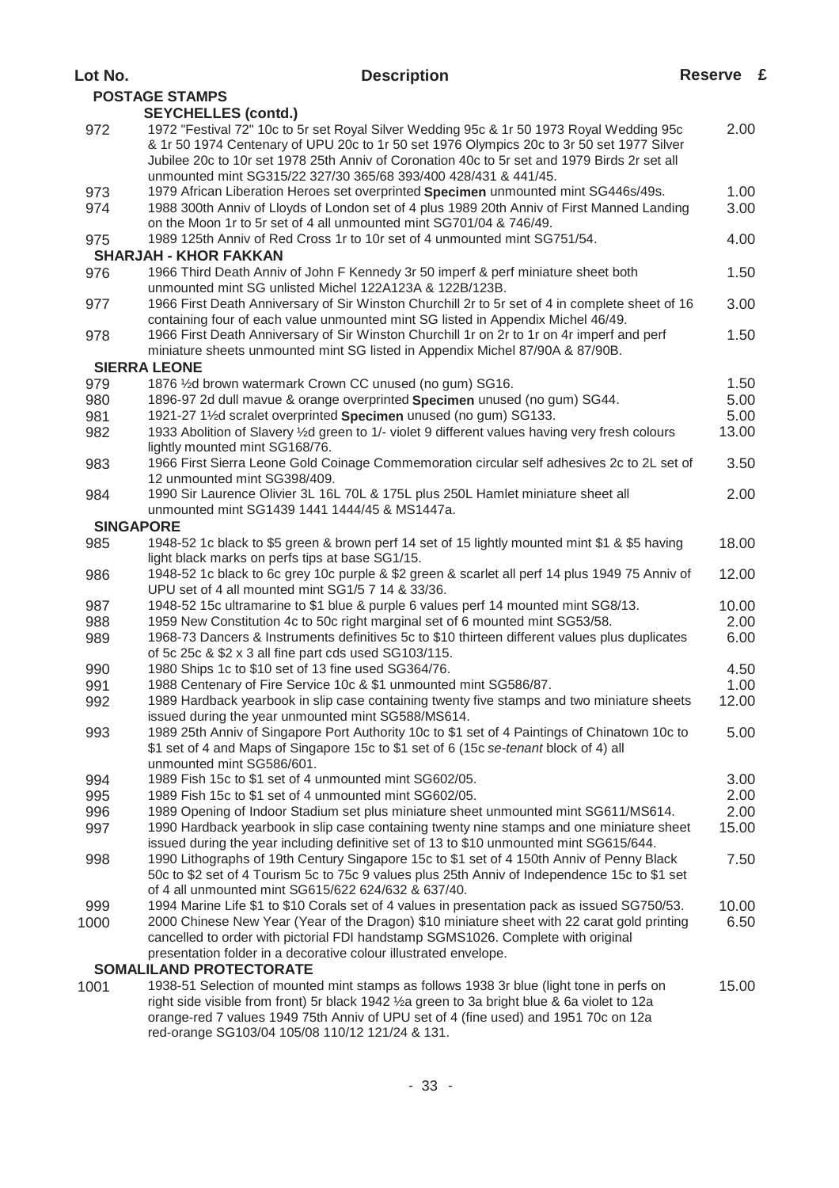| Lot No. | Description | Reserve £ |
|---|---|---|
| | **POSTAGE STAMPS** | |
| | **SEYCHELLES (contd.)** | |
| 972 | 1972 "Festival 72" 10c to 5r set Royal Silver Wedding 95c & 1r 50 1973 Royal Wedding 95c & 1r 50 1974 Centenary of UPU 20c to 1r 50 set 1976 Olympics 20c to 3r 50 set 1977 Silver Jubilee 20c to 10r set 1978 25th Anniv of Coronation 40c to 5r set and 1979 Birds 2r set all unmounted mint SG315/22 327/30 365/68 393/400 428/431 & 441/45. | 2.00 |
| 973 | 1979 African Liberation Heroes set overprinted **Specimen** unmounted mint SG446s/49s. | 1.00 |
| 974 | 1988 300th Anniv of Lloyds of London set of 4 plus 1989 20th Anniv of First Manned Landing on the Moon 1r to 5r set of 4 all unmounted mint SG701/04 & 746/49. | 3.00 |
| 975 | 1989 125th Anniv of Red Cross 1r to 10r set of 4 unmounted mint SG751/54. | 4.00 |
| | **SHARJAH - KHOR FAKKAN** | |
| 976 | 1966 Third Death Anniv of John F Kennedy 3r 50 imperf & perf miniature sheet both unmounted mint SG unlisted Michel 122A123A & 122B/123B. | 1.50 |
| 977 | 1966 First Death Anniversary of Sir Winston Churchill 2r to 5r set of 4 in complete sheet of 16 containing four of each value unmounted mint SG listed in Appendix Michel 46/49. | 3.00 |
| 978 | 1966 First Death Anniversary of Sir Winston Churchill 1r on 2r to 1r on 4r imperf and perf miniature sheets unmounted mint SG listed in Appendix Michel 87/90A & 87/90B. | 1.50 |
| | **SIERRA LEONE** | |
| 979 | 1876 ½d brown watermark Crown CC unused (no gum) SG16. | 1.50 |
| 980 | 1896-97 2d dull mavue & orange overprinted **Specimen** unused (no gum) SG44. | 5.00 |
| 981 | 1921-27 1½d scralet overprinted **Specimen** unused (no gum) SG133. | 5.00 |
| 982 | 1933 Abolition of Slavery ½d green to 1/- violet 9 different values having very fresh colours lightly mounted mint SG168/76. | 13.00 |
| 983 | 1966 First Sierra Leone Gold Coinage Commemoration circular self adhesives 2c to 2L set of 12 unmounted mint SG398/409. | 3.50 |
| 984 | 1990 Sir Laurence Olivier 3L 16L 70L & 175L plus 250L Hamlet miniature sheet all unmounted mint SG1439 1441 1444/45 & MS1447a. | 2.00 |
| | **SINGAPORE** | |
| 985 | 1948-52 1c black to $5 green & brown perf 14 set of 15 lightly mounted mint $1 & $5 having light black marks on perfs tips at base SG1/15. | 18.00 |
| 986 | 1948-52 1c black to 6c grey 10c purple & $2 green & scarlet all perf 14 plus 1949 75 Anniv of UPU set of 4 all mounted mint SG1/5 7 14 & 33/36. | 12.00 |
| 987 | 1948-52 15c ultramarine to $1 blue & purple 6 values perf 14 mounted mint SG8/13. | 10.00 |
| 988 | 1959 New Constitution 4c to 50c right marginal set of 6 mounted mint SG53/58. | 2.00 |
| 989 | 1968-73 Dancers & Instruments definitives 5c to $10 thirteen different values plus duplicates of 5c 25c & $2 x 3 all fine part cds used SG103/115. | 6.00 |
| 990 | 1980 Ships 1c to $10 set of 13 fine used SG364/76. | 4.50 |
| 991 | 1988 Centenary of Fire Service 10c & $1 unmounted mint SG586/87. | 1.00 |
| 992 | 1989 Hardback yearbook in slip case containing twenty five stamps and two miniature sheets issued during the year unmounted mint SG588/MS614. | 12.00 |
| 993 | 1989 25th Anniv of Singapore Port Authority 10c to $1 set of 4 Paintings of Chinatown 10c to $1 set of 4 and Maps of Singapore 15c to $1 set of 6 (15c *se-tenant* block of 4) all unmounted mint SG586/601. | 5.00 |
| 994 | 1989 Fish 15c to $1 set of 4 unmounted mint SG602/05. | 3.00 |
| 995 | 1989 Fish 15c to $1 set of 4 unmounted mint SG602/05. | 2.00 |
| 996 | 1989 Opening of Indoor Stadium set plus miniature sheet unmounted mint SG611/MS614. | 2.00 |
| 997 | 1990 Hardback yearbook in slip case containing twenty nine stamps and one miniature sheet issued during the year including definitive set of 13 to $10 unmounted mint SG615/644. | 15.00 |
| 998 | 1990 Lithographs of 19th Century Singapore 15c to $1 set of 4 150th Anniv of Penny Black 50c to $2 set of 4 Tourism 5c to 75c 9 values plus 25th Anniv of Independence 15c to $1 set of 4 all unmounted mint SG615/622 624/632 & 637/40. | 7.50 |
| 999 | 1994 Marine Life $1 to $10 Corals set of 4 values in presentation pack as issued SG750/53. | 10.00 |
| 1000 | 2000 Chinese New Year (Year of the Dragon) $10 miniature sheet with 22 carat gold printing cancelled to order with pictorial FDI handstamp SGMS1026. Complete with original presentation folder in a decorative colour illustrated envelope. | 6.50 |
| | **SOMALILAND PROTECTORATE** | |
| 1001 | 1938-51 Selection of mounted mint stamps as follows 1938 3r blue (light tone in perfs on right side visible from front) 5r black 1942 ½a green to 3a bright blue & 6a violet to 12a orange-red 7 values 1949 75th Anniv of UPU set of 4 (fine used) and 1951 70c on 12a red-orange SG103/04 105/08 110/12 121/24 & 131. | 15.00 |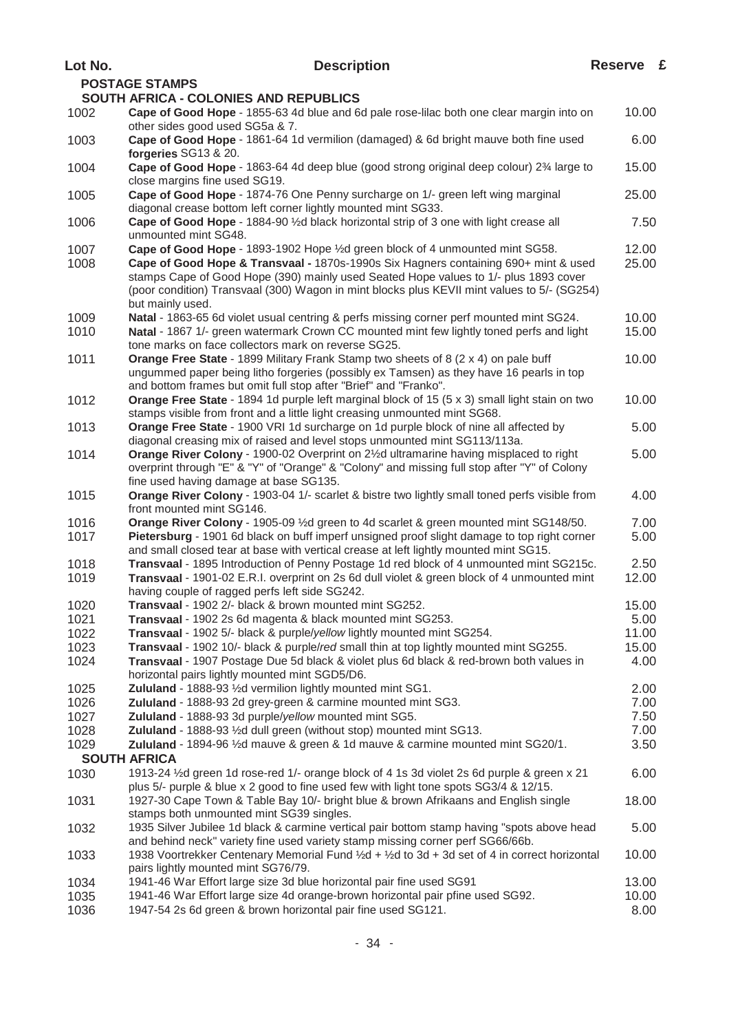| Lot No. | Description | Reserve £ |
|---|---|---|
| | **POSTAGE STAMPS** | |
| | **SOUTH AFRICA - COLONIES AND REPUBLICS** | |
| 1002 | **Cape of Good Hope** - 1855-63 4d blue and 6d pale rose-lilac both one clear margin into on other sides good used SG5a & 7. | 10.00 |
| 1003 | **Cape of Good Hope** - 1861-64 1d vermilion (damaged) & 6d bright mauve both fine used **forgeries** SG13 & 20. | 6.00 |
| 1004 | **Cape of Good Hope** - 1863-64 4d deep blue (good strong original deep colour) 2¾ large to close margins fine used SG19. | 15.00 |
| 1005 | **Cape of Good Hope** - 1874-76 One Penny surcharge on 1/- green left wing marginal diagonal crease bottom left corner lightly mounted mint SG33. | 25.00 |
| 1006 | **Cape of Good Hope** - 1884-90 ½d black horizontal strip of 3 one with light crease all unmounted mint SG48. | 7.50 |
| 1007 | **Cape of Good Hope** - 1893-1902 Hope ½d green block of 4 unmounted mint SG58. | 12.00 |
| 1008 | **Cape of Good Hope & Transvaal -** 1870s-1990s Six Hagners containing 690+ mint & used stamps Cape of Good Hope (390) mainly used Seated Hope values to 1/- plus 1893 cover (poor condition) Transvaal (300) Wagon in mint blocks plus KEVII mint values to 5/- (SG254) but mainly used. | 25.00 |
| 1009 | **Natal** - 1863-65 6d violet usual centring & perfs missing corner perf mounted mint SG24. | 10.00 |
| 1010 | **Natal** - 1867 1/- green watermark Crown CC mounted mint few lightly toned perfs and light tone marks on face collectors mark on reverse SG25. | 15.00 |
| 1011 | **Orange Free State** - 1899 Military Frank Stamp two sheets of 8 (2 x 4) on pale buff ungummed paper being litho forgeries (possibly ex Tamsen) as they have 16 pearls in top and bottom frames but omit full stop after "Brief" and "Franko". | 10.00 |
| 1012 | **Orange Free State** - 1894 1d purple left marginal block of 15 (5 x 3) small light stain on two stamps visible from front and a little light creasing unmounted mint SG68. | 10.00 |
| 1013 | **Orange Free State** - 1900 VRI 1d surcharge on 1d purple block of nine all affected by diagonal creasing mix of raised and level stops unmounted mint SG113/113a. | 5.00 |
| 1014 | **Orange River Colony** - 1900-02 Overprint on 2½d ultramarine having misplaced to right overprint through "E" & "Y" of "Orange" & "Colony" and missing full stop after "Y" of Colony fine used having damage at base SG135. | 5.00 |
| 1015 | **Orange River Colony** - 1903-04 1/- scarlet & bistre two lightly small toned perfs visible from front mounted mint SG146. | 4.00 |
| 1016 | **Orange River Colony** - 1905-09 ½d green to 4d scarlet & green mounted mint SG148/50. | 7.00 |
| 1017 | **Pietersburg** - 1901 6d black on buff imperf unsigned proof slight damage to top right corner and small closed tear at base with vertical crease at left lightly mounted mint SG15. | 5.00 |
| 1018 | **Transvaal** - 1895 Introduction of Penny Postage 1d red block of 4 unmounted mint SG215c. | 2.50 |
| 1019 | **Transvaal** - 1901-02 E.R.I. overprint on 2s 6d dull violet & green block of 4 unmounted mint having couple of ragged perfs left side SG242. | 12.00 |
| 1020 | **Transvaal** - 1902 2/- black & brown mounted mint SG252. | 15.00 |
| 1021 | **Transvaal** - 1902 2s 6d magenta & black mounted mint SG253. | 5.00 |
| 1022 | **Transvaal** - 1902 5/- black & purple/*yellow* lightly mounted mint SG254. | 11.00 |
| 1023 | **Transvaal** - 1902 10/- black & purple/*red* small thin at top lightly mounted mint SG255. | 15.00 |
| 1024 | **Transvaal** - 1907 Postage Due 5d black & violet plus 6d black & red-brown both values in horizontal pairs lightly mounted mint SGD5/D6. | 4.00 |
| 1025 | **Zululand** - 1888-93 ½d vermilion lightly mounted mint SG1. | 2.00 |
| 1026 | **Zululand** - 1888-93 2d grey-green & carmine mounted mint SG3. | 7.00 |
| 1027 | **Zululand** - 1888-93 3d purple/*yellow* mounted mint SG5. | 7.50 |
| 1028 | **Zululand** - 1888-93 ½d dull green (without stop) mounted mint SG13. | 7.00 |
| 1029 | **Zululand** - 1894-96 ½d mauve & green & 1d mauve & carmine mounted mint SG20/1. | 3.50 |
| | **SOUTH AFRICA** | |
| 1030 | 1913-24 ½d green 1d rose-red 1/- orange block of 4 1s 3d violet 2s 6d purple & green x 21 plus 5/- purple & blue x 2 good to fine used few with light tone spots SG3/4 & 12/15. | 6.00 |
| 1031 | 1927-30 Cape Town & Table Bay 10/- bright blue & brown Afrikaans and English single stamps both unmounted mint SG39 singles. | 18.00 |
| 1032 | 1935 Silver Jubilee 1d black & carmine vertical pair bottom stamp having "spots above head and behind neck" variety fine used variety stamp missing corner perf SG66/66b. | 5.00 |
| 1033 | 1938 Voortrekker Centenary Memorial Fund ½d + ½d to 3d + 3d set of 4 in correct horizontal pairs lightly mounted mint SG76/79. | 10.00 |
| 1034 | 1941-46 War Effort large size 3d blue horizontal pair fine used SG91 | 13.00 |
| 1035 | 1941-46 War Effort large size 4d orange-brown horizontal pair pfine used SG92. | 10.00 |
| 1036 | 1947-54 2s 6d green & brown horizontal pair fine used SG121. | 8.00 |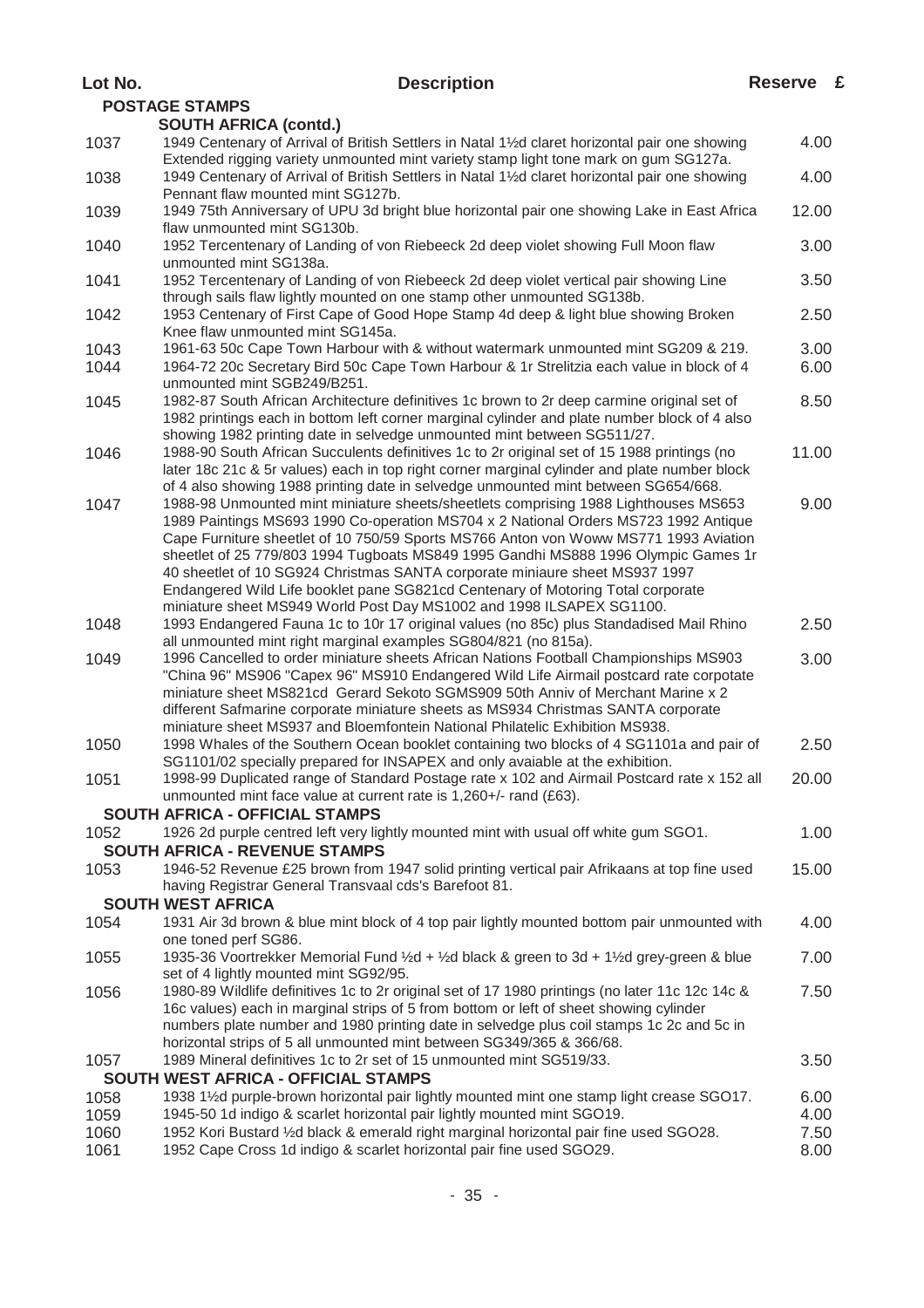| Lot No. | Description | Reserve £ |
|---|---|---|
| | **POSTAGE STAMPS** | |
| | **SOUTH AFRICA (contd.)** | |
| 1037 | 1949 Centenary of Arrival of British Settlers in Natal 1½d claret horizontal pair one showing Extended rigging variety unmounted mint variety stamp light tone mark on gum SG127a. | 4.00 |
| 1038 | 1949 Centenary of Arrival of British Settlers in Natal 1½d claret horizontal pair one showing Pennant flaw mounted mint SG127b. | 4.00 |
| 1039 | 1949 75th Anniversary of UPU 3d bright blue horizontal pair one showing Lake in East Africa flaw unmounted mint SG130b. | 12.00 |
| 1040 | 1952 Tercentenary of Landing of von Riebeeck 2d deep violet showing Full Moon flaw unmounted mint SG138a. | 3.00 |
| 1041 | 1952 Tercentenary of Landing of von Riebeeck 2d deep violet vertical pair showing Line through sails flaw lightly mounted on one stamp other unmounted SG138b. | 3.50 |
| 1042 | 1953 Centenary of First Cape of Good Hope Stamp 4d deep & light blue showing Broken Knee flaw unmounted mint SG145a. | 2.50 |
| 1043 | 1961-63 50c Cape Town Harbour with & without watermark unmounted mint SG209 & 219. | 3.00 |
| 1044 | 1964-72 20c Secretary Bird 50c Cape Town Harbour & 1r Strelitzia each value in block of 4 unmounted mint SGB249/B251. | 6.00 |
| 1045 | 1982-87 South African Architecture definitives 1c brown to 2r deep carmine original set of 1982 printings each in bottom left corner marginal cylinder and plate number block of 4 also showing 1982 printing date in selvedge unmounted mint between SG511/27. | 8.50 |
| 1046 | 1988-90 South African Succulents definitives 1c to 2r original set of 15 1988 printings (no later 18c 21c & 5r values) each in top right corner marginal cylinder and plate number block of 4 also showing 1988 printing date in selvedge unmounted mint between SG654/668. | 11.00 |
| 1047 | 1988-98 Unmounted mint miniature sheets/sheetlets comprising 1988 Lighthouses MS653 1989 Paintings MS693 1990 Co-operation MS704 x 2 National Orders MS723 1992 Antique Cape Furniture sheetlet of 10 750/59 Sports MS766 Anton von Woww MS771 1993 Aviation sheetlet of 25 779/803 1994 Tugboats MS849 1995 Gandhi MS888 1996 Olympic Games 1r 40 sheetlet of 10 SG924 Christmas SANTA corporate miniaure sheet MS937 1997 Endangered Wild Life booklet pane SG821cd Centenary of Motoring Total corporate miniature sheet MS949 World Post Day MS1002 and 1998 ILSAPEX SG1100. | 9.00 |
| 1048 | 1993 Endangered Fauna 1c to 10r 17 original values (no 85c) plus Standadised Mail Rhino all unmounted mint right marginal examples SG804/821 (no 815a). | 2.50 |
| 1049 | 1996 Cancelled to order miniature sheets African Nations Football Championships MS903 "China 96" MS906 "Capex 96" MS910 Endangered Wild Life Airmail postcard rate corpotate miniature sheet MS821cd Gerard Sekoto SGMS909 50th Anniv of Merchant Marine x 2 different Safmarine corporate miniature sheets as MS934 Christmas SANTA corporate miniature sheet MS937 and Bloemfontein National Philatelic Exhibition MS938. | 3.00 |
| 1050 | 1998 Whales of the Southern Ocean booklet containing two blocks of 4 SG1101a and pair of SG1101/02 specially prepared for INSAPEX and only avaiable at the exhibition. | 2.50 |
| 1051 | 1998-99 Duplicated range of Standard Postage rate x 102 and Airmail Postcard rate x 152 all unmounted mint face value at current rate is 1,260+/- rand (£63). | 20.00 |
| | **SOUTH AFRICA - OFFICIAL STAMPS** | |
| 1052 | 1926 2d purple centred left very lightly mounted mint with usual off white gum SGO1. | 1.00 |
| | **SOUTH AFRICA - REVENUE STAMPS** | |
| 1053 | 1946-52 Revenue £25 brown from 1947 solid printing vertical pair Afrikaans at top fine used having Registrar General Transvaal cds's Barefoot 81. | 15.00 |
| | **SOUTH WEST AFRICA** | |
| 1054 | 1931 Air 3d brown & blue mint block of 4 top pair lightly mounted bottom pair unmounted with one toned perf SG86. | 4.00 |
| 1055 | 1935-36 Voortrekker Memorial Fund ½d + ½d black & green to 3d + 1½d grey-green & blue set of 4 lightly mounted mint SG92/95. | 7.00 |
| 1056 | 1980-89 Wildlife definitives 1c to 2r original set of 17 1980 printings (no later 11c 12c 14c & 16c values) each in marginal strips of 5 from bottom or left of sheet showing cylinder numbers plate number and 1980 printing date in selvedge plus coil stamps 1c 2c and 5c in horizontal strips of 5 all unmounted mint between SG349/365 & 366/68. | 7.50 |
| 1057 | 1989 Mineral definitives 1c to 2r set of 15 unmounted mint SG519/33. | 3.50 |
| | **SOUTH WEST AFRICA - OFFICIAL STAMPS** | |
| 1058 | 1938 1½d purple-brown horizontal pair lightly mounted mint one stamp light crease SGO17. | 6.00 |
| 1059 | 1945-50 1d indigo & scarlet horizontal pair lightly mounted mint SGO19. | 4.00 |
| 1060 | 1952 Kori Bustard ½d black & emerald right marginal horizontal pair fine used SGO28. | 7.50 |
| 1061 | 1952 Cape Cross 1d indigo & scarlet horizontal pair fine used SGO29. | 8.00 |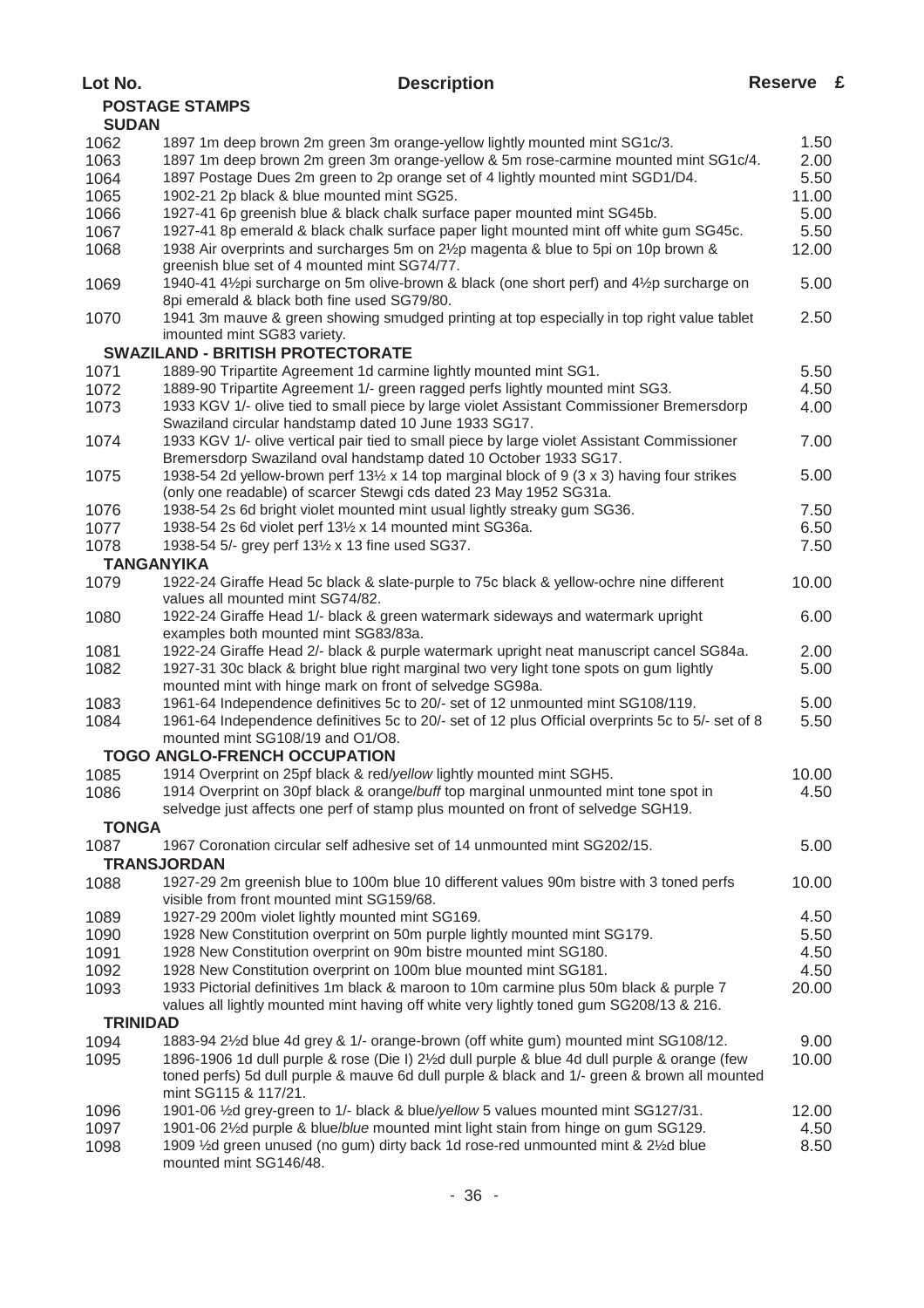| Lot No. | Description | Reserve £ |
|---|---|---|
| | **POSTAGE STAMPS** | |
| | **SUDAN** | |
| 1062 | 1897 1m deep brown 2m green 3m orange-yellow lightly mounted mint SG1c/3. | 1.50 |
| 1063 | 1897 1m deep brown 2m green 3m orange-yellow & 5m rose-carmine mounted mint SG1c/4. | 2.00 |
| 1064 | 1897 Postage Dues 2m green to 2p orange set of 4 lightly mounted mint SGD1/D4. | 5.50 |
| 1065 | 1902-21 2p black & blue mounted mint SG25. | 11.00 |
| 1066 | 1927-41 6p greenish blue & black chalk surface paper mounted mint SG45b. | 5.00 |
| 1067 | 1927-41 8p emerald & black chalk surface paper light mounted mint off white gum SG45c. | 5.50 |
| 1068 | 1938 Air overprints and surcharges 5m on 2½p magenta & blue to 5pi on 10p brown & greenish blue set of 4 mounted mint SG74/77. | 12.00 |
| 1069 | 1940-41 4½pi surcharge on 5m olive-brown & black (one short perf) and 4½p surcharge on 8pi emerald & black both fine used SG79/80. | 5.00 |
| 1070 | 1941 3m mauve & green showing smudged printing at top especially in top right value tablet imounted mint SG83 variety. | 2.50 |
| | **SWAZILAND - BRITISH PROTECTORATE** | |
| 1071 | 1889-90 Tripartite Agreement 1d carmine lightly mounted mint SG1. | 5.50 |
| 1072 | 1889-90 Tripartite Agreement 1/- green ragged perfs lightly mounted mint SG3. | 4.50 |
| 1073 | 1933 KGV 1/- olive tied to small piece by large violet Assistant Commissioner Bremersdorp Swaziland circular handstamp dated 10 June 1933 SG17. | 4.00 |
| 1074 | 1933 KGV 1/- olive vertical pair tied to small piece by large violet Assistant Commissioner Bremersdorp Swaziland oval handstamp dated 10 October 1933 SG17. | 7.00 |
| 1075 | 1938-54 2d yellow-brown perf 13½ x 14 top marginal block of 9 (3 x 3) having four strikes (only one readable) of scarcer Stewgi cds dated 23 May 1952 SG31a. | 5.00 |
| 1076 | 1938-54 2s 6d bright violet mounted mint usual lightly streaky gum SG36. | 7.50 |
| 1077 | 1938-54 2s 6d violet perf 13½ x 14 mounted mint SG36a. | 6.50 |
| 1078 | 1938-54 5/- grey perf 13½ x 13 fine used SG37. | 7.50 |
| | **TANGANYIKA** | |
| 1079 | 1922-24 Giraffe Head 5c black & slate-purple to 75c black & yellow-ochre nine different values all mounted mint SG74/82. | 10.00 |
| 1080 | 1922-24 Giraffe Head 1/- black & green watermark sideways and watermark upright examples both mounted mint SG83/83a. | 6.00 |
| 1081 | 1922-24 Giraffe Head 2/- black & purple watermark upright neat manuscript cancel SG84a. | 2.00 |
| 1082 | 1927-31 30c black & bright blue right marginal two very light tone spots on gum lightly mounted mint with hinge mark on front of selvedge SG98a. | 5.00 |
| 1083 | 1961-64 Independence definitives 5c to 20/- set of 12 unmounted mint SG108/119. | 5.00 |
| 1084 | 1961-64 Independence definitives 5c to 20/- set of 12 plus Official overprints 5c to 5/- set of 8 mounted mint SG108/19 and O1/O8. | 5.50 |
| | **TOGO ANGLO-FRENCH OCCUPATION** | |
| 1085 | 1914 Overprint on 25pf black & red/*yellow* lightly mounted mint SGH5. | 10.00 |
| 1086 | 1914 Overprint on 30pf black & orange/*buff* top marginal unmounted mint tone spot in selvedge just affects one perf of stamp plus mounted on front of selvedge SGH19. | 4.50 |
| | **TONGA** | |
| 1087 | 1967 Coronation circular self adhesive set of 14 unmounted mint SG202/15. | 5.00 |
| | **TRANSJORDAN** | |
| 1088 | 1927-29 2m greenish blue to 100m blue 10 different values 90m bistre with 3 toned perfs visible from front mounted mint SG159/68. | 10.00 |
| 1089 | 1927-29 200m violet lightly mounted mint SG169. | 4.50 |
| 1090 | 1928 New Constitution overprint on 50m purple lightly mounted mint SG179. | 5.50 |
| 1091 | 1928 New Constitution overprint on 90m bistre mounted mint SG180. | 4.50 |
| 1092 | 1928 New Constitution overprint on 100m blue mounted mint SG181. | 4.50 |
| 1093 | 1933 Pictorial definitives 1m black & maroon to 10m carmine plus 50m black & purple 7 values all lightly mounted mint having off white very lightly toned gum SG208/13 & 216. | 20.00 |
| | **TRINIDAD** | |
| 1094 | 1883-94 2½d blue 4d grey & 1/- orange-brown (off white gum) mounted mint SG108/12. | 9.00 |
| 1095 | 1896-1906 1d dull purple & rose (Die I) 2½d dull purple & blue 4d dull purple & orange (few toned perfs) 5d dull purple & mauve 6d dull purple & black and 1/- green & brown all mounted mint SG115 & 117/21. | 10.00 |
| 1096 | 1901-06 ½d grey-green to 1/- black & blue/*yellow* 5 values mounted mint SG127/31. | 12.00 |
| 1097 | 1901-06 2½d purple & blue/*blue* mounted mint light stain from hinge on gum SG129. | 4.50 |
| 1098 | 1909 ½d green unused (no gum) dirty back 1d rose-red unmounted mint & 2½d blue mounted mint SG146/48. | 8.50 |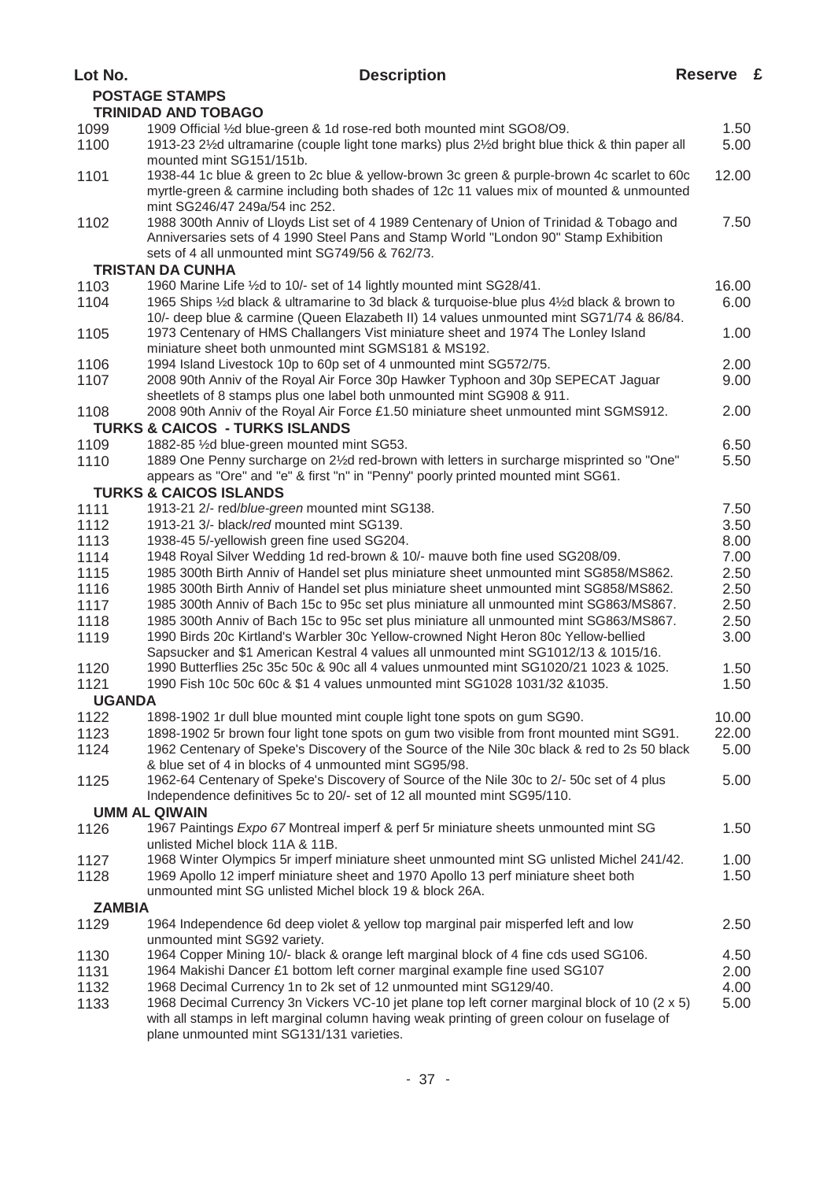| Lot No. | Description | Reserve £ |
| --- | --- | --- |
| | **POSTAGE STAMPS** | |
| | **TRINIDAD AND TOBAGO** | |
| 1099 | 1909 Official ½d blue-green & 1d rose-red both mounted mint SGO8/O9. | 1.50 |
| 1100 | 1913-23 2½d ultramarine (couple light tone marks) plus 2½d bright blue thick & thin paper all mounted mint SG151/151b. | 5.00 |
| 1101 | 1938-44 1c blue & green to 2c blue & yellow-brown 3c green & purple-brown 4c scarlet to 60c myrtle-green & carmine including both shades of 12c 11 values mix of mounted & unmounted mint SG246/47 249a/54 inc 252. | 12.00 |
| 1102 | 1988 300th Anniv of Lloyds List set of 4 1989 Centenary of Union of Trinidad & Tobago and Anniversaries sets of 4 1990 Steel Pans and Stamp World "London 90" Stamp Exhibition sets of 4 all unmounted mint SG749/56 & 762/73. | 7.50 |
| | **TRISTAN DA CUNHA** | |
| 1103 | 1960 Marine Life ½d to 10/- set of 14 lightly mounted mint SG28/41. | 16.00 |
| 1104 | 1965 Ships ½d black & ultramarine to 3d black & turquoise-blue plus 4½d black & brown to 10/- deep blue & carmine (Queen Elazabeth II) 14 values unmounted mint SG71/74 & 86/84. | 6.00 |
| 1105 | 1973 Centenary of HMS Challangers Vist miniature sheet and 1974 The Lonley Island miniature sheet both unmounted mint SGMS181 & MS192. | 1.00 |
| 1106 | 1994 Island Livestock 10p to 60p set of 4 unmounted mint SG572/75. | 2.00 |
| 1107 | 2008 90th Anniv of the Royal Air Force 30p Hawker Typhoon and 30p SEPECAT Jaguar sheetlets of 8 stamps plus one label both unmounted mint SG908 & 911. | 9.00 |
| 1108 | 2008 90th Anniv of the Royal Air Force £1.50 miniature sheet unmounted mint SGMS912. | 2.00 |
| | **TURKS & CAICOS - TURKS ISLANDS** | |
| 1109 | 1882-85 ½d blue-green mounted mint SG53. | 6.50 |
| 1110 | 1889 One Penny surcharge on 2½d red-brown with letters in surcharge misprinted so "One" appears as "Ore" and "e" & first "n" in "Penny" poorly printed mounted mint SG61. | 5.50 |
| | **TURKS & CAICOS ISLANDS** | |
| 1111 | 1913-21 2/- red/*blue-green* mounted mint SG138. | 7.50 |
| 1112 | 1913-21 3/- black/*red* mounted mint SG139. | 3.50 |
| 1113 | 1938-45 5/-yellowish green fine used SG204. | 8.00 |
| 1114 | 1948 Royal Silver Wedding 1d red-brown & 10/- mauve both fine used SG208/09. | 7.00 |
| 1115 | 1985 300th Birth Anniv of Handel set plus miniature sheet unmounted mint SG858/MS862. | 2.50 |
| 1116 | 1985 300th Birth Anniv of Handel set plus miniature sheet unmounted mint SG858/MS862. | 2.50 |
| 1117 | 1985 300th Anniv of Bach 15c to 95c set plus miniature all unmounted mint SG863/MS867. | 2.50 |
| 1118 | 1985 300th Anniv of Bach 15c to 95c set plus miniature all unmounted mint SG863/MS867. | 2.50 |
| 1119 | 1990 Birds 20c Kirtland's Warbler 30c Yellow-crowned Night Heron 80c Yellow-bellied Sapsucker and $1 American Kestral 4 values all unmounted mint SG1012/13 & 1015/16. | 3.00 |
| 1120 | 1990 Butterflies 25c 35c 50c & 90c all 4 values unmounted mint SG1020/21 1023 & 1025. | 1.50 |
| 1121 | 1990 Fish 10c 50c 60c & $1 4 values unmounted mint SG1028 1031/32 &1035. | 1.50 |
| | **UGANDA** | |
| 1122 | 1898-1902 1r dull blue mounted mint couple light tone spots on gum SG90. | 10.00 |
| 1123 | 1898-1902 5r brown four light tone spots on gum two visible from front mounted mint SG91. | 22.00 |
| 1124 | 1962 Centenary of Speke's Discovery of the Source of the Nile 30c black & red to 2s 50 black & blue set of 4 in blocks of 4 unmounted mint SG95/98. | 5.00 |
| 1125 | 1962-64 Centenary of Speke's Discovery of Source of the Nile 30c to 2/- 50c set of 4 plus Independence definitives 5c to 20/- set of 12 all mounted mint SG95/110. | 5.00 |
| | **UMM AL QIWAIN** | |
| 1126 | 1967 Paintings *Expo 67* Montreal imperf & perf 5r miniature sheets unmounted mint SG unlisted Michel block 11A & 11B. | 1.50 |
| 1127 | 1968 Winter Olympics 5r imperf miniature sheet unmounted mint SG unlisted Michel 241/42. | 1.00 |
| 1128 | 1969 Apollo 12 imperf miniature sheet and 1970 Apollo 13 perf miniature sheet both unmounted mint SG unlisted Michel block 19 & block 26A. | 1.50 |
| | **ZAMBIA** | |
| 1129 | 1964 Independence 6d deep violet & yellow top marginal pair misperfed left and low unmounted mint SG92 variety. | 2.50 |
| 1130 | 1964 Copper Mining 10/- black & orange left marginal block of 4 fine cds used SG106. | 4.50 |
| 1131 | 1964 Makishi Dancer £1 bottom left corner marginal example fine used SG107 | 2.00 |
| 1132 | 1968 Decimal Currency 1n to 2k set of 12 unmounted mint SG129/40. | 4.00 |
| 1133 | 1968 Decimal Currency 3n Vickers VC-10 jet plane top left corner marginal block of 10 (2 x 5) with all stamps in left marginal column having weak printing of green colour on fuselage of plane unmounted mint SG131/131 varieties. | 5.00 |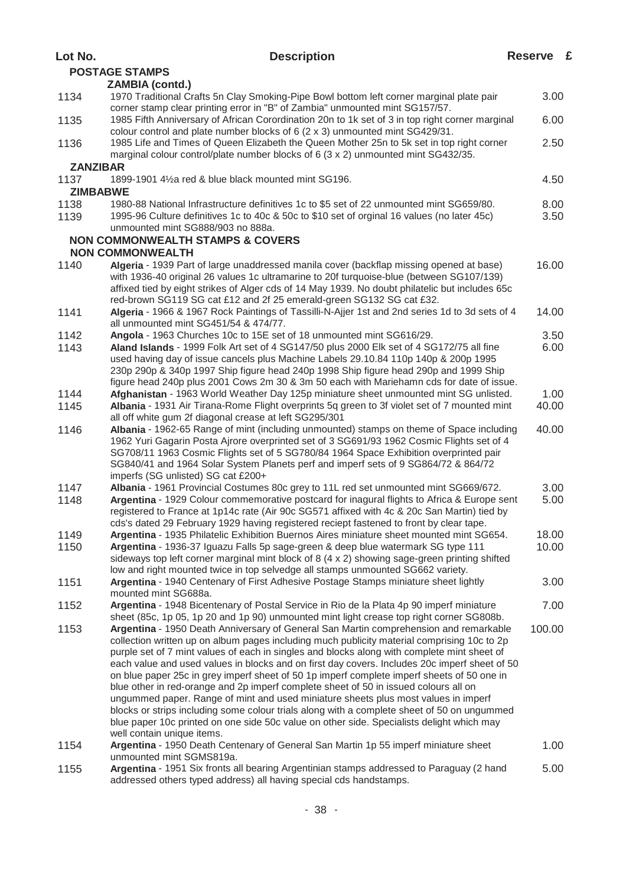| Lot No. | Description | Reserve £ |
|---|---|---|
| | **POSTAGE STAMPS** | |
| | **ZAMBIA (contd.)** | |
| 1134 | 1970 Traditional Crafts 5n Clay Smoking-Pipe Bowl bottom left corner marginal plate pair corner stamp clear printing error in "B" of Zambia" unmounted mint SG157/57. | 3.00 |
| 1135 | 1985 Fifth Anniversary of African Corordination 20n to 1k set of 3 in top right corner marginal colour control and plate number blocks of 6 (2 x 3) unmounted mint SG429/31. | 6.00 |
| 1136 | 1985 Life and Times of Queen Elizabeth the Queen Mother 25n to 5k set in top right corner marginal colour control/plate number blocks of 6 (3 x 2) unmounted mint SG432/35. | 2.50 |
| | **ZANZIBAR** | |
| 1137 | 1899-1901 4½a red & blue black mounted mint SG196. | 4.50 |
| | **ZIMBABWE** | |
| 1138 | 1980-88 National Infrastructure definitives 1c to $5 set of 22 unmounted mint SG659/80. | 8.00 |
| 1139 | 1995-96 Culture definitives 1c to 40c & 50c to $10 set of orginal 16 values (no later 45c) unmounted mint SG888/903 no 888a. | 3.50 |
| | **NON COMMONWEALTH STAMPS & COVERS** | |
| | **NON COMMONWEALTH** | |
| 1140 | **Algeria** - 1939 Part of large unaddressed manila cover (backflap missing opened at base) with 1936-40 original 26 values 1c ultramarine to 20f turquoise-blue (between SG107/139) affixed tied by eight strikes of Alger cds of 14 May 1939. No doubt philatelic but includes 65c red-brown SG119 SG cat £12 and 2f 25 emerald-green SG132 SG cat £32. | 16.00 |
| 1141 | **Algeria** - 1966 & 1967 Rock Paintings of Tassilli-N-Ajjer 1st and 2nd series 1d to 3d sets of 4 all unmounted mint SG451/54 & 474/77. | 14.00 |
| 1142 | **Angola** - 1963 Churches 10c to 15E set of 18 unmounted mint SG616/29. | 3.50 |
| 1143 | **Aland Islands** - 1999 Folk Art set of 4 SG147/50 plus 2000 Elk set of 4 SG172/75 all fine used having day of issue cancels plus Machine Labels 29.10.84 110p 140p & 200p 1995 230p 290p & 340p 1997 Ship figure head 240p 1998 Ship figure head 290p and 1999 Ship figure head 240p plus 2001 Cows 2m 30 & 3m 50 each with Mariehamn cds for date of issue. | 6.00 |
| 1144 | **Afghanistan** - 1963 World Weather Day 125p miniature sheet unmounted mint SG unlisted. | 1.00 |
| 1145 | **Albania** - 1931 Air Tirana-Rome Flight overprints 5q green to 3f violet set of 7 mounted mint all off white gum 2f diagonal crease at left SG295/301 | 40.00 |
| 1146 | **Albania** - 1962-65 Range of mint (including unmounted) stamps on theme of Space including 1962 Yuri Gagarin Posta Ajrore overprinted set of 3 SG691/93 1962 Cosmic Flights set of 4 SG708/11 1963 Cosmic Flights set of 5 SG780/84 1964 Space Exhibition overprinted pair SG840/41 and 1964 Solar System Planets perf and imperf sets of 9 SG864/72 & 864/72 imperfs (SG unlisted) SG cat £200+ | 40.00 |
| 1147 | **Albania** - 1961 Provincial Costumes 80c grey to 11L red set unmounted mint SG669/672. | 3.00 |
| 1148 | **Argentina** - 1929 Colour commemorative postcard for inagural flights to Africa & Europe sent registered to France at 1p14c rate (Air 90c SG571 affixed with 4c & 20c San Martin) tied by cds's dated 29 February 1929 having registered reciept fastened to front by clear tape. | 5.00 |
| 1149 | **Argentina** - 1935 Philatelic Exhibition Buernos Aires miniature sheet mounted mint SG654. | 18.00 |
| 1150 | **Argentina** - 1936-37 Iguazu Falls 5p sage-green & deep blue watermark SG type 111 sideways top left corner marginal mint block of 8 (4 x 2) showing sage-green printing shifted low and right mounted twice in top selvedge all stamps unmounted SG662 variety. | 10.00 |
| 1151 | **Argentina** - 1940 Centenary of First Adhesive Postage Stamps miniature sheet lightly mounted mint SG688a. | 3.00 |
| 1152 | **Argentina** - 1948 Bicentenary of Postal Service in Rio de la Plata 4p 90 imperf miniature sheet (85c, 1p 05, 1p 20 and 1p 90) unmounted mint light crease top right corner SG808b. | 7.00 |
| 1153 | **Argentina** - 1950 Death Anniversary of General San Martin comprehension and remarkable collection written up on album pages including much publicity material comprising 10c to 2p purple set of 7 mint values of each in singles and blocks along with complete mint sheet of each value and used values in blocks and on first day covers. Includes 20c imperf sheet of 50 on blue paper 25c in grey imperf sheet of 50 1p imperf complete imperf sheets of 50 one in blue other in red-orange and 2p imperf complete sheet of 50 in issued colours all on ungummed paper. Range of mint and used miniature sheets plus most values in imperf blocks or strips including some colour trials along with a complete sheet of 50 on ungummed blue paper 10c printed on one side 50c value on other side. Specialists delight which may well contain unique items. | 100.00 |
| 1154 | **Argentina** - 1950 Death Centenary of General San Martin 1p 55 imperf miniature sheet unmounted mint SGMS819a. | 1.00 |
| 1155 | **Argentina** - 1951 Six fronts all bearing Argentinian stamps addressed to Paraguay (2 hand addressed others typed address) all having special cds handstamps. | 5.00 |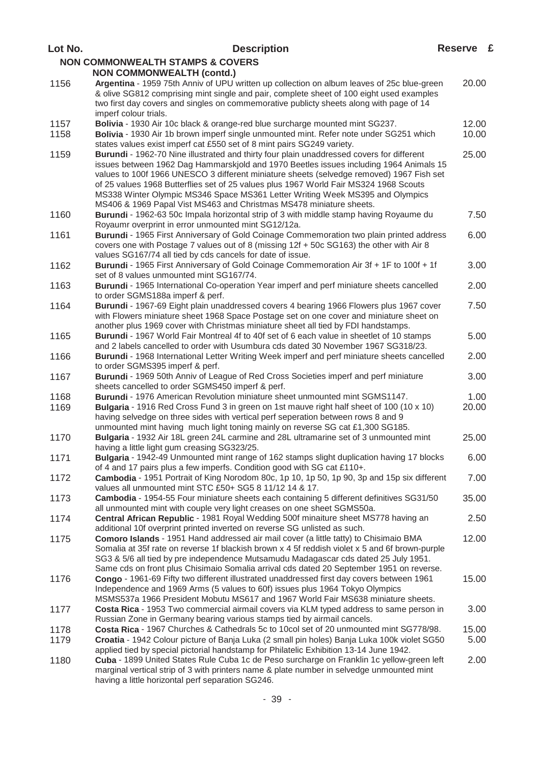| Lot No. | Description | Reserve £ |
|---|---|---|
| | **NON COMMONWEALTH STAMPS & COVERS** | |
| | **NON COMMONWEALTH (contd.)** | |
| 1156 | **Argentina** - 1959 75th Anniv of UPU written up collection on album leaves of 25c blue-green & olive SG812 comprising mint single and pair, complete sheet of 100 eight used examples two first day covers and singles on commemorative publicty sheets along with page of 14 imperf colour trials. | 20.00 |
| 1157 | **Bolivia** - 1930 Air 10c black & orange-red blue surcharge mounted mint SG237. | 12.00 |
| 1158 | **Bolivia** - 1930 Air 1b brown imperf single unmounted mint. Refer note under SG251 which states values exist imperf cat £550 set of 8 mint pairs SG249 variety. | 10.00 |
| 1159 | **Burundi** - 1962-70 Nine illustrated and thirty four plain unaddressed covers for different issues between 1962 Dag Hammarskjold and 1970 Beetles issues including 1964 Animals 15 values to 100f 1966 UNESCO 3 different miniature sheets (selvedge removed) 1967 Fish set of 25 values 1968 Butterflies set of 25 values plus 1967 World Fair MS324 1968 Scouts MS338 Winter Olympic MS346 Space MS361 Letter Writing Week MS395 and Olympics MS406 & 1969 Papal Vist MS463 and Christmas MS478 miniature sheets. | 25.00 |
| 1160 | **Burundi** - 1962-63 50c Impala horizontal strip of 3 with middle stamp having Royaume du Royaumr overprint in error unmounted mint SG12/12a. | 7.50 |
| 1161 | **Burundi** - 1965 First Anniversary of Gold Coinage Commemoration two plain printed address covers one with Postage 7 values out of 8 (missing 12f + 50c SG163) the other with Air 8 values SG167/74 all tied by cds cancels for date of issue. | 6.00 |
| 1162 | **Burundi** - 1965 First Anniversary of Gold Coinage Commemoration Air 3f + 1F to 100f + 1f set of 8 values unmounted mint SG167/74. | 3.00 |
| 1163 | **Burundi** - 1965 International Co-operation Year imperf and perf miniature sheets cancelled to order SGMS188a imperf & perf. | 2.00 |
| 1164 | **Burundi** - 1967-69 Eight plain unaddressed covers 4 bearing 1966 Flowers plus 1967 cover with Flowers miniature sheet 1968 Space Postage set on one cover and miniature sheet on another plus 1969 cover with Christmas miniature sheet all tied by FDI handstamps. | 7.50 |
| 1165 | **Burundi** - 1967 World Fair Montreal 4f to 40f set of 6 each value in sheetlet of 10 stamps and 2 labels cancelled to order with Usumbura cds dated 30 November 1967 SG318/23. | 5.00 |
| 1166 | **Burundi** - 1968 International Letter Writing Week imperf and perf miniature sheets cancelled to order SGMS395 imperf & perf. | 2.00 |
| 1167 | **Burundi** - 1969 50th Anniv of League of Red Cross Societies imperf and perf miniature sheets cancelled to order SGMS450 imperf & perf. | 3.00 |
| 1168 | **Burundi** - 1976 American Revolution miniature sheet unmounted mint SGMS1147. | 1.00 |
| 1169 | **Bulgaria** - 1916 Red Cross Fund 3 in green on 1st mauve right half sheet of 100 (10 x 10) having selvedge on three sides with vertical perf seperation between rows 8 and 9 unmounted mint having much light toning mainly on reverse SG cat £1,300 SG185. | 20.00 |
| 1170 | **Bulgaria** - 1932 Air 18L green 24L carmine and 28L ultramarine set of 3 unmounted mint having a little light gum creasing SG323/25. | 25.00 |
| 1171 | **Bulgaria** - 1942-49 Unmounted mint range of 162 stamps slight duplication having 17 blocks of 4 and 17 pairs plus a few imperfs. Condition good with SG cat £110+. | 6.00 |
| 1172 | **Cambodia** - 1951 Portrait of King Norodom 80c, 1p 10, 1p 50, 1p 90, 3p and 15p six different values all unmounted mint STC £50+ SG5 8 11/12 14 & 17. | 7.00 |
| 1173 | **Cambodia** - 1954-55 Four miniature sheets each containing 5 different definitives SG31/50 all unmounted mint with couple very light creases on one sheet SGMS50a. | 35.00 |
| 1174 | **Central African Republic** - 1981 Royal Wedding 500f minaiture sheet MS778 having an additional 10f overprint printed inverted on reverse SG unlisted as such. | 2.50 |
| 1175 | **Comoro Islands** - 1951 Hand addressed air mail cover (a little tatty) to Chisimaio BMA Somalia at 35f rate on reverse 1f blackish brown x 4 5f reddish violet x 5 and 6f brown-purple SG3 & 5/6 all tied by pre independence Mutsamudu Madagascar cds dated 25 July 1951. Same cds on front plus Chisimaio Somalia arrival cds dated 20 September 1951 on reverse. | 12.00 |
| 1176 | **Congo** - 1961-69 Fifty two different illustrated unaddressed first day covers between 1961 Independence and 1969 Arms (5 values to 60f) issues plus 1964 Tokyo Olympics MSMS537a 1966 President Mobutu MS617 and 1967 World Fair MS638 miniature sheets. | 15.00 |
| 1177 | **Costa Rica** - 1953 Two commercial airmail covers via KLM typed address to same person in Russian Zone in Germany bearing various stamps tied by airmail cancels. | 3.00 |
| 1178 | **Costa Rica** - 1967 Churches & Cathedrals 5c to 10col set of 20 unmounted mint SG778/98. | 15.00 |
| 1179 | **Croatia** - 1942 Colour picture of Banja Luka (2 small pin holes) Banja Luka 100k violet SG50 applied tied by special pictorial handstamp for Philatelic Exhibition 13-14 June 1942. | 5.00 |
| 1180 | **Cuba** - 1899 United States Rule Cuba 1c de Peso surcharge on Franklin 1c yellow-green left marginal vertical strip of 3 with printers name & plate number in selvedge unmounted mint having a little horizontal perf separation SG246. | 2.00 |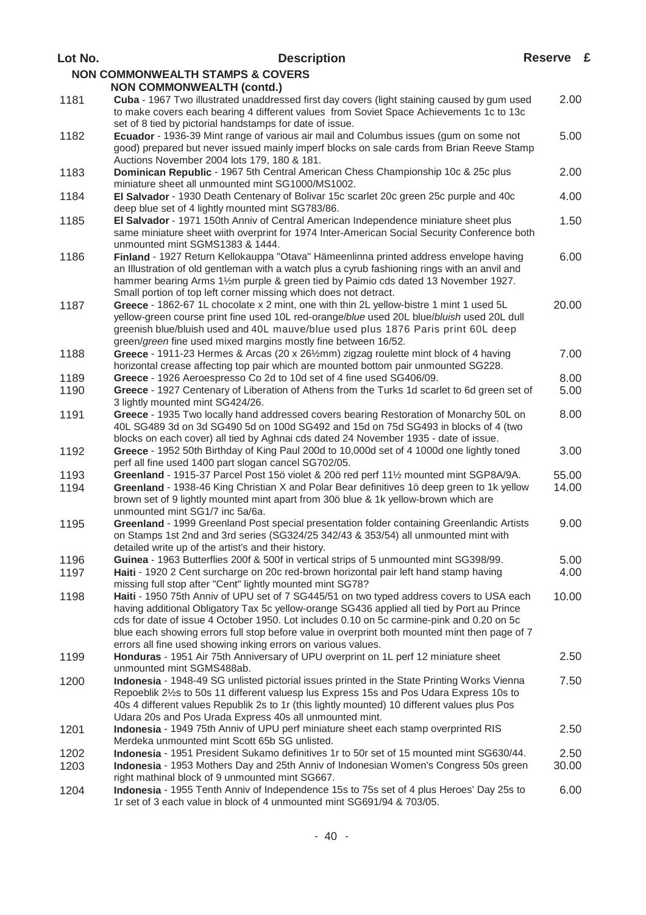| Lot No. | Description | Reserve £ |
|---|---|---|
| | **NON COMMONWEALTH STAMPS & COVERS** | |
| | **NON COMMONWEALTH (contd.)** | |
| 1181 | **Cuba** - 1967 Two illustrated unaddressed first day covers (light staining caused by gum used to make covers each bearing 4 different values from Soviet Space Achievements 1c to 13c set of 8 tied by pictorial handstamps for date of issue. | 2.00 |
| 1182 | **Ecuador** - 1936-39 Mint range of various air mail and Columbus issues (gum on some not good) prepared but never issued mainly imperf blocks on sale cards from Brian Reeve Stamp Auctions November 2004 lots 179, 180 & 181. | 5.00 |
| 1183 | **Dominican Republic** - 1967 5th Central American Chess Championship 10c & 25c plus miniature sheet all unmounted mint SG1000/MS1002. | 2.00 |
| 1184 | **El Salvador** - 1930 Death Centenary of Bolivar 15c scarlet 20c green 25c purple and 40c deep blue set of 4 lightly mounted mint SG783/86. | 4.00 |
| 1185 | **El Salvador** - 1971 150th Anniv of Central American Independence miniature sheet plus same miniature sheet wiith overprint for 1974 Inter-American Social Security Conference both unmounted mint SGMS1383 & 1444. | 1.50 |
| 1186 | **Finland** - 1927 Return Kellokauppa "Otava" Hämeenlinna printed address envelope having an Illustration of old gentleman with a watch plus a cyrub fashioning rings with an anvil and hammer bearing Arms 1½m purple & green tied by Paimio cds dated 13 November 1927. Small portion of top left corner missing which does not detract. | 6.00 |
| 1187 | **Greece** - 1862-67 1L chocolate x 2 mint, one with thin 2L yellow-bistre 1 mint 1 used 5L yellow-green course print fine used 10L red-orange/*blue* used 20L blue/*bluish* used 20L dull greenish blue/bluish used and 40L mauve/blue used plus 1876 Paris print 60L deep green/*green* fine used mixed margins mostly fine between 16/52. | 20.00 |
| 1188 | **Greece** - 1911-23 Hermes & Arcas (20 x 26½mm) zigzag roulette mint block of 4 having horizontal crease affecting top pair which are mounted bottom pair unmounted SG228. | 7.00 |
| 1189 | **Greece** - 1926 Aeroespresso Co 2d to 10d set of 4 fine used SG406/09. | 8.00 |
| 1190 | **Greece** - 1927 Centenary of Liberation of Athens from the Turks 1d scarlet to 6d green set of 3 lightly mounted mint SG424/26. | 5.00 |
| 1191 | **Greece** - 1935 Two locally hand addressed covers bearing Restoration of Monarchy 50L on 40L SG489 3d on 3d SG490 5d on 100d SG492 and 15d on 75d SG493 in blocks of 4 (two blocks on each cover) all tied by Aghnai cds dated 24 November 1935 - date of issue. | 8.00 |
| 1192 | **Greece** - 1952 50th Birthday of King Paul 200d to 10,000d set of 4 1000d one lightly toned perf all fine used 1400 part slogan cancel SG702/05. | 3.00 |
| 1193 | **Greenland** - 1915-37 Parcel Post 15ö violet & 20ö red perf 11½ mounted mint SGP8A/9A. | 55.00 |
| 1194 | **Greenland** - 1938-46 King Christian X and Polar Bear definitives 1ö deep green to 1k yellow brown set of 9 lightly mounted mint apart from 30ö blue & 1k yellow-brown which are unmounted mint SG1/7 inc 5a/6a. | 14.00 |
| 1195 | **Greenland** - 1999 Greenland Post special presentation folder containing Greenlandic Artists on Stamps 1st 2nd and 3rd series (SG324/25 342/43 & 353/54) all unmounted mint with detailed write up of the artist's and their history. | 9.00 |
| 1196 | **Guinea** - 1963 Butterflies 200f & 500f in vertical strips of 5 unmounted mint SG398/99. | 5.00 |
| 1197 | **Haiti** - 1920 2 Cent surcharge on 20c red-brown horizontal pair left hand stamp having missing full stop after "Cent" lightly mounted mint SG78? | 4.00 |
| 1198 | **Haiti** - 1950 75th Anniv of UPU set of 7 SG445/51 on two typed address covers to USA each having additional Obligatory Tax 5c yellow-orange SG436 applied all tied by Port au Prince cds for date of issue 4 October 1950. Lot includes 0.10 on 5c carmine-pink and 0.20 on 5c blue each showing errors full stop before value in overprint both mounted mint then page of 7 errors all fine used showing inking errors on various values. | 10.00 |
| 1199 | **Honduras** - 1951 Air 75th Anniversary of UPU overprint on 1L perf 12 miniature sheet unmounted mint SGMS488ab. | 2.50 |
| 1200 | **Indonesia** - 1948-49 SG unlisted pictorial issues printed in the State Printing Works Vienna Repoeblik 2½s to 50s 11 different valuesp lus Express 15s and Pos Udara Express 10s to 40s 4 different values Republik 2s to 1r (this lightly mounted) 10 different values plus Pos Udara 20s and Pos Urada Express 40s all unmounted mint. | 7.50 |
| 1201 | **Indonesia** - 1949 75th Anniv of UPU perf miniature sheet each stamp overprinted RIS Merdeka unmounted mint Scott 65b SG unlisted. | 2.50 |
| 1202 | **Indonesia** - 1951 President Sukamo definitives 1r to 50r set of 15 mounted mint SG630/44. | 2.50 |
| 1203 | **Indonesia** - 1953 Mothers Day and 25th Anniv of Indonesian Women's Congress 50s green right mathinal block of 9 unmounted mint SG667. | 30.00 |
| 1204 | **Indonesia** - 1955 Tenth Anniv of Independence 15s to 75s set of 4 plus Heroes' Day 25s to 1r set of 3 each value in block of 4 unmounted mint SG691/94 & 703/05. | 6.00 |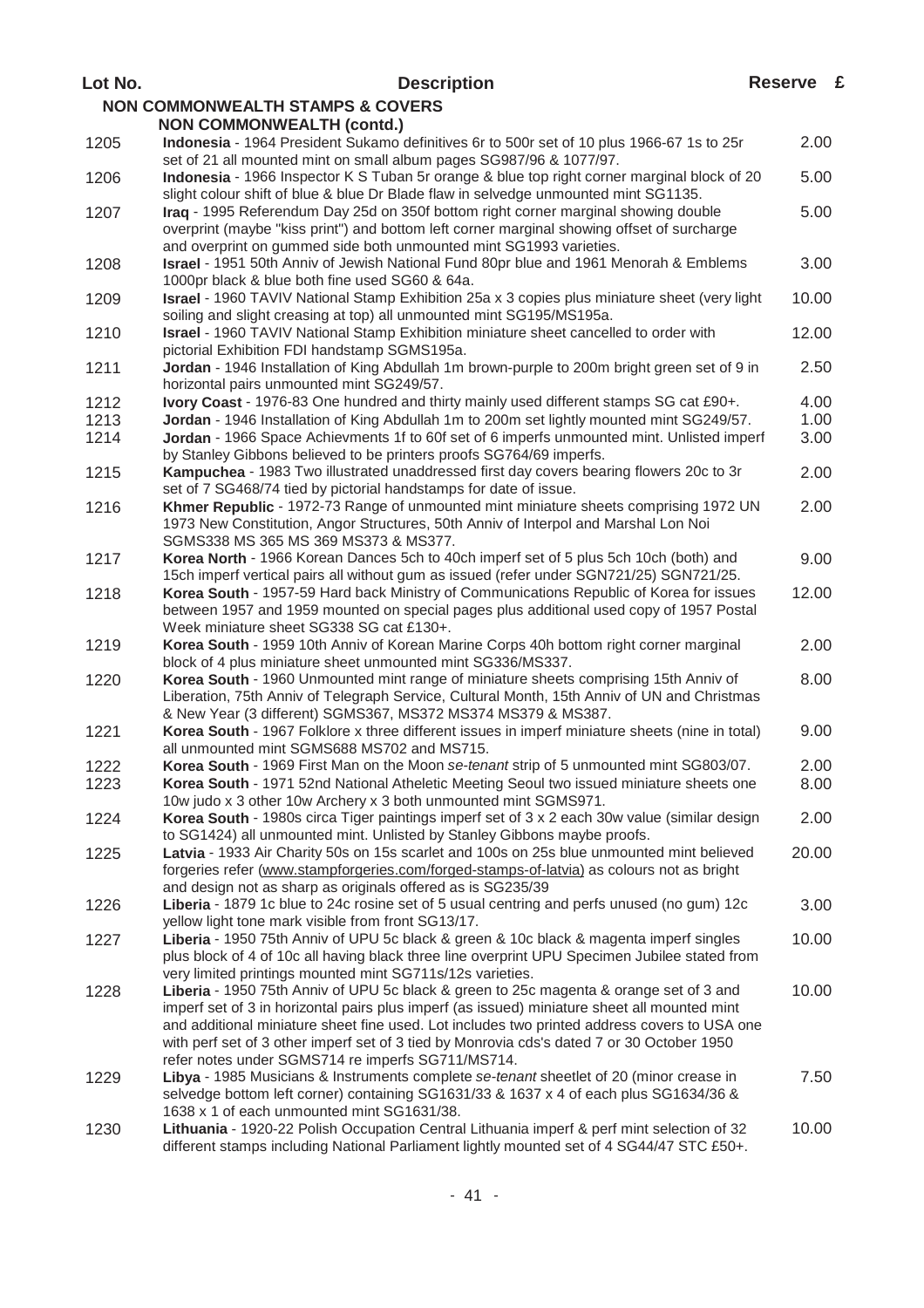| Lot No. | Description | Reserve £ |
|---|---|---|
| | **NON COMMONWEALTH STAMPS & COVERS** | |
| | **NON COMMONWEALTH (contd.)** | |
| 1205 | **Indonesia** - 1964 President Sukamo definitives 6r to 500r set of 10 plus 1966-67 1s to 25r set of 21 all mounted mint on small album pages SG987/96 & 1077/97. | 2.00 |
| 1206 | **Indonesia** - 1966 Inspector K S Tuban 5r orange & blue top right corner marginal block of 20 slight colour shift of blue & blue Dr Blade flaw in selvedge unmounted mint SG1135. | 5.00 |
| 1207 | **Iraq** - 1995 Referendum Day 25d on 350f bottom right corner marginal showing double overprint (maybe "kiss print") and bottom left corner marginal showing offset of surcharge and overprint on gummed side both unmounted mint SG1993 varieties. | 5.00 |
| 1208 | **Israel** - 1951 50th Anniv of Jewish National Fund 80pr blue and 1961 Menorah & Emblems 1000pr black & blue both fine used SG60 & 64a. | 3.00 |
| 1209 | **Israel** - 1960 TAVIV National Stamp Exhibition 25a x 3 copies plus miniature sheet (very light soiling and slight creasing at top) all unmounted mint SG195/MS195a. | 10.00 |
| 1210 | **Israel** - 1960 TAVIV National Stamp Exhibition miniature sheet cancelled to order with pictorial Exhibition FDI handstamp SGMS195a. | 12.00 |
| 1211 | **Jordan** - 1946 Installation of King Abdullah 1m brown-purple to 200m bright green set of 9 in horizontal pairs unmounted mint SG249/57. | 2.50 |
| 1212 | **Ivory Coast** - 1976-83 One hundred and thirty mainly used different stamps SG cat £90+. | 4.00 |
| 1213 | **Jordan** - 1946 Installation of King Abdullah 1m to 200m set lightly mounted mint SG249/57. | 1.00 |
| 1214 | **Jordan** - 1966 Space Achievments 1f to 60f set of 6 imperfs unmounted mint. Unlisted imperf by Stanley Gibbons believed to be printers proofs SG764/69 imperfs. | 3.00 |
| 1215 | **Kampuchea** - 1983 Two illustrated unaddressed first day covers bearing flowers 20c to 3r set of 7 SG468/74 tied by pictorial handstamps for date of issue. | 2.00 |
| 1216 | **Khmer Republic** - 1972-73 Range of unmounted mint miniature sheets comprising 1972 UN 1973 New Constitution, Angor Structures, 50th Anniv of Interpol and Marshal Lon Noi SGMS338 MS 365 MS 369 MS373 & MS377. | 2.00 |
| 1217 | **Korea North** - 1966 Korean Dances 5ch to 40ch imperf set of 5 plus 5ch 10ch (both) and 15ch imperf vertical pairs all without gum as issued (refer under SGN721/25) SGN721/25. | 9.00 |
| 1218 | **Korea South** - 1957-59 Hard back Ministry of Communications Republic of Korea for issues between 1957 and 1959 mounted on special pages plus additional used copy of 1957 Postal Week miniature sheet SG338 SG cat £130+. | 12.00 |
| 1219 | **Korea South** - 1959 10th Anniv of Korean Marine Corps 40h bottom right corner marginal block of 4 plus miniature sheet unmounted mint SG336/MS337. | 2.00 |
| 1220 | **Korea South** - 1960 Unmounted mint range of miniature sheets comprising 15th Anniv of Liberation, 75th Anniv of Telegraph Service, Cultural Month, 15th Anniv of UN and Christmas & New Year (3 different) SGMS367, MS372 MS374 MS379 & MS387. | 8.00 |
| 1221 | **Korea South** - 1967 Folklore x three different issues in imperf miniature sheets (nine in total) all unmounted mint SGMS688 MS702 and MS715. | 9.00 |
| 1222 | **Korea South** - 1969 First Man on the Moon *se-tenant* strip of 5 unmounted mint SG803/07. | 2.00 |
| 1223 | **Korea South** - 1971 52nd National Atheletic Meeting Seoul two issued miniature sheets one 10w judo x 3 other 10w Archery x 3 both unmounted mint SGMS971. | 8.00 |
| 1224 | **Korea South** - 1980s circa Tiger paintings imperf set of 3 x 2 each 30w value (similar design to SG1424) all unmounted mint. Unlisted by Stanley Gibbons maybe proofs. | 2.00 |
| 1225 | **Latvia** - 1933 Air Charity 50s on 15s scarlet and 100s on 25s blue unmounted mint believed forgeries refer (www.stampforgeries.com/forged-stamps-of-latvia) as colours not as bright and design not as sharp as originals offered as is SG235/39 | 20.00 |
| 1226 | **Liberia** - 1879 1c blue to 24c rosine set of 5 usual centring and perfs unused (no gum) 12c yellow light tone mark visible from front SG13/17. | 3.00 |
| 1227 | **Liberia** - 1950 75th Anniv of UPU 5c black & green & 10c black & magenta imperf singles plus block of 4 of 10c all having black three line overprint UPU Specimen Jubilee stated from very limited printings mounted mint SG711s/12s varieties. | 10.00 |
| 1228 | **Liberia** - 1950 75th Anniv of UPU 5c black & green to 25c magenta & orange set of 3 and imperf set of 3 in horizontal pairs plus imperf (as issued) miniature sheet all mounted mint and additional miniature sheet fine used. Lot includes two printed address covers to USA one with perf set of 3 other imperf set of 3 tied by Monrovia cds's dated 7 or 30 October 1950 refer notes under SGMS714 re imperfs SG711/MS714. | 10.00 |
| 1229 | **Libya** - 1985 Musicians & Instruments complete *se-tenant* sheetlet of 20 (minor crease in selvedge bottom left corner) containing SG1631/33 & 1637 x 4 of each plus SG1634/36 & 1638 x 1 of each unmounted mint SG1631/38. | 7.50 |
| 1230 | **Lithuania** - 1920-22 Polish Occupation Central Lithuania imperf & perf mint selection of 32 different stamps including National Parliament lightly mounted set of 4 SG44/47 STC £50+. | 10.00 |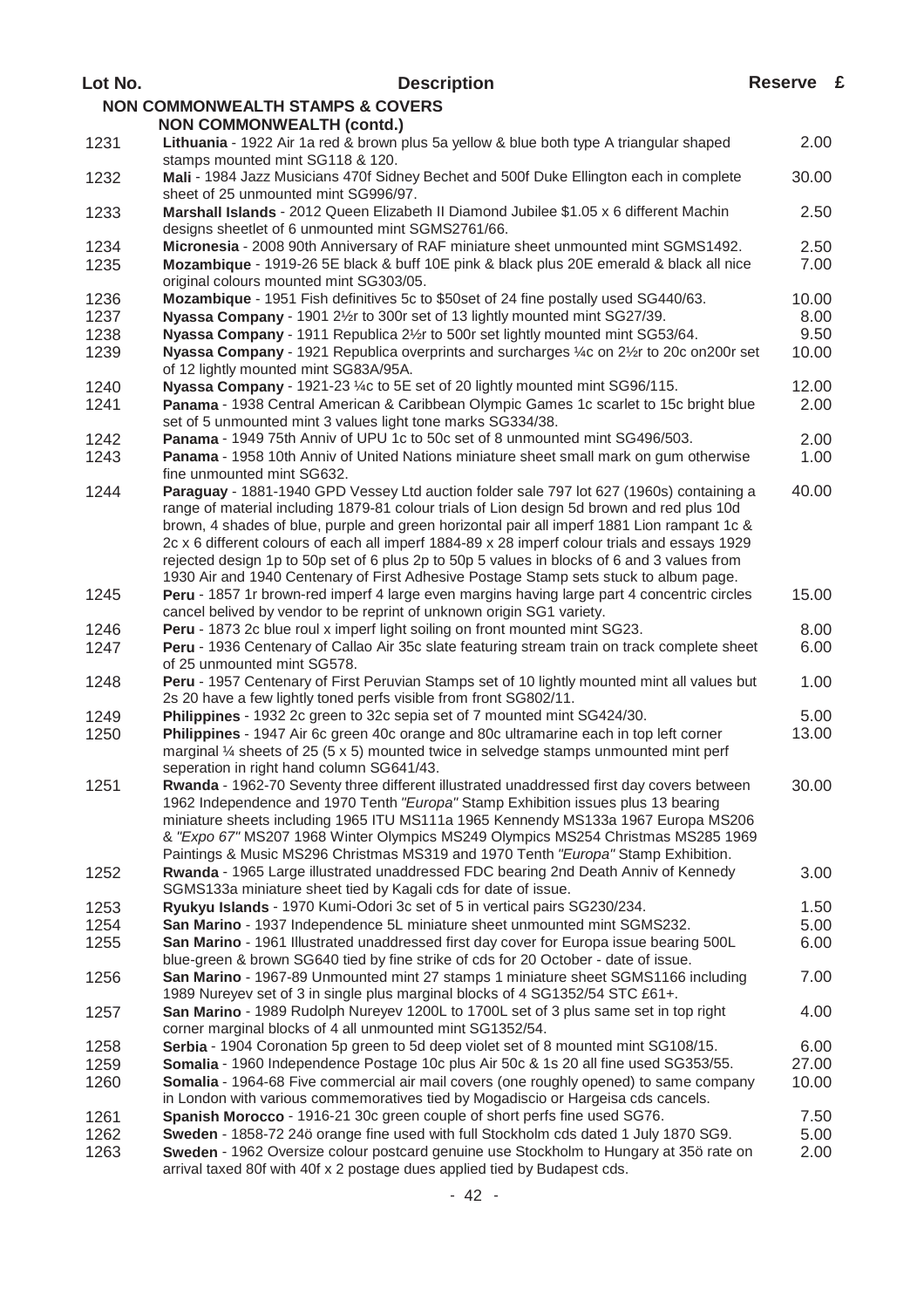| Lot No. | Description | Reserve £ |
|---|---|---|
| | **NON COMMONWEALTH STAMPS & COVERS** | |
| | **NON COMMONWEALTH (contd.)** | |
| 1231 | **Lithuania** - 1922 Air 1a red & brown plus 5a yellow & blue both type A triangular shaped stamps mounted mint SG118 & 120. | 2.00 |
| 1232 | **Mali** - 1984 Jazz Musicians 470f Sidney Bechet and 500f Duke Ellington each in complete sheet of 25 unmounted mint SG996/97. | 30.00 |
| 1233 | **Marshall Islands** - 2012 Queen Elizabeth II Diamond Jubilee $1.05 x 6 different Machin designs sheetlet of 6 unmounted mint SGMS2761/66. | 2.50 |
| 1234 | **Micronesia** - 2008 90th Anniversary of RAF miniature sheet unmounted mint SGMS1492. | 2.50 |
| 1235 | **Mozambique** - 1919-26 5E black & buff 10E pink & black plus 20E emerald & black all nice original colours mounted mint SG303/05. | 7.00 |
| 1236 | **Mozambique** - 1951 Fish definitives 5c to $50set of 24 fine postally used SG440/63. | 10.00 |
| 1237 | **Nyassa Company** - 1901 2½r to 300r set of 13 lightly mounted mint SG27/39. | 8.00 |
| 1238 | **Nyassa Company** - 1911 Republica 2½r to 500r set lightly mounted mint SG53/64. | 9.50 |
| 1239 | **Nyassa Company** - 1921 Republica overprints and surcharges ¼c on 2½r to 20c on200r set of 12 lightly mounted mint SG83A/95A. | 10.00 |
| 1240 | **Nyassa Company** - 1921-23 ¼c to 5E set of 20 lightly mounted mint SG96/115. | 12.00 |
| 1241 | **Panama** - 1938 Central American & Caribbean Olympic Games 1c scarlet to 15c bright blue set of 5 unmounted mint 3 values light tone marks SG334/38. | 2.00 |
| 1242 | **Panama** - 1949 75th Anniv of UPU 1c to 50c set of 8 unmounted mint SG496/503. | 2.00 |
| 1243 | **Panama** - 1958 10th Anniv of United Nations miniature sheet small mark on gum otherwise fine unmounted mint SG632. | 1.00 |
| 1244 | **Paraguay** - 1881-1940 GPD Vessey Ltd auction folder sale 797 lot 627 (1960s) containing a range of material including 1879-81 colour trials of Lion design 5d brown and red plus 10d brown, 4 shades of blue, purple and green horizontal pair all imperf 1881 Lion rampant 1c & 2c x 6 different colours of each all imperf 1884-89 x 28 imperf colour trials and essays 1929 rejected design 1p to 50p set of 6 plus 2p to 50p 5 values in blocks of 6 and 3 values from 1930 Air and 1940 Centenary of First Adhesive Postage Stamp sets stuck to album page. | 40.00 |
| 1245 | **Peru** - 1857 1r brown-red imperf 4 large even margins having large part 4 concentric circles cancel belived by vendor to be reprint of unknown origin SG1 variety. | 15.00 |
| 1246 | **Peru** - 1873 2c blue roul x imperf light soiling on front mounted mint SG23. | 8.00 |
| 1247 | **Peru** - 1936 Centenary of Callao Air 35c slate featuring stream train on track complete sheet of 25 unmounted mint SG578. | 6.00 |
| 1248 | **Peru** - 1957 Centenary of First Peruvian Stamps set of 10 lightly mounted mint all values but 2s 20 have a few lightly toned perfs visible from front SG802/11. | 1.00 |
| 1249 | **Philippines** - 1932 2c green to 32c sepia set of 7 mounted mint SG424/30. | 5.00 |
| 1250 | **Philippines** - 1947 Air 6c green 40c orange and 80c ultramarine each in top left corner marginal ¼ sheets of 25 (5 x 5) mounted twice in selvedge stamps unmounted mint perf seperation in right hand column SG641/43. | 13.00 |
| 1251 | **Rwanda** - 1962-70 Seventy three different illustrated unaddressed first day covers between 1962 Independence and 1970 Tenth *"Europa"* Stamp Exhibition issues plus 13 bearing miniature sheets including 1965 ITU MS111a 1965 Kennendy MS133a 1967 Europa MS206 & *"Expo 67"* MS207 1968 Winter Olympics MS249 Olympics MS254 Christmas MS285 1969 Paintings & Music MS296 Christmas MS319 and 1970 Tenth *"Europa"* Stamp Exhibition. | 30.00 |
| 1252 | **Rwanda** - 1965 Large illustrated unaddressed FDC bearing 2nd Death Anniv of Kennedy SGMS133a miniature sheet tied by Kagali cds for date of issue. | 3.00 |
| 1253 | **Ryukyu Islands** - 1970 Kumi-Odori 3c set of 5 in vertical pairs SG230/234. | 1.50 |
| 1254 | **San Marino** - 1937 Independence 5L miniature sheet unmounted mint SGMS232. | 5.00 |
| 1255 | **San Marino** - 1961 Illustrated unaddressed first day cover for Europa issue bearing 500L blue-green & brown SG640 tied by fine strike of cds for 20 October - date of issue. | 6.00 |
| 1256 | **San Marino** - 1967-89 Unmounted mint 27 stamps 1 miniature sheet SGMS1166 including 1989 Nureyev set of 3 in single plus marginal blocks of 4 SG1352/54 STC £61+. | 7.00 |
| 1257 | **San Marino** - 1989 Rudolph Nureyev 1200L to 1700L set of 3 plus same set in top right corner marginal blocks of 4 all unmounted mint SG1352/54. | 4.00 |
| 1258 | **Serbia** - 1904 Coronation 5p green to 5d deep violet set of 8 mounted mint SG108/15. | 6.00 |
| 1259 | **Somalia** - 1960 Independence Postage 10c plus Air 50c & 1s 20 all fine used SG353/55. | 27.00 |
| 1260 | **Somalia** - 1964-68 Five commercial air mail covers (one roughly opened) to same company in London with various commemoratives tied by Mogadiscio or Hargeisa cds cancels. | 10.00 |
| 1261 | **Spanish Morocco** - 1916-21 30c green couple of short perfs fine used SG76. | 7.50 |
| 1262 | **Sweden** - 1858-72 24ö orange fine used with full Stockholm cds dated 1 July 1870 SG9. | 5.00 |
| 1263 | **Sweden** - 1962 Oversize colour postcard genuine use Stockholm to Hungary at 35ö rate on arrival taxed 80f with 40f x 2 postage dues applied tied by Budapest cds. | 2.00 |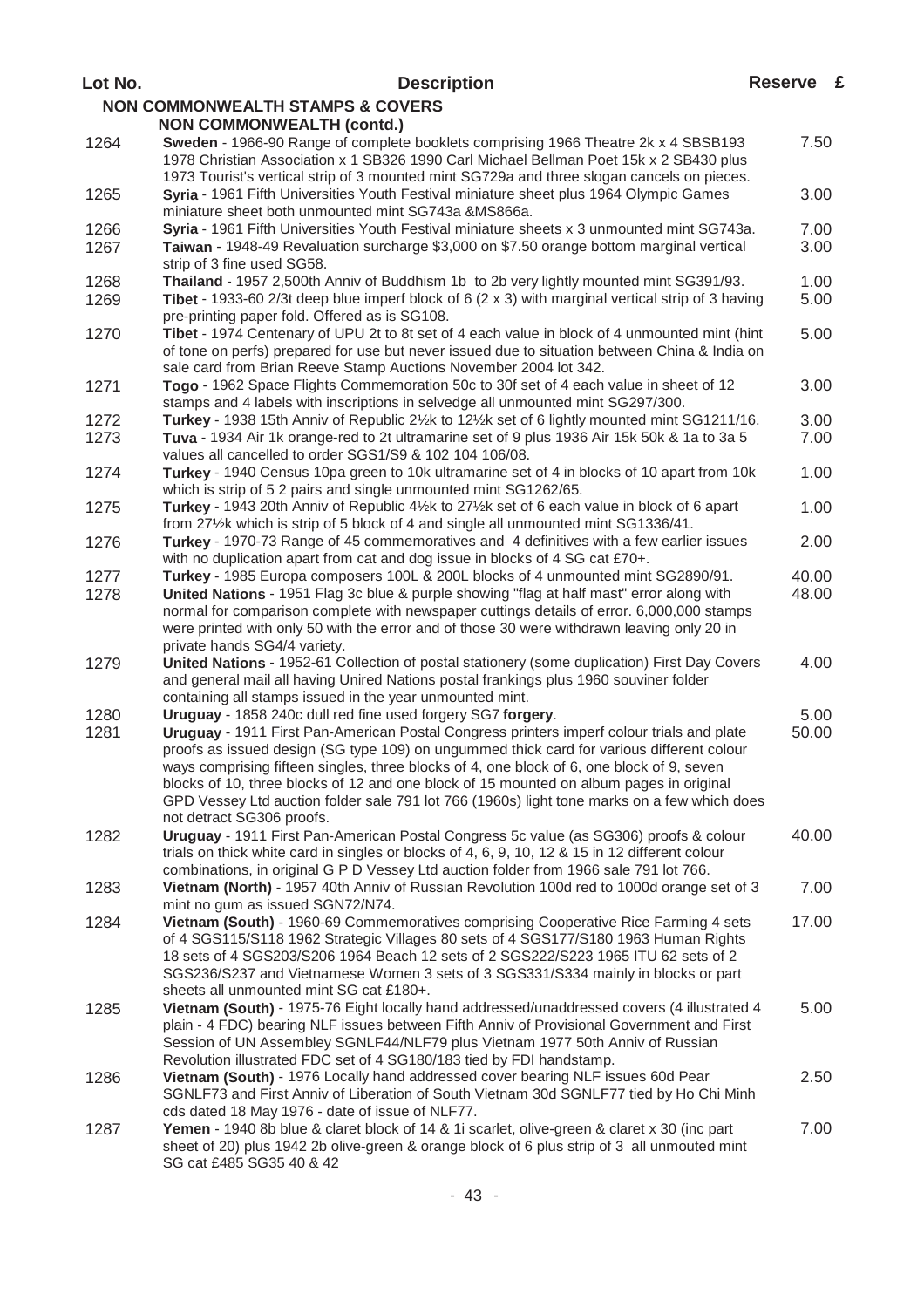| Lot No. | Description | Reserve £ |
|---|---|---|
| | **NON COMMONWEALTH STAMPS & COVERS** | |
| | **NON COMMONWEALTH (contd.)** | |
| 1264 | **Sweden** - 1966-90 Range of complete booklets comprising 1966 Theatre 2k x 4 SBSB193 1978 Christian Association x 1 SB326 1990 Carl Michael Bellman Poet 15k x 2 SB430 plus 1973 Tourist's vertical strip of 3 mounted mint SG729a and three slogan cancels on pieces. | 7.50 |
| 1265 | **Syria** - 1961 Fifth Universities Youth Festival miniature sheet plus 1964 Olympic Games miniature sheet both unmounted mint SG743a &MS866a. | 3.00 |
| 1266 | **Syria** - 1961 Fifth Universities Youth Festival miniature sheets x 3 unmounted mint SG743a. | 7.00 |
| 1267 | **Taiwan** - 1948-49 Revaluation surcharge $3,000 on $7.50 orange bottom marginal vertical strip of 3 fine used SG58. | 3.00 |
| 1268 | **Thailand** - 1957 2,500th Anniv of Buddhism 1b to 2b very lightly mounted mint SG391/93. | 1.00 |
| 1269 | **Tibet** - 1933-60 2/3t deep blue imperf block of 6 (2 x 3) with marginal vertical strip of 3 having pre-printing paper fold. Offered as is SG108. | 5.00 |
| 1270 | **Tibet** - 1974 Centenary of UPU 2t to 8t set of 4 each value in block of 4 unmounted mint (hint of tone on perfs) prepared for use but never issued due to situation between China & India on sale card from Brian Reeve Stamp Auctions November 2004 lot 342. | 5.00 |
| 1271 | **Togo** - 1962 Space Flights Commemoration 50c to 30f set of 4 each value in sheet of 12 stamps and 4 labels with inscriptions in selvedge all unmounted mint SG297/300. | 3.00 |
| 1272 | **Turkey** - 1938 15th Anniv of Republic 2½k to 12½k set of 6 lightly mounted mint SG1211/16. | 3.00 |
| 1273 | **Tuva** - 1934 Air 1k orange-red to 2t ultramarine set of 9 plus 1936 Air 15k 50k & 1a to 3a 5 values all cancelled to order SGS1/S9 & 102 104 106/08. | 7.00 |
| 1274 | **Turkey** - 1940 Census 10pa green to 10k ultramarine set of 4 in blocks of 10 apart from 10k which is strip of 5 2 pairs and single unmounted mint SG1262/65. | 1.00 |
| 1275 | **Turkey** - 1943 20th Anniv of Republic 4½k to 27½k set of 6 each value in block of 6 apart from 27½k which is strip of 5 block of 4 and single all unmounted mint SG1336/41. | 1.00 |
| 1276 | **Turkey** - 1970-73 Range of 45 commemoratives and 4 definitives with a few earlier issues with no duplication apart from cat and dog issue in blocks of 4 SG cat £70+. | 2.00 |
| 1277 | **Turkey** - 1985 Europa composers 100L & 200L blocks of 4 unmounted mint SG2890/91. | 40.00 |
| 1278 | **United Nations** - 1951 Flag 3c blue & purple showing "flag at half mast" error along with normal for comparison complete with newspaper cuttings details of error. 6,000,000 stamps were printed with only 50 with the error and of those 30 were withdrawn leaving only 20 in private hands SG4/4 variety. | 48.00 |
| 1279 | **United Nations** - 1952-61 Collection of postal stationery (some duplication) First Day Covers and general mail all having Unired Nations postal frankings plus 1960 souviner folder containing all stamps issued in the year unmounted mint. | 4.00 |
| 1280 | **Uruguay** - 1858 240c dull red fine used forgery SG7 **forgery**. | 5.00 |
| 1281 | **Uruguay** - 1911 First Pan-American Postal Congress printers imperf colour trials and plate proofs as issued design (SG type 109) on ungummed thick card for various different colour ways comprising fifteen singles, three blocks of 4, one block of 6, one block of 9, seven blocks of 10, three blocks of 12 and one block of 15 mounted on album pages in original GPD Vessey Ltd auction folder sale 791 lot 766 (1960s) light tone marks on a few which does not detract SG306 proofs. | 50.00 |
| 1282 | **Uruguay** - 1911 First Pan-American Postal Congress 5c value (as SG306) proofs & colour trials on thick white card in singles or blocks of 4, 6, 9, 10, 12 & 15 in 12 different colour combinations, in original G P D Vessey Ltd auction folder from 1966 sale 791 lot 766. | 40.00 |
| 1283 | **Vietnam (North)** - 1957 40th Anniv of Russian Revolution 100d red to 1000d orange set of 3 mint no gum as issued SGN72/N74. | 7.00 |
| 1284 | **Vietnam (South)** - 1960-69 Commemoratives comprising Cooperative Rice Farming 4 sets of 4 SGS115/S118 1962 Strategic Villages 80 sets of 4 SGS177/S180 1963 Human Rights 18 sets of 4 SGS203/S206 1964 Beach 12 sets of 2 SGS222/S223 1965 ITU 62 sets of 2 SGS236/S237 and Vietnamese Women 3 sets of 3 SGS331/S334 mainly in blocks or part sheets all unmounted mint SG cat £180+. | 17.00 |
| 1285 | **Vietnam (South)** - 1975-76 Eight locally hand addressed/unaddressed covers (4 illustrated 4 plain - 4 FDC) bearing NLF issues between Fifth Anniv of Provisional Government and First Session of UN Assembley SGNLF44/NLF79 plus Vietnam 1977 50th Anniv of Russian Revolution illustrated FDC set of 4 SG180/183 tied by FDI handstamp. | 5.00 |
| 1286 | **Vietnam (South)** - 1976 Locally hand addressed cover bearing NLF issues 60d Pear SGNLF73 and First Anniv of Liberation of South Vietnam 30d SGNLF77 tied by Ho Chi Minh cds dated 18 May 1976 - date of issue of NLF77. | 2.50 |
| 1287 | **Yemen** - 1940 8b blue & claret block of 14 & 1i scarlet, olive-green & claret x 30 (inc part sheet of 20) plus 1942 2b olive-green & orange block of 6 plus strip of 3 all unmouted mint SG cat £485 SG35 40 & 42 | 7.00 |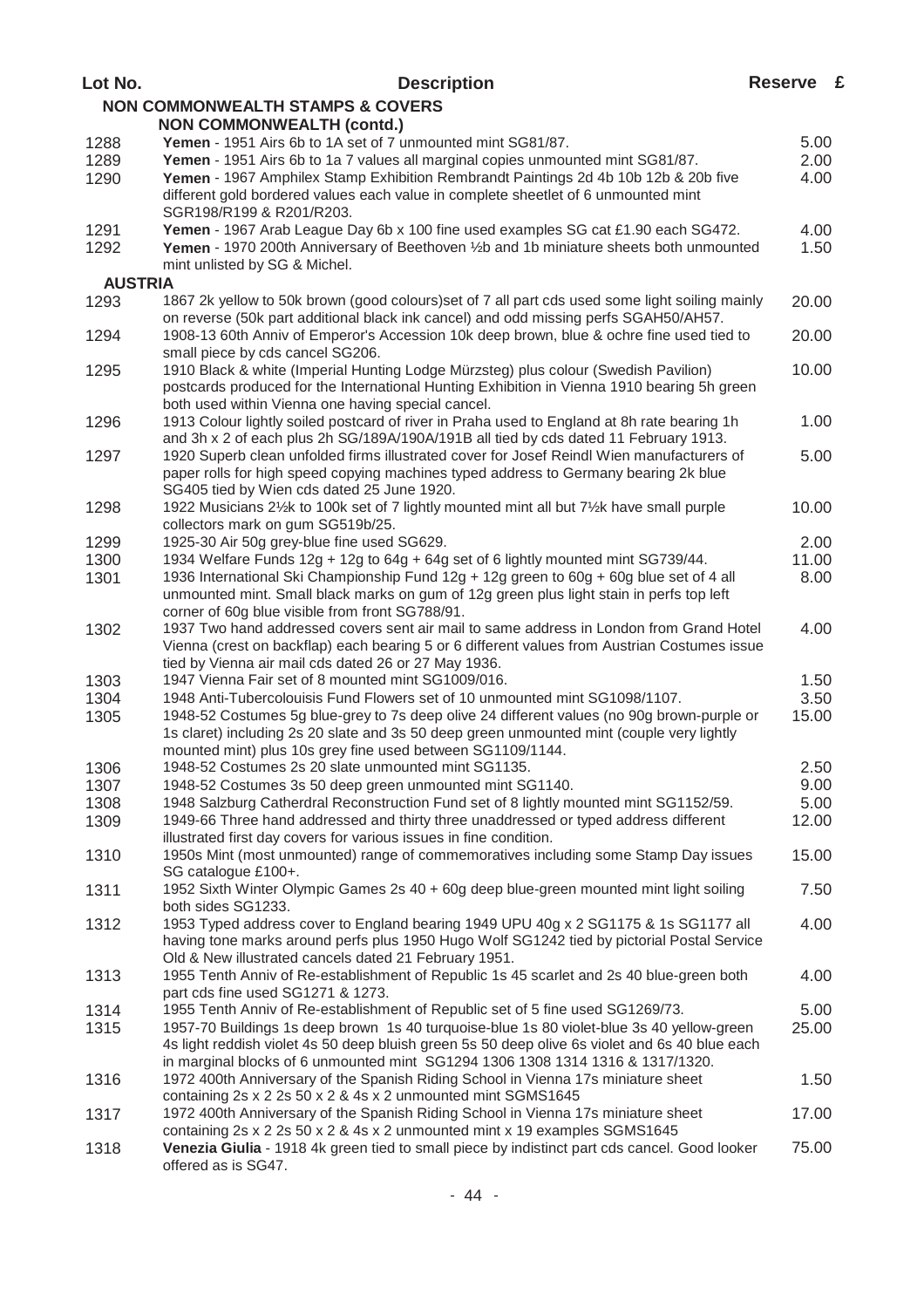| Lot No. | Description | Reserve £ |
|---|---|---|
| | **NON COMMONWEALTH STAMPS & COVERS** | |
| | **NON COMMONWEALTH (contd.)** | |
| 1288 | **Yemen** - 1951 Airs 6b to 1A set of 7 unmounted mint SG81/87. | 5.00 |
| 1289 | **Yemen** - 1951 Airs 6b to 1a 7 values all marginal copies unmounted mint SG81/87. | 2.00 |
| 1290 | **Yemen** - 1967 Amphilex Stamp Exhibition Rembrandt Paintings 2d 4b 10b 12b & 20b five different gold bordered values each value in complete sheetlet of 6 unmounted mint SGR198/R199 & R201/R203. | 4.00 |
| 1291 | **Yemen** - 1967 Arab League Day 6b x 100 fine used examples SG cat £1.90 each SG472. | 4.00 |
| 1292 | **Yemen** - 1970 200th Anniversary of Beethoven ½b and 1b miniature sheets both unmounted mint unlisted by SG & Michel. | 1.50 |
| **AUSTRIA** | | |
| 1293 | 1867 2k yellow to 50k brown (good colours)set of 7 all part cds used some light soiling mainly on reverse (50k part additional black ink cancel) and odd missing perfs SGAH50/AH57. | 20.00 |
| 1294 | 1908-13 60th Anniv of Emperor's Accession 10k deep brown, blue & ochre fine used tied to small piece by cds cancel SG206. | 20.00 |
| 1295 | 1910 Black & white (Imperial Hunting Lodge Mürzsteg) plus colour (Swedish Pavilion) postcards produced for the International Hunting Exhibition in Vienna 1910 bearing 5h green both used within Vienna one having special cancel. | 10.00 |
| 1296 | 1913 Colour lightly soiled postcard of river in Praha used to England at 8h rate bearing 1h and 3h x 2 of each plus 2h SG/189A/190A/191B all tied by cds dated 11 February 1913. | 1.00 |
| 1297 | 1920 Superb clean unfolded firms illustrated cover for Josef Reindl Wien manufacturers of paper rolls for high speed copying machines typed address to Germany bearing 2k blue SG405 tied by Wien cds dated 25 June 1920. | 5.00 |
| 1298 | 1922 Musicians 2½k to 100k set of 7 lightly mounted mint all but 7½k have small purple collectors mark on gum SG519b/25. | 10.00 |
| 1299 | 1925-30 Air 50g grey-blue fine used SG629. | 2.00 |
| 1300 | 1934 Welfare Funds 12g + 12g to 64g + 64g set of 6 lightly mounted mint SG739/44. | 11.00 |
| 1301 | 1936 International Ski Championship Fund 12g + 12g green to 60g + 60g blue set of 4 all unmounted mint. Small black marks on gum of 12g green plus light stain in perfs top left corner of 60g blue visible from front SG788/91. | 8.00 |
| 1302 | 1937 Two hand addressed covers sent air mail to same address in London from Grand Hotel Vienna (crest on backflap) each bearing 5 or 6 different values from Austrian Costumes issue tied by Vienna air mail cds dated 26 or 27 May 1936. | 4.00 |
| 1303 | 1947 Vienna Fair set of 8 mounted mint SG1009/016. | 1.50 |
| 1304 | 1948 Anti-Tubercolouisis Fund Flowers set of 10 unmounted mint SG1098/1107. | 3.50 |
| 1305 | 1948-52 Costumes 5g blue-grey to 7s deep olive 24 different values (no 90g brown-purple or 1s claret) including 2s 20 slate and 3s 50 deep green unmounted mint (couple very lightly mounted mint) plus 10s grey fine used between SG1109/1144. | 15.00 |
| 1306 | 1948-52 Costumes 2s 20 slate unmounted mint SG1135. | 2.50 |
| 1307 | 1948-52 Costumes 3s 50 deep green unmounted mint SG1140. | 9.00 |
| 1308 | 1948 Salzburg Catherdral Reconstruction Fund set of 8 lightly mounted mint SG1152/59. | 5.00 |
| 1309 | 1949-66 Three hand addressed and thirty three unaddressed or typed address different illustrated first day covers for various issues in fine condition. | 12.00 |
| 1310 | 1950s Mint (most unmounted) range of commemoratives including some Stamp Day issues SG catalogue £100+. | 15.00 |
| 1311 | 1952 Sixth Winter Olympic Games 2s 40 + 60g deep blue-green mounted mint light soiling both sides SG1233. | 7.50 |
| 1312 | 1953 Typed address cover to England bearing 1949 UPU 40g x 2 SG1175 & 1s SG1177 all having tone marks around perfs plus 1950 Hugo Wolf SG1242 tied by pictorial Postal Service Old & New illustrated cancels dated 21 February 1951. | 4.00 |
| 1313 | 1955 Tenth Anniv of Re-establishment of Republic 1s 45 scarlet and 2s 40 blue-green both part cds fine used SG1271 & 1273. | 4.00 |
| 1314 | 1955 Tenth Anniv of Re-establishment of Republic set of 5 fine used SG1269/73. | 5.00 |
| 1315 | 1957-70 Buildings 1s deep brown 1s 40 turquoise-blue 1s 80 violet-blue 3s 40 yellow-green 4s light reddish violet 4s 50 deep bluish green 5s 50 deep olive 6s violet and 6s 40 blue each in marginal blocks of 6 unmounted mint SG1294 1306 1308 1314 1316 & 1317/1320. | 25.00 |
| 1316 | 1972 400th Anniversary of the Spanish Riding School in Vienna 17s miniature sheet containing 2s x 2 2s 50 x 2 & 4s x 2 unmounted mint SGMS1645 | 1.50 |
| 1317 | 1972 400th Anniversary of the Spanish Riding School in Vienna 17s miniature sheet containing 2s x 2 2s 50 x 2 & 4s x 2 unmounted mint x 19 examples SGMS1645 | 17.00 |
| 1318 | **Venezia Giulia** - 1918 4k green tied to small piece by indistinct part cds cancel. Good looker offered as is SG47. | 75.00 |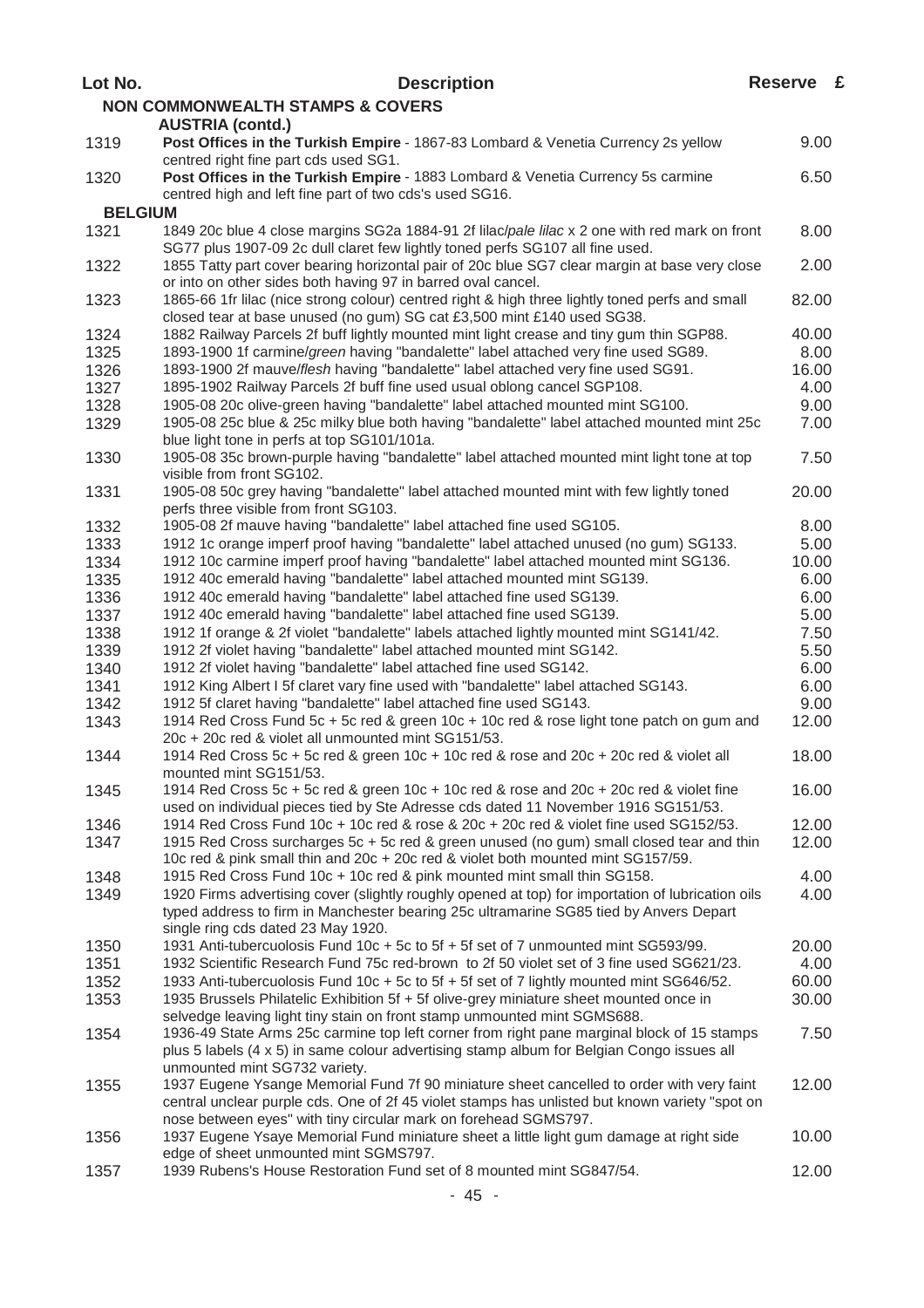| Lot No. | Description | Reserve £ |
|---|---|---|
| | **NON COMMONWEALTH STAMPS & COVERS** | |
| | **AUSTRIA (contd.)** | |
| 1319 | **Post Offices in the Turkish Empire** - 1867-83 Lombard & Venetia Currency 2s yellow centred right fine part cds used SG1. | 9.00 |
| 1320 | **Post Offices in the Turkish Empire** - 1883 Lombard & Venetia Currency 5s carmine centred high and left fine part of two cds's used SG16. | 6.50 |
| | **BELGIUM** | |
| 1321 | 1849 20c blue 4 close margins SG2a 1884-91 2f lilac/*pale lilac* x 2 one with red mark on front SG77 plus 1907-09 2c dull claret few lightly toned perfs SG107 all fine used. | 8.00 |
| 1322 | 1855 Tatty part cover bearing horizontal pair of 20c blue SG7 clear margin at base very close or into on other sides both having 97 in barred oval cancel. | 2.00 |
| 1323 | 1865-66 1fr lilac (nice strong colour) centred right & high three lightly toned perfs and small closed tear at base unused (no gum) SG cat £3,500 mint £140 used SG38. | 82.00 |
| 1324 | 1882 Railway Parcels 2f buff lightly mounted mint light crease and tiny gum thin SGP88. | 40.00 |
| 1325 | 1893-1900 1f carmine/*green* having "bandalette" label attached very fine used SG89. | 8.00 |
| 1326 | 1893-1900 2f mauve/*flesh* having "bandalette" label attached very fine used SG91. | 16.00 |
| 1327 | 1895-1902 Railway Parcels 2f buff fine used usual oblong cancel SGP108. | 4.00 |
| 1328 | 1905-08 20c olive-green having "bandalette" label attached mounted mint SG100. | 9.00 |
| 1329 | 1905-08 25c blue & 25c milky blue both having "bandalette" label attached mounted mint 25c blue light tone in perfs at top SG101/101a. | 7.00 |
| 1330 | 1905-08 35c brown-purple having "bandalette" label attached mounted mint light tone at top visible from front SG102. | 7.50 |
| 1331 | 1905-08 50c grey having "bandalette" label attached mounted mint with few lightly toned perfs three visible from front SG103. | 20.00 |
| 1332 | 1905-08 2f mauve having "bandalette" label attached fine used SG105. | 8.00 |
| 1333 | 1912 1c orange imperf proof having "bandalette" label attached unused (no gum) SG133. | 5.00 |
| 1334 | 1912 10c carmine imperf proof having "bandalette" label attached mounted mint SG136. | 10.00 |
| 1335 | 1912 40c emerald having "bandalette" label attached mounted mint SG139. | 6.00 |
| 1336 | 1912 40c emerald having "bandalette" label attached fine used SG139. | 6.00 |
| 1337 | 1912 40c emerald having "bandalette" label attached fine used SG139. | 5.00 |
| 1338 | 1912 1f orange & 2f violet "bandalette" labels attached lightly mounted mint SG141/42. | 7.50 |
| 1339 | 1912 2f violet having "bandalette" label attached mounted mint SG142. | 5.50 |
| 1340 | 1912 2f violet having "bandalette" label attached fine used SG142. | 6.00 |
| 1341 | 1912 King Albert I 5f claret vary fine used with "bandalette" label attached SG143. | 6.00 |
| 1342 | 1912 5f claret having "bandalette" label attached fine used SG143. | 9.00 |
| 1343 | 1914 Red Cross Fund 5c + 5c red & green 10c + 10c red & rose light tone patch on gum and 20c + 20c red & violet all unmounted mint SG151/53. | 12.00 |
| 1344 | 1914 Red Cross 5c + 5c red & green 10c + 10c red & rose and 20c + 20c red & violet all mounted mint SG151/53. | 18.00 |
| 1345 | 1914 Red Cross 5c + 5c red & green 10c + 10c red & rose and 20c + 20c red & violet fine used on individual pieces tied by Ste Adresse cds dated 11 November 1916 SG151/53. | 16.00 |
| 1346 | 1914 Red Cross Fund 10c + 10c red & rose & 20c + 20c red & violet fine used SG152/53. | 12.00 |
| 1347 | 1915 Red Cross surcharges 5c + 5c red & green unused (no gum) small closed tear and thin 10c red & pink small thin and 20c + 20c red & violet both mounted mint SG157/59. | 12.00 |
| 1348 | 1915 Red Cross Fund 10c + 10c red & pink mounted mint small thin SG158. | 4.00 |
| 1349 | 1920 Firms advertising cover (slightly roughly opened at top) for importation of lubrication oils typed address to firm in Manchester bearing 25c ultramarine SG85 tied by Anvers Depart single ring cds dated 23 May 1920. | 4.00 |
| 1350 | 1931 Anti-tubercuolosis Fund 10c + 5c to 5f + 5f set of 7 unmounted mint SG593/99. | 20.00 |
| 1351 | 1932 Scientific Research Fund 75c red-brown to 2f 50 violet set of 3 fine used SG621/23. | 4.00 |
| 1352 | 1933 Anti-tubercuolosis Fund 10c + 5c to 5f + 5f set of 7 lightly mounted mint SG646/52. | 60.00 |
| 1353 | 1935 Brussels Philatelic Exhibition 5f + 5f olive-grey miniature sheet mounted once in selvedge leaving light tiny stain on front stamp unmounted mint SGMS688. | 30.00 |
| 1354 | 1936-49 State Arms 25c carmine top left corner from right pane marginal block of 15 stamps plus 5 labels (4 x 5) in same colour advertising stamp album for Belgian Congo issues all unmounted mint SG732 variety. | 7.50 |
| 1355 | 1937 Eugene Ysange Memorial Fund 7f 90 miniature sheet cancelled to order with very faint central unclear purple cds. One of 2f 45 violet stamps has unlisted but known variety "spot on nose between eyes" with tiny circular mark on forehead SGMS797. | 12.00 |
| 1356 | 1937 Eugene Ysaye Memorial Fund miniature sheet a little light gum damage at right side edge of sheet unmounted mint SGMS797. | 10.00 |
| 1357 | 1939 Rubens's House Restoration Fund set of 8 mounted mint SG847/54. | 12.00 |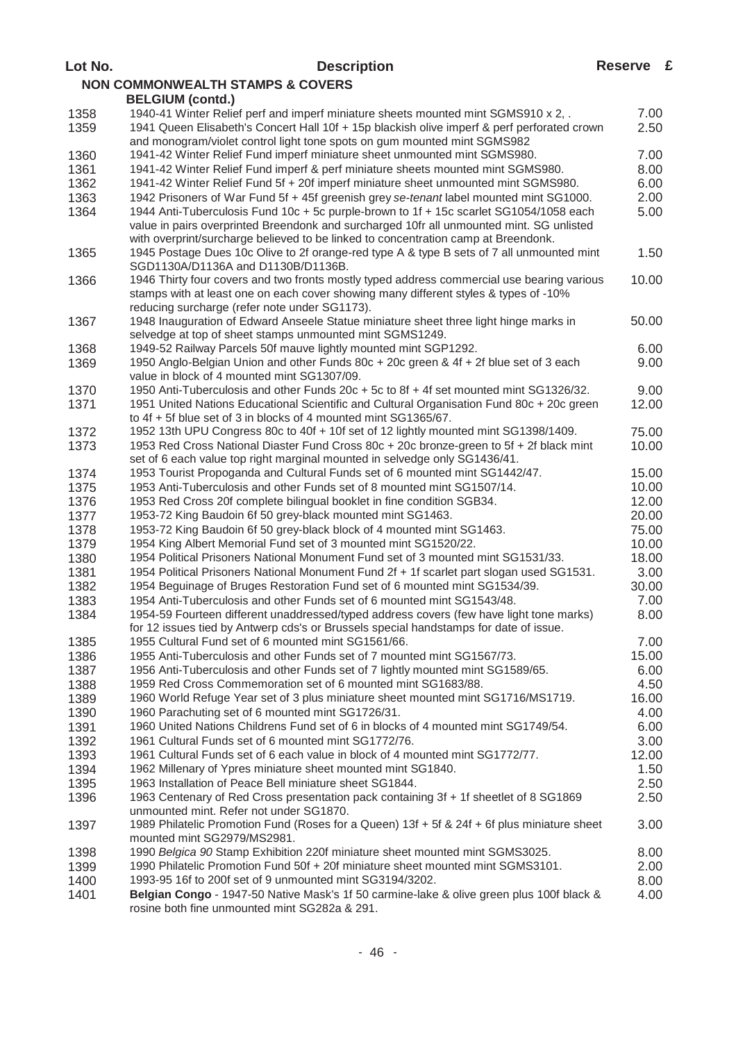| Lot No. | Description | Reserve £ |
|---|---|---|
| | **NON COMMONWEALTH STAMPS & COVERS** | |
| | **BELGIUM (contd.)** | |
| 1358 | 1940-41 Winter Relief perf and imperf miniature sheets mounted mint SGMS910 x 2, . | 7.00 |
| 1359 | 1941 Queen Elisabeth's Concert Hall 10f + 15p blackish olive imperf & perf perforated crown and monogram/violet control light tone spots on gum mounted mint SGMS982 | 2.50 |
| 1360 | 1941-42 Winter Relief Fund imperf miniature sheet unmounted mint SGMS980. | 7.00 |
| 1361 | 1941-42 Winter Relief Fund imperf & perf miniature sheets mounted mint SGMS980. | 8.00 |
| 1362 | 1941-42 Winter Relief Fund 5f + 20f imperf miniature sheet unmounted mint SGMS980. | 6.00 |
| 1363 | 1942 Prisoners of War Fund 5f + 45f greenish grey *se-tenant* label mounted mint SG1000. | 2.00 |
| 1364 | 1944 Anti-Tuberculosis Fund 10c + 5c purple-brown to 1f + 15c scarlet SG1054/1058 each value in pairs overprinted Breendonk and surcharged 10fr all unmounted mint. SG unlisted with overprint/surcharge believed to be linked to concentration camp at Breendonk. | 5.00 |
| 1365 | 1945 Postage Dues 10c Olive to 2f orange-red type A & type B sets of 7 all unmounted mint SGD1130A/D1136A and D1130B/D1136B. | 1.50 |
| 1366 | 1946 Thirty four covers and two fronts mostly typed address commercial use bearing various stamps with at least one on each cover showing many different styles & types of -10% reducing surcharge (refer note under SG1173). | 10.00 |
| 1367 | 1948 Inauguration of Edward Anseele Statue miniature sheet three light hinge marks in selvedge at top of sheet stamps unmounted mint SGMS1249. | 50.00 |
| 1368 | 1949-52 Railway Parcels 50f mauve lightly mounted mint SGP1292. | 6.00 |
| 1369 | 1950 Anglo-Belgian Union and other Funds 80c + 20c green & 4f + 2f blue set of 3 each value in block of 4 mounted mint SG1307/09. | 9.00 |
| 1370 | 1950 Anti-Tuberculosis and other Funds 20c + 5c to 8f + 4f set mounted mint SG1326/32. | 9.00 |
| 1371 | 1951 United Nations Educational Scientific and Cultural Organisation Fund 80c + 20c green to 4f + 5f blue set of 3 in blocks of 4 mounted mint SG1365/67. | 12.00 |
| 1372 | 1952 13th UPU Congress 80c to 40f + 10f set of 12 lightly mounted mint SG1398/1409. | 75.00 |
| 1373 | 1953 Red Cross National Diaster Fund Cross 80c + 20c bronze-green to 5f + 2f black mint set of 6 each value top right marginal mounted in selvedge only SG1436/41. | 10.00 |
| 1374 | 1953 Tourist Propoganda and Cultural Funds set of 6 mounted mint SG1442/47. | 15.00 |
| 1375 | 1953 Anti-Tuberculosis and other Funds set of 8 mounted mint SG1507/14. | 10.00 |
| 1376 | 1953 Red Cross 20f complete bilingual booklet in fine condition SGB34. | 12.00 |
| 1377 | 1953-72 King Baudoin 6f 50 grey-black mounted mint SG1463. | 20.00 |
| 1378 | 1953-72 King Baudoin 6f 50 grey-black block of 4 mounted mint SG1463. | 75.00 |
| 1379 | 1954 King Albert Memorial Fund set of 3 mounted mint SG1520/22. | 10.00 |
| 1380 | 1954 Political Prisoners National Monument Fund set of 3 mounted mint SG1531/33. | 18.00 |
| 1381 | 1954 Political Prisoners National Monument Fund 2f + 1f scarlet part slogan used SG1531. | 3.00 |
| 1382 | 1954 Beguinage of Bruges Restoration Fund set of 6 mounted mint SG1534/39. | 30.00 |
| 1383 | 1954 Anti-Tuberculosis and other Funds set of 6 mounted mint SG1543/48. | 7.00 |
| 1384 | 1954-59 Fourteen different unaddressed/typed address covers (few have light tone marks) for 12 issues tied by Antwerp cds's or Brussels special handstamps for date of issue. | 8.00 |
| 1385 | 1955 Cultural Fund set of 6 mounted mint SG1561/66. | 7.00 |
| 1386 | 1955 Anti-Tuberculosis and other Funds set of 7 mounted mint SG1567/73. | 15.00 |
| 1387 | 1956 Anti-Tuberculosis and other Funds set of 7 lightly mounted mint SG1589/65. | 6.00 |
| 1388 | 1959 Red Cross Commemoration set of 6 mounted mint SG1683/88. | 4.50 |
| 1389 | 1960 World Refuge Year set of 3 plus miniature sheet mounted mint SG1716/MS1719. | 16.00 |
| 1390 | 1960 Parachuting set of 6 mounted mint SG1726/31. | 4.00 |
| 1391 | 1960 United Nations Childrens Fund set of 6 in blocks of 4 mounted mint SG1749/54. | 6.00 |
| 1392 | 1961 Cultural Funds set of 6 mounted mint SG1772/76. | 3.00 |
| 1393 | 1961 Cultural Funds set of 6 each value in block of 4 mounted mint SG1772/77. | 12.00 |
| 1394 | 1962 Millenary of Ypres miniature sheet mounted mint SG1840. | 1.50 |
| 1395 | 1963 Installation of Peace Bell miniature sheet SG1844. | 2.50 |
| 1396 | 1963 Centenary of Red Cross presentation pack containing 3f + 1f sheetlet of 8 SG1869 unmounted mint. Refer not under SG1870. | 2.50 |
| 1397 | 1989 Philatelic Promotion Fund (Roses for a Queen) 13f + 5f & 24f + 6f plus miniature sheet mounted mint SG2979/MS2981. | 3.00 |
| 1398 | 1990 *Belgica 90* Stamp Exhibition 220f miniature sheet mounted mint SGMS3025. | 8.00 |
| 1399 | 1990 Philatelic Promotion Fund 50f + 20f miniature sheet mounted mint SGMS3101. | 2.00 |
| 1400 | 1993-95 16f to 200f set of 9 unmounted mint SG3194/3202. | 8.00 |
| 1401 | **Belgian Congo** - 1947-50 Native Mask's 1f 50 carmine-lake & olive green plus 100f black & rosine both fine unmounted mint SG282a & 291. | 4.00 |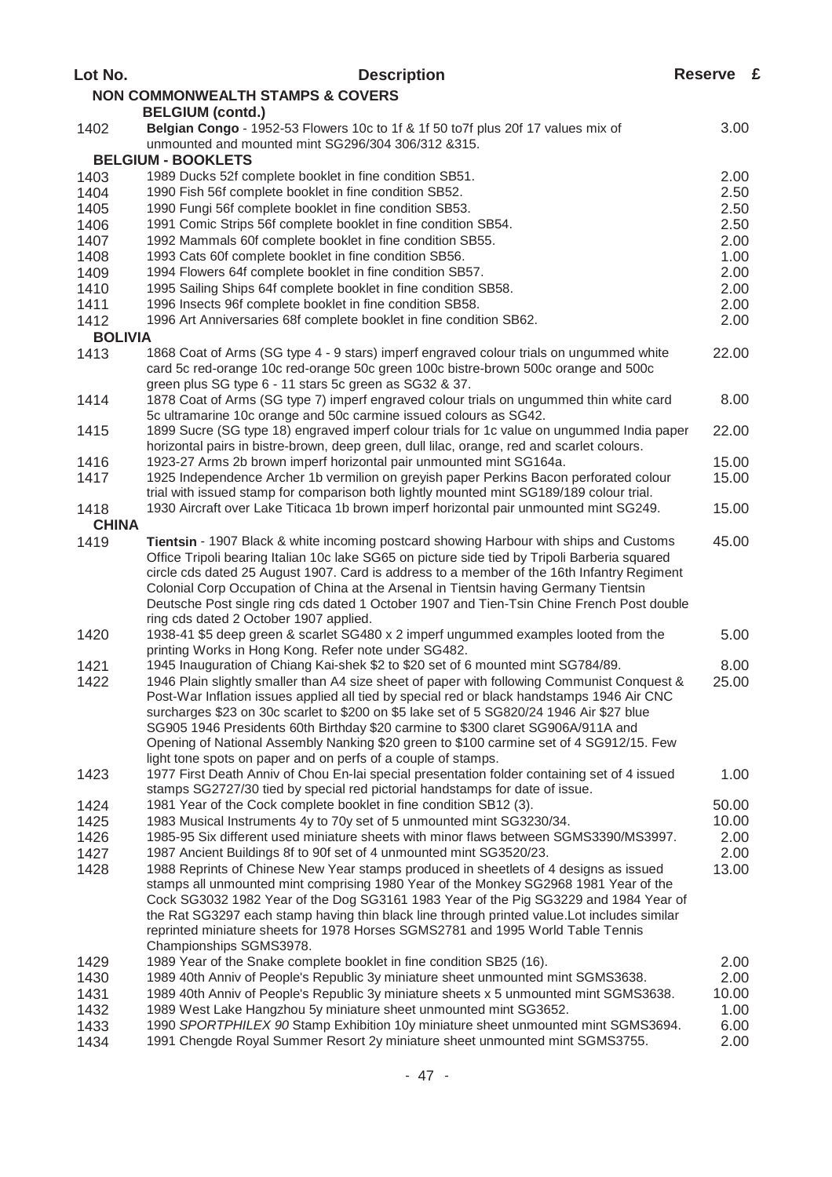| Lot No. | Description | Reserve £ |
|---|---|---|
| | **NON COMMONWEALTH STAMPS & COVERS** | |
| | **BELGIUM (contd.)** | |
| 1402 | **Belgian Congo** - 1952-53 Flowers 10c to 1f & 1f 50 to7f plus 20f 17 values mix of unmounted and mounted mint SG296/304 306/312 &315. | 3.00 |
| | **BELGIUM - BOOKLETS** | |
| 1403 | 1989 Ducks 52f complete booklet in fine condition SB51. | 2.00 |
| 1404 | 1990 Fish 56f complete booklet in fine condition SB52. | 2.50 |
| 1405 | 1990 Fungi 56f complete booklet in fine condition SB53. | 2.50 |
| 1406 | 1991 Comic Strips 56f complete booklet in fine condition SB54. | 2.50 |
| 1407 | 1992 Mammals 60f complete booklet in fine condition SB55. | 2.00 |
| 1408 | 1993 Cats 60f complete booklet in fine condition SB56. | 1.00 |
| 1409 | 1994 Flowers 64f complete booklet in fine condition SB57. | 2.00 |
| 1410 | 1995 Sailing Ships 64f complete booklet in fine condition SB58. | 2.00 |
| 1411 | 1996 Insects 96f complete booklet in fine condition SB58. | 2.00 |
| 1412 | 1996 Art Anniversaries 68f complete booklet in fine condition SB62. | 2.00 |
| **BOLIVIA** | | |
| 1413 | 1868 Coat of Arms (SG type 4 - 9 stars) imperf engraved colour trials on ungummed white card 5c red-orange 10c red-orange 50c green 100c bistre-brown 500c orange and 500c green plus SG type 6 - 11 stars 5c green as SG32 & 37. | 22.00 |
| 1414 | 1878 Coat of Arms (SG type 7) imperf engraved colour trials on ungummed thin white card 5c ultramarine 10c orange and 50c carmine issued colours as SG42. | 8.00 |
| 1415 | 1899 Sucre (SG type 18) engraved imperf colour trials for 1c value on ungummed India paper horizontal pairs in bistre-brown, deep green, dull lilac, orange, red and scarlet colours. | 22.00 |
| 1416 | 1923-27 Arms 2b brown imperf horizontal pair unmounted mint SG164a. | 15.00 |
| 1417 | 1925 Independence Archer 1b vermilion on greyish paper Perkins Bacon perforated colour trial with issued stamp for comparison both lightly mounted mint SG189/189 colour trial. | 15.00 |
| 1418 | 1930 Aircraft over Lake Titicaca 1b brown imperf horizontal pair unmounted mint SG249. | 15.00 |
| **CHINA** | | |
| 1419 | **Tientsin** - 1907 Black & white incoming postcard showing Harbour with ships and Customs Office Tripoli bearing Italian 10c lake SG65 on picture side tied by Tripoli Barberia squared circle cds dated 25 August 1907. Card is address to a member of the 16th Infantry Regiment Colonial Corp Occupation of China at the Arsenal in Tientsin having Germany Tientsin Deutsche Post single ring cds dated 1 October 1907 and Tien-Tsin Chine French Post double ring cds dated 2 October 1907 applied. | 45.00 |
| 1420 | 1938-41 $5 deep green & scarlet SG480 x 2 imperf ungummed examples looted from the printing Works in Hong Kong. Refer note under SG482. | 5.00 |
| 1421 | 1945 Inauguration of Chiang Kai-shek $2 to $20 set of 6 mounted mint SG784/89. | 8.00 |
| 1422 | 1946 Plain slightly smaller than A4 size sheet of paper with following Communist Conquest & Post-War Inflation issues applied all tied by special red or black handstamps 1946 Air CNC surcharges $23 on 30c scarlet to $200 on $5 lake set of 5 SG820/24 1946 Air $27 blue SG905 1946 Presidents 60th Birthday $20 carmine to $300 claret SG906A/911A and Opening of National Assembly Nanking $20 green to $100 carmine set of 4 SG912/15. Few light tone spots on paper and on perfs of a couple of stamps. | 25.00 |
| 1423 | 1977 First Death Anniv of Chou En-lai special presentation folder containing set of 4 issued stamps SG2727/30 tied by special red pictorial handstamps for date of issue. | 1.00 |
| 1424 | 1981 Year of the Cock complete booklet in fine condition SB12 (3). | 50.00 |
| 1425 | 1983 Musical Instruments 4y to 70y set of 5 unmounted mint SG3230/34. | 10.00 |
| 1426 | 1985-95 Six different used miniature sheets with minor flaws between SGMS3390/MS3997. | 2.00 |
| 1427 | 1987 Ancient Buildings 8f to 90f set of 4 unmounted mint SG3520/23. | 2.00 |
| 1428 | 1988 Reprints of Chinese New Year stamps produced in sheetlets of 4 designs as issued stamps all unmounted mint comprising 1980 Year of the Monkey SG2968 1981 Year of the Cock SG3032 1982 Year of the Dog SG3161 1983 Year of the Pig SG3229 and 1984 Year of the Rat SG3297 each stamp having thin black line through printed value.Lot includes similar reprinted miniature sheets for 1978 Horses SGMS2781 and 1995 World Table Tennis Championships SGMS3978. | 13.00 |
| 1429 | 1989 Year of the Snake complete booklet in fine condition SB25 (16). | 2.00 |
| 1430 | 1989 40th Anniv of People's Republic 3y miniature sheet unmounted mint SGMS3638. | 2.00 |
| 1431 | 1989 40th Anniv of People's Republic 3y miniature sheets x 5 unmounted mint SGMS3638. | 10.00 |
| 1432 | 1989 West Lake Hangzhou 5y miniature sheet unmounted mint SG3652. | 1.00 |
| 1433 | 1990 *SPORTPHILEX 90* Stamp Exhibition 10y miniature sheet unmounted mint SGMS3694. | 6.00 |
| 1434 | 1991 Chengde Royal Summer Resort 2y miniature sheet unmounted mint SGMS3755. | 2.00 |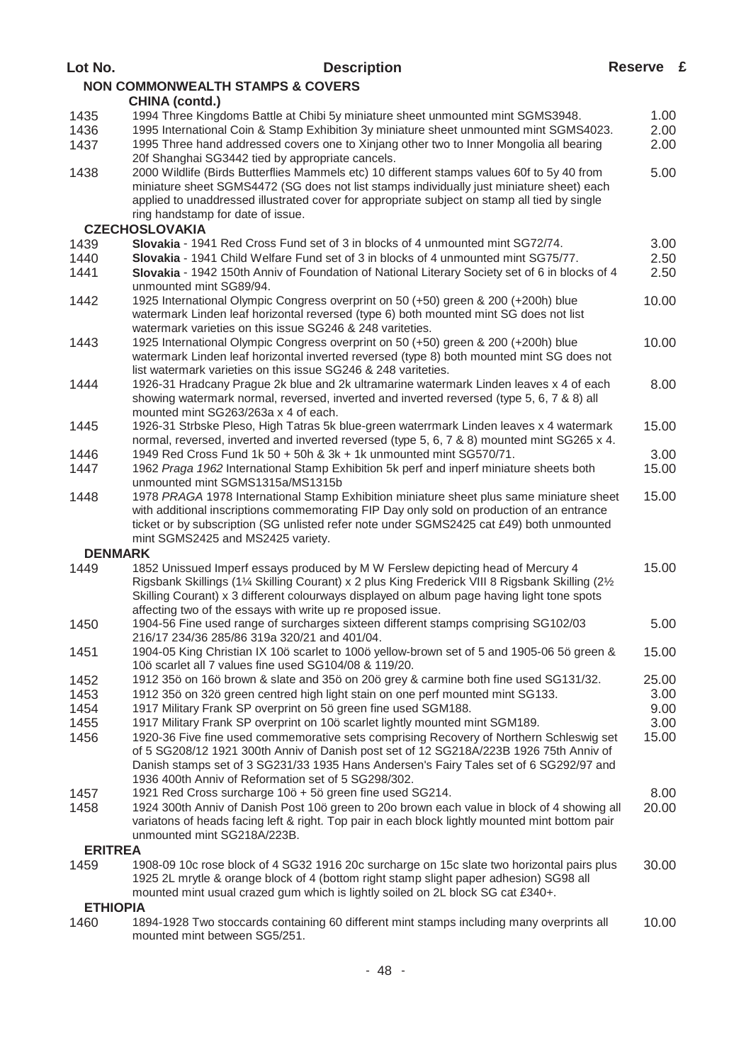| Lot No. | Description | Reserve £ |
|---|---|---|
| | **NON COMMONWEALTH STAMPS & COVERS** | |
| | **CHINA (contd.)** | |
| 1435 | 1994 Three Kingdoms Battle at Chibi 5y miniature sheet unmounted mint SGMS3948. | 1.00 |
| 1436 | 1995 International Coin & Stamp Exhibition 3y miniature sheet unmounted mint SGMS4023. | 2.00 |
| 1437 | 1995 Three hand addressed covers one to Xinjang other two to Inner Mongolia all bearing 20f Shanghai SG3442 tied by appropriate cancels. | 2.00 |
| 1438 | 2000 Wildlife (Birds Butterflies Mammels etc) 10 different stamps values 60f to 5y 40 from miniature sheet SGMS4472 (SG does not list stamps individually just miniature sheet) each applied to unaddressed illustrated cover for appropriate subject on stamp all tied by single ring handstamp for date of issue. | 5.00 |
| | **CZECHOSLOVAKIA** | |
| 1439 | **Slovakia** - 1941 Red Cross Fund set of 3 in blocks of 4 unmounted mint SG72/74. | 3.00 |
| 1440 | **Slovakia** - 1941 Child Welfare Fund set of 3 in blocks of 4 unmounted mint SG75/77. | 2.50 |
| 1441 | **Slovakia** - 1942 150th Anniv of Foundation of National Literary Society set of 6 in blocks of 4 unmounted mint SG89/94. | 2.50 |
| 1442 | 1925 International Olympic Congress overprint on 50 (+50) green & 200 (+200h) blue watermark Linden leaf horizontal reversed (type 6) both mounted mint SG does not list watermark varieties on this issue SG246 & 248 variteties. | 10.00 |
| 1443 | 1925 International Olympic Congress overprint on 50 (+50) green & 200 (+200h) blue watermark Linden leaf horizontal inverted reversed (type 8) both mounted mint SG does not list watermark varieties on this issue SG246 & 248 variteties. | 10.00 |
| 1444 | 1926-31 Hradcany Prague 2k blue and 2k ultramarine watermark Linden leaves x 4 of each showing watermark normal, reversed, inverted and inverted reversed (type 5, 6, 7 & 8) all mounted mint SG263/263a x 4 of each. | 8.00 |
| 1445 | 1926-31 Strbske Pleso, High Tatras 5k blue-green waterrmark Linden leaves x 4 watermark normal, reversed, inverted and inverted reversed (type 5, 6, 7 & 8) mounted mint SG265 x 4. | 15.00 |
| 1446 | 1949 Red Cross Fund 1k 50 + 50h & 3k + 1k unmounted mint SG570/71. | 3.00 |
| 1447 | 1962 *Praga 1962* International Stamp Exhibition 5k perf and inperf miniature sheets both unmounted mint SGMS1315a/MS1315b | 15.00 |
| 1448 | 1978 *PRAGA* 1978 International Stamp Exhibition miniature sheet plus same miniature sheet with additional inscriptions commemorating FIP Day only sold on production of an entrance ticket or by subscription (SG unlisted refer note under SGMS2425 cat £49) both unmounted mint SGMS2425 and MS2425 variety. | 15.00 |
| | **DENMARK** | |
| 1449 | 1852 Unissued Imperf essays produced by M W Ferslew depicting head of Mercury 4 Rigsbank Skillings (1¼ Skilling Courant) x 2 plus King Frederick VIII 8 Rigsbank Skilling (2½ Skilling Courant) x 3 different colourways displayed on album page having light tone spots affecting two of the essays with write up re proposed issue. | 15.00 |
| 1450 | 1904-56 Fine used range of surcharges sixteen different stamps comprising SG102/03 216/17 234/36 285/86 319a 320/21 and 401/04. | 5.00 |
| 1451 | 1904-05 King Christian IX 10ö scarlet to 100ö yellow-brown set of 5 and 1905-06 5ö green & 10ö scarlet all 7 values fine used SG104/08 & 119/20. | 15.00 |
| 1452 | 1912 35ö on 16ö brown & slate and 35ö on 20ö grey & carmine both fine used SG131/32. | 25.00 |
| 1453 | 1912 35ö on 32ö green centred high light stain on one perf mounted mint SG133. | 3.00 |
| 1454 | 1917 Military Frank SP overprint on 5ö green fine used SGM188. | 9.00 |
| 1455 | 1917 Military Frank SP overprint on 10ö scarlet lightly mounted mint SGM189. | 3.00 |
| 1456 | 1920-36 Five fine used commemorative sets comprising Recovery of Northern Schleswig set of 5 SG208/12 1921 300th Anniv of Danish post set of 12 SG218A/223B 1926 75th Anniv of Danish stamps set of 3 SG231/33 1935 Hans Andersen's Fairy Tales set of 6 SG292/97 and 1936 400th Anniv of Reformation set of 5 SG298/302. | 15.00 |
| 1457 | 1921 Red Cross surcharge 10ö + 5ö green fine used SG214. | 8.00 |
| 1458 | 1924 300th Anniv of Danish Post 10ö green to 20o brown each value in block of 4 showing all variatons of heads facing left & right. Top pair in each block lightly mounted mint bottom pair unmounted mint SG218A/223B. | 20.00 |
| | **ERITREA** | |
| 1459 | 1908-09 10c rose block of 4 SG32 1916 20c surcharge on 15c slate two horizontal pairs plus 1925 2L mrytle & orange block of 4 (bottom right stamp slight paper adhesion) SG98 all mounted mint usual crazed gum which is lightly soiled on 2L block SG cat £340+. | 30.00 |
| | **ETHIOPIA** | |
| 1460 | 1894-1928 Two stoccards containing 60 different mint stamps including many overprints all mounted mint between SG5/251. | 10.00 |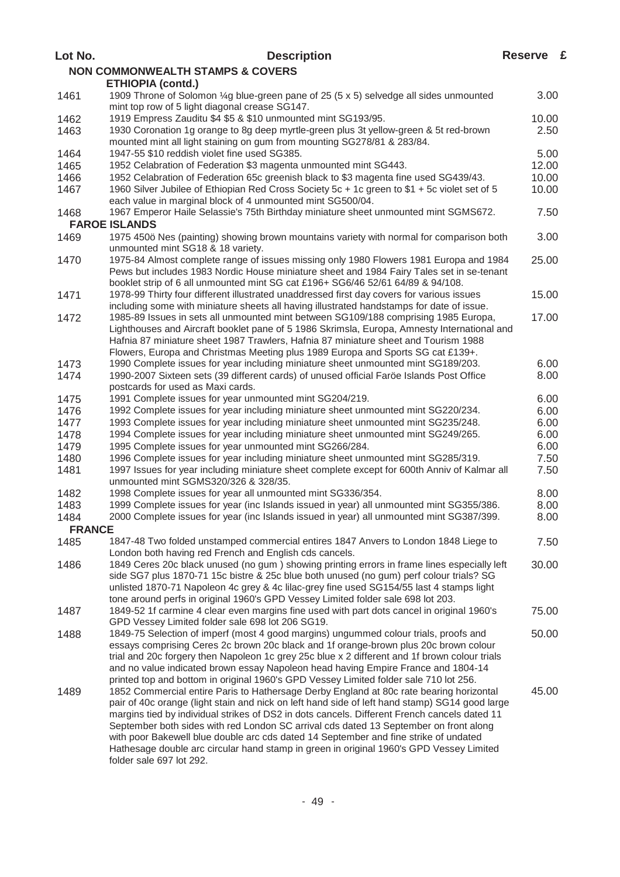| Lot No. | Description | Reserve £ |
|---|---|---|
| | **NON COMMONWEALTH STAMPS & COVERS** | |
| | **ETHIOPIA (contd.)** | |
| 1461 | 1909 Throne of Solomon ¼g blue-green pane of 25 (5 x 5) selvedge all sides unmounted mint top row of 5 light diagonal crease SG147. | 3.00 |
| 1462 | 1919 Empress Zauditu $4 $5 & $10 unmounted mint SG193/95. | 10.00 |
| 1463 | 1930 Coronation 1g orange to 8g deep myrtle-green plus 3t yellow-green & 5t red-brown mounted mint all light staining on gum from mounting SG278/81 & 283/84. | 2.50 |
| 1464 | 1947-55 $10 reddish violet fine used SG385. | 5.00 |
| 1465 | 1952 Celabration of Federation $3 magenta unmounted mint SG443. | 12.00 |
| 1466 | 1952 Celabration of Federation 65c greenish black to $3 magenta fine used SG439/43. | 10.00 |
| 1467 | 1960 Silver Jubilee of Ethiopian Red Cross Society 5c + 1c green to $1 + 5c violet set of 5 each value in marginal block of 4 unmounted mint SG500/04. | 10.00 |
| 1468 | 1967 Emperor Haile Selassie's 75th Birthday miniature sheet unmounted mint SGMS672. | 7.50 |
| | **FAROE ISLANDS** | |
| 1469 | 1975 450ö Nes (painting) showing brown mountains variety with normal for comparison both unmounted mint SG18 & 18 variety. | 3.00 |
| 1470 | 1975-84 Almost complete range of issues missing only 1980 Flowers 1981 Europa and 1984 Pews but includes 1983 Nordic House miniature sheet and 1984 Fairy Tales set in se-tenant booklet strip of 6 all unmounted mint SG cat £196+ SG6/46 52/61 64/89 & 94/108. | 25.00 |
| 1471 | 1978-99 Thirty four different illustrated unaddressed first day covers for various issues including some with miniature sheets all having illustrated handstamps for date of issue. | 15.00 |
| 1472 | 1985-89 Issues in sets all unmounted mint between SG109/188 comprising 1985 Europa, Lighthouses and Aircraft booklet pane of 5 1986 Skrimsla, Europa, Amnesty International and Hafnia 87 miniature sheet 1987 Trawlers, Hafnia 87 miniature sheet and Tourism 1988 Flowers, Europa and Christmas Meeting plus 1989 Europa and Sports SG cat £139+. | 17.00 |
| 1473 | 1990 Complete issues for year including miniature sheet unmounted mint SG189/203. | 6.00 |
| 1474 | 1990-2007 Sixteen sets (39 different cards) of unused official Faröe Islands Post Office postcards for used as Maxi cards. | 8.00 |
| 1475 | 1991 Complete issues for year unmounted mint SG204/219. | 6.00 |
| 1476 | 1992 Complete issues for year including miniature sheet unmounted mint SG220/234. | 6.00 |
| 1477 | 1993 Complete issues for year including miniature sheet unmounted mint SG235/248. | 6.00 |
| 1478 | 1994 Complete issues for year including miniature sheet unmounted mint SG249/265. | 6.00 |
| 1479 | 1995 Complete issues for year unmounted mint SG266/284. | 6.00 |
| 1480 | 1996 Complete issues for year including miniature sheet unmounted mint SG285/319. | 7.50 |
| 1481 | 1997 Issues for year including miniature sheet complete except for 600th Anniv of Kalmar all unmounted mint SGMS320/326 & 328/35. | 7.50 |
| 1482 | 1998 Complete issues for year all unmounted mint SG336/354. | 8.00 |
| 1483 | 1999 Complete issues for year (inc Islands issued in year) all unmounted mint SG355/386. | 8.00 |
| 1484 | 2000 Complete issues for year (inc Islands issued in year) all unmounted mint SG387/399. | 8.00 |
| | **FRANCE** | |
| 1485 | 1847-48 Two folded unstamped commercial entires 1847 Anvers to London 1848 Liege to London both having red French and English cds cancels. | 7.50 |
| 1486 | 1849 Ceres 20c black unused (no gum ) showing printing errors in frame lines especially left side SG7 plus 1870-71 15c bistre & 25c blue both unused (no gum) perf colour trials? SG unlisted 1870-71 Napoleon 4c grey & 4c lilac-grey fine used SG154/55 last 4 stamps light tone around perfs in original 1960's GPD Vessey Limited folder sale 698 lot 203. | 30.00 |
| 1487 | 1849-52 1f carmine 4 clear even margins fine used with part dots cancel in original 1960's GPD Vessey Limited folder sale 698 lot 206 SG19. | 75.00 |
| 1488 | 1849-75 Selection of imperf (most 4 good margins) ungummed colour trials, proofs and essays comprising Ceres 2c brown 20c black and 1f orange-brown plus 20c brown colour trial and 20c forgery then Napoleon 1c grey 25c blue x 2 different and 1f brown colour trials and no value indicated brown essay Napoleon head having Empire France and 1804-14 printed top and bottom in original 1960's GPD Vessey Limited folder sale 710 lot 256. | 50.00 |
| 1489 | 1852 Commercial entire Paris to Hathersage Derby England at 80c rate bearing horizontal pair of 40c orange (light stain and nick on left hand side of left hand stamp) SG14 good large margins tied by individual strikes of DS2 in dots cancels. Different French cancels dated 11 September both sides with red London SC arrival cds dated 13 September on front along with poor Bakewell blue double arc cds dated 14 September and fine strike of undated Hathesage double arc circular hand stamp in green in original 1960's GPD Vessey Limited folder sale 697 lot 292. | 45.00 |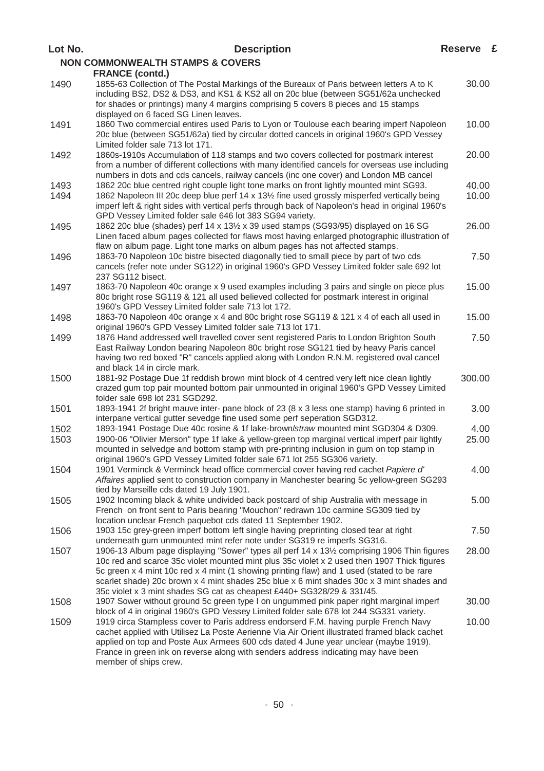| Lot No. | Description | Reserve £ |
|---|---|---|
| | **NON COMMONWEALTH STAMPS & COVERS** | |
| | **FRANCE (contd.)** | |
| 1490 | 1855-63 Collection of The Postal Markings of the Bureaux of Paris between letters A to K including BS2, DS2 & DS3, and KS1 & KS2 all on 20c blue (between SG51/62a unchecked for shades or printings) many 4 margins comprising 5 covers 8 pieces and 15 stamps displayed on 6 faced SG Linen leaves. | 30.00 |
| 1491 | 1860 Two commercial entires used Paris to Lyon or Toulouse each bearing imperf Napoleon 20c blue (between SG51/62a) tied by circular dotted cancels in original 1960's GPD Vessey Limited folder sale 713 lot 171. | 10.00 |
| 1492 | 1860s-1910s Accumulation of 118 stamps and two covers collected for postmark interest from a number of different collections with many identified cancels for overseas use including numbers in dots and cds cancels, railway cancels (inc one cover) and London MB cancel | 20.00 |
| 1493 | 1862 20c blue centred right couple light tone marks on front lightly mounted mint SG93. | 40.00 |
| 1494 | 1862 Napoleon III 20c deep blue perf 14 x 13½ fine used grossly misperfed vertically being imperf left & right sides with vertical perfs through back of Napoleon's head in original 1960's GPD Vessey Limited folder sale 646 lot 383 SG94 variety. | 10.00 |
| 1495 | 1862 20c blue (shades) perf 14 x 13½ x 39 used stamps (SG93/95) displayed on 16 SG Linen faced album pages collected for flaws most having enlarged photographic illustration of flaw on album page. Light tone marks on album pages has not affected stamps. | 26.00 |
| 1496 | 1863-70 Napoleon 10c bistre bisected diagonally tied to small piece by part of two cds cancels (refer note under SG122) in original 1960's GPD Vessey Limited folder sale 692 lot 237 SG112 bisect. | 7.50 |
| 1497 | 1863-70 Napoleon 40c orange x 9 used examples including 3 pairs and single on piece plus 80c bright rose SG119 & 121 all used believed collected for postmark interest in original 1960's GPD Vessey Limited folder sale 713 lot 172. | 15.00 |
| 1498 | 1863-70 Napoleon 40c orange x 4 and 80c bright rose SG119 & 121 x 4 of each all used in original 1960's GPD Vessey Limited folder sale 713 lot 171. | 15.00 |
| 1499 | 1876 Hand addressed well travelled cover sent registered Paris to London Brighton South East Railway London bearing Napoleon 80c bright rose SG121 tied by heavy Paris cancel having two red boxed "R" cancels applied along with London R.N.M. registered oval cancel and black 14 in circle mark. | 7.50 |
| 1500 | 1881-92 Postage Due 1f reddish brown mint block of 4 centred very left nice clean lightly crazed gum top pair mounted bottom pair unmounted in original 1960's GPD Vessey Limited folder sale 698 lot 231 SGD292. | 300.00 |
| 1501 | 1893-1941 2f bright mauve inter- pane block of 23 (8 x 3 less one stamp) having 6 printed in interpane vertical gutter sevedge fine used some perf seperation SGD312. | 3.00 |
| 1502 | 1893-1941 Postage Due 40c rosine & 1f lake-brown/*straw* mounted mint SGD304 & D309. | 4.00 |
| 1503 | 1900-06 "Olivier Merson" type 1f lake & yellow-green top marginal vertical imperf pair lightly mounted in selvedge and bottom stamp with pre-printing inclusion in gum on top stamp in original 1960's GPD Vessey Limited folder sale 671 lot 255 SG306 variety. | 25.00 |
| 1504 | 1901 Verminck & Verminck head office commercial cover having red cachet *Papiere d' Affaires* applied sent to construction company in Manchester bearing 5c yellow-green SG293 tied by Marseille cds dated 19 July 1901. | 4.00 |
| 1505 | 1902 Incoming black & white undivided back postcard of ship Australia with message in French on front sent to Paris bearing "Mouchon" redrawn 10c carmine SG309 tied by location unclear French paquebot cds dated 11 September 1902. | 5.00 |
| 1506 | 1903 15c grey-green imperf bottom left single having preprinting closed tear at right underneath gum unmounted mint refer note under SG319 re imperfs SG316. | 7.50 |
| 1507 | 1906-13 Album page displaying "Sower" types all perf 14 x 13½ comprising 1906 Thin figures 10c red and scarce 35c violet mounted mint plus 35c violet x 2 used then 1907 Thick figures 5c green x 4 mint 10c red x 4 mint (1 showing printing flaw) and 1 used (stated to be rare scarlet shade) 20c brown x 4 mint shades 25c blue x 6 mint shades 30c x 3 mint shades and 35c violet x 3 mint shades SG cat as cheapest £440+ SG328/29 & 331/45. | 28.00 |
| 1508 | 1907 Sower without ground 5c green type I on ungummed pink paper right marginal imperf block of 4 in original 1960's GPD Vessey Limited folder sale 678 lot 244 SG331 variety. | 30.00 |
| 1509 | 1919 circa Stampless cover to Paris address endorserd F.M. having purple French Navy cachet applied with Utilisez La Poste Aerienne Via Air Orient illustrated framed black cachet applied on top and Poste Aux Armees 600 cds dated 4 June year unclear (maybe 1919). France in green ink on reverse along with senders address indicating may have been member of ships crew. | 10.00 |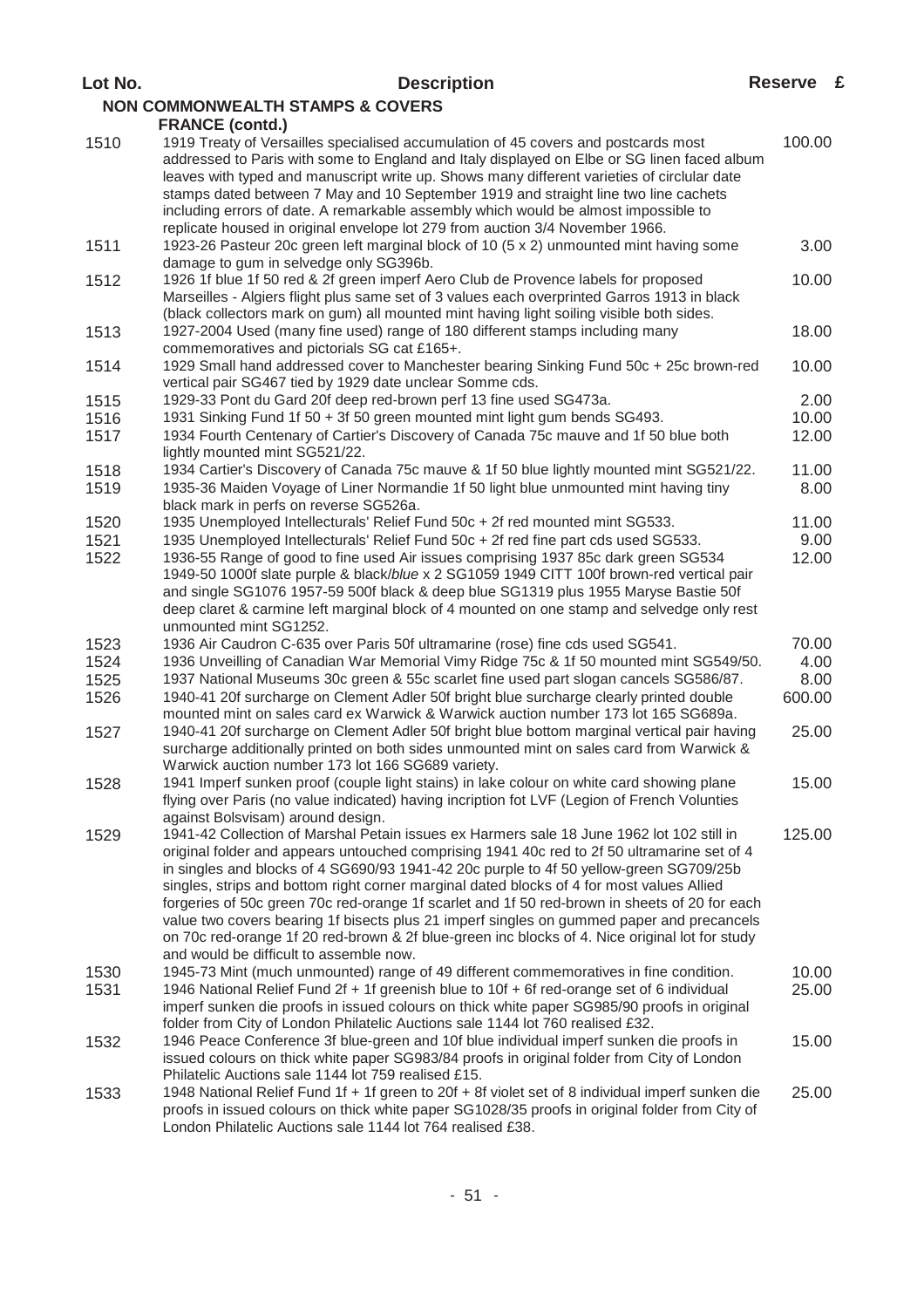| Lot No. | Description | Reserve £ |
|---|---|---|
| | **NON COMMONWEALTH STAMPS & COVERS** | |
| | **FRANCE (contd.)** | |
| 1510 | 1919 Treaty of Versailles specialised accumulation of 45 covers and postcards most addressed to Paris with some to England and Italy displayed on Elbe or SG linen faced album leaves with typed and manuscript write up. Shows many different varieties of circlular date stamps dated between 7 May and 10 September 1919 and straight line two line cachets including errors of date. A remarkable assembly which would be almost impossible to replicate housed in original envelope lot 279 from auction 3/4 November 1966. | 100.00 |
| 1511 | 1923-26 Pasteur 20c green left marginal block of 10 (5 x 2) unmounted mint having some damage to gum in selvedge only SG396b. | 3.00 |
| 1512 | 1926 1f blue 1f 50 red & 2f green imperf Aero Club de Provence labels for proposed Marseilles - Algiers flight plus same set of 3 values each overprinted Garros 1913 in black (black collectors mark on gum) all mounted mint having light soiling visible both sides. | 10.00 |
| 1513 | 1927-2004 Used (many fine used) range of 180 different stamps including many commemoratives and pictorials SG cat £165+. | 18.00 |
| 1514 | 1929 Small hand addressed cover to Manchester bearing Sinking Fund 50c + 25c brown-red vertical pair SG467 tied by 1929 date unclear Somme cds. | 10.00 |
| 1515 | 1929-33 Pont du Gard 20f deep red-brown perf 13 fine used SG473a. | 2.00 |
| 1516 | 1931 Sinking Fund 1f 50 + 3f 50 green mounted mint light gum bends SG493. | 10.00 |
| 1517 | 1934 Fourth Centenary of Cartier's Discovery of Canada 75c mauve and 1f 50 blue both lightly mounted mint SG521/22. | 12.00 |
| 1518 | 1934 Cartier's Discovery of Canada 75c mauve & 1f 50 blue lightly mounted mint SG521/22. | 11.00 |
| 1519 | 1935-36 Maiden Voyage of Liner Normandie 1f 50 light blue unmounted mint having tiny black mark in perfs on reverse SG526a. | 8.00 |
| 1520 | 1935 Unemployed Intellecturals' Relief Fund 50c + 2f red mounted mint SG533. | 11.00 |
| 1521 | 1935 Unemployed Intellecturals' Relief Fund 50c + 2f red fine part cds used SG533. | 9.00 |
| 1522 | 1936-55 Range of good to fine used Air issues comprising 1937 85c dark green SG534 1949-50 1000f slate purple & black/*blue* x 2 SG1059 1949 CITT 100f brown-red vertical pair and single SG1076 1957-59 500f black & deep blue SG1319 plus 1955 Maryse Bastie 50f deep claret & carmine left marginal block of 4 mounted on one stamp and selvedge only rest unmounted mint SG1252. | 12.00 |
| 1523 | 1936 Air Caudron C-635 over Paris 50f ultramarine (rose) fine cds used SG541. | 70.00 |
| 1524 | 1936 Unveilling of Canadian War Memorial Vimy Ridge 75c & 1f 50 mounted mint SG549/50. | 4.00 |
| 1525 | 1937 National Museums 30c green & 55c scarlet fine used part slogan cancels SG586/87. | 8.00 |
| 1526 | 1940-41 20f surcharge on Clement Adler 50f bright blue surcharge clearly printed double mounted mint on sales card ex Warwick & Warwick auction number 173 lot 165 SG689a. | 600.00 |
| 1527 | 1940-41 20f surcharge on Clement Adler 50f bright blue bottom marginal vertical pair having surcharge additionally printed on both sides unmounted mint on sales card from Warwick & Warwick auction number 173 lot 166 SG689 variety. | 25.00 |
| 1528 | 1941 Imperf sunken proof (couple light stains) in lake colour on white card showing plane flying over Paris (no value indicated) having incription fot LVF (Legion of French Volunties against Bolsvisam) around design. | 15.00 |
| 1529 | 1941-42 Collection of Marshal Petain issues ex Harmers sale 18 June 1962 lot 102 still in original folder and appears untouched comprising 1941 40c red to 2f 50 ultramarine set of 4 in singles and blocks of 4 SG690/93 1941-42 20c purple to 4f 50 yellow-green SG709/25b singles, strips and bottom right corner marginal dated blocks of 4 for most values Allied forgeries of 50c green 70c red-orange 1f scarlet and 1f 50 red-brown in sheets of 20 for each value two covers bearing 1f bisects plus 21 imperf singles on gummed paper and precancels on 70c red-orange 1f 20 red-brown & 2f blue-green inc blocks of 4. Nice original lot for study and would be difficult to assemble now. | 125.00 |
| 1530 | 1945-73 Mint (much unmounted) range of 49 different commemoratives in fine condition. | 10.00 |
| 1531 | 1946 National Relief Fund 2f + 1f greenish blue to 10f + 6f red-orange set of 6 individual imperf sunken die proofs in issued colours on thick white paper SG985/90 proofs in original folder from City of London Philatelic Auctions sale 1144 lot 760 realised £32. | 25.00 |
| 1532 | 1946 Peace Conference 3f blue-green and 10f blue individual imperf sunken die proofs in issued colours on thick white paper SG983/84 proofs in original folder from City of London Philatelic Auctions sale 1144 lot 759 realised £15. | 15.00 |
| 1533 | 1948 National Relief Fund 1f + 1f green to 20f + 8f violet set of 8 individual imperf sunken die proofs in issued colours on thick white paper SG1028/35 proofs in original folder from City of London Philatelic Auctions sale 1144 lot 764 realised £38. | 25.00 |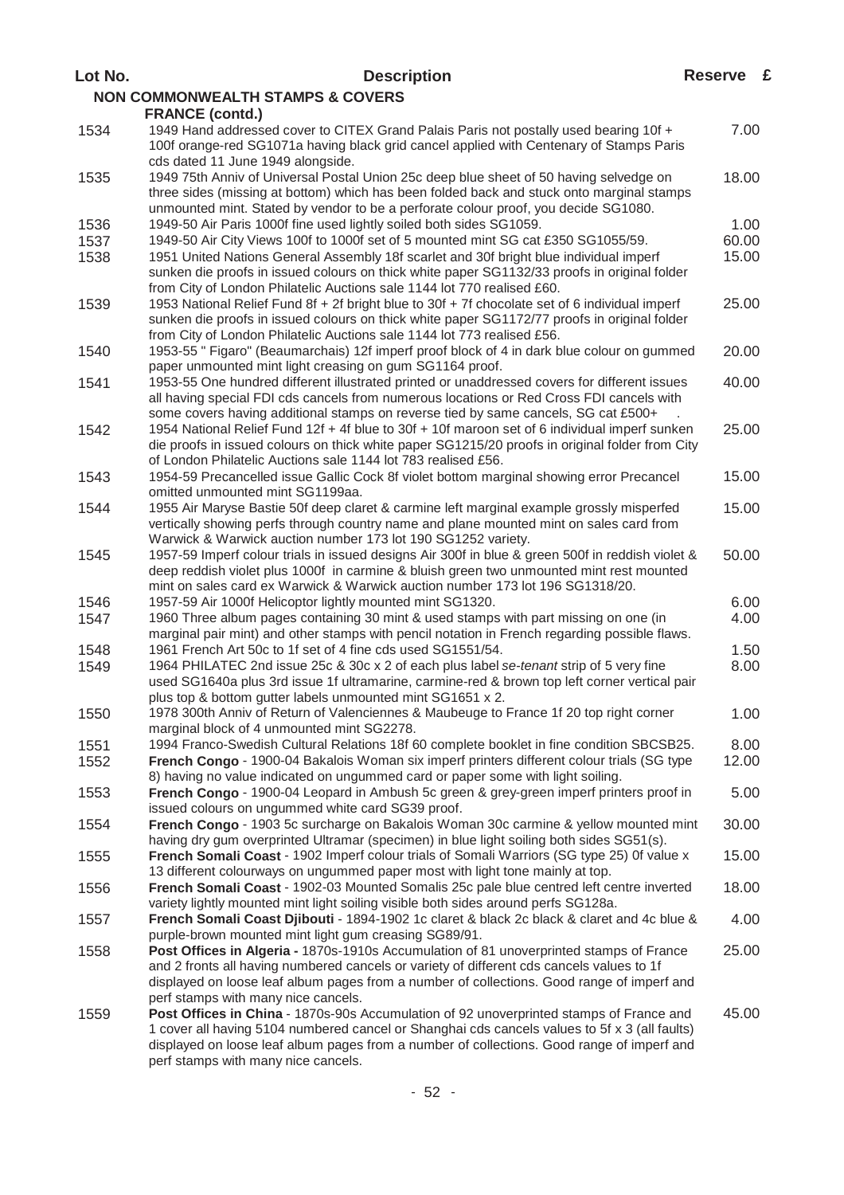| Lot No. | Description | Reserve £ |
|---|---|---|
| | **NON COMMONWEALTH STAMPS & COVERS** | |
| | **FRANCE (contd.)** | |
| 1534 | 1949 Hand addressed cover to CITEX Grand Palais Paris not postally used bearing 10f + 100f orange-red SG1071a having black grid cancel applied with Centenary of Stamps Paris cds dated 11 June 1949 alongside. | 7.00 |
| 1535 | 1949 75th Anniv of Universal Postal Union 25c deep blue sheet of 50 having selvedge on three sides (missing at bottom) which has been folded back and stuck onto marginal stamps unmounted mint. Stated by vendor to be a perforate colour proof, you decide SG1080. | 18.00 |
| 1536 | 1949-50 Air Paris 1000f fine used lightly soiled both sides SG1059. | 1.00 |
| 1537 | 1949-50 Air City Views 100f to 1000f set of 5 mounted mint SG cat £350 SG1055/59. | 60.00 |
| 1538 | 1951 United Nations General Assembly 18f scarlet and 30f bright blue individual imperf sunken die proofs in issued colours on thick white paper SG1132/33 proofs in original folder from City of London Philatelic Auctions sale 1144 lot 770 realised £60. | 15.00 |
| 1539 | 1953 National Relief Fund 8f + 2f bright blue to 30f + 7f chocolate set of 6 individual imperf sunken die proofs in issued colours on thick white paper SG1172/77 proofs in original folder from City of London Philatelic Auctions sale 1144 lot 773 realised £56. | 25.00 |
| 1540 | 1953-55 " Figaro" (Beaumarchais) 12f imperf proof block of 4 in dark blue colour on gummed paper unmounted mint light creasing on gum SG1164 proof. | 20.00 |
| 1541 | 1953-55 One hundred different illustrated printed or unaddressed covers for different issues all having special FDI cds cancels from numerous locations or Red Cross FDI cancels with some covers having additional stamps on reverse tied by same cancels, SG cat £500+ | 40.00 |
| 1542 | 1954 National Relief Fund 12f + 4f blue to 30f + 10f maroon set of 6 individual imperf sunken die proofs in issued colours on thick white paper SG1215/20 proofs in original folder from City of London Philatelic Auctions sale 1144 lot 783 realised £56. | 25.00 |
| 1543 | 1954-59 Precancelled issue Gallic Cock 8f violet bottom marginal showing error Precancel omitted unmounted mint SG1199aa. | 15.00 |
| 1544 | 1955 Air Maryse Bastie 50f deep claret & carmine left marginal example grossly misperfed vertically showing perfs through country name and plane mounted mint on sales card from Warwick & Warwick auction number 173 lot 190 SG1252 variety. | 15.00 |
| 1545 | 1957-59 Imperf colour trials in issued designs Air 300f in blue & green 500f in reddish violet & deep reddish violet plus 1000f in carmine & bluish green two unmounted mint rest mounted mint on sales card ex Warwick & Warwick auction number 173 lot 196 SG1318/20. | 50.00 |
| 1546 | 1957-59 Air 1000f Helicoptor lightly mounted mint SG1320. | 6.00 |
| 1547 | 1960 Three album pages containing 30 mint & used stamps with part missing on one (in marginal pair mint) and other stamps with pencil notation in French regarding possible flaws. | 4.00 |
| 1548 | 1961 French Art 50c to 1f set of 4 fine cds used SG1551/54. | 1.50 |
| 1549 | 1964 PHILATEC 2nd issue 25c & 30c x 2 of each plus label *se-tenant* strip of 5 very fine used SG1640a plus 3rd issue 1f ultramarine, carmine-red & brown top left corner vertical pair plus top & bottom gutter labels unmounted mint SG1651 x 2. | 8.00 |
| 1550 | 1978 300th Anniv of Return of Valenciennes & Maubeuge to France 1f 20 top right corner marginal block of 4 unmounted mint SG2278. | 1.00 |
| 1551 | 1994 Franco-Swedish Cultural Relations 18f 60 complete booklet in fine condition SBCSB25. | 8.00 |
| 1552 | **French Congo** - 1900-04 Bakalois Woman six imperf printers different colour trials (SG type 8) having no value indicated on ungummed card or paper some with light soiling. | 12.00 |
| 1553 | **French Congo** - 1900-04 Leopard in Ambush 5c green & grey-green imperf printers proof in issued colours on ungummed white card SG39 proof. | 5.00 |
| 1554 | **French Congo** - 1903 5c surcharge on Bakalois Woman 30c carmine & yellow mounted mint having dry gum overprinted Ultramar (specimen) in blue light soiling both sides SG51(s). | 30.00 |
| 1555 | **French Somali Coast** - 1902 Imperf colour trials of Somali Warriors (SG type 25) 0f value x 13 different colourways on ungummed paper most with light tone mainly at top. | 15.00 |
| 1556 | **French Somali Coast** - 1902-03 Mounted Somalis 25c pale blue centred left centre inverted variety lightly mounted mint light soiling visible both sides around perfs SG128a. | 18.00 |
| 1557 | **French Somali Coast Djibouti** - 1894-1902 1c claret & black 2c black & claret and 4c blue & purple-brown mounted mint light gum creasing SG89/91. | 4.00 |
| 1558 | **Post Offices in Algeria -** 1870s-1910s Accumulation of 81 unoverprinted stamps of France and 2 fronts all having numbered cancels or variety of different cds cancels values to 1f displayed on loose leaf album pages from a number of collections. Good range of imperf and perf stamps with many nice cancels. | 25.00 |
| 1559 | **Post Offices in China** - 1870s-90s Accumulation of 92 unoverprinted stamps of France and 1 cover all having 5104 numbered cancel or Shanghai cds cancels values to 5f x 3 (all faults) displayed on loose leaf album pages from a number of collections. Good range of imperf and perf stamps with many nice cancels. | 45.00 |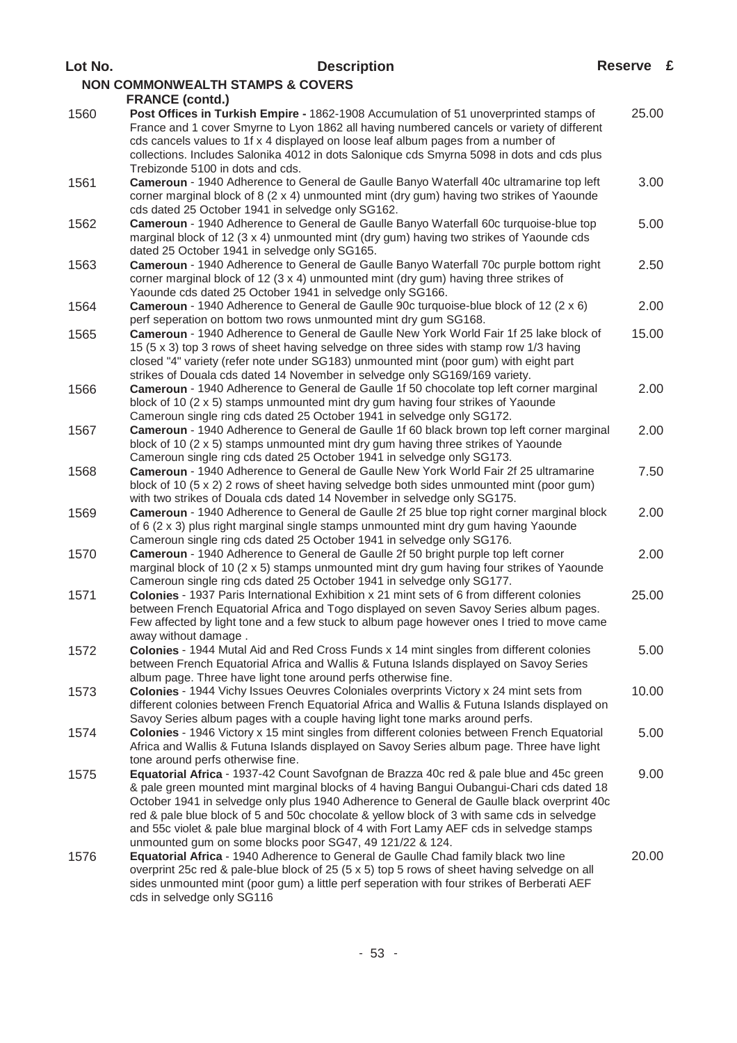| Lot No. | Description | Reserve £ |
|---|---|---|
| | **NON COMMONWEALTH STAMPS & COVERS** | |
| | **FRANCE (contd.)** | |
| 1560 | **Post Offices in Turkish Empire -** 1862-1908 Accumulation of 51 unoverprinted stamps of France and 1 cover Smyrne to Lyon 1862 all having numbered cancels or variety of different cds cancels values to 1f x 4 displayed on loose leaf album pages from a number of collections. Includes Salonika 4012 in dots Salonique cds Smyrna 5098 in dots and cds plus Trebizonde 5100 in dots and cds. | 25.00 |
| 1561 | **Cameroun** - 1940 Adherence to General de Gaulle Banyo Waterfall 40c ultramarine top left corner marginal block of 8 (2 x 4) unmounted mint (dry gum) having two strikes of Yaounde cds dated 25 October 1941 in selvedge only SG162. | 3.00 |
| 1562 | **Cameroun** - 1940 Adherence to General de Gaulle Banyo Waterfall 60c turquoise-blue top marginal block of 12 (3 x 4) unmounted mint (dry gum) having two strikes of Yaounde cds dated 25 October 1941 in selvedge only SG165. | 5.00 |
| 1563 | **Cameroun** - 1940 Adherence to General de Gaulle Banyo Waterfall 70c purple bottom right corner marginal block of 12 (3 x 4) unmounted mint (dry gum) having three strikes of Yaounde cds dated 25 October 1941 in selvedge only SG166. | 2.50 |
| 1564 | **Cameroun** - 1940 Adherence to General de Gaulle 90c turquoise-blue block of 12 (2 x 6) perf seperation on bottom two rows unmounted mint dry gum SG168. | 2.00 |
| 1565 | **Cameroun** - 1940 Adherence to General de Gaulle New York World Fair 1f 25 lake block of 15 (5 x 3) top 3 rows of sheet having selvedge on three sides with stamp row 1/3 having closed "4" variety (refer note under SG183) unmounted mint (poor gum) with eight part strikes of Douala cds dated 14 November in selvedge only SG169/169 variety. | 15.00 |
| 1566 | **Cameroun** - 1940 Adherence to General de Gaulle 1f 50 chocolate top left corner marginal block of 10 (2 x 5) stamps unmounted mint dry gum having four strikes of Yaounde Cameroun single ring cds dated 25 October 1941 in selvedge only SG172. | 2.00 |
| 1567 | **Cameroun** - 1940 Adherence to General de Gaulle 1f 60 black brown top left corner marginal block of 10 (2 x 5) stamps unmounted mint dry gum having three strikes of Yaounde Cameroun single ring cds dated 25 October 1941 in selvedge only SG173. | 2.00 |
| 1568 | **Cameroun** - 1940 Adherence to General de Gaulle New York World Fair 2f 25 ultramarine block of 10 (5 x 2) 2 rows of sheet having selvedge both sides unmounted mint (poor gum) with two strikes of Douala cds dated 14 November in selvedge only SG175. | 7.50 |
| 1569 | **Cameroun** - 1940 Adherence to General de Gaulle 2f 25 blue top right corner marginal block of 6 (2 x 3) plus right marginal single stamps unmounted mint dry gum having Yaounde Cameroun single ring cds dated 25 October 1941 in selvedge only SG176. | 2.00 |
| 1570 | **Cameroun** - 1940 Adherence to General de Gaulle 2f 50 bright purple top left corner marginal block of 10 (2 x 5) stamps unmounted mint dry gum having four strikes of Yaounde Cameroun single ring cds dated 25 October 1941 in selvedge only SG177. | 2.00 |
| 1571 | **Colonies** - 1937 Paris International Exhibition x 21 mint sets of 6 from different colonies between French Equatorial Africa and Togo displayed on seven Savoy Series album pages. Few affected by light tone and a few stuck to album page however ones I tried to move came away without damage . | 25.00 |
| 1572 | **Colonies** - 1944 Mutal Aid and Red Cross Funds x 14 mint singles from different colonies between French Equatorial Africa and Wallis & Futuna Islands displayed on Savoy Series album page. Three have light tone around perfs otherwise fine. | 5.00 |
| 1573 | **Colonies** - 1944 Vichy Issues Oeuvres Coloniales overprints Victory x 24 mint sets from different colonies between French Equatorial Africa and Wallis & Futuna Islands displayed on Savoy Series album pages with a couple having light tone marks around perfs. | 10.00 |
| 1574 | **Colonies** - 1946 Victory x 15 mint singles from different colonies between French Equatorial Africa and Wallis & Futuna Islands displayed on Savoy Series album page. Three have light tone around perfs otherwise fine. | 5.00 |
| 1575 | **Equatorial Africa** - 1937-42 Count Savofgnan de Brazza 40c red & pale blue and 45c green & pale green mounted mint marginal blocks of 4 having Bangui Oubangui-Chari cds dated 18 October 1941 in selvedge only plus 1940 Adherence to General de Gaulle black overprint 40c red & pale blue block of 5 and 50c chocolate & yellow block of 3 with same cds in selvedge and 55c violet & pale blue marginal block of 4 with Fort Lamy AEF cds in selvedge stamps unmounted gum on some blocks poor SG47, 49 121/22 & 124. | 9.00 |
| 1576 | **Equatorial Africa** - 1940 Adherence to General de Gaulle Chad family black two line overprint 25c red & pale-blue block of 25 (5 x 5) top 5 rows of sheet having selvedge on all sides unmounted mint (poor gum) a little perf seperation with four strikes of Berberati AEF cds in selvedge only SG116 | 20.00 |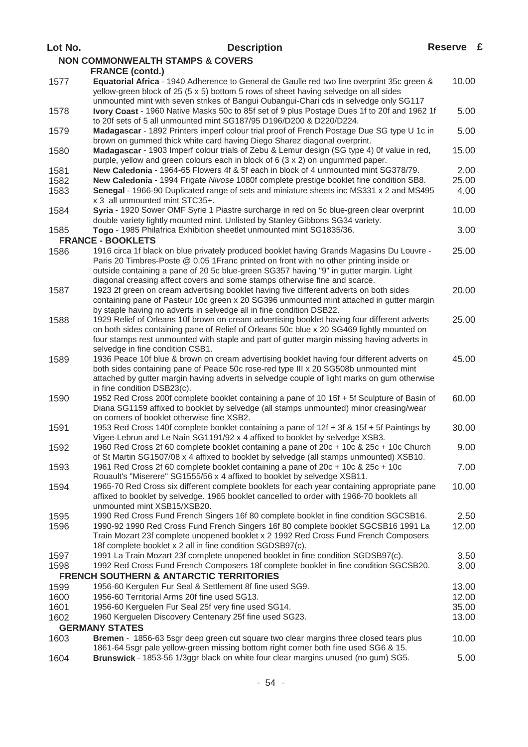| Lot No. | Description | Reserve £ |
|---|---|---|
| | **NON COMMONWEALTH STAMPS & COVERS** | |
| | **FRANCE (contd.)** | |
| 1577 | **Equatorial Africa** - 1940 Adherence to General de Gaulle red two line overprint 35c green & yellow-green block of 25 (5 x 5) bottom 5 rows of sheet having selvedge on all sides unmounted mint with seven strikes of Bangui Oubangui-Chari cds in selvedge only SG117 | 10.00 |
| 1578 | **Ivory Coast** - 1960 Native Masks 50c to 85f set of 9 plus Postage Dues 1f to 20f and 1962 1f to 20f sets of 5 all unmounted mint SG187/95 D196/D200 & D220/D224. | 5.00 |
| 1579 | **Madagascar** - 1892 Printers imperf colour trial proof of French Postage Due SG type U 1c in brown on gummed thick white card having Diego Sharez diagonal overprint. | 5.00 |
| 1580 | **Madagascar** - 1903 Imperf colour trials of Zebu & Lemur design (SG type 4) 0f value in red, purple, yellow and green colours each in block of 6 (3 x 2) on ungummed paper. | 15.00 |
| 1581 | **New Caledonia** - 1964-65 Flowers 4f & 5f each in block of 4 unmounted mint SG378/79. | 2.00 |
| 1582 | **New Caledonia** - 1994 Frigate *Nivose* 1080f complete prestige booklet fine condition SB8. | 25.00 |
| 1583 | **Senegal** - 1966-90 Duplicated range of sets and miniature sheets inc MS331 x 2 and MS495 x 3 all unmounted mint STC35+. | 4.00 |
| 1584 | **Syria** - 1920 Sower OMF Syrie 1 Piastre surcharge in red on 5c blue-green clear overprint double variety lightly mounted mint. Unlisted by Stanley Gibbons SG34 variety. | 10.00 |
| 1585 | **Togo** - 1985 Philafrica Exhibition sheetlet unmounted mint SG1835/36. | 3.00 |
| | **FRANCE - BOOKLETS** | |
| 1586 | 1916 circa 1f black on blue privately produced booklet having Grands Magasins Du Louvre - Paris 20 Timbres-Poste @ 0.05 1Franc printed on front with no other printing inside or outside containing a pane of 20 5c blue-green SG357 having "9" in gutter margin. Light diagonal creasing affect covers and some stamps otherwise fine and scarce. | 25.00 |
| 1587 | 1923 2f green on cream advertising booklet having five different adverts on both sides containing pane of Pasteur 10c green x 20 SG396 unmounted mint attached in gutter margin by staple having no adverts in selvedge all in fine condition DSB22. | 20.00 |
| 1588 | 1929 Relief of Orleans 10f brown on cream advertising booklet having four different adverts on both sides containing pane of Relief of Orleans 50c blue x 20 SG469 lightly mounted on four stamps rest unmounted with staple and part of gutter margin missing having adverts in selvedge in fine condition CSB1. | 25.00 |
| 1589 | 1936 Peace 10f blue & brown on cream advertising booklet having four different adverts on both sides containing pane of Peace 50c rose-red type III x 20 SG508b unmounted mint attached by gutter margin having adverts in selvedge couple of light marks on gum otherwise in fine condition DSB23(c). | 45.00 |
| 1590 | 1952 Red Cross 200f complete booklet containing a pane of 10 15f + 5f Sculpture of Basin of Diana SG1159 affixed to booklet by selvedge (all stamps unmounted) minor creasing/wear on corners of booklet otherwise fine XSB2. | 60.00 |
| 1591 | 1953 Red Cross 140f complete booklet containing a pane of 12f + 3f & 15f + 5f Paintings by Vigee-Lebrun and Le Nain SG1191/92 x 4 affixed to booklet by selvedge XSB3. | 30.00 |
| 1592 | 1960 Red Cross 2f 60 complete booklet containing a pane of 20c + 10c & 25c + 10c Church of St Martin SG1507/08 x 4 affixed to booklet by selvedge (all stamps unmounted) XSB10. | 9.00 |
| 1593 | 1961 Red Cross 2f 60 complete booklet containing a pane of 20c + 10c & 25c + 10c Rouault's "Miserere" SG1555/56 x 4 affixed to booklet by selvedge XSB11. | 7.00 |
| 1594 | 1965-70 Red Cross six different complete booklets for each year containing appropriate pane affixed to booklet by selvedge. 1965 booklet cancelled to order with 1966-70 booklets all unmounted mint XSB15/XSB20. | 10.00 |
| 1595 | 1990 Red Cross Fund French Singers 16f 80 complete booklet in fine condition SGCSB16. | 2.50 |
| 1596 | 1990-92 1990 Red Cross Fund French Singers 16f 80 complete booklet SGCSB16 1991 La Train Mozart 23f complete unopened booklet x 2 1992 Red Cross Fund French Composers 18f complete booklet x 2 all in fine condition SGDSB97(c). | 12.00 |
| 1597 | 1991 La Train Mozart 23f complete unopened booklet in fine condition SGDSB97(c). | 3.50 |
| 1598 | 1992 Red Cross Fund French Composers 18f complete booklet in fine condition SGCSB20. | 3.00 |
| | **FRENCH SOUTHERN & ANTARCTIC TERRITORIES** | |
| 1599 | 1956-60 Kergulen Fur Seal & Settlement 8f fine used SG9. | 13.00 |
| 1600 | 1956-60 Territorial Arms 20f fine used SG13. | 12.00 |
| 1601 | 1956-60 Kerguelen Fur Seal 25f very fine used SG14. | 35.00 |
| 1602 | 1960 Kerguelen Discovery Centenary 25f fine used SG23. | 13.00 |
| | **GERMANY STATES** | |
| 1603 | **Bremen** - 1856-63 5sgr deep green cut square two clear margins three closed tears plus 1861-64 5sgr pale yellow-green missing bottom right corner both fine used SG6 & 15. | 10.00 |
| 1604 | **Brunswick** - 1853-56 1/3ggr black on white four clear margins unused (no gum) SG5. | 5.00 |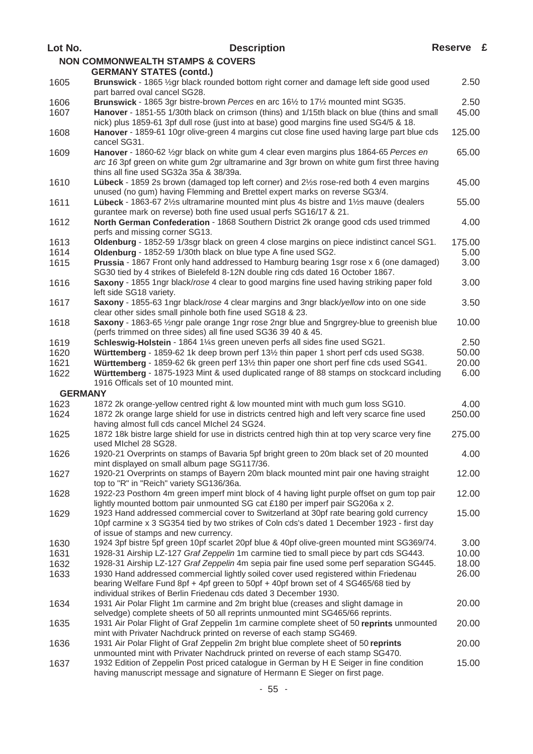| Lot No. | Description | Reserve £ |
|---|---|---|
| | **NON COMMONWEALTH STAMPS & COVERS** | |
| | **GERMANY STATES (contd.)** | |
| 1605 | **Brunswick** - 1865 ½gr black rounded bottom right corner and damage left side good used part barred oval cancel SG28. | 2.50 |
| 1606 | **Brunswick** - 1865 3gr bistre-brown *Perces* en arc 16½ to 17½ mounted mint SG35. | 2.50 |
| 1607 | **Hanover** - 1851-55 1/30th black on crimson (thins) and 1/15th black on blue (thins and small nick) plus 1859-61 3pf dull rose (just into at base) good margins fine used SG4/5 & 18. | 45.00 |
| 1608 | **Hanover** - 1859-61 10gr olive-green 4 margins cut close fine used having large part blue cds cancel SG31. | 125.00 |
| 1609 | **Hanover** - 1860-62 ½gr black on white gum 4 clear even margins plus 1864-65 *Perces en arc 16* 3pf green on white gum 2gr ultramarine and 3gr brown on white gum first three having thins all fine used SG32a 35a & 38/39a. | 65.00 |
| 1610 | **Lübeck** - 1859 2s brown (damaged top left corner) and 2½s rose-red both 4 even margins unused (no gum) having Flemming and Brettel expert marks on reverse SG3/4. | 45.00 |
| 1611 | **Lübeck** - 1863-67 2½s ultramarine mounted mint plus 4s bistre and 1½s mauve (dealers gurantee mark on reverse) both fine used usual perfs SG16/17 & 21. | 55.00 |
| 1612 | **North German Confederation** - 1868 Southern District 2k orange good cds used trimmed perfs and missing corner SG13. | 4.00 |
| 1613 | **Oldenburg** - 1852-59 1/3sgr black on green 4 close margins on piece indistinct cancel SG1. | 175.00 |
| 1614 | **Oldenburg** - 1852-59 1/30th black on blue type A fine used SG2. | 5.00 |
| 1615 | **Prussia** - 1867 Front only hand addressed to Hamburg bearing 1sgr rose x 6 (one damaged) SG30 tied by 4 strikes of Bielefeld 8-12N double ring cds dated 16 October 1867. | 3.00 |
| 1616 | **Saxony** - 1855 1ngr black/*rose* 4 clear to good margins fine used having striking paper fold left side SG18 variety. | 3.00 |
| 1617 | **Saxony** - 1855-63 1ngr black/*rose* 4 clear margins and 3ngr black/*yellow* into on one side clear other sides small pinhole both fine used SG18 & 23. | 3.50 |
| 1618 | **Saxony** - 1863-65 ½ngr pale orange 1ngr rose 2ngr blue and 5ngrgrey-blue to greenish blue (perfs trimmed on three sides) all fine used SG36 39 40 & 45. | 10.00 |
| 1619 | **Schleswig-Holstein** - 1864 1¼s green uneven perfs all sides fine used SG21. | 2.50 |
| 1620 | **Württemberg** - 1859-62 1k deep brown perf 13½ thin paper 1 short perf cds used SG38. | 50.00 |
| 1621 | **Württemberg** - 1859-62 6k green perf 13½ thin paper one short perf fine cds used SG41. | 20.00 |
| 1622 | **Württemberg** - 1875-1923 Mint & used duplicated range of 88 stamps on stockcard including 1916 Officals set of 10 mounted mint. | 6.00 |
| | **GERMANY** | |
| 1623 | 1872 2k orange-yellow centred right & low mounted mint with much gum loss SG10. | 4.00 |
| 1624 | 1872 2k orange large shield for use in districts centred high and left very scarce fine used having almost full cds cancel MIchel 24 SG24. | 250.00 |
| 1625 | 1872 18k bistre large shield for use in districts centred high thin at top very scarce very fine used MIchel 28 SG28. | 275.00 |
| 1626 | 1920-21 Overprints on stamps of Bavaria 5pf bright green to 20m black set of 20 mounted mint displayed on small album page SG117/36. | 4.00 |
| 1627 | 1920-21 Overprints on stamps of Bayern 20m black mounted mint pair one having straight top to "R" in "Reich" variety SG136/36a. | 12.00 |
| 1628 | 1922-23 Posthorn 4m green imperf mint block of 4 having light purple offset on gum top pair lightly mounted bottom pair unmounted SG cat £180 per imperf pair SG206a x 2. | 12.00 |
| 1629 | 1923 Hand addressed commercial cover to Switzerland at 30pf rate bearing gold currency 10pf carmine x 3 SG354 tied by two strikes of Coln cds's dated 1 December 1923 - first day of issue of stamps and new currency. | 15.00 |
| 1630 | 1924 3pf bistre 5pf green 10pf scarlet 20pf blue & 40pf olive-green mounted mint SG369/74. | 3.00 |
| 1631 | 1928-31 Airship LZ-127 *Graf Zeppelin* 1m carmine tied to small piece by part cds SG443. | 10.00 |
| 1632 | 1928-31 Airship LZ-127 *Graf Zeppelin* 4m sepia pair fine used some perf separation SG445. | 18.00 |
| 1633 | 1930 Hand addressed commercial lightly soiled cover used registered within Friedenau bearing Welfare Fund 8pf + 4pf green to 50pf + 40pf brown set of 4 SG465/68 tied by individual strikes of Berlin Friedenau cds dated 3 December 1930. | 26.00 |
| 1634 | 1931 Air Polar Flight 1m carmine and 2m bright blue (creases and slight damage in selvedge) complete sheets of 50 all reprints unmounted mint SG465/66 reprints. | 20.00 |
| 1635 | 1931 Air Polar Flight of Graf Zeppelin 1m carmine complete sheet of 50 **reprints** unmounted mint with Privater Nachdruck printed on reverse of each stamp SG469. | 20.00 |
| 1636 | 1931 Air Polar Flight of Graf Zeppelin 2m bright blue complete sheet of 50 **reprints** unmounted mint with Privater Nachdruck printed on reverse of each stamp SG470. | 20.00 |
| 1637 | 1932 Edition of Zeppelin Post priced catalogue in German by H E Seiger in fine condition having manuscript message and signature of Hermann E Sieger on first page. | 15.00 |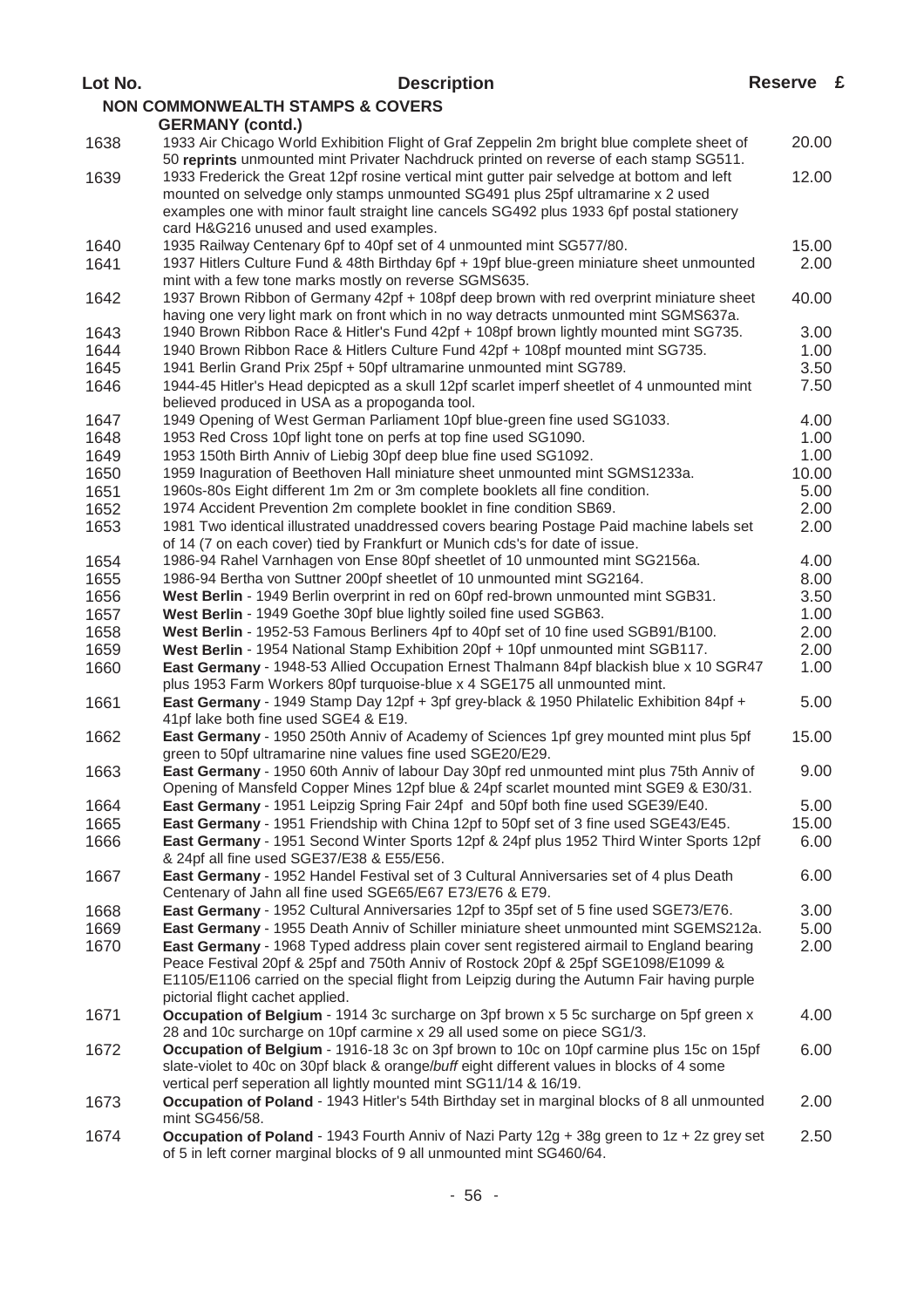| Lot No. | Description | Reserve £ |
|---|---|---|
| | **NON COMMONWEALTH STAMPS & COVERS** | |
| | **GERMANY (contd.)** | |
| 1638 | 1933 Air Chicago World Exhibition Flight of Graf Zeppelin 2m bright blue complete sheet of 50 **reprints** unmounted mint Privater Nachdruck printed on reverse of each stamp SG511. | 20.00 |
| 1639 | 1933 Frederick the Great 12pf rosine vertical mint gutter pair selvedge at bottom and left mounted on selvedge only stamps unmounted SG491 plus 25pf ultramarine x 2 used examples one with minor fault straight line cancels SG492 plus 1933 6pf postal stationery card H&G216 unused and used examples. | 12.00 |
| 1640 | 1935 Railway Centenary 6pf to 40pf set of 4 unmounted mint SG577/80. | 15.00 |
| 1641 | 1937 Hitlers Culture Fund & 48th Birthday 6pf + 19pf blue-green miniature sheet unmounted mint with a few tone marks mostly on reverse SGMS635. | 2.00 |
| 1642 | 1937 Brown Ribbon of Germany 42pf + 108pf deep brown with red overprint miniature sheet having one very light mark on front which in no way detracts unmounted mint SGMS637a. | 40.00 |
| 1643 | 1940 Brown Ribbon Race & Hitler's Fund 42pf + 108pf brown lightly mounted mint SG735. | 3.00 |
| 1644 | 1940 Brown Ribbon Race & Hitlers Culture Fund 42pf + 108pf mounted mint SG735. | 1.00 |
| 1645 | 1941 Berlin Grand Prix 25pf + 50pf ultramarine unmounted mint SG789. | 3.50 |
| 1646 | 1944-45 Hitler's Head depicpted as a skull 12pf scarlet imperf sheetlet of 4 unmounted mint believed produced in USA as a propoganda tool. | 7.50 |
| 1647 | 1949 Opening of West German Parliament 10pf blue-green fine used SG1033. | 4.00 |
| 1648 | 1953 Red Cross 10pf light tone on perfs at top fine used SG1090. | 1.00 |
| 1649 | 1953 150th Birth Anniv of Liebig 30pf deep blue fine used SG1092. | 1.00 |
| 1650 | 1959 Inaguration of Beethoven Hall miniature sheet unmounted mint SGMS1233a. | 10.00 |
| 1651 | 1960s-80s Eight different 1m 2m or 3m complete booklets all fine condition. | 5.00 |
| 1652 | 1974 Accident Prevention 2m complete booklet in fine condition SB69. | 2.00 |
| 1653 | 1981 Two identical illustrated unaddressed covers bearing Postage Paid machine labels set of 14 (7 on each cover) tied by Frankfurt or Munich cds's for date of issue. | 2.00 |
| 1654 | 1986-94 Rahel Varnhagen von Ense 80pf sheetlet of 10 unmounted mint SG2156a. | 4.00 |
| 1655 | 1986-94 Bertha von Suttner 200pf sheetlet of 10 unmounted mint SG2164. | 8.00 |
| 1656 | **West Berlin** - 1949 Berlin overprint in red on 60pf red-brown unmounted mint SGB31. | 3.50 |
| 1657 | **West Berlin** - 1949 Goethe 30pf blue lightly soiled fine used SGB63. | 1.00 |
| 1658 | **West Berlin** - 1952-53 Famous Berliners 4pf to 40pf set of 10 fine used SGB91/B100. | 2.00 |
| 1659 | **West Berlin** - 1954 National Stamp Exhibition 20pf + 10pf unmounted mint SGB117. | 2.00 |
| 1660 | **East Germany** - 1948-53 Allied Occupation Ernest Thalmann 84pf blackish blue x 10 SGR47 plus 1953 Farm Workers 80pf turquoise-blue x 4 SGE175 all unmounted mint. | 1.00 |
| 1661 | **East Germany** - 1949 Stamp Day 12pf + 3pf grey-black & 1950 Philatelic Exhibition 84pf + 41pf lake both fine used SGE4 & E19. | 5.00 |
| 1662 | **East Germany** - 1950 250th Anniv of Academy of Sciences 1pf grey mounted mint plus 5pf green to 50pf ultramarine nine values fine used SGE20/E29. | 15.00 |
| 1663 | **East Germany** - 1950 60th Anniv of labour Day 30pf red unmounted mint plus 75th Anniv of Opening of Mansfeld Copper Mines 12pf blue & 24pf scarlet mounted mint SGE9 & E30/31. | 9.00 |
| 1664 | **East Germany** - 1951 Leipzig Spring Fair 24pf and 50pf both fine used SGE39/E40. | 5.00 |
| 1665 | **East Germany** - 1951 Friendship with China 12pf to 50pf set of 3 fine used SGE43/E45. | 15.00 |
| 1666 | **East Germany** - 1951 Second Winter Sports 12pf & 24pf plus 1952 Third Winter Sports 12pf & 24pf all fine used SGE37/E38 & E55/E56. | 6.00 |
| 1667 | **East Germany** - 1952 Handel Festival set of 3 Cultural Anniversaries set of 4 plus Death Centenary of Jahn all fine used SGE65/E67 E73/E76 & E79. | 6.00 |
| 1668 | **East Germany** - 1952 Cultural Anniversaries 12pf to 35pf set of 5 fine used SGE73/E76. | 3.00 |
| 1669 | **East Germany** - 1955 Death Anniv of Schiller miniature sheet unmounted mint SGEMS212a. | 5.00 |
| 1670 | **East Germany** - 1968 Typed address plain cover sent registered airmail to England bearing Peace Festival 20pf & 25pf and 750th Anniv of Rostock 20pf & 25pf SGE1098/E1099 & E1105/E1106 carried on the special flight from Leipzig during the Autumn Fair having purple pictorial flight cachet applied. | 2.00 |
| 1671 | **Occupation of Belgium** - 1914 3c surcharge on 3pf brown x 5 5c surcharge on 5pf green x 28 and 10c surcharge on 10pf carmine x 29 all used some on piece SG1/3. | 4.00 |
| 1672 | **Occupation of Belgium** - 1916-18 3c on 3pf brown to 10c on 10pf carmine plus 15c on 15pf slate-violet to 40c on 30pf black & orange/*buff* eight different values in blocks of 4 some vertical perf seperation all lightly mounted mint SG11/14 & 16/19. | 6.00 |
| 1673 | **Occupation of Poland** - 1943 Hitler's 54th Birthday set in marginal blocks of 8 all unmounted mint SG456/58. | 2.00 |
| 1674 | **Occupation of Poland** - 1943 Fourth Anniv of Nazi Party 12g + 38g green to 1z + 2z grey set of 5 in left corner marginal blocks of 9 all unmounted mint SG460/64. | 2.50 |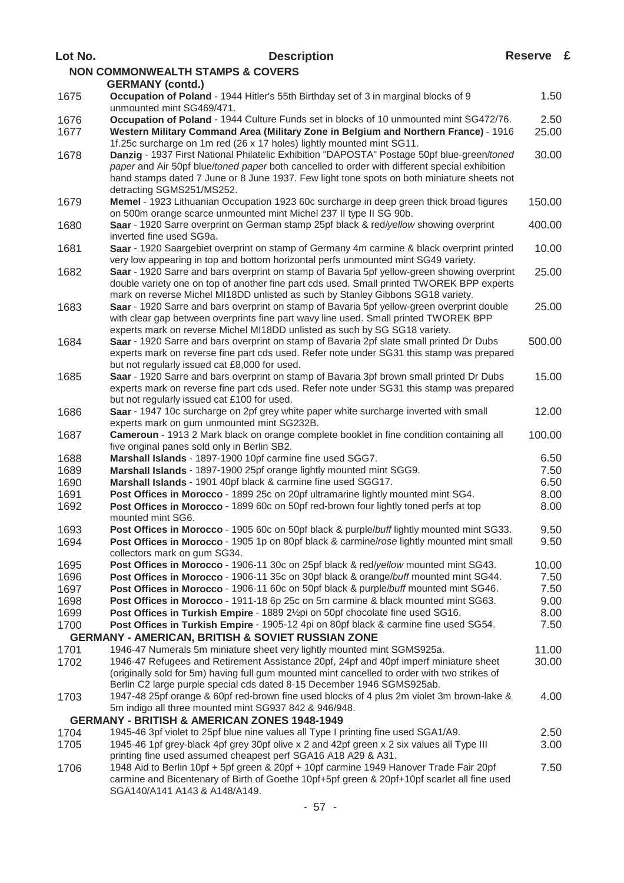| Lot No. | Description | Reserve £ |
|---|---|---|
| | **NON COMMONWEALTH STAMPS & COVERS** | |
| | **GERMANY (contd.)** | |
| 1675 | **Occupation of Poland** - 1944 Hitler's 55th Birthday set of 3 in marginal blocks of 9 unmounted mint SG469/471. | 1.50 |
| 1676 | **Occupation of Poland** - 1944 Culture Funds set in blocks of 10 unmounted mint SG472/76. | 2.50 |
| 1677 | **Western Military Command Area (Military Zone in Belgium and Northern France)** - 1916 1f.25c surcharge on 1m red (26 x 17 holes) lightly mounted mint SG11. | 25.00 |
| 1678 | **Danzig** - 1937 First National Philatelic Exhibition "DAPOSTA" Postage 50pf blue-green/*toned paper* and Air 50pf blue/*toned paper* both cancelled to order with different special exhibition hand stamps dated 7 June or 8 June 1937. Few light tone spots on both miniature sheets not detracting SGMS251/MS252. | 30.00 |
| 1679 | **Memel** - 1923 Lithuanian Occupation 1923 60c surcharge in deep green thick broad figures on 500m orange scarce unmounted mint Michel 237 II type II SG 90b. | 150.00 |
| 1680 | **Saar** - 1920 Sarre overprint on German stamp 25pf black & red/*yellow* showing overprint inverted fine used SG9a. | 400.00 |
| 1681 | **Saar** - 1920 Saargebiet overprint on stamp of Germany 4m carmine & black overprint printed very low appearing in top and bottom horizontal perfs unmounted mint SG49 variety. | 10.00 |
| 1682 | **Saar** - 1920 Sarre and bars overprint on stamp of Bavaria 5pf yellow-green showing overprint double variety one on top of another fine part cds used. Small printed TWOREK BPP experts mark on reverse Michel MI18DD unlisted as such by Stanley Gibbons SG18 variety. | 25.00 |
| 1683 | **Saar** - 1920 Sarre and bars overprint on stamp of Bavaria 5pf yellow-green overprint double with clear gap between overprints fine part wavy line used. Small printed TWOREK BPP experts mark on reverse Michel MI18DD unlisted as such by SG SG18 variety. | 25.00 |
| 1684 | **Saar** - 1920 Sarre and bars overprint on stamp of Bavaria 2pf slate small printed Dr Dubs experts mark on reverse fine part cds used. Refer note under SG31 this stamp was prepared but not regularly issued cat £8,000 for used. | 500.00 |
| 1685 | **Saar** - 1920 Sarre and bars overprint on stamp of Bavaria 3pf brown small printed Dr Dubs experts mark on reverse fine part cds used. Refer note under SG31 this stamp was prepared but not regularly issued cat £100 for used. | 15.00 |
| 1686 | **Saar** - 1947 10c surcharge on 2pf grey white paper white surcharge inverted with small experts mark on gum unmounted mint SG232B. | 12.00 |
| 1687 | **Cameroun** - 1913 2 Mark black on orange complete booklet in fine condition containing all five original panes sold only in Berlin SB2. | 100.00 |
| 1688 | **Marshall Islands** - 1897-1900 10pf carmine fine used SGG7. | 6.50 |
| 1689 | **Marshall Islands** - 1897-1900 25pf orange lightly mounted mint SGG9. | 7.50 |
| 1690 | **Marshall Islands** - 1901 40pf black & carmine fine used SGG17. | 6.50 |
| 1691 | **Post Offices in Morocco** - 1899 25c on 20pf ultramarine lightly mounted mint SG4. | 8.00 |
| 1692 | **Post Offices in Morocco** - 1899 60c on 50pf red-brown four lightly toned perfs at top mounted mint SG6. | 8.00 |
| 1693 | **Post Offices in Morocco** - 1905 60c on 50pf black & purple/*buff* lightly mounted mint SG33. | 9.50 |
| 1694 | **Post Offices in Morocco** - 1905 1p on 80pf black & carmine/*rose* lightly mounted mint small collectors mark on gum SG34. | 9.50 |
| 1695 | **Post Offices in Morocco** - 1906-11 30c on 25pf black & red/*yellow* mounted mint SG43. | 10.00 |
| 1696 | **Post Offices in Morocco** - 1906-11 35c on 30pf black & orange/*buff* mounted mint SG44. | 7.50 |
| 1697 | **Post Offices in Morocco** - 1906-11 60c on 50pf black & purple/*buff* mounted mint SG46. | 7.50 |
| 1698 | **Post Offices in Morocco** - 1911-18 6p 25c on 5m carmine & black mounted mint SG63. | 9.00 |
| 1699 | **Post Offices in Turkish Empire** - 1889 2½pi on 50pf chocolate fine used SG16. | 8.00 |
| 1700 | **Post Offices in Turkish Empire** - 1905-12 4pi on 80pf black & carmine fine used SG54. | 7.50 |
| | **GERMANY - AMERICAN, BRITISH & SOVIET RUSSIAN ZONE** | |
| 1701 | 1946-47 Numerals 5m miniature sheet very lightly mounted mint SGMS925a. | 11.00 |
| 1702 | 1946-47 Refugees and Retirement Assistance 20pf, 24pf and 40pf imperf miniature sheet (originally sold for 5m) having full gum mounted mint cancelled to order with two strikes of Berlin C2 large purple special cds dated 8-15 December 1946 SGMS925ab. | 30.00 |
| 1703 | 1947-48 25pf orange & 60pf red-brown fine used blocks of 4 plus 2m violet 3m brown-lake & 5m indigo all three mounted mint SG937 842 & 946/948. | 4.00 |
| | **GERMANY - BRITISH & AMERICAN ZONES 1948-1949** | |
| 1704 | 1945-46 3pf violet to 25pf blue nine values all Type I printing fine used SGA1/A9. | 2.50 |
| 1705 | 1945-46 1pf grey-black 4pf grey 30pf olive x 2 and 42pf green x 2 six values all Type III printing fine used assumed cheapest perf SGA16 A18 A29 & A31. | 3.00 |
| 1706 | 1948 Aid to Berlin 10pf + 5pf green & 20pf + 10pf carmine 1949 Hanover Trade Fair 20pf carmine and Bicentenary of Birth of Goethe 10pf+5pf green & 20pf+10pf scarlet all fine used SGA140/A141 A143 & A148/A149. | 7.50 |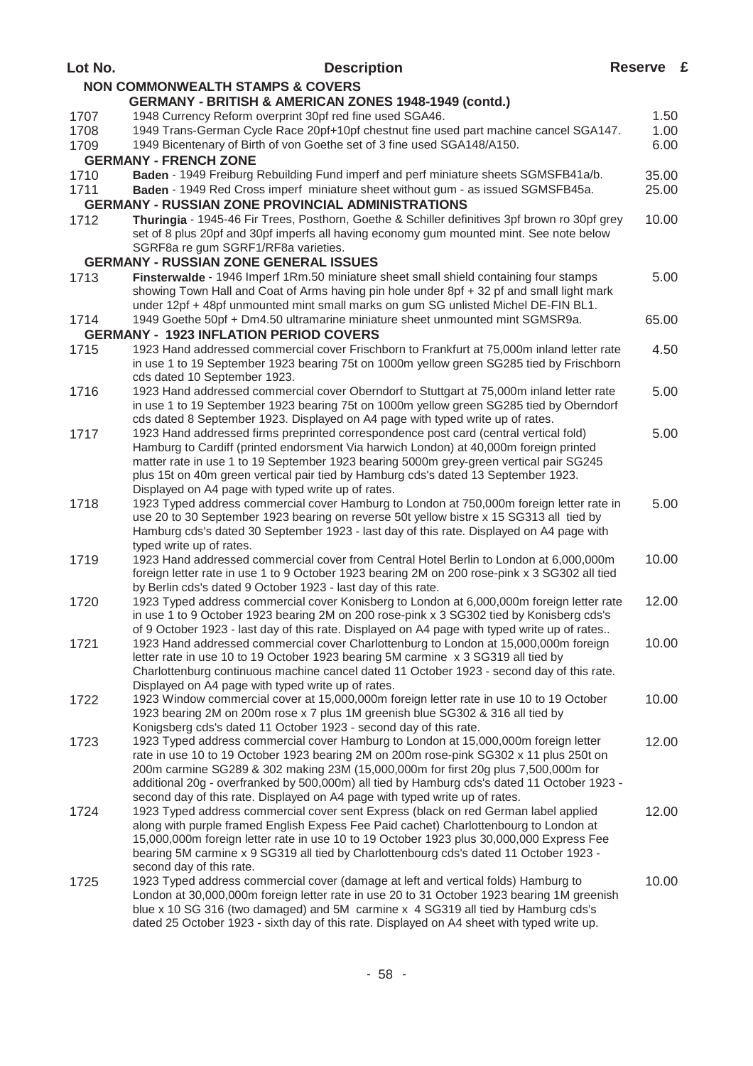| Lot No. | Description | Reserve £ |
|---|---|---|
| | **NON COMMONWEALTH STAMPS & COVERS** | |
| | **GERMANY - BRITISH & AMERICAN ZONES 1948-1949 (contd.)** | |
| 1707 | 1948 Currency Reform overprint 30pf red fine used SGA46. | 1.50 |
| 1708 | 1949 Trans-German Cycle Race 20pf+10pf chestnut fine used part machine cancel SGA147. | 1.00 |
| 1709 | 1949 Bicentenary of Birth of von Goethe set of 3 fine used SGA148/A150. | 6.00 |
| | **GERMANY - FRENCH ZONE** | |
| 1710 | **Baden** - 1949 Freiburg Rebuilding Fund imperf and perf miniature sheets SGMSFB41a/b. | 35.00 |
| 1711 | **Baden** - 1949 Red Cross imperf miniature sheet without gum - as issued SGMSFB45a. | 25.00 |
| | **GERMANY - RUSSIAN ZONE PROVINCIAL ADMINISTRATIONS** | |
| 1712 | **Thuringia** - 1945-46 Fir Trees, Posthorn, Goethe & Schiller definitives 3pf brown ro 30pf grey set of 8 plus 20pf and 30pf imperfs all having economy gum mounted mint. See note below SGRF8a re gum SGRF1/RF8a varieties. | 10.00 |
| | **GERMANY - RUSSIAN ZONE GENERAL ISSUES** | |
| 1713 | **Finsterwalde** - 1946 Imperf 1Rm.50 miniature sheet small shield containing four stamps showing Town Hall and Coat of Arms having pin hole under 8pf + 32 pf and small light mark under 12pf + 48pf unmounted mint small marks on gum SG unlisted Michel DE-FIN BL1. | 5.00 |
| 1714 | 1949 Goethe 50pf + Dm4.50 ultramarine miniature sheet unmounted mint SGMSR9a. | 65.00 |
| | **GERMANY - 1923 INFLATION PERIOD COVERS** | |
| 1715 | 1923 Hand addressed commercial cover Frischborn to Frankfurt at 75,000m inland letter rate in use 1 to 19 September 1923 bearing 75t on 1000m yellow green SG285 tied by Frischborn cds dated 10 September 1923. | 4.50 |
| 1716 | 1923 Hand addressed commercial cover Oberndorf to Stuttgart at 75,000m inland letter rate in use 1 to 19 September 1923 bearing 75t on 1000m yellow green SG285 tied by Oberndorf cds dated 8 September 1923. Displayed on A4 page with typed write up of rates. | 5.00 |
| 1717 | 1923 Hand addressed firms preprinted correspondence post card (central vertical fold) Hamburg to Cardiff (printed endorsment Via harwich London) at 40,000m foreign printed matter rate in use 1 to 19 September 1923 bearing 5000m grey-green vertical pair SG245 plus 15t on 40m green vertical pair tied by Hamburg cds's dated 13 September 1923. Displayed on A4 page with typed write up of rates. | 5.00 |
| 1718 | 1923 Typed address commercial cover Hamburg to London at 750,000m foreign letter rate in use 20 to 30 September 1923 bearing on reverse 50t yellow bistre x 15 SG313 all tied by Hamburg cds's dated 30 September 1923 - last day of this rate. Displayed on A4 page with typed write up of rates. | 5.00 |
| 1719 | 1923 Hand addressed commercial cover from Central Hotel Berlin to London at 6,000,000m foreign letter rate in use 1 to 9 October 1923 bearing 2M on 200 rose-pink x 3 SG302 all tied by Berlin cds's dated 9 October 1923 - last day of this rate. | 10.00 |
| 1720 | 1923 Typed address commercial cover Konisberg to London at 6,000,000m foreign letter rate in use 1 to 9 October 1923 bearing 2M on 200 rose-pink x 3 SG302 tied by Konisberg cds's of 9 October 1923 - last day of this rate. Displayed on A4 page with typed write up of rates.. | 12.00 |
| 1721 | 1923 Hand addressed commercial cover Charlottenburg to London at 15,000,000m foreign letter rate in use 10 to 19 October 1923 bearing 5M carmine x 3 SG319 all tied by Charlottenburg continuous machine cancel dated 11 October 1923 - second day of this rate. Displayed on A4 page with typed write up of rates. | 10.00 |
| 1722 | 1923 Window commercial cover at 15,000,000m foreign letter rate in use 10 to 19 October 1923 bearing 2M on 200m rose x 7 plus 1M greenish blue SG302 & 316 all tied by Konigsberg cds's dated 11 October 1923 - second day of this rate. | 10.00 |
| 1723 | 1923 Typed address commercial cover Hamburg to London at 15,000,000m foreign letter rate in use 10 to 19 October 1923 bearing 2M on 200m rose-pink SG302 x 11 plus 250t on 200m carmine SG289 & 302 making 23M (15,000,000m for first 20g plus 7,500,000m for additional 20g - overfranked by 500,000m) all tied by Hamburg cds's dated 11 October 1923 - second day of this rate. Displayed on A4 page with typed write up of rates. | 12.00 |
| 1724 | 1923 Typed address commercial cover sent Express (black on red German label applied along with purple framed English Expess Fee Paid cachet) Charlottenbourg to London at 15,000,000m foreign letter rate in use 10 to 19 October 1923 plus 30,000,000 Express Fee bearing 5M carmine x 9 SG319 all tied by Charlottenbourg cds's dated 11 October 1923 - second day of this rate. | 12.00 |
| 1725 | 1923 Typed address commercial cover (damage at left and vertical folds) Hamburg to London at 30,000,000m foreign letter rate in use 20 to 31 October 1923 bearing 1M greenish blue x 10 SG 316 (two damaged) and 5M carmine x 4 SG319 all tied by Hamburg cds's dated 25 October 1923 - sixth day of this rate. Displayed on A4 sheet with typed write up. | 10.00 |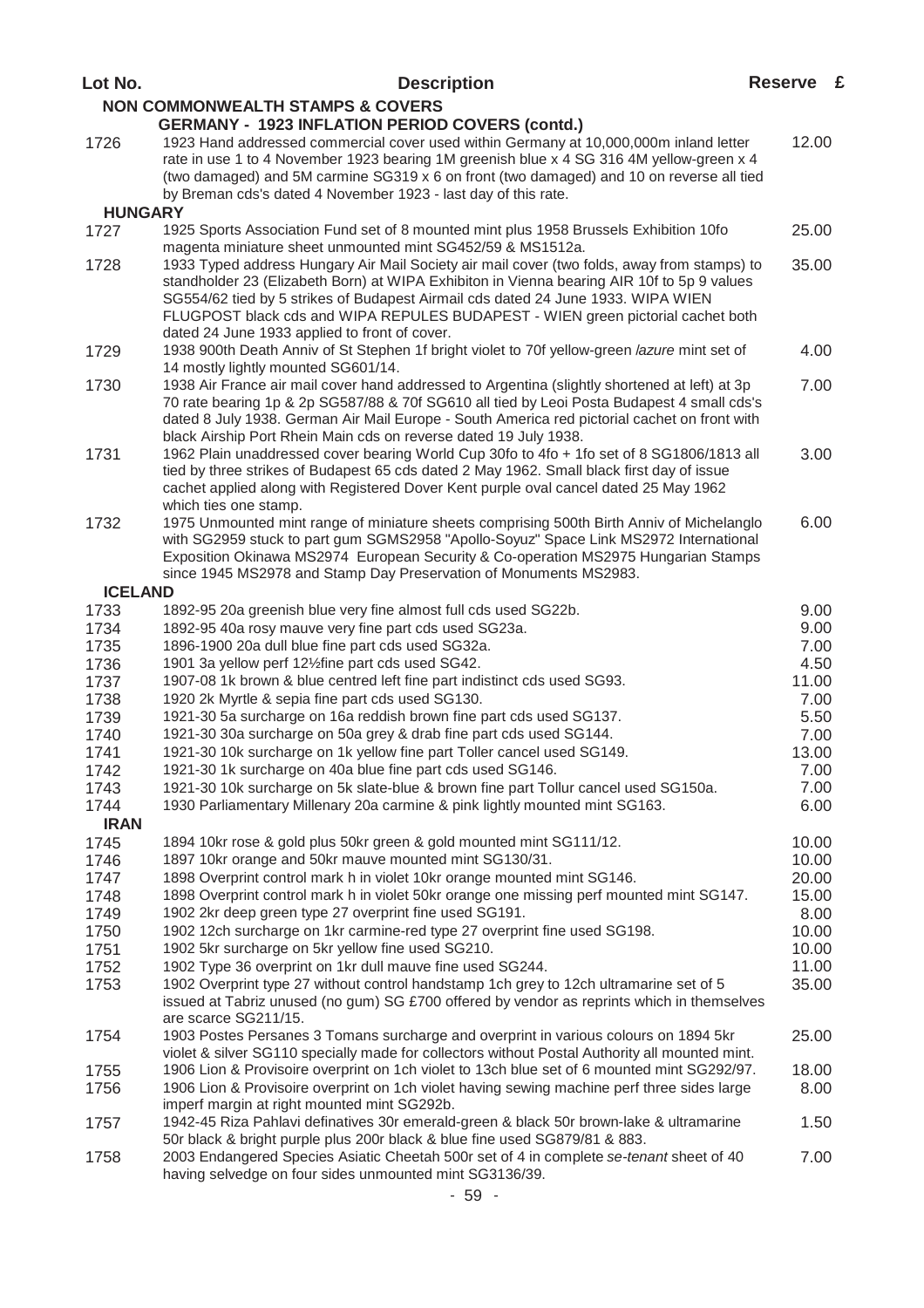| Lot No. | Description | Reserve £ |
|---|---|---|
| | **NON COMMONWEALTH STAMPS & COVERS** | |
| | **GERMANY - 1923 INFLATION PERIOD COVERS (contd.)** | |
| 1726 | 1923 Hand addressed commercial cover used within Germany at 10,000,000m inland letter rate in use 1 to 4 November 1923 bearing 1M greenish blue x 4 SG 316 4M yellow-green x 4 (two damaged) and 5M carmine SG319 x 6 on front (two damaged) and 10 on reverse all tied by Breman cds's dated 4 November 1923 - last day of this rate. | 12.00 |
| **HUNGARY** | | |
| 1727 | 1925 Sports Association Fund set of 8 mounted mint plus 1958 Brussels Exhibition 10fo magenta miniature sheet unmounted mint SG452/59 & MS1512a. | 25.00 |
| 1728 | 1933 Typed address Hungary Air Mail Society air mail cover (two folds, away from stamps) to standholder 23 (Elizabeth Born) at WIPA Exhibiton in Vienna bearing AIR 10f to 5p 9 values SG554/62 tied by 5 strikes of Budapest Airmail cds dated 24 June 1933. WIPA WIEN FLUGPOST black cds and WIPA REPULES BUDAPEST - WIEN green pictorial cachet both dated 24 June 1933 applied to front of cover. | 35.00 |
| 1729 | 1938 900th Death Anniv of St Stephen 1f bright violet to 70f yellow-green *lazure* mint set of 14 mostly lightly mounted SG601/14. | 4.00 |
| 1730 | 1938 Air France air mail cover hand addressed to Argentina (slightly shortened at left) at 3p 70 rate bearing 1p & 2p SG587/88 & 70f SG610 all tied by Leoi Posta Budapest 4 small cds's dated 8 July 1938. German Air Mail Europe - South America red pictorial cachet on front with black Airship Port Rhein Main cds on reverse dated 19 July 1938. | 7.00 |
| 1731 | 1962 Plain unaddressed cover bearing World Cup 30fo to 4fo + 1fo set of 8 SG1806/1813 all tied by three strikes of Budapest 65 cds dated 2 May 1962. Small black first day of issue cachet applied along with Registered Dover Kent purple oval cancel dated 25 May 1962 which ties one stamp. | 3.00 |
| 1732 | 1975 Unmounted mint range of miniature sheets comprising 500th Birth Anniv of Michelanglo with SG2959 stuck to part gum SGMS2958 "Apollo-Soyuz" Space Link MS2972 International Exposition Okinawa MS2974 European Security & Co-operation MS2975 Hungarian Stamps since 1945 MS2978 and Stamp Day Preservation of Monuments MS2983. | 6.00 |
| **ICELAND** | | |
| 1733 | 1892-95 20a greenish blue very fine almost full cds used SG22b. | 9.00 |
| 1734 | 1892-95 40a rosy mauve very fine part cds used SG23a. | 9.00 |
| 1735 | 1896-1900 20a dull blue fine part cds used SG32a. | 7.00 |
| 1736 | 1901 3a yellow perf 12½fine part cds used SG42. | 4.50 |
| 1737 | 1907-08 1k brown & blue centred left fine part indistinct cds used SG93. | 11.00 |
| 1738 | 1920 2k Myrtle & sepia fine part cds used SG130. | 7.00 |
| 1739 | 1921-30 5a surcharge on 16a reddish brown fine part cds used SG137. | 5.50 |
| 1740 | 1921-30 30a surcharge on 50a grey & drab fine part cds used SG144. | 7.00 |
| 1741 | 1921-30 10k surcharge on 1k yellow fine part Toller cancel used SG149. | 13.00 |
| 1742 | 1921-30 1k surcharge on 40a blue fine part cds used SG146. | 7.00 |
| 1743 | 1921-30 10k surcharge on 5k slate-blue & brown fine part Tollur cancel used SG150a. | 7.00 |
| 1744 | 1930 Parliamentary Millenary 20a carmine & pink lightly mounted mint SG163. | 6.00 |
| **IRAN** | | |
| 1745 | 1894 10kr rose & gold plus 50kr green & gold mounted mint SG111/12. | 10.00 |
| 1746 | 1897 10kr orange and 50kr mauve mounted mint SG130/31. | 10.00 |
| 1747 | 1898 Overprint control mark h in violet 10kr orange mounted mint SG146. | 20.00 |
| 1748 | 1898 Overprint control mark h in violet 50kr orange one missing perf mounted mint SG147. | 15.00 |
| 1749 | 1902 2kr deep green type 27 overprint fine used SG191. | 8.00 |
| 1750 | 1902 12ch surcharge on 1kr carmine-red type 27 overprint fine used SG198. | 10.00 |
| 1751 | 1902 5kr surcharge on 5kr yellow fine used SG210. | 10.00 |
| 1752 | 1902 Type 36 overprint on 1kr dull mauve fine used SG244. | 11.00 |
| 1753 | 1902 Overprint type 27 without control handstamp 1ch grey to 12ch ultramarine set of 5 issued at Tabriz unused (no gum) SG £700 offered by vendor as reprints which in themselves are scarce SG211/15. | 35.00 |
| 1754 | 1903 Postes Persanes 3 Tomans surcharge and overprint in various colours on 1894 5kr violet & silver SG110 specially made for collectors without Postal Authority all mounted mint. | 25.00 |
| 1755 | 1906 Lion & Provisoire overprint on 1ch violet to 13ch blue set of 6 mounted mint SG292/97. | 18.00 |
| 1756 | 1906 Lion & Provisoire overprint on 1ch violet having sewing machine perf three sides large imperf margin at right mounted mint SG292b. | 8.00 |
| 1757 | 1942-45 Riza Pahlavi definatives 30r emerald-green & black 50r brown-lake & ultramarine 50r black & bright purple plus 200r black & blue fine used SG879/81 & 883. | 1.50 |
| 1758 | 2003 Endangered Species Asiatic Cheetah 500r set of 4 in complete *se-tenant* sheet of 40 having selvedge on four sides unmounted mint SG3136/39. | 7.00 |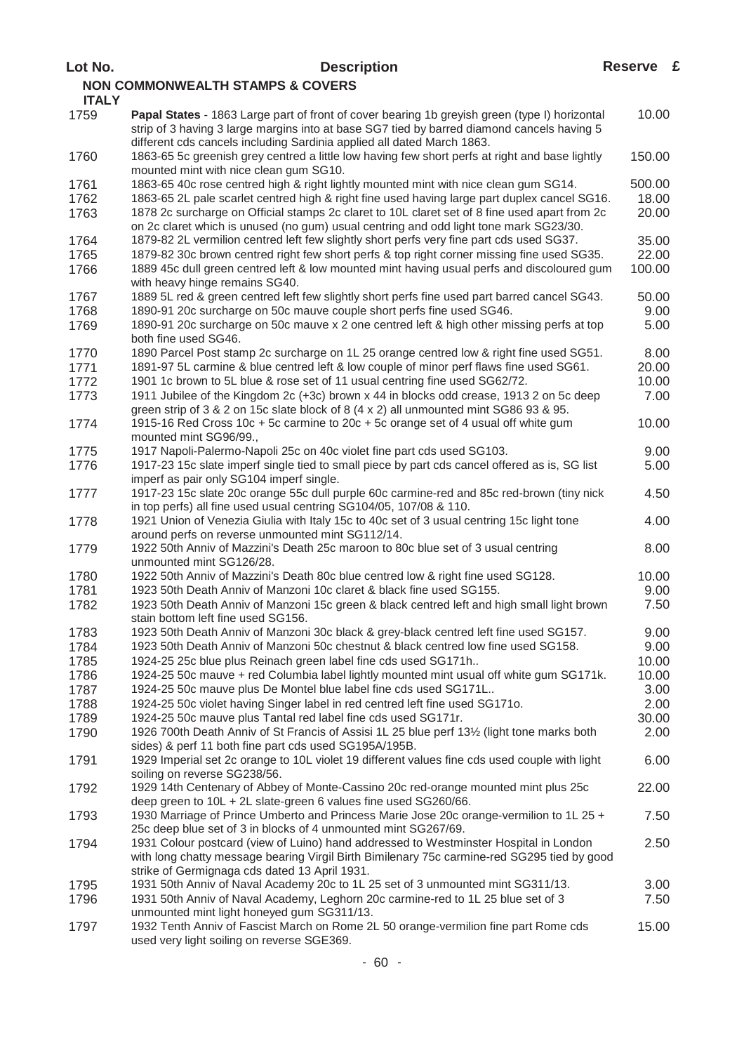| Lot No. | Description | Reserve £ |
|---|---|---|
| | **NON COMMONWEALTH STAMPS & COVERS** | |
| **ITALY** | | |
| 1759 | **Papal States** - 1863 Large part of front of cover bearing 1b greyish green (type I) horizontal strip of 3 having 3 large margins into at base SG7 tied by barred diamond cancels having 5 different cds cancels including Sardinia applied all dated March 1863. | 10.00 |
| 1760 | 1863-65 5c greenish grey centred a little low having few short perfs at right and base lightly mounted mint with nice clean gum SG10. | 150.00 |
| 1761 | 1863-65 40c rose centred high & right lightly mounted mint with nice clean gum SG14. | 500.00 |
| 1762 | 1863-65 2L pale scarlet centred high & right fine used having large part duplex cancel SG16. | 18.00 |
| 1763 | 1878 2c surcharge on Official stamps 2c claret to 10L claret set of 8 fine used apart from 2c on 2c claret which is unused (no gum) usual centring and odd light tone mark SG23/30. | 20.00 |
| 1764 | 1879-82 2L vermilion centred left few slightly short perfs very fine part cds used SG37. | 35.00 |
| 1765 | 1879-82 30c brown centred right few short perfs & top right corner missing fine used SG35. | 22.00 |
| 1766 | 1889 45c dull green centred left & low mounted mint having usual perfs and discoloured gum with heavy hinge remains SG40. | 100.00 |
| 1767 | 1889 5L red & green centred left few slightly short perfs fine used part barred cancel SG43. | 50.00 |
| 1768 | 1890-91 20c surcharge on 50c mauve couple short perfs fine used SG46. | 9.00 |
| 1769 | 1890-91 20c surcharge on 50c mauve x 2 one centred left & high other missing perfs at top both fine used SG46. | 5.00 |
| 1770 | 1890 Parcel Post stamp 2c surcharge on 1L 25 orange centred low & right fine used SG51. | 8.00 |
| 1771 | 1891-97 5L carmine & blue centred left & low couple of minor perf flaws fine used SG61. | 20.00 |
| 1772 | 1901 1c brown to 5L blue & rose set of 11 usual centring fine used SG62/72. | 10.00 |
| 1773 | 1911 Jubilee of the Kingdom 2c (+3c) brown x 44 in blocks odd crease, 1913 2 on 5c deep green strip of 3 & 2 on 15c slate block of 8 (4 x 2) all unmounted mint SG86 93 & 95. | 7.00 |
| 1774 | 1915-16 Red Cross 10c + 5c carmine to 20c + 5c orange set of 4 usual off white gum mounted mint SG96/99., | 10.00 |
| 1775 | 1917 Napoli-Palermo-Napoli 25c on 40c violet fine part cds used SG103. | 9.00 |
| 1776 | 1917-23 15c slate imperf single tied to small piece by part cds cancel offered as is, SG list imperf as pair only SG104 imperf single. | 5.00 |
| 1777 | 1917-23 15c slate 20c orange 55c dull purple 60c carmine-red and 85c red-brown (tiny nick in top perfs) all fine used usual centring SG104/05, 107/08 & 110. | 4.50 |
| 1778 | 1921 Union of Venezia Giulia with Italy 15c to 40c set of 3 usual centring 15c light tone around perfs on reverse unmounted mint SG112/14. | 4.00 |
| 1779 | 1922 50th Anniv of Mazzini's Death 25c maroon to 80c blue set of 3 usual centring unmounted mint SG126/28. | 8.00 |
| 1780 | 1922 50th Anniv of Mazzini's Death 80c blue centred low & right fine used SG128. | 10.00 |
| 1781 | 1923 50th Death Anniv of Manzoni 10c claret & black fine used SG155. | 9.00 |
| 1782 | 1923 50th Death Anniv of Manzoni 15c green & black centred left and high small light brown stain bottom left fine used SG156. | 7.50 |
| 1783 | 1923 50th Death Anniv of Manzoni 30c black & grey-black centred left fine used SG157. | 9.00 |
| 1784 | 1923 50th Death Anniv of Manzoni 50c chestnut & black centred low fine used SG158. | 9.00 |
| 1785 | 1924-25 25c blue plus Reinach green label fine cds used SG171h.. | 10.00 |
| 1786 | 1924-25 50c mauve + red Columbia label lightly mounted mint usual off white gum SG171k. | 10.00 |
| 1787 | 1924-25 50c mauve plus De Montel blue label fine cds used SG171L.. | 3.00 |
| 1788 | 1924-25 50c violet having Singer label in red centred left fine used SG171o. | 2.00 |
| 1789 | 1924-25 50c mauve plus Tantal red label fine cds used SG171r. | 30.00 |
| 1790 | 1926 700th Death Anniv of St Francis of Assisi 1L 25 blue perf 13½ (light tone marks both sides) & perf 11 both fine part cds used SG195A/195B. | 2.00 |
| 1791 | 1929 Imperial set 2c orange to 10L violet 19 different values fine cds used couple with light soiling on reverse SG238/56. | 6.00 |
| 1792 | 1929 14th Centenary of Abbey of Monte-Cassino 20c red-orange mounted mint plus 25c deep green to 10L + 2L slate-green 6 values fine used SG260/66. | 22.00 |
| 1793 | 1930 Marriage of Prince Umberto and Princess Marie Jose 20c orange-vermilion to 1L 25 + 25c deep blue set of 3 in blocks of 4 unmounted mint SG267/69. | 7.50 |
| 1794 | 1931 Colour postcard (view of Luino) hand addressed to Westminster Hospital in London with long chatty message bearing Virgil Birth Bimilenary 75c carmine-red SG295 tied by good strike of Germignaga cds dated 13 April 1931. | 2.50 |
| 1795 | 1931 50th Anniv of Naval Academy 20c to 1L 25 set of 3 unmounted mint SG311/13. | 3.00 |
| 1796 | 1931 50th Anniv of Naval Academy, Leghorn 20c carmine-red to 1L 25 blue set of 3 unmounted mint light honeyed gum SG311/13. | 7.50 |
| 1797 | 1932 Tenth Anniv of Fascist March on Rome 2L 50 orange-vermilion fine part Rome cds used very light soiling on reverse SGE369. | 15.00 |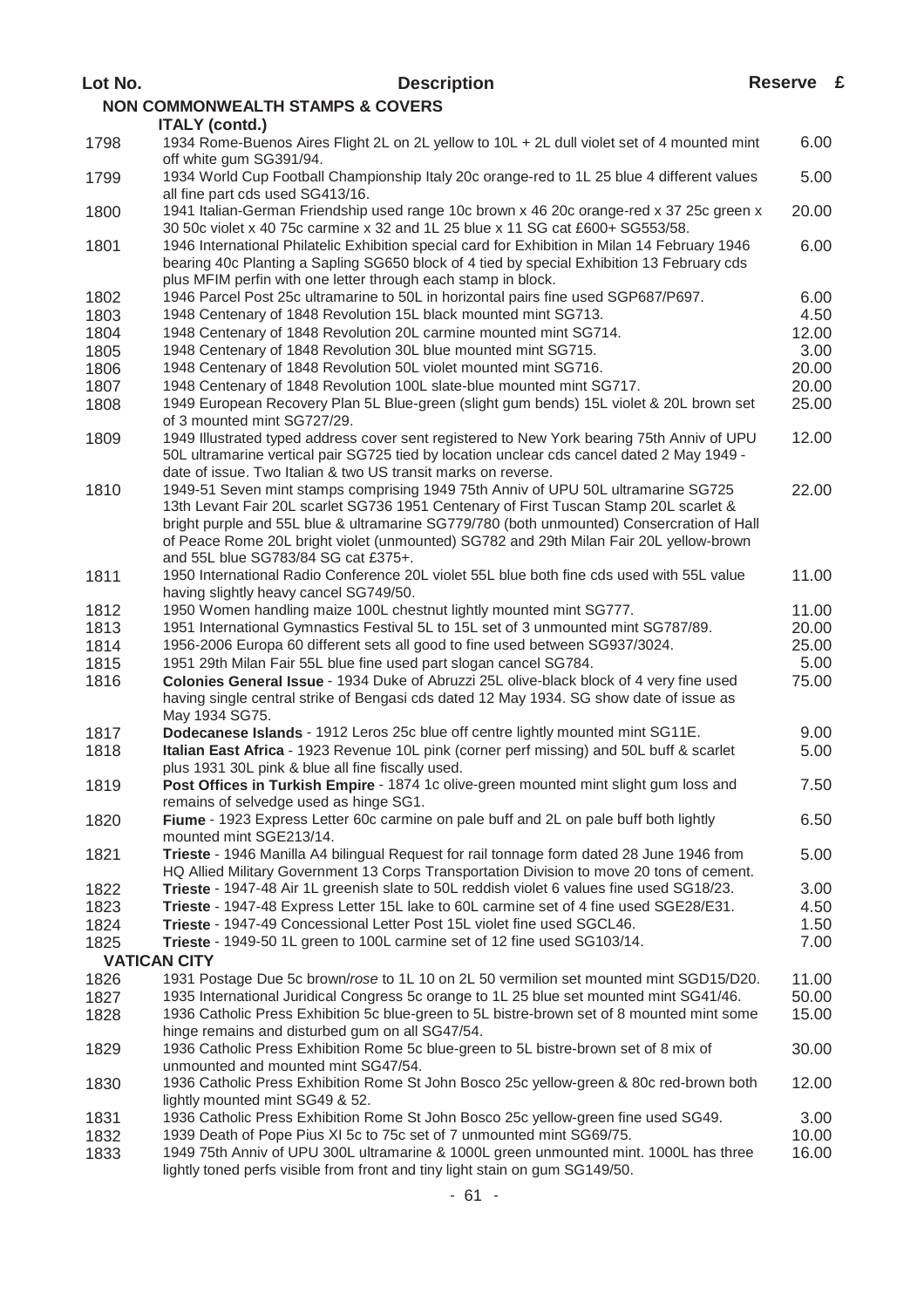| Lot No. | Description | Reserve £ |
|---|---|---|
| | **NON COMMONWEALTH STAMPS & COVERS** | |
| | **ITALY (contd.)** | |
| 1798 | 1934 Rome-Buenos Aires Flight 2L on 2L yellow to 10L + 2L dull violet set of 4 mounted mint off white gum SG391/94. | 6.00 |
| 1799 | 1934 World Cup Football Championship Italy 20c orange-red to 1L 25 blue 4 different values all fine part cds used SG413/16. | 5.00 |
| 1800 | 1941 Italian-German Friendship used range 10c brown x 46 20c orange-red x 37 25c green x 30 50c violet x 40 75c carmine x 32 and 1L 25 blue x 11 SG cat £600+ SG553/58. | 20.00 |
| 1801 | 1946 International Philatelic Exhibition special card for Exhibition in Milan 14 February 1946 bearing 40c Planting a Sapling SG650 block of 4 tied by special Exhibition 13 February cds plus MFIM perfin with one letter through each stamp in block. | 6.00 |
| 1802 | 1946 Parcel Post 25c ultramarine to 50L in horizontal pairs fine used SGP687/P697. | 6.00 |
| 1803 | 1948 Centenary of 1848 Revolution 15L black mounted mint SG713. | 4.50 |
| 1804 | 1948 Centenary of 1848 Revolution 20L carmine mounted mint SG714. | 12.00 |
| 1805 | 1948 Centenary of 1848 Revolution 30L blue mounted mint SG715. | 3.00 |
| 1806 | 1948 Centenary of 1848 Revolution 50L violet mounted mint SG716. | 20.00 |
| 1807 | 1948 Centenary of 1848 Revolution 100L slate-blue mounted mint SG717. | 20.00 |
| 1808 | 1949 European Recovery Plan 5L Blue-green (slight gum bends) 15L violet & 20L brown set of 3 mounted mint SG727/29. | 25.00 |
| 1809 | 1949 Illustrated typed address cover sent registered to New York bearing 75th Anniv of UPU 50L ultramarine vertical pair SG725 tied by location unclear cds cancel dated 2 May 1949 - date of issue. Two Italian & two US transit marks on reverse. | 12.00 |
| 1810 | 1949-51 Seven mint stamps comprising 1949 75th Anniv of UPU 50L ultramarine SG725 13th Levant Fair 20L scarlet SG736 1951 Centenary of First Tuscan Stamp 20L scarlet & bright purple and 55L blue & ultramarine SG779/780 (both unmounted) Consercration of Hall of Peace Rome 20L bright violet (unmounted) SG782 and 29th Milan Fair 20L yellow-brown and 55L blue SG783/84 SG cat £375+. | 22.00 |
| 1811 | 1950 International Radio Conference 20L violet 55L blue both fine cds used with 55L value having slightly heavy cancel SG749/50. | 11.00 |
| 1812 | 1950 Women handling maize 100L chestnut lightly mounted mint SG777. | 11.00 |
| 1813 | 1951 International Gymnastics Festival 5L to 15L set of 3 unmounted mint SG787/89. | 20.00 |
| 1814 | 1956-2006 Europa 60 different sets all good to fine used between SG937/3024. | 25.00 |
| 1815 | 1951 29th Milan Fair 55L blue fine used part slogan cancel SG784. | 5.00 |
| 1816 | **Colonies General Issue** - 1934 Duke of Abruzzi 25L olive-black block of 4 very fine used having single central strike of Bengasi cds dated 12 May 1934. SG show date of issue as May 1934 SG75. | 75.00 |
| 1817 | **Dodecanese Islands** - 1912 Leros 25c blue off centre lightly mounted mint SG11E. | 9.00 |
| 1818 | **Italian East Africa** - 1923 Revenue 10L pink (corner perf missing) and 50L buff & scarlet plus 1931 30L pink & blue all fine fiscally used. | 5.00 |
| 1819 | **Post Offices in Turkish Empire** - 1874 1c olive-green mounted mint slight gum loss and remains of selvedge used as hinge SG1. | 7.50 |
| 1820 | **Fiume** - 1923 Express Letter 60c carmine on pale buff and 2L on pale buff both lightly mounted mint SGE213/14. | 6.50 |
| 1821 | **Trieste** - 1946 Manilla A4 bilingual Request for rail tonnage form dated 28 June 1946 from HQ Allied Military Government 13 Corps Transportation Division to move 20 tons of cement. | 5.00 |
| 1822 | **Trieste** - 1947-48 Air 1L greenish slate to 50L reddish violet 6 values fine used SG18/23. | 3.00 |
| 1823 | **Trieste** - 1947-48 Express Letter 15L lake to 60L carmine set of 4 fine used SGE28/E31. | 4.50 |
| 1824 | **Trieste** - 1947-49 Concessional Letter Post 15L violet fine used SGCL46. | 1.50 |
| 1825 | **Trieste** - 1949-50 1L green to 100L carmine set of 12 fine used SG103/14. | 7.00 |
| | **VATICAN CITY** | |
| 1826 | 1931 Postage Due 5c brown/*rose* to 1L 10 on 2L 50 vermilion set mounted mint SGD15/D20. | 11.00 |
| 1827 | 1935 International Juridical Congress 5c orange to 1L 25 blue set mounted mint SG41/46. | 50.00 |
| 1828 | 1936 Catholic Press Exhibition 5c blue-green to 5L bistre-brown set of 8 mounted mint some hinge remains and disturbed gum on all SG47/54. | 15.00 |
| 1829 | 1936 Catholic Press Exhibition Rome 5c blue-green to 5L bistre-brown set of 8 mix of unmounted and mounted mint SG47/54. | 30.00 |
| 1830 | 1936 Catholic Press Exhibition Rome St John Bosco 25c yellow-green & 80c red-brown both lightly mounted mint SG49 & 52. | 12.00 |
| 1831 | 1936 Catholic Press Exhibition Rome St John Bosco 25c yellow-green fine used SG49. | 3.00 |
| 1832 | 1939 Death of Pope Pius XI 5c to 75c set of 7 unmounted mint SG69/75. | 10.00 |
| 1833 | 1949 75th Anniv of UPU 300L ultramarine & 1000L green unmounted mint. 1000L has three lightly toned perfs visible from front and tiny light stain on gum SG149/50. | 16.00 |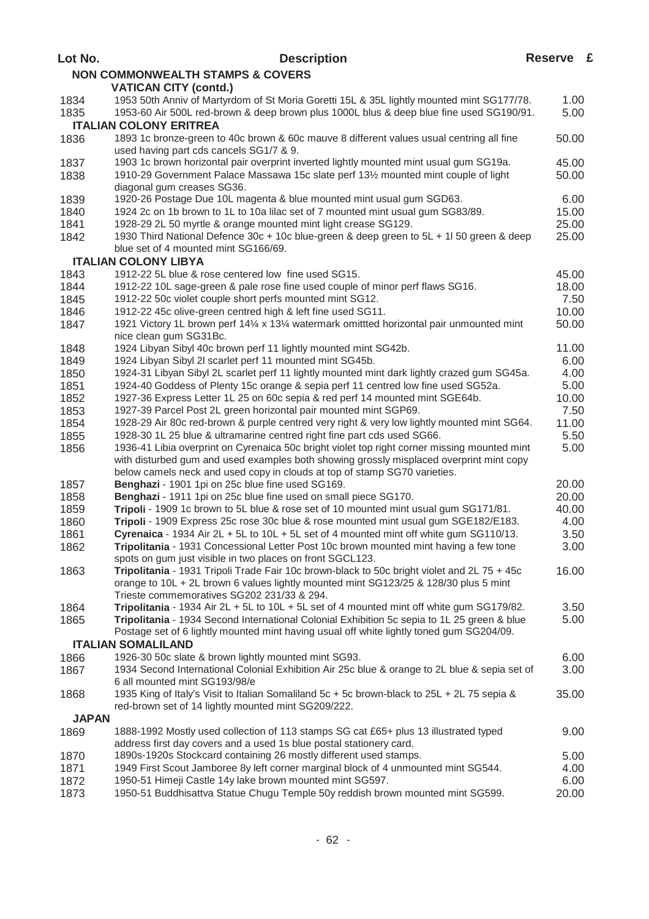| Lot No. | Description | Reserve £ |
|---|---|---|
| | **NON COMMONWEALTH STAMPS & COVERS** | |
| | **VATICAN CITY (contd.)** | |
| 1834 | 1953 50th Anniv of Martyrdom of St Moria Goretti 15L & 35L lightly mounted mint SG177/78. | 1.00 |
| 1835 | 1953-60 Air 500L red-brown & deep brown plus 1000L blus & deep blue fine used SG190/91. | 5.00 |
| | **ITALIAN COLONY ERITREA** | |
| 1836 | 1893 1c bronze-green to 40c brown & 60c mauve 8 different values usual centring all fine used having part cds cancels SG1/7 & 9. | 50.00 |
| 1837 | 1903 1c brown horizontal pair overprint inverted lightly mounted mint usual gum SG19a. | 45.00 |
| 1838 | 1910-29 Government Palace Massawa 15c slate perf 13½ mounted mint couple of light diagonal gum creases SG36. | 50.00 |
| 1839 | 1920-26 Postage Due 10L magenta & blue mounted mint usual gum SGD63. | 6.00 |
| 1840 | 1924 2c on 1b brown to 1L to 10a lilac set of 7 mounted mint usual gum SG83/89. | 15.00 |
| 1841 | 1928-29 2L 50 myrtle & orange mounted mint light crease SG129. | 25.00 |
| 1842 | 1930 Third National Defence 30c + 10c blue-green & deep green to 5L + 1l 50 green & deep blue set of 4 mounted mint SG166/69. | 25.00 |
| | **ITALIAN COLONY LIBYA** | |
| 1843 | 1912-22 5L blue & rose centered low fine used SG15. | 45.00 |
| 1844 | 1912-22 10L sage-green & pale rose fine used couple of minor perf flaws SG16. | 18.00 |
| 1845 | 1912-22 50c violet couple short perfs mounted mint SG12. | 7.50 |
| 1846 | 1912-22 45c olive-green centred high & left fine used SG11. | 10.00 |
| 1847 | 1921 Victory 1L brown perf 14¼ x 13¾ watermark omittted horizontal pair unmounted mint nice clean gum SG31Bc. | 50.00 |
| 1848 | 1924 Libyan Sibyl 40c brown perf 11 lightly mounted mint SG42b. | 11.00 |
| 1849 | 1924 Libyan Sibyl 2l scarlet perf 11 mounted mint SG45b. | 6.00 |
| 1850 | 1924-31 Libyan Sibyl 2L scarlet perf 11 lightly mounted mint dark lightly crazed gum SG45a. | 4.00 |
| 1851 | 1924-40 Goddess of Plenty 15c orange & sepia perf 11 centred low fine used SG52a. | 5.00 |
| 1852 | 1927-36 Express Letter 1L 25 on 60c sepia & red perf 14 mounted mint SGE64b. | 10.00 |
| 1853 | 1927-39 Parcel Post 2L green horizontal pair mounted mint SGP69. | 7.50 |
| 1854 | 1928-29 Air 80c red-brown & purple centred very right & very low lightly mounted mint SG64. | 11.00 |
| 1855 | 1928-30 1L 25 blue & ultramarine centred right fine part cds used SG66. | 5.50 |
| 1856 | 1936-41 Libia overprint on Cyrenaica 50c bright violet top right corner missing mounted mint with disturbed gum and used examples both showing grossly misplaced overprint mint copy below camels neck and used copy in clouds at top of stamp SG70 varieties. | 5.00 |
| 1857 | **Benghazi** - 1901 1pi on 25c blue fine used SG169. | 20.00 |
| 1858 | **Benghazi** - 1911 1pi on 25c blue fine used on small piece SG170. | 20.00 |
| 1859 | **Tripoli** - 1909 1c brown to 5L blue & rose set of 10 mounted mint usual gum SG171/81. | 40.00 |
| 1860 | **Tripoli** - 1909 Express 25c rose 30c blue & rose mounted mint usual gum SGE182/E183. | 4.00 |
| 1861 | **Cyrenaica** - 1934 Air 2L + 5L to 10L + 5L set of 4 mounted mint off white gum SG110/13. | 3.50 |
| 1862 | **Tripolitania** - 1931 Concessional Letter Post 10c brown mounted mint having a few tone spots on gum just visible in two places on front SGCL123. | 3.00 |
| 1863 | **Tripolitania** - 1931 Tripoli Trade Fair 10c brown-black to 50c bright violet and 2L 75 + 45c orange to 10L + 2L brown 6 values lightly mounted mint SG123/25 & 128/30 plus 5 mint Trieste commemoratives SG202 231/33 & 294. | 16.00 |
| 1864 | **Tripolitania** - 1934 Air 2L + 5L to 10L + 5L set of 4 mounted mint off white gum SG179/82. | 3.50 |
| 1865 | **Tripolitania** - 1934 Second International Colonial Exhibition 5c sepia to 1L 25 green & blue Postage set of 6 lightly mounted mint having usual off white lightly toned gum SG204/09. | 5.00 |
| | **ITALIAN SOMALILAND** | |
| 1866 | 1926-30 50c slate & brown lightly mounted mint SG93. | 6.00 |
| 1867 | 1934 Second International Colonial Exhibition Air 25c blue & orange to 2L blue & sepia set of 6 all mounted mint SG193/98/e | 3.00 |
| 1868 | 1935 King of Italy's Visit to Italian Somaliland 5c + 5c brown-black to 25L + 2L 75 sepia & red-brown set of 14 lightly mounted mint SG209/222. | 35.00 |
| | **JAPAN** | |
| 1869 | 1888-1992 Mostly used collection of 113 stamps SG cat £65+ plus 13 illustrated typed address first day covers and a used 1s blue postal stationery card. | 9.00 |
| 1870 | 1890s-1920s Stockcard containing 26 mostly different used stamps. | 5.00 |
| 1871 | 1949 First Scout Jamboree 8y left corner marginal block of 4 unmounted mint SG544. | 4.00 |
| 1872 | 1950-51 Himeji Castle 14y lake brown mounted mint SG597. | 6.00 |
| 1873 | 1950-51 Buddhisattva Statue Chugu Temple 50y reddish brown mounted mint SG599. | 20.00 |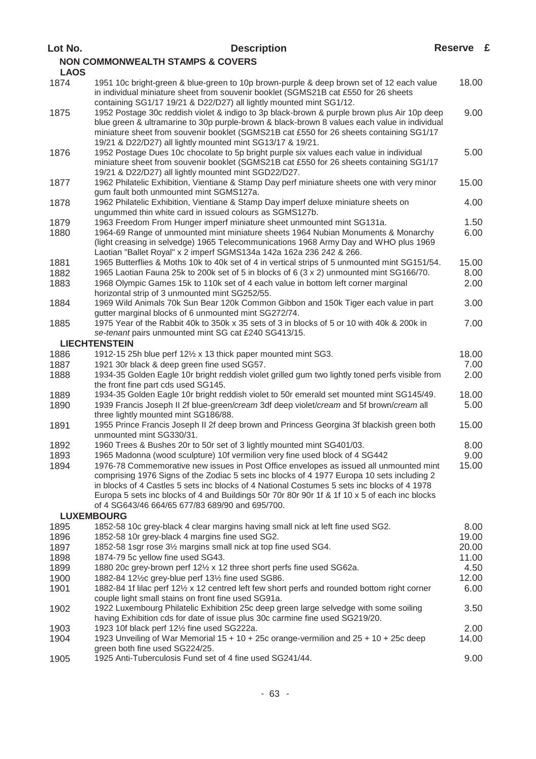| Lot No. | Description | Reserve £ |
|---|---|---|
| | **NON COMMONWEALTH STAMPS & COVERS** | |
| **LAOS** | | |
| 1874 | 1951 10c bright-green & blue-green to 10p brown-purple & deep brown set of 12 each value in individual miniature sheet from souvenir booklet (SGMS21B cat £550 for 26 sheets containing SG1/17 19/21 & D22/D27) all lightly mounted mint SG1/12. | 18.00 |
| 1875 | 1952 Postage 30c reddish violet & indigo to 3p black-brown & purple brown plus Air 10p deep blue green & ultramarine to 30p purple-brown & black-brown 8 values each value in individual miniature sheet from souvenir booklet (SGMS21B cat £550 for 26 sheets containing SG1/17 19/21 & D22/D27) all lightly mounted mint SG13/17 & 19/21. | 9.00 |
| 1876 | 1952 Postage Dues 10c chocolate to 5p bright purple six values each value in individual miniature sheet from souvenir booklet (SGMS21B cat £550 for 26 sheets containing SG1/17 19/21 & D22/D27) all lightly mounted mint SGD22/D27. | 5.00 |
| 1877 | 1962 Philatelic Exhibition, Vientiane & Stamp Day perf miniature sheets one with very minor gum fault both unmounted mint SGMS127a. | 15.00 |
| 1878 | 1962 Philatelic Exhibition, Vientiane & Stamp Day imperf deluxe miniature sheets on ungummed thin white card in issued colours as SGMS127b. | 4.00 |
| 1879 | 1963 Freedom From Hunger imperf miniature sheet unmounted mint SG131a. | 1.50 |
| 1880 | 1964-69 Range of unmounted mint miniature sheets 1964 Nubian Monuments & Monarchy (light creasing in selvedge) 1965 Telecommunications 1968 Army Day and WHO plus 1969 Laotian "Ballet Royal" x 2 imperf SGMS134a 142a 162a 236 242 & 266. | 6.00 |
| 1881 | 1965 Butterflies & Moths 10k to 40k set of 4 in vertical strips of 5 unmounted mint SG151/54. | 15.00 |
| 1882 | 1965 Laotian Fauna 25k to 200k set of 5 in blocks of 6 (3 x 2) unmounted mint SG166/70. | 8.00 |
| 1883 | 1968 Olympic Games 15k to 110k set of 4 each value in bottom left corner marginal horizontal strip of 3 unmounted mint SG252/55. | 2.00 |
| 1884 | 1969 Wild Animals 70k Sun Bear 120k Common Gibbon and 150k Tiger each value in part gutter marginal blocks of 6 unmounted mint SG272/74. | 3.00 |
| 1885 | 1975 Year of the Rabbit 40k to 350k x 35 sets of 3 in blocks of 5 or 10 with 40k & 200k in *se-tenant* pairs unmounted mint SG cat £240 SG413/15. | 7.00 |
| **LIECHTENSTEIN** | | |
| 1886 | 1912-15 25h blue perf 12½ x 13 thick paper mounted mint SG3. | 18.00 |
| 1887 | 1921 30r black & deep green fine used SG57. | 7.00 |
| 1888 | 1934-35 Golden Eagle 10r bright reddish violet grilled gum two lightly toned perfs visible from the front fine part cds used SG145. | 2.00 |
| 1889 | 1934-35 Golden Eagle 10r bright reddish violet to 50r emerald set mounted mint SG145/49. | 18.00 |
| 1890 | 1939 Francis Joseph II 2f blue-green/*cream* 3df deep violet/*cream* and 5f brown/*cream* all three lightly mounted mint SG186/88. | 5.00 |
| 1891 | 1955 Prince Francis Joseph II 2f deep brown and Princess Georgina 3f blackish green both unmounted mint SG330/31. | 15.00 |
| 1892 | 1960 Trees & Bushes 20r to 50r set of 3 lightly mounted mint SG401/03. | 8.00 |
| 1893 | 1965 Madonna (wood sculpture) 10f vermilion very fine used block of 4 SG442 | 9.00 |
| 1894 | 1976-78 Commemorative new issues in Post Office envelopes as issued all unmounted mint comprising 1976 Signs of the Zodiac 5 sets inc blocks of 4 1977 Europa 10 sets including 2 in blocks of 4 Castles 5 sets inc blocks of 4 National Costumes 5 sets inc blocks of 4 1978 Europa 5 sets inc blocks of 4 and Buildings 50r 70r 80r 90r 1f & 1f 10 x 5 of each inc blocks of 4 SG643/46 664/65 677/83 689/90 and 695/700. | 15.00 |
| **LUXEMBOURG** | | |
| 1895 | 1852-58 10c grey-black 4 clear margins having small nick at left fine used SG2. | 8.00 |
| 1896 | 1852-58 10r grey-black 4 margins fine used SG2. | 19.00 |
| 1897 | 1852-58 1sgr rose 3½ margins small nick at top fine used SG4. | 20.00 |
| 1898 | 1874-79 5c yellow fine used SG43. | 11.00 |
| 1899 | 1880 20c grey-brown perf 12½ x 12 three short perfs fine used SG62a. | 4.50 |
| 1900 | 1882-84 12½c grey-blue perf 13½ fine used SG86. | 12.00 |
| 1901 | 1882-84 1f lilac perf 12½ x 12 centred left few short perfs and rounded bottom right corner couple light small stains on front fine used SG91a. | 6.00 |
| 1902 | 1922 Luxembourg Philatelic Exhibition 25c deep green large selvedge with some soiling having Exhibition cds for date of issue plus 30c carmine fine used SG219/20. | 3.50 |
| 1903 | 1923 10f black perf 12½ fine used SG222a. | 2.00 |
| 1904 | 1923 Unveiling of War Memorial 15 + 10 + 25c orange-vermilion and 25 + 10 + 25c deep green both fine used SG224/25. | 14.00 |
| 1905 | 1925 Anti-Tuberculosis Fund set of 4 fine used SG241/44. | 9.00 |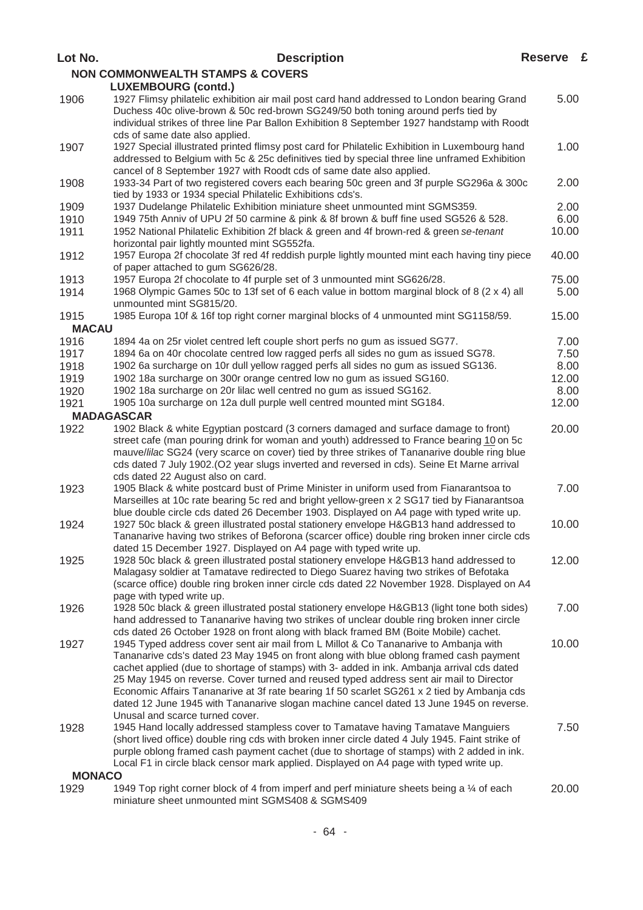| Lot No. | Description | Reserve £ |
|---|---|---|
| | **NON COMMONWEALTH STAMPS & COVERS** | |
| | **LUXEMBOURG (contd.)** | |
| 1906 | 1927 Flimsy philatelic exhibition air mail post card hand addressed to London bearing Grand Duchess 40c olive-brown & 50c red-brown SG249/50 both toning around perfs tied by individual strikes of three line Par Ballon Exhibition 8 September 1927 handstamp with Roodt cds of same date also applied. | 5.00 |
| 1907 | 1927 Special illustrated printed flimsy post card for Philatelic Exhibition in Luxembourg hand addressed to Belgium with 5c & 25c definitives tied by special three line unframed Exhibition cancel of 8 September 1927 with Roodt cds of same date also applied. | 1.00 |
| 1908 | 1933-34 Part of two registered covers each bearing 50c green and 3f purple SG296a & 300c tied by 1933 or 1934 special Philatelic Exhibitions cds's. | 2.00 |
| 1909 | 1937 Dudelange Philatelic Exhibition miniature sheet unmounted mint SGMS359. | 2.00 |
| 1910 | 1949 75th Anniv of UPU 2f 50 carmine & pink & 8f brown & buff fine used SG526 & 528. | 6.00 |
| 1911 | 1952 National Philatelic Exhibition 2f black & green and 4f brown-red & green *se-tenant* horizontal pair lightly mounted mint SG552fa. | 10.00 |
| 1912 | 1957 Europa 2f chocolate 3f red 4f reddish purple lightly mounted mint each having tiny piece of paper attached to gum SG626/28. | 40.00 |
| 1913 | 1957 Europa 2f chocolate to 4f purple set of 3 unmounted mint SG626/28. | 75.00 |
| 1914 | 1968 Olympic Games 50c to 13f set of 6 each value in bottom marginal block of 8 (2 x 4) all unmounted mint SG815/20. | 5.00 |
| 1915 | 1985 Europa 10f & 16f top right corner marginal blocks of 4 unmounted mint SG1158/59. | 15.00 |
| | **MACAU** | |
| 1916 | 1894 4a on 25r violet centred left couple short perfs no gum as issued SG77. | 7.00 |
| 1917 | 1894 6a on 40r chocolate centred low ragged perfs all sides no gum as issued SG78. | 7.50 |
| 1918 | 1902 6a surcharge on 10r dull yellow ragged perfs all sides no gum as issued SG136. | 8.00 |
| 1919 | 1902 18a surcharge on 300r orange centred low no gum as issued SG160. | 12.00 |
| 1920 | 1902 18a surcharge on 20r lilac well centred no gum as issued SG162. | 8.00 |
| 1921 | 1905 10a surcharge on 12a dull purple well centred mounted mint SG184. | 12.00 |
| | **MADAGASCAR** | |
| 1922 | 1902 Black & white Egyptian postcard (3 corners damaged and surface damage to front) street cafe (man pouring drink for woman and youth) addressed to France bearing 10 on 5c mauve/*lilac* SG24 (very scarce on cover) tied by three strikes of Tananarive double ring blue cds dated 7 July 1902.(O2 year slugs inverted and reversed in cds). Seine Et Marne arrival cds dated 22 August also on card. | 20.00 |
| 1923 | 1905 Black & white postcard bust of Prime Minister in uniform used from Fianarantsoa to Marseilles at 10c rate bearing 5c red and bright yellow-green x 2 SG17 tied by Fianarantsoa blue double circle cds dated 26 December 1903. Displayed on A4 page with typed write up. | 7.00 |
| 1924 | 1927 50c black & green illustrated postal stationery envelope H&GB13 hand addressed to Tananarive having two strikes of Beforona (scarcer office) double ring broken inner circle cds dated 15 December 1927. Displayed on A4 page with typed write up. | 10.00 |
| 1925 | 1928 50c black & green illustrated postal stationery envelope H&GB13 hand addressed to Malagasy soldier at Tamatave redirected to Diego Suarez having two strikes of Befotaka (scarce office) double ring broken inner circle cds dated 22 November 1928. Displayed on A4 page with typed write up. | 12.00 |
| 1926 | 1928 50c black & green illustrated postal stationery envelope H&GB13 (light tone both sides) hand addressed to Tananarive having two strikes of unclear double ring broken inner circle cds dated 26 October 1928 on front along with black framed BM (Boite Mobile) cachet. | 7.00 |
| 1927 | 1945 Typed address cover sent air mail from L Millot & Co Tananarive to Ambanja with Tananarive cds's dated 23 May 1945 on front along with blue oblong framed cash payment cachet applied (due to shortage of stamps) with 3- added in ink. Ambanja arrival cds dated 25 May 1945 on reverse. Cover turned and reused typed address sent air mail to Director Economic Affairs Tananarive at 3f rate bearing 1f 50 scarlet SG261 x 2 tied by Ambanja cds dated 12 June 1945 with Tananarive slogan machine cancel dated 13 June 1945 on reverse. Unusal and scarce turned cover. | 10.00 |
| 1928 | 1945 Hand locally addressed stampless cover to Tamatave having Tamatave Manguiers (short lived office) double ring cds with broken inner circle dated 4 July 1945. Faint strike of purple oblong framed cash payment cachet (due to shortage of stamps) with 2 added in ink. Local F1 in circle black censor mark applied. Displayed on A4 page with typed write up. | 7.50 |
| | **MONACO** | |
| 1929 | 1949 Top right corner block of 4 from imperf and perf miniature sheets being a ¼ of each miniature sheet unmounted mint SGMS408 & SGMS409 | 20.00 |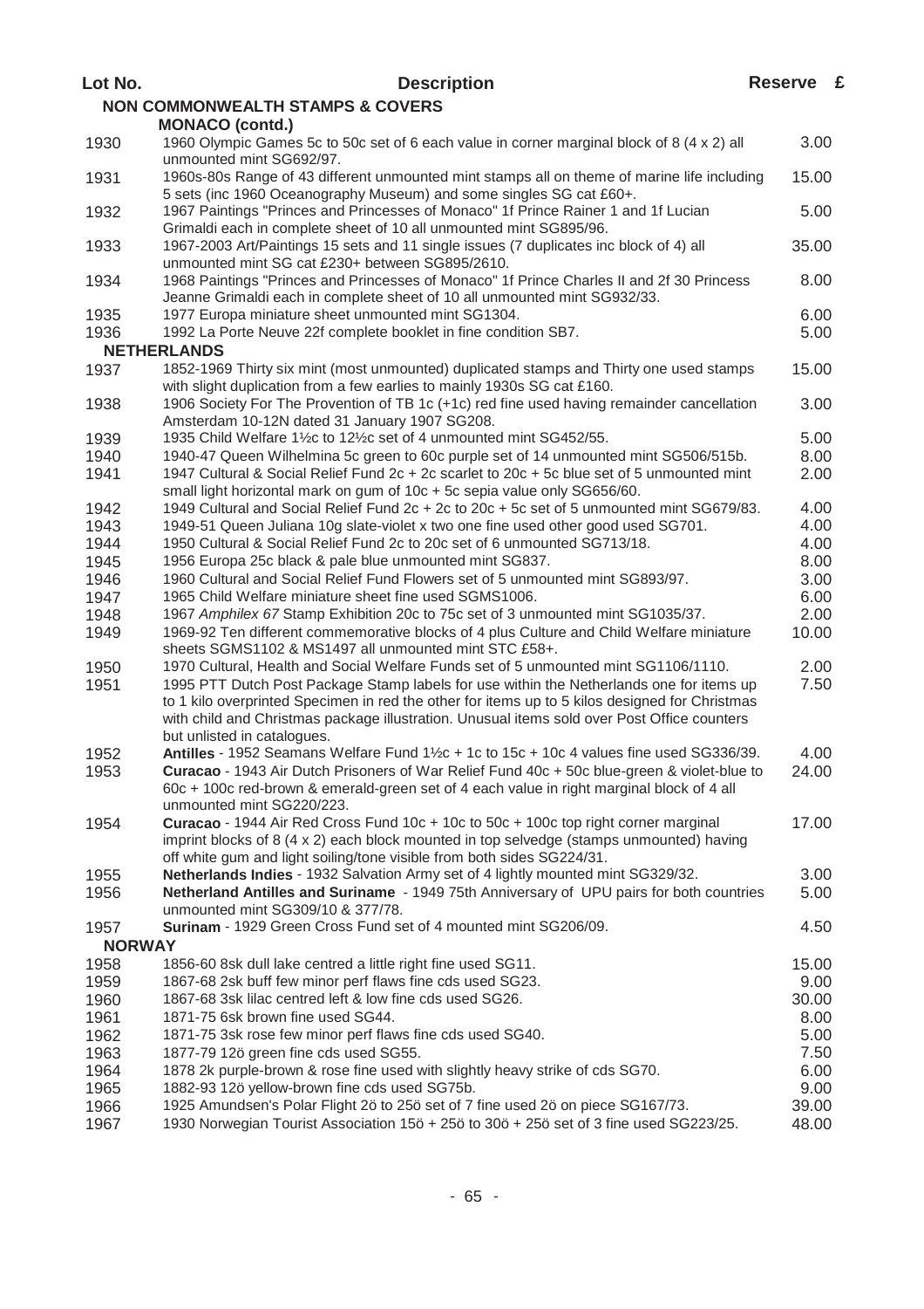| Lot No. | Description | Reserve £ |
|---|---|---|
| | **NON COMMONWEALTH STAMPS & COVERS** | |
| | **MONACO (contd.)** | |
| 1930 | 1960 Olympic Games 5c to 50c set of 6 each value in corner marginal block of 8 (4 x 2) all unmounted mint SG692/97. | 3.00 |
| 1931 | 1960s-80s Range of 43 different unmounted mint stamps all on theme of marine life including 5 sets (inc 1960 Oceanography Museum) and some singles SG cat £60+. | 15.00 |
| 1932 | 1967 Paintings "Princes and Princesses of Monaco" 1f Prince Rainer 1 and 1f Lucian Grimaldi each in complete sheet of 10 all unmounted mint SG895/96. | 5.00 |
| 1933 | 1967-2003 Art/Paintings 15 sets and 11 single issues (7 duplicates inc block of 4) all unmounted mint SG cat £230+ between SG895/2610. | 35.00 |
| 1934 | 1968 Paintings "Princes and Princesses of Monaco" 1f Prince Charles II and 2f 30 Princess Jeanne Grimaldi each in complete sheet of 10 all unmounted mint SG932/33. | 8.00 |
| 1935 | 1977 Europa miniature sheet unmounted mint SG1304. | 6.00 |
| 1936 | 1992 La Porte Neuve 22f complete booklet in fine condition SB7. | 5.00 |
| | **NETHERLANDS** | |
| 1937 | 1852-1969 Thirty six mint (most unmounted) duplicated stamps and Thirty one used stamps with slight duplication from a few earlies to mainly 1930s SG cat £160. | 15.00 |
| 1938 | 1906 Society For The Provention of TB 1c (+1c) red fine used having remainder cancellation Amsterdam 10-12N dated 31 January 1907 SG208. | 3.00 |
| 1939 | 1935 Child Welfare 1½c to 12½c set of 4 unmounted mint SG452/55. | 5.00 |
| 1940 | 1940-47 Queen Wilhelmina 5c green to 60c purple set of 14 unmounted mint SG506/515b. | 8.00 |
| 1941 | 1947 Cultural & Social Relief Fund 2c + 2c scarlet to 20c + 5c blue set of 5 unmounted mint small light horizontal mark on gum of 10c + 5c sepia value only SG656/60. | 2.00 |
| 1942 | 1949 Cultural and Social Relief Fund 2c + 2c to 20c + 5c set of 5 unmounted mint SG679/83. | 4.00 |
| 1943 | 1949-51 Queen Juliana 10g slate-violet x two one fine used other good used SG701. | 4.00 |
| 1944 | 1950 Cultural & Social Relief Fund 2c to 20c set of 6 unmounted SG713/18. | 4.00 |
| 1945 | 1956 Europa 25c black & pale blue unmounted mint SG837. | 8.00 |
| 1946 | 1960 Cultural and Social Relief Fund Flowers set of 5 unmounted mint SG893/97. | 3.00 |
| 1947 | 1965 Child Welfare miniature sheet fine used SGMS1006. | 6.00 |
| 1948 | 1967 *Amphilex 67* Stamp Exhibition 20c to 75c set of 3 unmounted mint SG1035/37. | 2.00 |
| 1949 | 1969-92 Ten different commemorative blocks of 4 plus Culture and Child Welfare miniature sheets SGMS1102 & MS1497 all unmounted mint STC £58+. | 10.00 |
| 1950 | 1970 Cultural, Health and Social Welfare Funds set of 5 unmounted mint SG1106/1110. | 2.00 |
| 1951 | 1995 PTT Dutch Post Package Stamp labels for use within the Netherlands one for items up to 1 kilo overprinted Specimen in red the other for items up to 5 kilos designed for Christmas with child and Christmas package illustration. Unusual items sold over Post Office counters but unlisted in catalogues. | 7.50 |
| 1952 | **Antilles** - 1952 Seamans Welfare Fund 1½c + 1c to 15c + 10c 4 values fine used SG336/39. | 4.00 |
| 1953 | **Curacao** - 1943 Air Dutch Prisoners of War Relief Fund 40c + 50c blue-green & violet-blue to 60c + 100c red-brown & emerald-green set of 4 each value in right marginal block of 4 all unmounted mint SG220/223. | 24.00 |
| 1954 | **Curacao** - 1944 Air Red Cross Fund 10c + 10c to 50c + 100c top right corner marginal imprint blocks of 8 (4 x 2) each block mounted in top selvedge (stamps unmounted) having off white gum and light soiling/tone visible from both sides SG224/31. | 17.00 |
| 1955 | **Netherlands Indies** - 1932 Salvation Army set of 4 lightly mounted mint SG329/32. | 3.00 |
| 1956 | **Netherland Antilles and Suriname** - 1949 75th Anniversary of UPU pairs for both countries unmounted mint SG309/10 & 377/78. | 5.00 |
| 1957 | **Surinam** - 1929 Green Cross Fund set of 4 mounted mint SG206/09. | 4.50 |
| | **NORWAY** | |
| 1958 | 1856-60 8sk dull lake centred a little right fine used SG11. | 15.00 |
| 1959 | 1867-68 2sk buff few minor perf flaws fine cds used SG23. | 9.00 |
| 1960 | 1867-68 3sk lilac centred left & low fine cds used SG26. | 30.00 |
| 1961 | 1871-75 6sk brown fine used SG44. | 8.00 |
| 1962 | 1871-75 3sk rose few minor perf flaws fine cds used SG40. | 5.00 |
| 1963 | 1877-79 12ö green fine cds used SG55. | 7.50 |
| 1964 | 1878 2k purple-brown & rose fine used with slightly heavy strike of cds SG70. | 6.00 |
| 1965 | 1882-93 12ö yellow-brown fine cds used SG75b. | 9.00 |
| 1966 | 1925 Amundsen's Polar Flight 2ö to 25ö set of 7 fine used 2ö on piece SG167/73. | 39.00 |
| 1967 | 1930 Norwegian Tourist Association 15ö + 25ö to 30ö + 25ö set of 3 fine used SG223/25. | 48.00 |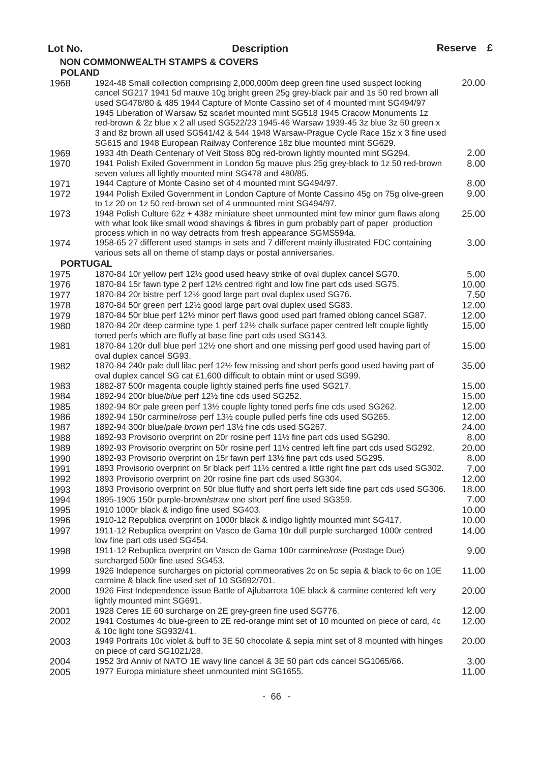| Lot No. | Description | Reserve £ |
| --- | --- | --- |
| | **NON COMMONWEALTH STAMPS & COVERS** | |
| | **POLAND** | |
| 1968 | 1924-48 Small collection comprising 2,000,000m deep green fine used suspect looking cancel SG217 1941 5d mauve 10g bright green 25g grey-black pair and 1s 50 red brown all used SG478/80 & 485 1944 Capture of Monte Cassino set of 4 mounted mint SG494/97 1945 Liberation of Warsaw 5z scarlet mounted mint SG518 1945 Cracow Monuments 1z red-brown & 2z blue x 2 all used SG522/23 1945-46 Warsaw 1939-45 3z blue 3z 50 green x 3 and 8z brown all used SG541/42 & 544 1948 Warsaw-Prague Cycle Race 15z x 3 fine used SG615 and 1948 European Railway Conference 18z blue mounted mint SG629. | 20.00 |
| 1969 | 1933 4th Death Centenary of Veit Stoss 80g red-brown lightly mounted mint SG294. | 2.00 |
| 1970 | 1941 Polish Exiled Government in London 5g mauve plus 25g grey-black to 1z 50 red-brown seven values all lightly mounted mint SG478 and 480/85. | 8.00 |
| 1971 | 1944 Capture of Monte Casino set of 4 mounted mint SG494/97. | 8.00 |
| 1972 | 1944 Polish Exiled Government in London Capture of Monte Cassino 45g on 75g olive-green to 1z 20 on 1z 50 red-brown set of 4 unmounted mint SG494/97. | 9.00 |
| 1973 | 1948 Polish Culture 62z + 438z miniature sheet unmounted mint few minor gum flaws along with what look like small wood shavings & fibres in gum probably part of paper production process which in no way detracts from fresh appearance SGMS594a. | 25.00 |
| 1974 | 1958-65 27 different used stamps in sets and 7 different mainly illustrated FDC containing various sets all on theme of stamp days or postal anniversaries. | 3.00 |
| | **PORTUGAL** | |
| 1975 | 1870-84 10r yellow perf 12½ good used heavy strike of oval duplex cancel SG70. | 5.00 |
| 1976 | 1870-84 15r fawn type 2 perf 12½ centred right and low fine part cds used SG75. | 10.00 |
| 1977 | 1870-84 20r bistre perf 12½ good large part oval duplex used SG76. | 7.50 |
| 1978 | 1870-84 50r green perf 12½ good large part oval duplex used SG83. | 12.00 |
| 1979 | 1870-84 50r blue perf 12½ minor perf flaws good used part framed oblong cancel SG87. | 12.00 |
| 1980 | 1870-84 20r deep carmine type 1 perf 12½ chalk surface paper centred left couple lightly toned perfs which are fluffy at base fine part cds used SG143. | 15.00 |
| 1981 | 1870-84 120r dull blue perf 12½ one short and one missing perf good used having part of oval duplex cancel SG93. | 15.00 |
| 1982 | 1870-84 240r pale dull lilac perf 12½ few missing and short perfs good used having part of oval duplex cancel SG cat £1,600 difficult to obtain mint or used SG99. | 35.00 |
| 1983 | 1882-87 500r magenta couple lightly stained perfs fine used SG217. | 15.00 |
| 1984 | 1892-94 200r blue/*blue* perf 12½ fine cds used SG252. | 15.00 |
| 1985 | 1892-94 80r pale green perf 13½ couple lighty toned perfs fine cds used SG262. | 12.00 |
| 1986 | 1892-94 150r carmine/*rose* perf 13½ couple pulled perfs fine cds used SG265. | 12.00 |
| 1987 | 1892-94 300r blue/*pale brown* perf 13½ fine cds used SG267. | 24.00 |
| 1988 | 1892-93 Provisorio overprint on 20r rosine perf 11½ fine part cds used SG290. | 8.00 |
| 1989 | 1892-93 Provisorio overprint on 50r rosine perf 11½ centred left fine part cds used SG292. | 20.00 |
| 1990 | 1892-93 Provisorio overprint on 15r fawn perf 13½ fine part cds used SG295. | 8.00 |
| 1991 | 1893 Provisorio overprint on 5r black perf 11½ centred a little right fine part cds used SG302. | 7.00 |
| 1992 | 1893 Provisorio overprint on 20r rosine fine part cds used SG304. | 12.00 |
| 1993 | 1893 Provisorio overprint on 50r blue fluffy and short perfs left side fine part cds used SG306. | 18.00 |
| 1994 | 1895-1905 150r purple-brown/*straw* one short perf fine used SG359. | 7.00 |
| 1995 | 1910 1000r black & indigo fine used SG403. | 10.00 |
| 1996 | 1910-12 Republica overprint on 1000r black & indigo lightly mounted mint SG417. | 10.00 |
| 1997 | 1911-12 Rebuplica overprint on Vasco de Gama 10r dull purple surcharged 1000r centred low fine part cds used SG454. | 14.00 |
| 1998 | 1911-12 Rebuplica overprint on Vasco de Gama 100r carmine/*rose* (Postage Due) surcharged 500r fine used SG453. | 9.00 |
| 1999 | 1926 Indepence surcharges on pictorial commeoratives 2c on 5c sepia & black to 6c on 10E carmine & black fine used set of 10 SG692/701. | 11.00 |
| 2000 | 1926 First Independence issue Battle of Ajlubarrota 10E black & carmine centered left very lightly mounted mint SG691. | 20.00 |
| 2001 | 1928 Ceres 1E 60 surcharge on 2E grey-green fine used SG776. | 12.00 |
| 2002 | 1941 Costumes 4c blue-green to 2E red-orange mint set of 10 mounted on piece of card, 4c & 10c light tone SG932/41. | 12.00 |
| 2003 | 1949 Portraits 10c violet & buff to 3E 50 chocolate & sepia mint set of 8 mounted with hinges on piece of card SG1021/28. | 20.00 |
| 2004 | 1952 3rd Anniv of NATO 1E wavy line cancel & 3E 50 part cds cancel SG1065/66. | 3.00 |
| 2005 | 1977 Europa miniature sheet unmounted mint SG1655. | 11.00 |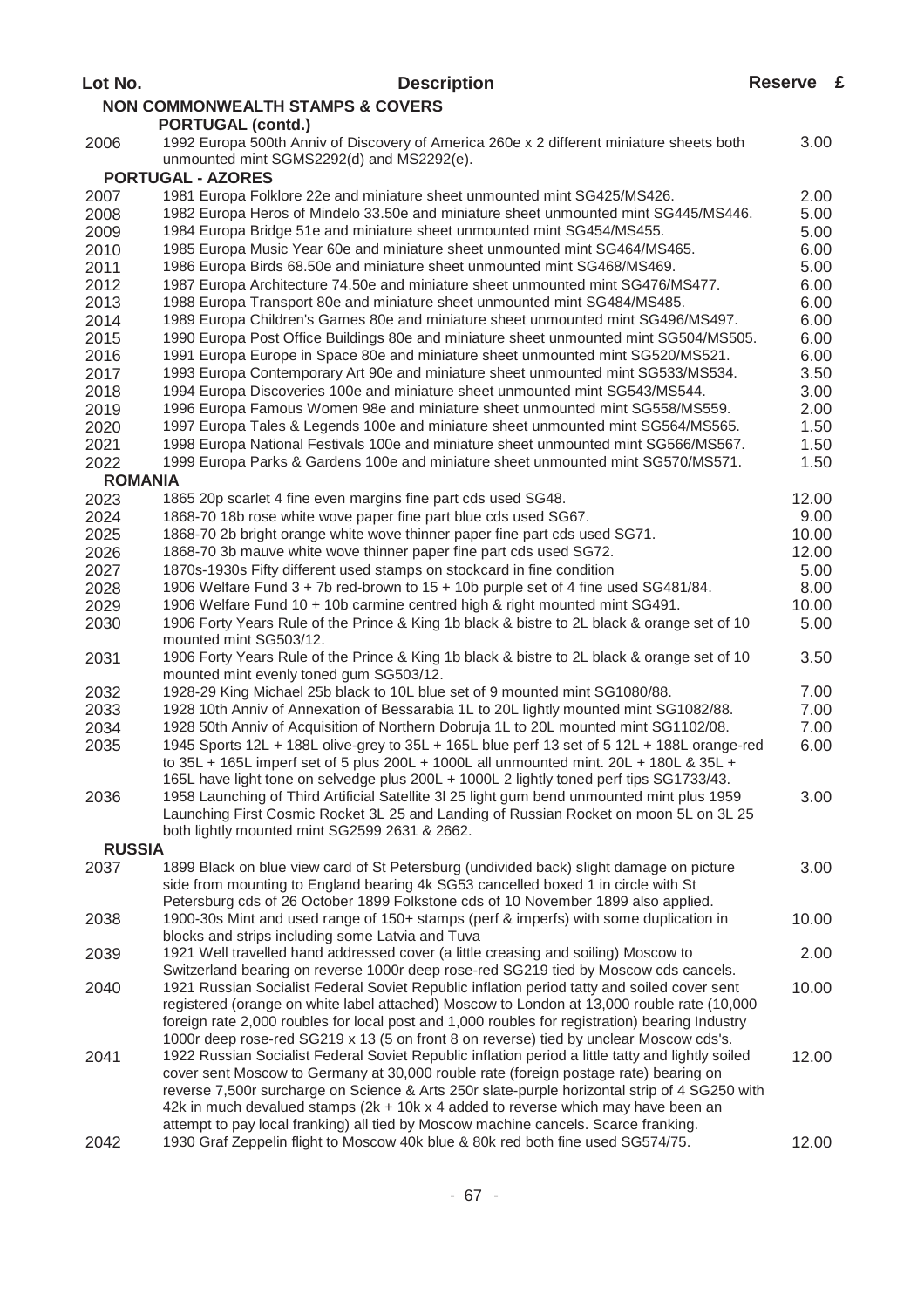| Lot No. | Description | Reserve £ |
|---|---|---|
| | **NON COMMONWEALTH STAMPS & COVERS** | |
| | **PORTUGAL (contd.)** | |
| 2006 | 1992 Europa 500th Anniv of Discovery of America 260e x 2 different miniature sheets both unmounted mint SGMS2292(d) and MS2292(e). | 3.00 |
| | **PORTUGAL - AZORES** | |
| 2007 | 1981 Europa Folklore 22e and miniature sheet unmounted mint SG425/MS426. | 2.00 |
| 2008 | 1982 Europa Heros of Mindelo 33.50e and miniature sheet unmounted mint SG445/MS446. | 5.00 |
| 2009 | 1984 Europa Bridge 51e and miniature sheet unmounted mint SG454/MS455. | 5.00 |
| 2010 | 1985 Europa Music Year 60e and miniature sheet unmounted mint SG464/MS465. | 6.00 |
| 2011 | 1986 Europa Birds 68.50e and miniature sheet unmounted mint SG468/MS469. | 5.00 |
| 2012 | 1987 Europa Architecture 74.50e and miniature sheet unmounted mint SG476/MS477. | 6.00 |
| 2013 | 1988 Europa Transport 80e and miniature sheet unmounted mint SG484/MS485. | 6.00 |
| 2014 | 1989 Europa Children's Games 80e and miniature sheet unmounted mint SG496/MS497. | 6.00 |
| 2015 | 1990 Europa Post Office Buildings 80e and miniature sheet unmounted mint SG504/MS505. | 6.00 |
| 2016 | 1991 Europa Europe in Space 80e and miniature sheet unmounted mint SG520/MS521. | 6.00 |
| 2017 | 1993 Europa Contemporary Art 90e and miniature sheet unmounted mint SG533/MS534. | 3.50 |
| 2018 | 1994 Europa Discoveries 100e and miniature sheet unmounted mint SG543/MS544. | 3.00 |
| 2019 | 1996 Europa Famous Women 98e and miniature sheet unmounted mint SG558/MS559. | 2.00 |
| 2020 | 1997 Europa Tales & Legends 100e and miniature sheet unmounted mint SG564/MS565. | 1.50 |
| 2021 | 1998 Europa National Festivals 100e and miniature sheet unmounted mint SG566/MS567. | 1.50 |
| 2022 | 1999 Europa Parks & Gardens 100e and miniature sheet unmounted mint SG570/MS571. | 1.50 |
| | **ROMANIA** | |
| 2023 | 1865 20p scarlet 4 fine even margins fine part cds used SG48. | 12.00 |
| 2024 | 1868-70 18b rose white wove paper fine part blue cds used SG67. | 9.00 |
| 2025 | 1868-70 2b bright orange white wove thinner paper fine part cds used SG71. | 10.00 |
| 2026 | 1868-70 3b mauve white wove thinner paper fine part cds used SG72. | 12.00 |
| 2027 | 1870s-1930s Fifty different used stamps on stockcard in fine condition | 5.00 |
| 2028 | 1906 Welfare Fund 3 + 7b red-brown to 15 + 10b purple set of 4 fine used SG481/84. | 8.00 |
| 2029 | 1906 Welfare Fund 10 + 10b carmine centred high & right mounted mint SG491. | 10.00 |
| 2030 | 1906 Forty Years Rule of the Prince & King 1b black & bistre to 2L black & orange set of 10 mounted mint SG503/12. | 5.00 |
| 2031 | 1906 Forty Years Rule of the Prince & King 1b black & bistre to 2L black & orange set of 10 mounted mint evenly toned gum SG503/12. | 3.50 |
| 2032 | 1928-29 King Michael 25b black to 10L blue set of 9 mounted mint SG1080/88. | 7.00 |
| 2033 | 1928 10th Anniv of Annexation of Bessarabia 1L to 20L lightly mounted mint SG1082/88. | 7.00 |
| 2034 | 1928 50th Anniv of Acquisition of Northern Dobruja 1L to 20L mounted mint SG1102/08. | 7.00 |
| 2035 | 1945 Sports 12L + 188L olive-grey to 35L + 165L blue perf 13 set of 5 12L + 188L orange-red to 35L + 165L imperf set of 5 plus 200L + 1000L all unmounted mint. 20L + 180L & 35L + 165L have light tone on selvedge plus 200L + 1000L 2 lightly toned perf tips SG1733/43. | 6.00 |
| 2036 | 1958 Launching of Third Artificial Satellite 3l 25 light gum bend unmounted mint plus 1959 Launching First Cosmic Rocket 3L 25 and Landing of Russian Rocket on moon 5L on 3L 25 both lightly mounted mint SG2599 2631 & 2662. | 3.00 |
| | **RUSSIA** | |
| 2037 | 1899 Black on blue view card of St Petersburg (undivided back) slight damage on picture side from mounting to England bearing 4k SG53 cancelled boxed 1 in circle with St Petersburg cds of 26 October 1899 Folkstone cds of 10 November 1899 also applied. | 3.00 |
| 2038 | 1900-30s Mint and used range of 150+ stamps (perf & imperfs) with some duplication in blocks and strips including some Latvia and Tuva | 10.00 |
| 2039 | 1921 Well travelled hand addressed cover (a little creasing and soiling) Moscow to Switzerland bearing on reverse 1000r deep rose-red SG219 tied by Moscow cds cancels. | 2.00 |
| 2040 | 1921 Russian Socialist Federal Soviet Republic inflation period tatty and soiled cover sent registered (orange on white label attached) Moscow to London at 13,000 rouble rate (10,000 foreign rate 2,000 roubles for local post and 1,000 roubles for registration) bearing Industry 1000r deep rose-red SG219 x 13 (5 on front 8 on reverse) tied by unclear Moscow cds's. | 10.00 |
| 2041 | 1922 Russian Socialist Federal Soviet Republic inflation period a little tatty and lightly soiled cover sent Moscow to Germany at 30,000 rouble rate (foreign postage rate) bearing on reverse 7,500r surcharge on Science & Arts 250r slate-purple horizontal strip of 4 SG250 with 42k in much devalued stamps (2k + 10k x 4 added to reverse which may have been an attempt to pay local franking) all tied by Moscow machine cancels. Scarce franking. | 12.00 |
| 2042 | 1930 Graf Zeppelin flight to Moscow 40k blue & 80k red both fine used SG574/75. | 12.00 |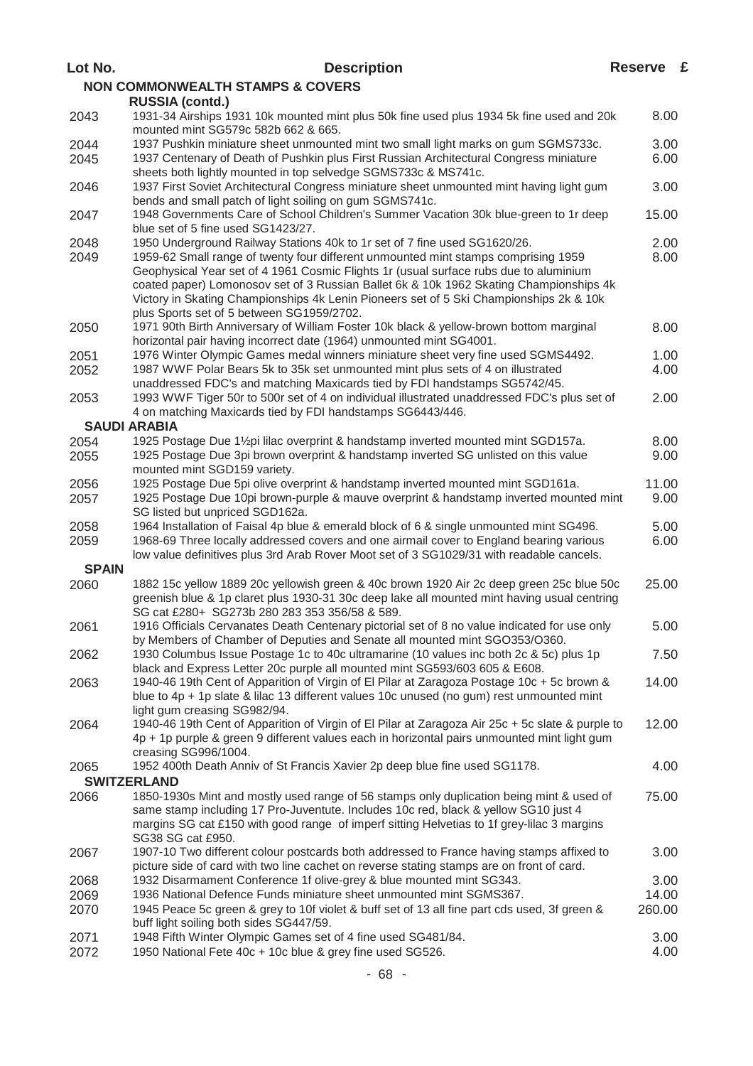| Lot No. | Description | Reserve £ |
|---|---|---|
| | **NON COMMONWEALTH STAMPS & COVERS** | |
| | **RUSSIA (contd.)** | |
| 2043 | 1931-34 Airships 1931 10k mounted mint plus 50k fine used plus 1934 5k fine used and 20k mounted mint SG579c 582b 662 & 665. | 8.00 |
| 2044 | 1937 Pushkin miniature sheet unmounted mint two small light marks on gum SGMS733c. | 3.00 |
| 2045 | 1937 Centenary of Death of Pushkin plus First Russian Architectural Congress miniature sheets both lightly mounted in top selvedge SGMS733c & MS741c. | 6.00 |
| 2046 | 1937 First Soviet Architectural Congress miniature sheet unmounted mint having light gum bends and small patch of light soiling on gum SGMS741c. | 3.00 |
| 2047 | 1948 Governments Care of School Children's Summer Vacation 30k blue-green to 1r deep blue set of 5 fine used SG1423/27. | 15.00 |
| 2048 | 1950 Underground Railway Stations 40k to 1r set of 7 fine used SG1620/26. | 2.00 |
| 2049 | 1959-62 Small range of twenty four different unmounted mint stamps comprising 1959 Geophysical Year set of 4 1961 Cosmic Flights 1r (usual surface rubs due to aluminium coated paper) Lomonosov set of 3 Russian Ballet 6k & 10k 1962 Skating Championships 4k Victory in Skating Championships 4k Lenin Pioneers set of 5 Ski Championships 2k & 10k plus Sports set of 5 between SG1959/2702. | 8.00 |
| 2050 | 1971 90th Birth Anniversary of William Foster 10k black & yellow-brown bottom marginal horizontal pair having incorrect date (1964) unmounted mint SG4001. | 8.00 |
| 2051 | 1976 Winter Olympic Games medal winners miniature sheet very fine used SGMS4492. | 1.00 |
| 2052 | 1987 WWF Polar Bears 5k to 35k set unmounted mint plus sets of 4 on illustrated unaddressed FDC's and matching Maxicards tied by FDI handstamps SG5742/45. | 4.00 |
| 2053 | 1993 WWF Tiger 50r to 500r set of 4 on individual illustrated unaddressed FDC's plus set of 4 on matching Maxicards tied by FDI handstamps SG6443/446. | 2.00 |
| | **SAUDI ARABIA** | |
| 2054 | 1925 Postage Due 1½pi lilac overprint & handstamp inverted mounted mint SGD157a. | 8.00 |
| 2055 | 1925 Postage Due 3pi brown overprint & handstamp inverted SG unlisted on this value mounted mint SGD159 variety. | 9.00 |
| 2056 | 1925 Postage Due 5pi olive overprint & handstamp inverted mounted mint SGD161a. | 11.00 |
| 2057 | 1925 Postage Due 10pi brown-purple & mauve overprint & handstamp inverted mounted mint SG listed but unpriced SGD162a. | 9.00 |
| 2058 | 1964 Installation of Faisal 4p blue & emerald block of 6 & single unmounted mint SG496. | 5.00 |
| 2059 | 1968-69 Three locally addressed covers and one airmail cover to England bearing various low value definitives plus 3rd Arab Rover Moot set of 3 SG1029/31 with readable cancels. | 6.00 |
| | **SPAIN** | |
| 2060 | 1882 15c yellow 1889 20c yellowish green & 40c brown 1920 Air 2c deep green 25c blue 50c greenish blue & 1p claret plus 1930-31 30c deep lake all mounted mint having usual centring SG cat £280+ SG273b 280 283 353 356/58 & 589. | 25.00 |
| 2061 | 1916 Officials Cervanates Death Centenary pictorial set of 8 no value indicated for use only by Members of Chamber of Deputies and Senate all mounted mint SGO353/O360. | 5.00 |
| 2062 | 1930 Columbus Issue Postage 1c to 40c ultramarine (10 values inc both 2c & 5c) plus 1p black and Express Letter 20c purple all mounted mint SG593/603 605 & E608. | 7.50 |
| 2063 | 1940-46 19th Cent of Apparition of Virgin of El Pilar at Zaragoza Postage 10c + 5c brown & blue to 4p + 1p slate & lilac 13 different values 10c unused (no gum) rest unmounted mint light gum creasing SG982/94. | 14.00 |
| 2064 | 1940-46 19th Cent of Apparition of Virgin of El Pilar at Zaragoza Air 25c + 5c slate & purple to 4p + 1p purple & green 9 different values each in horizontal pairs unmounted mint light gum creasing SG996/1004. | 12.00 |
| 2065 | 1952 400th Death Anniv of St Francis Xavier 2p deep blue fine used SG1178. | 4.00 |
| | **SWITZERLAND** | |
| 2066 | 1850-1930s Mint and mostly used range of 56 stamps only duplication being mint & used of same stamp including 17 Pro-Juventute. Includes 10c red, black & yellow SG10 just 4 margins SG cat £150 with good range of imperf sitting Helvetias to 1f grey-lilac 3 margins SG38 SG cat £950. | 75.00 |
| 2067 | 1907-10 Two different colour postcards both addressed to France having stamps affixed to picture side of card with two line cachet on reverse stating stamps are on front of card. | 3.00 |
| 2068 | 1932 Disarmament Conference 1f olive-grey & blue mounted mint SG343. | 3.00 |
| 2069 | 1936 National Defence Funds miniature sheet unmounted mint SGMS367. | 14.00 |
| 2070 | 1945 Peace 5c green & grey to 10f violet & buff set of 13 all fine part cds used, 3f green & buff light soiling both sides SG447/59. | 260.00 |
| 2071 | 1948 Fifth Winter Olympic Games set of 4 fine used SG481/84. | 3.00 |
| 2072 | 1950 National Fete 40c + 10c blue & grey fine used SG526. | 4.00 |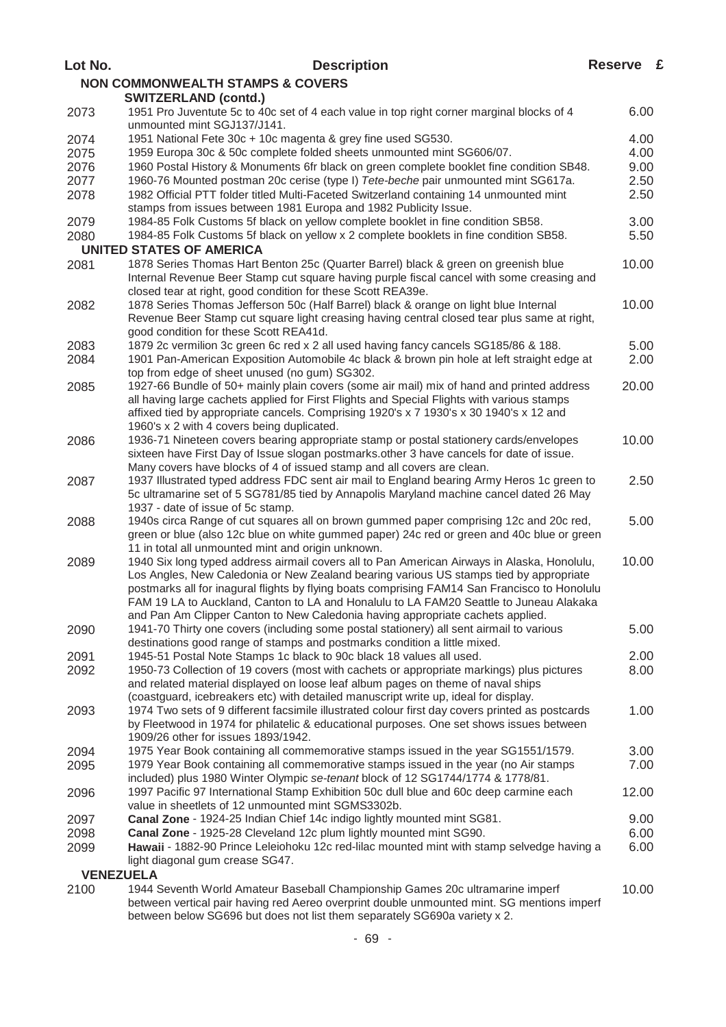| Lot No. | Description | Reserve £ |
|---|---|---|
| | **NON COMMONWEALTH STAMPS & COVERS** | |
| | **SWITZERLAND (contd.)** | |
| 2073 | 1951 Pro Juventute 5c to 40c set of 4 each value in top right corner marginal blocks of 4 unmounted mint SGJ137/J141. | 6.00 |
| 2074 | 1951 National Fete 30c + 10c magenta & grey fine used SG530. | 4.00 |
| 2075 | 1959 Europa 30c & 50c complete folded sheets unmounted mint SG606/07. | 4.00 |
| 2076 | 1960 Postal History & Monuments 6fr black on green complete booklet fine condition SB48. | 9.00 |
| 2077 | 1960-76 Mounted postman 20c cerise (type I) *Tete-beche* pair unmounted mint SG617a. | 2.50 |
| 2078 | 1982 Official PTT folder titled Multi-Faceted Switzerland containing 14 unmounted mint stamps from issues between 1981 Europa and 1982 Publicity Issue. | 2.50 |
| 2079 | 1984-85 Folk Customs 5f black on yellow complete booklet in fine condition SB58. | 3.00 |
| 2080 | 1984-85 Folk Customs 5f black on yellow x 2 complete booklets in fine condition SB58. | 5.50 |
| | **UNITED STATES OF AMERICA** | |
| 2081 | 1878 Series Thomas Hart Benton 25c (Quarter Barrel) black & green on greenish blue Internal Revenue Beer Stamp cut square having purple fiscal cancel with some creasing and closed tear at right, good condition for these Scott REA39e. | 10.00 |
| 2082 | 1878 Series Thomas Jefferson 50c (Half Barrel) black & orange on light blue Internal Revenue Beer Stamp cut square light creasing having central closed tear plus same at right, good condition for these Scott REA41d. | 10.00 |
| 2083 | 1879 2c vermilion 3c green 6c red x 2 all used having fancy cancels SG185/86 & 188. | 5.00 |
| 2084 | 1901 Pan-American Exposition Automobile 4c black & brown pin hole at left straight edge at top from edge of sheet unused (no gum) SG302. | 2.00 |
| 2085 | 1927-66 Bundle of 50+ mainly plain covers (some air mail) mix of hand and printed address all having large cachets applied for First Flights and Special Flights with various stamps affixed tied by appropriate cancels. Comprising 1920's x 7 1930's x 30 1940's x 12 and 1960's x 2 with 4 covers being duplicated. | 20.00 |
| 2086 | 1936-71 Nineteen covers bearing appropriate stamp or postal stationery cards/envelopes sixteen have First Day of Issue slogan postmarks.other 3 have cancels for date of issue. Many covers have blocks of 4 of issued stamp and all covers are clean. | 10.00 |
| 2087 | 1937 Illustrated typed address FDC sent air mail to England bearing Army Heros 1c green to 5c ultramarine set of 5 SG781/85 tied by Annapolis Maryland machine cancel dated 26 May 1937 - date of issue of 5c stamp. | 2.50 |
| 2088 | 1940s circa Range of cut squares all on brown gummed paper comprising 12c and 20c red, green or blue (also 12c blue on white gummed paper) 24c red or green and 40c blue or green 11 in total all unmounted mint and origin unknown. | 5.00 |
| 2089 | 1940 Six long typed address airmail covers all to Pan American Airways in Alaska, Honolulu, Los Angeles, New Caledonia or New Zealand bearing various US stamps tied by appropriate postmarks all for inagural flights by flying boats comprising FAM14 San Francisco to Honolulu FAM 19 LA to Auckland, Canton to LA and Honalulu to LA FAM20 Seattle to Juneau Alakaka and Pan Am Clipper Canton to New Caledonia having appropriate cachets applied. | 10.00 |
| 2090 | 1941-70 Thirty one covers (including some postal stationery) all sent airmail to various destinations good range of stamps and postmarks condition a little mixed. | 5.00 |
| 2091 | 1945-51 Postal Note Stamps 1c black to 90c black 18 values all used. | 2.00 |
| 2092 | 1950-73 Collection of 19 covers (most with cachets or appropriate markings) plus pictures and related material displayed on loose leaf album pages on theme of naval ships (coastguard, icebreakers etc) with detailed manuscript write up, ideal for display. | 8.00 |
| 2093 | 1974 Two sets of 9 different facsimile illustrated colour first day covers printed as postcards by Fleetwood in 1974 for philatelic & educational purposes. One set shows issues between 1909/26 other for issues 1893/1942. | 1.00 |
| 2094 | 1975 Year Book containing all commemorative stamps issued in the year SG1551/1579. | 3.00 |
| 2095 | 1979 Year Book containing all commemorative stamps issued in the year (no Air stamps included) plus 1980 Winter Olympic *se-tenant* block of 12 SG1744/1774 & 1778/81. | 7.00 |
| 2096 | 1997 Pacific 97 International Stamp Exhibition 50c dull blue and 60c deep carmine each value in sheetlets of 12 unmounted mint SGMS3302b. | 12.00 |
| 2097 | **Canal Zone** - 1924-25 Indian Chief 14c indigo lightly mounted mint SG81. | 9.00 |
| 2098 | **Canal Zone** - 1925-28 Cleveland 12c plum lightly mounted mint SG90. | 6.00 |
| 2099 | **Hawaii** - 1882-90 Prince Leleiohoku 12c red-lilac mounted mint with stamp selvedge having a light diagonal gum crease SG47. | 6.00 |
| | **VENEZUELA** | |
| 2100 | 1944 Seventh World Amateur Baseball Championship Games 20c ultramarine imperf between vertical pair having red Aereo overprint double unmounted mint. SG mentions imperf between below SG696 but does not list them separately SG690a variety x 2. | 10.00 |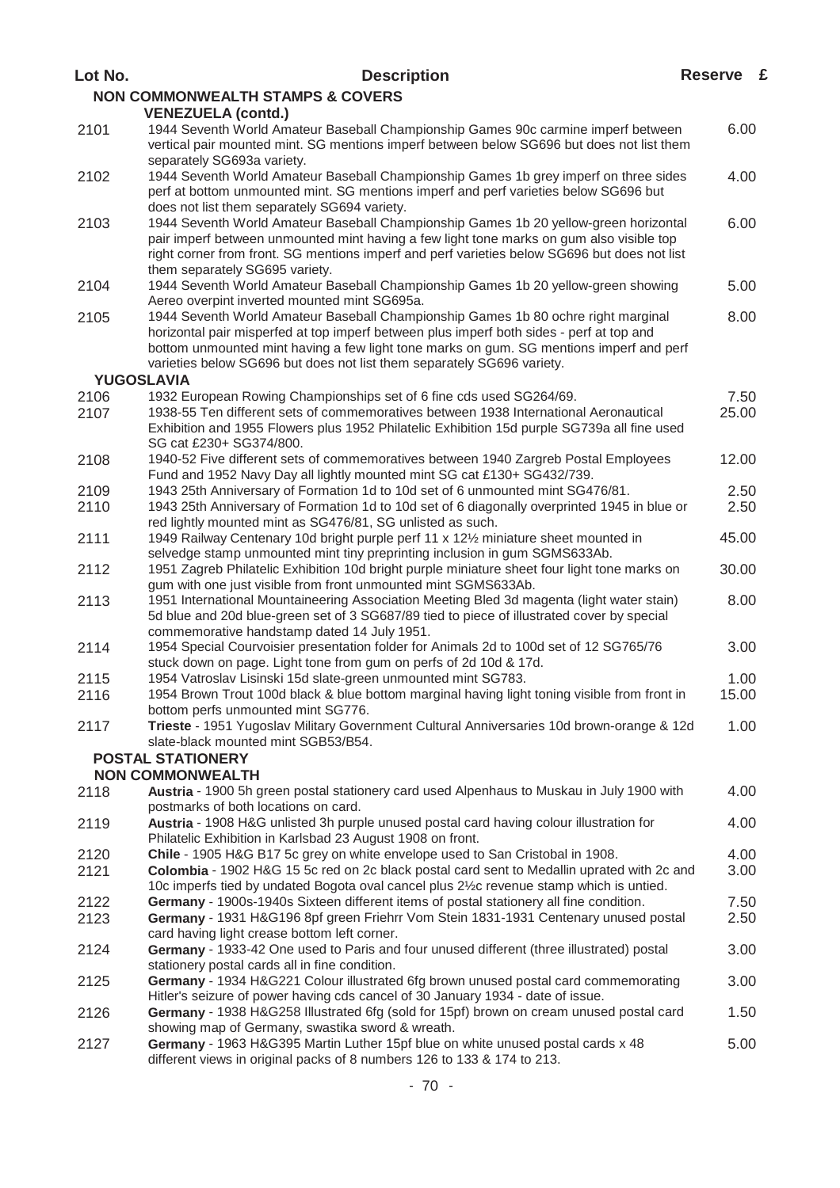| Lot No. | Description | Reserve £ |
|---|---|---|
| | **NON COMMONWEALTH STAMPS & COVERS** | |
| | **VENEZUELA (contd.)** | |
| 2101 | 1944 Seventh World Amateur Baseball Championship Games 90c carmine imperf between vertical pair mounted mint. SG mentions imperf between below SG696 but does not list them separately SG693a variety. | 6.00 |
| 2102 | 1944 Seventh World Amateur Baseball Championship Games 1b grey imperf on three sides perf at bottom unmounted mint. SG mentions imperf and perf varieties below SG696 but does not list them separately SG694 variety. | 4.00 |
| 2103 | 1944 Seventh World Amateur Baseball Championship Games 1b 20 yellow-green horizontal pair imperf between unmounted mint having a few light tone marks on gum also visible top right corner from front. SG mentions imperf and perf varieties below SG696 but does not list them separately SG695 variety. | 6.00 |
| 2104 | 1944 Seventh World Amateur Baseball Championship Games 1b 20 yellow-green showing Aereo overpint inverted mounted mint SG695a. | 5.00 |
| 2105 | 1944 Seventh World Amateur Baseball Championship Games 1b 80 ochre right marginal horizontal pair misperfed at top imperf between plus imperf both sides - perf at top and bottom unmounted mint having a few light tone marks on gum. SG mentions imperf and perf varieties below SG696 but does not list them separately SG696 variety. | 8.00 |
| | **YUGOSLAVIA** | |
| 2106 | 1932 European Rowing Championships set of 6 fine cds used SG264/69. | 7.50 |
| 2107 | 1938-55 Ten different sets of commemoratives between 1938 International Aeronautical Exhibition and 1955 Flowers plus 1952 Philatelic Exhibition 15d purple SG739a all fine used SG cat £230+ SG374/800. | 25.00 |
| 2108 | 1940-52 Five different sets of commemoratives between 1940 Zargreb Postal Employees Fund and 1952 Navy Day all lightly mounted mint SG cat £130+ SG432/739. | 12.00 |
| 2109 | 1943 25th Anniversary of Formation 1d to 10d set of 6 unmounted mint SG476/81. | 2.50 |
| 2110 | 1943 25th Anniversary of Formation 1d to 10d set of 6 diagonally overprinted 1945 in blue or red lightly mounted mint as SG476/81, SG unlisted as such. | 2.50 |
| 2111 | 1949 Railway Centenary 10d bright purple perf 11 x 12½ miniature sheet mounted in selvedge stamp unmounted mint tiny preprinting inclusion in gum SGMS633Ab. | 45.00 |
| 2112 | 1951 Zagreb Philatelic Exhibition 10d bright purple miniature sheet four light tone marks on gum with one just visible from front unmounted mint SGMS633Ab. | 30.00 |
| 2113 | 1951 International Mountaineering Association Meeting Bled 3d magenta (light water stain) 5d blue and 20d blue-green set of 3 SG687/89 tied to piece of illustrated cover by special commemorative handstamp dated 14 July 1951. | 8.00 |
| 2114 | 1954 Special Courvoisier presentation folder for Animals 2d to 100d set of 12 SG765/76 stuck down on page. Light tone from gum on perfs of 2d 10d & 17d. | 3.00 |
| 2115 | 1954 Vatroslav Lisinski 15d slate-green unmounted mint SG783. | 1.00 |
| 2116 | 1954 Brown Trout 100d black & blue bottom marginal having light toning visible from front in bottom perfs unmounted mint SG776. | 15.00 |
| 2117 | **Trieste** - 1951 Yugoslav Military Government Cultural Anniversaries 10d brown-orange & 12d slate-black mounted mint SGB53/B54. | 1.00 |
| | **POSTAL STATIONERY** | |
| | **NON COMMONWEALTH** | |
| 2118 | **Austria** - 1900 5h green postal stationery card used Alpenhaus to Muskau in July 1900 with postmarks of both locations on card. | 4.00 |
| 2119 | **Austria** - 1908 H&G unlisted 3h purple unused postal card having colour illustration for Philatelic Exhibition in Karlsbad 23 August 1908 on front. | 4.00 |
| 2120 | **Chile** - 1905 H&G B17 5c grey on white envelope used to San Cristobal in 1908. | 4.00 |
| 2121 | **Colombia** - 1902 H&G 15 5c red on 2c black postal card sent to Medallin uprated with 2c and 10c imperfs tied by undated Bogota oval cancel plus 2½c revenue stamp which is untied. | 3.00 |
| 2122 | **Germany** - 1900s-1940s Sixteen different items of postal stationery all fine condition. | 7.50 |
| 2123 | **Germany** - 1931 H&G196 8pf green Friehrr Vom Stein 1831-1931 Centenary unused postal card having light crease bottom left corner. | 2.50 |
| 2124 | **Germany** - 1933-42 One used to Paris and four unused different (three illustrated) postal stationery postal cards all in fine condition. | 3.00 |
| 2125 | **Germany** - 1934 H&G221 Colour illustrated 6fg brown unused postal card commemorating Hitler's seizure of power having cds cancel of 30 January 1934 - date of issue. | 3.00 |
| 2126 | **Germany** - 1938 H&G258 Illustrated 6fg (sold for 15pf) brown on cream unused postal card showing map of Germany, swastika sword & wreath. | 1.50 |
| 2127 | **Germany** - 1963 H&G395 Martin Luther 15pf blue on white unused postal cards x 48 different views in original packs of 8 numbers 126 to 133 & 174 to 213. | 5.00 |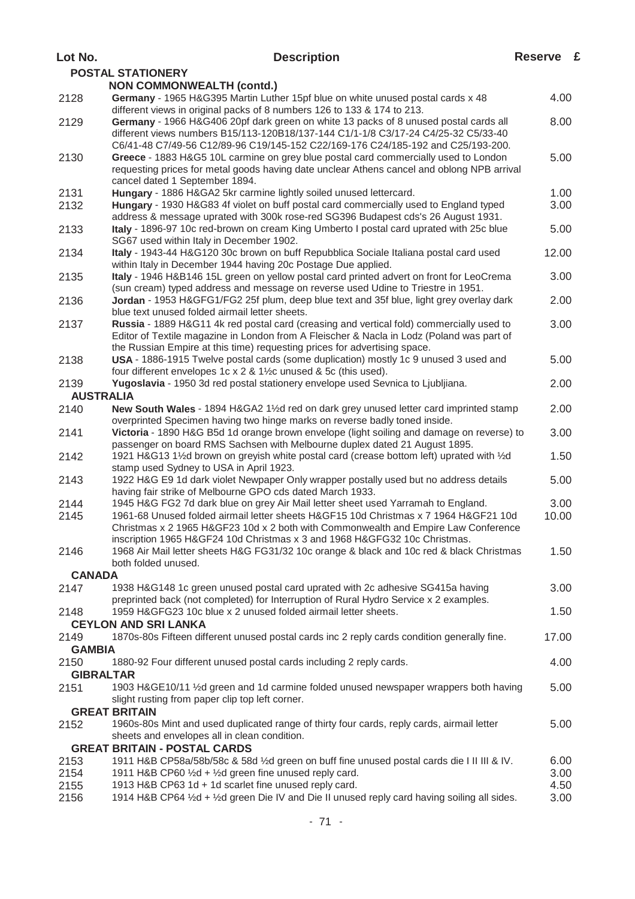| Lot No. | Description | Reserve £ |
|---|---|---|
| | **POSTAL STATIONERY** | |
| | **NON COMMONWEALTH (contd.)** | |
| 2128 | **Germany** - 1965 H&G395 Martin Luther 15pf blue on white unused postal cards x 48 different views in original packs of 8 numbers 126 to 133 & 174 to 213. | 4.00 |
| 2129 | **Germany** - 1966 H&G406 20pf dark green on white 13 packs of 8 unused postal cards all different views numbers B15/113-120B18/137-144 C1/1-1/8 C3/17-24 C4/25-32 C5/33-40 C6/41-48 C7/49-56 C12/89-96 C19/145-152 C22/169-176 C24/185-192 and C25/193-200. | 8.00 |
| 2130 | **Greece** - 1883 H&G5 10L carmine on grey blue postal card commercially used to London requesting prices for metal goods having date unclear Athens cancel and oblong NPB arrival cancel dated 1 September 1894. | 5.00 |
| 2131 | **Hungary** - 1886 H&GA2 5kr carmine lightly soiled unused lettercard. | 1.00 |
| 2132 | **Hungary** - 1930 H&G83 4f violet on buff postal card commercially used to England typed address & message uprated with 300k rose-red SG396 Budapest cds's 26 August 1931. | 3.00 |
| 2133 | **Italy** - 1896-97 10c red-brown on cream King Umberto I postal card uprated with 25c blue SG67 used within Italy in December 1902. | 5.00 |
| 2134 | **Italy** - 1943-44 H&G120 30c brown on buff Repubblica Sociale Italiana postal card used within Italy in December 1944 having 20c Postage Due applied. | 12.00 |
| 2135 | **Italy** - 1946 H&B146 15L green on yellow postal card printed advert on front for LeoCrema (sun cream) typed address and message on reverse used Udine to Triestre in 1951. | 3.00 |
| 2136 | **Jordan** - 1953 H&GFG1/FG2 25f plum, deep blue text and 35f blue, light grey overlay dark blue text unused folded airmail letter sheets. | 2.00 |
| 2137 | **Russia** - 1889 H&G11 4k red postal card (creasing and vertical fold) commercially used to Editor of Textile magazine in London from A Fleischer & Nacla in Lodz (Poland was part of the Russian Empire at this time) requesting prices for advertising space. | 3.00 |
| 2138 | **USA** - 1886-1915 Twelve postal cards (some duplication) mostly 1c 9 unused 3 used and four different envelopes 1c x 2 & 1½c unused & 5c (this used). | 5.00 |
| 2139 | **Yugoslavia** - 1950 3d red postal stationery envelope used Sevnica to Ljubljiana. | 2.00 |
| | **AUSTRALIA** | |
| 2140 | **New South Wales** - 1894 H&GA2 1½d red on dark grey unused letter card imprinted stamp overprinted Specimen having two hinge marks on reverse badly toned inside. | 2.00 |
| 2141 | **Victoria** - 1890 H&G B5d 1d orange brown envelope (light soiling and damage on reverse) to passenger on board RMS Sachsen with Melbourne duplex dated 21 August 1895. | 3.00 |
| 2142 | 1921 H&G13 1½d brown on greyish white postal card (crease bottom left) uprated with ½d stamp used Sydney to USA in April 1923. | 1.50 |
| 2143 | 1922 H&G E9 1d dark violet Newpaper Only wrapper postally used but no address details having fair strike of Melbourne GPO cds dated March 1933. | 5.00 |
| 2144 | 1945 H&G FG2 7d dark blue on grey Air Mail letter sheet used Yarramah to England. | 3.00 |
| 2145 | 1961-68 Unused folded airmail letter sheets H&GF15 10d Christmas x 7 1964 H&GF21 10d Christmas x 2 1965 H&GF23 10d x 2 both with Commonwealth and Empire Law Conference inscription 1965 H&GF24 10d Christmas x 3 and 1968 H&GFG32 10c Christmas. | 10.00 |
| 2146 | 1968 Air Mail letter sheets H&G FG31/32 10c orange & black and 10c red & black Christmas both folded unused. | 1.50 |
| | **CANADA** | |
| 2147 | 1938 H&G148 1c green unused postal card uprated with 2c adhesive SG415a having preprinted back (not completed) for Interruption of Rural Hydro Service x 2 examples. | 3.00 |
| 2148 | 1959 H&GFG23 10c blue x 2 unused folded airmail letter sheets. | 1.50 |
| | **CEYLON AND SRI LANKA** | |
| 2149 | 1870s-80s Fifteen different unused postal cards inc 2 reply cards condition generally fine. | 17.00 |
| | **GAMBIA** | |
| 2150 | 1880-92 Four different unused postal cards including 2 reply cards. | 4.00 |
| | **GIBRALTAR** | |
| 2151 | 1903 H&GE10/11 ½d green and 1d carmine folded unused newspaper wrappers both having slight rusting from paper clip top left corner. | 5.00 |
| | **GREAT BRITAIN** | |
| 2152 | 1960s-80s Mint and used duplicated range of thirty four cards, reply cards, airmail letter sheets and envelopes all in clean condition. | 5.00 |
| | **GREAT BRITAIN - POSTAL CARDS** | |
| 2153 | 1911 H&B CP58a/58b/58c & 58d ½d green on buff fine unused postal cards die I II III & IV. | 6.00 |
| 2154 | 1911 H&B CP60 ½d + ½d green fine unused reply card. | 3.00 |
| 2155 | 1913 H&B CP63 1d + 1d scarlet fine unused reply card. | 4.50 |
| 2156 | 1914 H&B CP64 ½d + ½d green Die IV and Die II unused reply card having soiling all sides. | 3.00 |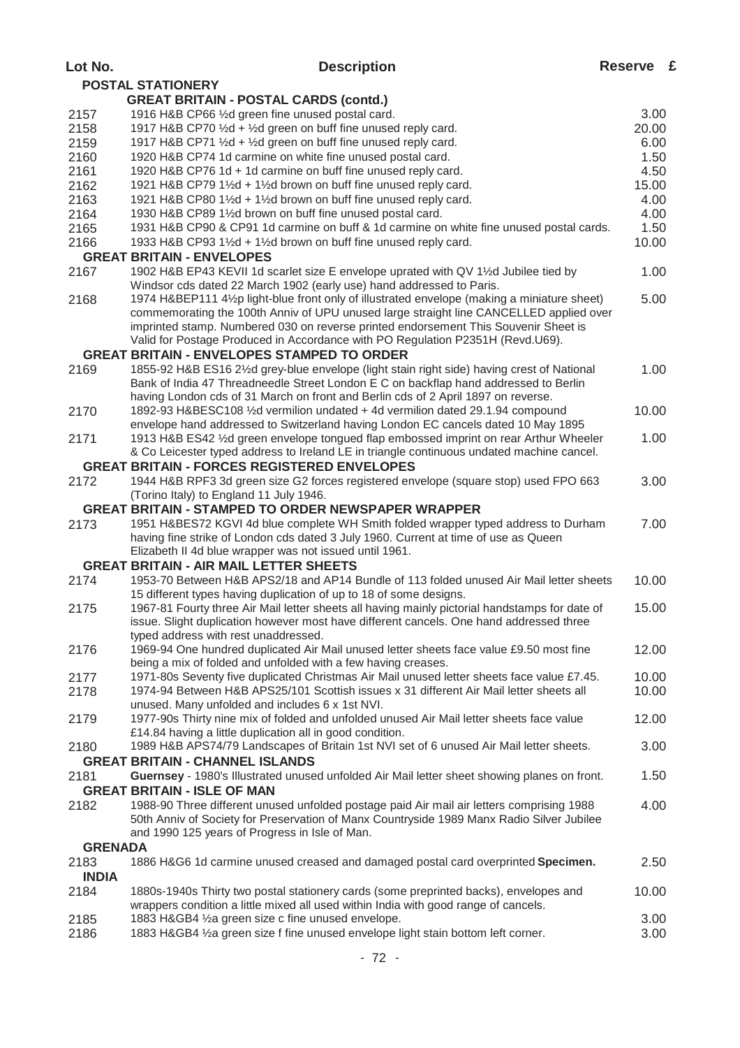| Lot No. | Description | Reserve £ |
|---|---|---|
| | **POSTAL STATIONERY** | |
| | **GREAT BRITAIN - POSTAL CARDS (contd.)** | |
| 2157 | 1916 H&B CP66 ½d green fine unused postal card. | 3.00 |
| 2158 | 1917 H&B CP70 ½d + ½d green on buff fine unused reply card. | 20.00 |
| 2159 | 1917 H&B CP71 ½d + ½d green on buff fine unused reply card. | 6.00 |
| 2160 | 1920 H&B CP74 1d carmine on white fine unused postal card. | 1.50 |
| 2161 | 1920 H&B CP76 1d + 1d carmine on buff fine unused reply card. | 4.50 |
| 2162 | 1921 H&B CP79 1½d + 1½d brown on buff fine unused reply card. | 15.00 |
| 2163 | 1921 H&B CP80 1½d + 1½d brown on buff fine unused reply card. | 4.00 |
| 2164 | 1930 H&B CP89 1½d brown on buff fine unused postal card. | 4.00 |
| 2165 | 1931 H&B CP90 & CP91 1d carmine on buff & 1d carmine on white fine unused postal cards. | 1.50 |
| 2166 | 1933 H&B CP93 1½d + 1½d brown on buff fine unused reply card. | 10.00 |
| | **GREAT BRITAIN - ENVELOPES** | |
| 2167 | 1902 H&B EP43 KEVII 1d scarlet size E envelope uprated with QV 1½d Jubilee tied by Windsor cds dated 22 March 1902 (early use) hand addressed to Paris. | 1.00 |
| 2168 | 1974 H&BEP111 4½p light-blue front only of illustrated envelope (making a miniature sheet) commemorating the 100th Anniv of UPU unused large straight line CANCELLED applied over imprinted stamp. Numbered 030 on reverse printed endorsement This Souvenir Sheet is Valid for Postage Produced in Accordance with PO Regulation P2351H (Revd.U69). | 5.00 |
| | **GREAT BRITAIN - ENVELOPES STAMPED TO ORDER** | |
| 2169 | 1855-92 H&B ES16 2½d grey-blue envelope (light stain right side) having crest of National Bank of India 47 Threadneedle Street London E C on backflap hand addressed to Berlin having London cds of 31 March on front and Berlin cds of 2 April 1897 on reverse. | 1.00 |
| 2170 | 1892-93 H&BESC108 ½d vermilion undated + 4d vermilion dated 29.1.94 compound envelope hand addressed to Switzerland having London EC cancels dated 10 May 1895 | 10.00 |
| 2171 | 1913 H&B ES42 ½d green envelope tongued flap embossed imprint on rear Arthur Wheeler & Co Leicester typed address to Ireland LE in triangle continuous undated machine cancel. | 1.00 |
| | **GREAT BRITAIN - FORCES REGISTERED ENVELOPES** | |
| 2172 | 1944 H&B RPF3 3d green size G2 forces registered envelope (square stop) used FPO 663 (Torino Italy) to England 11 July 1946. | 3.00 |
| | **GREAT BRITAIN - STAMPED TO ORDER NEWSPAPER WRAPPER** | |
| 2173 | 1951 H&BES72 KGVI 4d blue complete WH Smith folded wrapper typed address to Durham having fine strike of London cds dated 3 July 1960. Current at time of use as Queen Elizabeth II 4d blue wrapper was not issued until 1961. | 7.00 |
| | **GREAT BRITAIN - AIR MAIL LETTER SHEETS** | |
| 2174 | 1953-70 Between H&B APS2/18 and AP14 Bundle of 113 folded unused Air Mail letter sheets 15 different types having duplication of up to 18 of some designs. | 10.00 |
| 2175 | 1967-81 Fourty three Air Mail letter sheets all having mainly pictorial handstamps for date of issue. Slight duplication however most have different cancels. One hand addressed three typed address with rest unaddressed. | 15.00 |
| 2176 | 1969-94 One hundred duplicated Air Mail unused letter sheets face value £9.50 most fine being a mix of folded and unfolded with a few having creases. | 12.00 |
| 2177 | 1971-80s Seventy five duplicated Christmas Air Mail unused letter sheets face value £7.45. | 10.00 |
| 2178 | 1974-94 Between H&B APS25/101 Scottish issues x 31 different Air Mail letter sheets all unused. Many unfolded and includes 6 x 1st NVI. | 10.00 |
| 2179 | 1977-90s Thirty nine mix of folded and unfolded unused Air Mail letter sheets face value £14.84 having a little duplication all in good condition. | 12.00 |
| 2180 | 1989 H&B APS74/79 Landscapes of Britain 1st NVI set of 6 unused Air Mail letter sheets. | 3.00 |
| | **GREAT BRITAIN - CHANNEL ISLANDS** | |
| 2181 | **Guernsey** - 1980's Illustrated unused unfolded Air Mail letter sheet showing planes on front. | 1.50 |
| | **GREAT BRITAIN - ISLE OF MAN** | |
| 2182 | 1988-90 Three different unused unfolded postage paid Air mail air letters comprising 1988 50th Anniv of Society for Preservation of Manx Countryside 1989 Manx Radio Silver Jubilee and 1990 125 years of Progress in Isle of Man. | 4.00 |
| **GRENADA** | | |
| 2183 | 1886 H&G6 1d carmine unused creased and damaged postal card overprinted **Specimen.** | 2.50 |
| **INDIA** | | |
| 2184 | 1880s-1940s Thirty two postal stationery cards (some preprinted backs), envelopes and wrappers condition a little mixed all used within India with good range of cancels. | 10.00 |
| 2185 | 1883 H&GB4 ½a green size c fine unused envelope. | 3.00 |
| 2186 | 1883 H&GB4 ½a green size f fine unused envelope light stain bottom left corner. | 3.00 |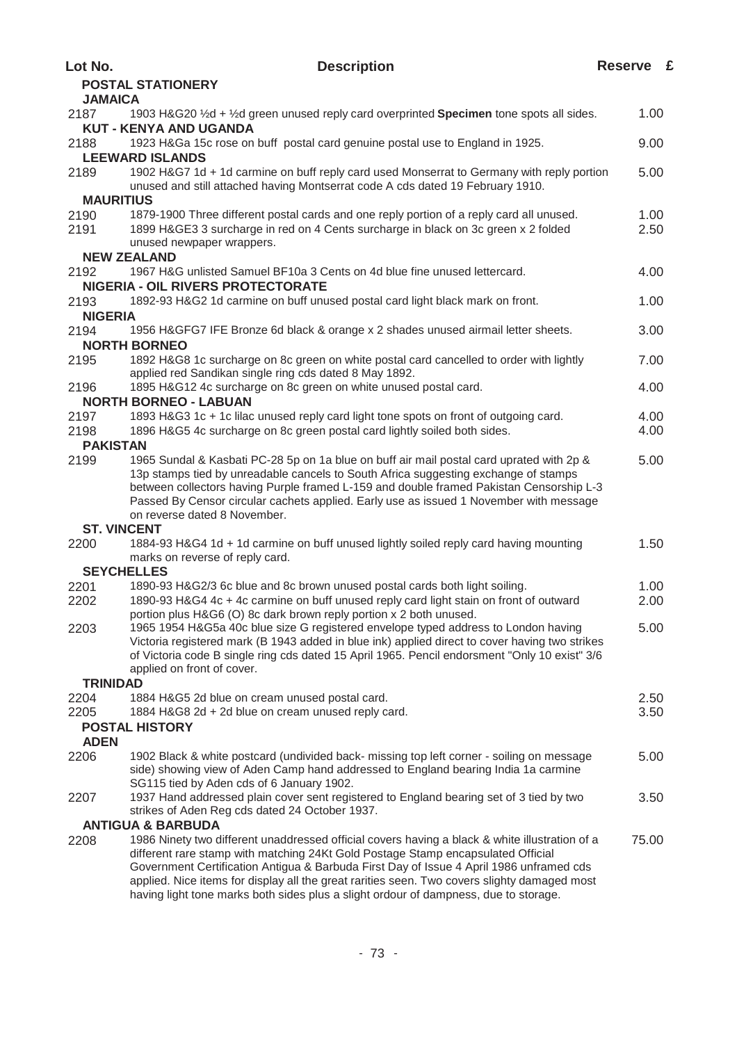| Lot No. | Description | Reserve £ |
|---|---|---|
| | **POSTAL STATIONERY** | |
| | **JAMAICA** | |
| 2187 | 1903 H&G20 ½d + ½d green unused reply card overprinted **Specimen** tone spots all sides. | 1.00 |
| | **KUT - KENYA AND UGANDA** | |
| 2188 | 1923 H&Ga 15c rose on buff postal card genuine postal use to England in 1925. | 9.00 |
| | **LEEWARD ISLANDS** | |
| 2189 | 1902 H&G7 1d + 1d carmine on buff reply card used Monserrat to Germany with reply portion unused and still attached having Montserrat code A cds dated 19 February 1910. | 5.00 |
| | **MAURITIUS** | |
| 2190 | 1879-1900 Three different postal cards and one reply portion of a reply card all unused. | 1.00 |
| 2191 | 1899 H&GE3 3 surcharge in red on 4 Cents surcharge in black on 3c green x 2 folded unused newpaper wrappers. | 2.50 |
| | **NEW ZEALAND** | |
| 2192 | 1967 H&G unlisted Samuel BF10a 3 Cents on 4d blue fine unused lettercard. | 4.00 |
| | **NIGERIA - OIL RIVERS PROTECTORATE** | |
| 2193 | 1892-93 H&G2 1d carmine on buff unused postal card light black mark on front. | 1.00 |
| | **NIGERIA** | |
| 2194 | 1956 H&GFG7 IFE Bronze 6d black & orange x 2 shades unused airmail letter sheets. | 3.00 |
| | **NORTH BORNEO** | |
| 2195 | 1892 H&G8 1c surcharge on 8c green on white postal card cancelled to order with lightly applied red Sandikan single ring cds dated 8 May 1892. | 7.00 |
| 2196 | 1895 H&G12 4c surcharge on 8c green on white unused postal card. | 4.00 |
| | **NORTH BORNEO - LABUAN** | |
| 2197 | 1893 H&G3 1c + 1c lilac unused reply card light tone spots on front of outgoing card. | 4.00 |
| 2198 | 1896 H&G5 4c surcharge on 8c green postal card lightly soiled both sides. | 4.00 |
| | **PAKISTAN** | |
| 2199 | 1965 Sundal & Kasbati PC-28 5p on 1a blue on buff air mail postal card uprated with 2p & 13p stamps tied by unreadable cancels to South Africa suggesting exchange of stamps between collectors having Purple framed L-159 and double framed Pakistan Censorship L-3 Passed By Censor circular cachets applied. Early use as issued 1 November with message on reverse dated 8 November. | 5.00 |
| | **ST. VINCENT** | |
| 2200 | 1884-93 H&G4 1d + 1d carmine on buff unused lightly soiled reply card having mounting marks on reverse of reply card. | 1.50 |
| | **SEYCHELLES** | |
| 2201 | 1890-93 H&G2/3 6c blue and 8c brown unused postal cards both light soiling. | 1.00 |
| 2202 | 1890-93 H&G4 4c + 4c carmine on buff unused reply card light stain on front of outward portion plus H&G6 (O) 8c dark brown reply portion x 2 both unused. | 2.00 |
| 2203 | 1965 1954 H&G5a 40c blue size G registered envelope typed address to London having Victoria registered mark (B 1943 added in blue ink) applied direct to cover having two strikes of Victoria code B single ring cds dated 15 April 1965. Pencil endorsment "Only 10 exist" 3/6 applied on front of cover. | 5.00 |
| | **TRINIDAD** | |
| 2204 | 1884 H&G5 2d blue on cream unused postal card. | 2.50 |
| 2205 | 1884 H&G8 2d + 2d blue on cream unused reply card. | 3.50 |
| | **POSTAL HISTORY** | |
| | **ADEN** | |
| 2206 | 1902 Black & white postcard (undivided back- missing top left corner - soiling on message side) showing view of Aden Camp hand addressed to England bearing India 1a carmine SG115 tied by Aden cds of 6 January 1902. | 5.00 |
| 2207 | 1937 Hand addressed plain cover sent registered to England bearing set of 3 tied by two strikes of Aden Reg cds dated 24 October 1937. | 3.50 |
| | **ANTIGUA & BARBUDA** | |
| 2208 | 1986 Ninety two different unaddressed official covers having a black & white illustration of a different rare stamp with matching 24Kt Gold Postage Stamp encapsulated Official Government Certification Antigua & Barbuda First Day of Issue 4 April 1986 unframed cds applied. Nice items for display all the great rarities seen. Two covers slighty damaged most having light tone marks both sides plus a slight ordour of dampness, due to storage. | 75.00 |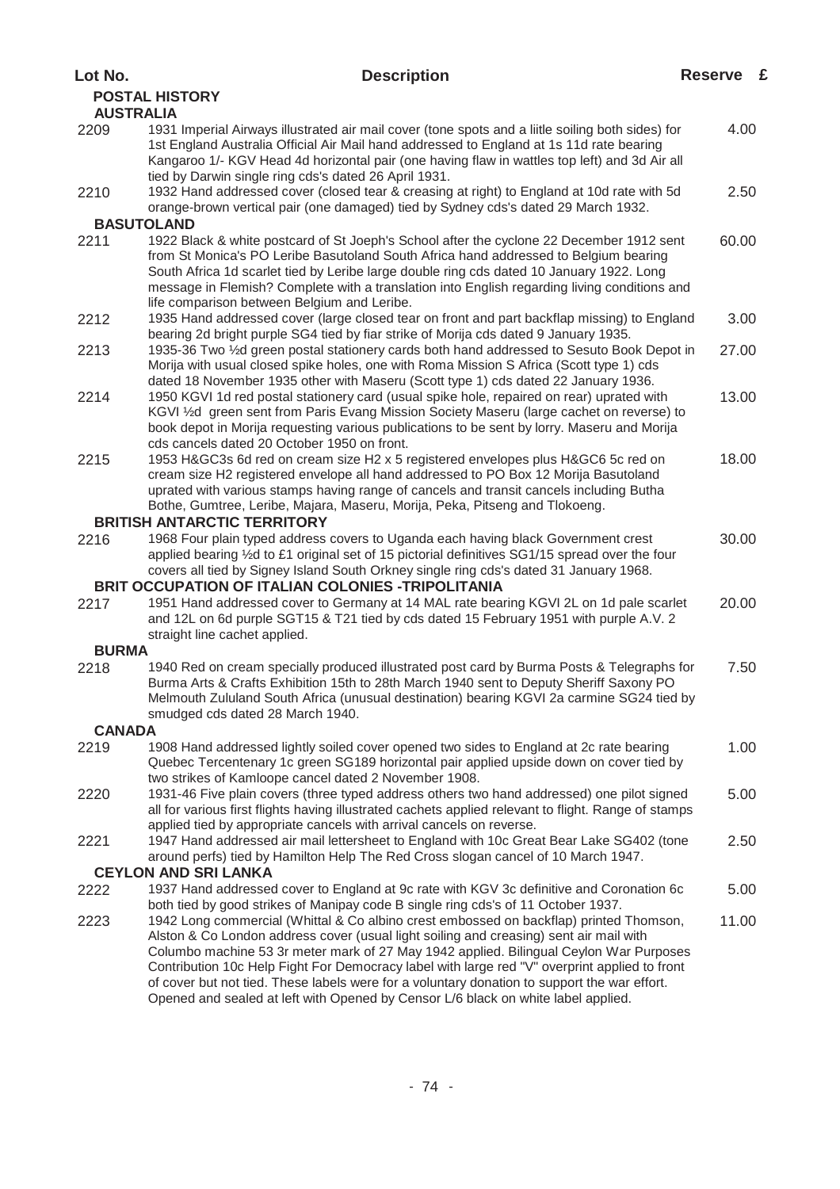| Lot No. | Description | Reserve £ |
|---|---|---|
| | **POSTAL HISTORY** | |
| | **AUSTRALIA** | |
| 2209 | 1931 Imperial Airways illustrated air mail cover (tone spots and a liitle soiling both sides) for 1st England Australia Official Air Mail hand addressed to England at 1s 11d rate bearing Kangaroo 1/- KGV Head 4d horizontal pair (one having flaw in wattles top left) and 3d Air all tied by Darwin single ring cds's dated 26 April 1931. | 4.00 |
| 2210 | 1932 Hand addressed cover (closed tear & creasing at right) to England at 10d rate with 5d orange-brown vertical pair (one damaged) tied by Sydney cds's dated 29 March 1932. | 2.50 |
| | **BASUTOLAND** | |
| 2211 | 1922 Black & white postcard of St Joeph's School after the cyclone 22 December 1912 sent from St Monica's PO Leribe Basutoland South Africa hand addressed to Belgium bearing South Africa 1d scarlet tied by Leribe large double ring cds dated 10 January 1922. Long message in Flemish? Complete with a translation into English regarding living conditions and life comparison between Belgium and Leribe. | 60.00 |
| 2212 | 1935 Hand addressed cover (large closed tear on front and part backflap missing) to England bearing 2d bright purple SG4 tied by fiar strike of Morija cds dated 9 January 1935. | 3.00 |
| 2213 | 1935-36 Two ½d green postal stationery cards both hand addressed to Sesuto Book Depot in Morija with usual closed spike holes, one with Roma Mission S Africa (Scott type 1) cds dated 18 November 1935 other with Maseru (Scott type 1) cds dated 22 January 1936. | 27.00 |
| 2214 | 1950 KGVI 1d red postal stationery card (usual spike hole, repaired on rear) uprated with KGVI ½d green sent from Paris Evang Mission Society Maseru (large cachet on reverse) to book depot in Morija requesting various publications to be sent by lorry. Maseru and Morija cds cancels dated 20 October 1950 on front. | 13.00 |
| 2215 | 1953 H&GC3s 6d red on cream size H2 x 5 registered envelopes plus H&GC6 5c red on cream size H2 registered envelope all hand addressed to PO Box 12 Morija Basutoland uprated with various stamps having range of cancels and transit cancels including Butha Bothe, Gumtree, Leribe, Majara, Maseru, Morija, Peka, Pitseng and Tlokoeng. | 18.00 |
| | **BRITISH ANTARCTIC TERRITORY** | |
| 2216 | 1968 Four plain typed address covers to Uganda each having black Government crest applied bearing ½d to £1 original set of 15 pictorial definitives SG1/15 spread over the four covers all tied by Signey Island South Orkney single ring cds's dated 31 January 1968. | 30.00 |
| | **BRIT OCCUPATION OF ITALIAN COLONIES -TRIPOLITANIA** | |
| 2217 | 1951 Hand addressed cover to Germany at 14 MAL rate bearing KGVI 2L on 1d pale scarlet and 12L on 6d purple SGT15 & T21 tied by cds dated 15 February 1951 with purple A.V. 2 straight line cachet applied. | 20.00 |
| | **BURMA** | |
| 2218 | 1940 Red on cream specially produced illustrated post card by Burma Posts & Telegraphs for Burma Arts & Crafts Exhibition 15th to 28th March 1940 sent to Deputy Sheriff Saxony PO Melmouth Zululand South Africa (unusual destination) bearing KGVI 2a carmine SG24 tied by smudged cds dated 28 March 1940. | 7.50 |
| | **CANADA** | |
| 2219 | 1908 Hand addressed lightly soiled cover opened two sides to England at 2c rate bearing Quebec Tercentenary 1c green SG189 horizontal pair applied upside down on cover tied by two strikes of Kamloope cancel dated 2 November 1908. | 1.00 |
| 2220 | 1931-46 Five plain covers (three typed address others two hand addressed) one pilot signed all for various first flights having illustrated cachets applied relevant to flight. Range of stamps applied tied by appropriate cancels with arrival cancels on reverse. | 5.00 |
| 2221 | 1947 Hand addressed air mail lettersheet to England with 10c Great Bear Lake SG402 (tone around perfs) tied by Hamilton Help The Red Cross slogan cancel of 10 March 1947. | 2.50 |
| | **CEYLON AND SRI LANKA** | |
| 2222 | 1937 Hand addressed cover to England at 9c rate with KGV 3c definitive and Coronation 6c both tied by good strikes of Manipay code B single ring cds's of 11 October 1937. | 5.00 |
| 2223 | 1942 Long commercial (Whittal & Co albino crest embossed on backflap) printed Thomson, Alston & Co London address cover (usual light soiling and creasing) sent air mail with Columbo machine 53 3r meter mark of 27 May 1942 applied. Bilingual Ceylon War Purposes Contribution 10c Help Fight For Democracy label with large red "V" overprint applied to front of cover but not tied. These labels were for a voluntary donation to support the war effort. Opened and sealed at left with Opened by Censor L/6 black on white label applied. | 11.00 |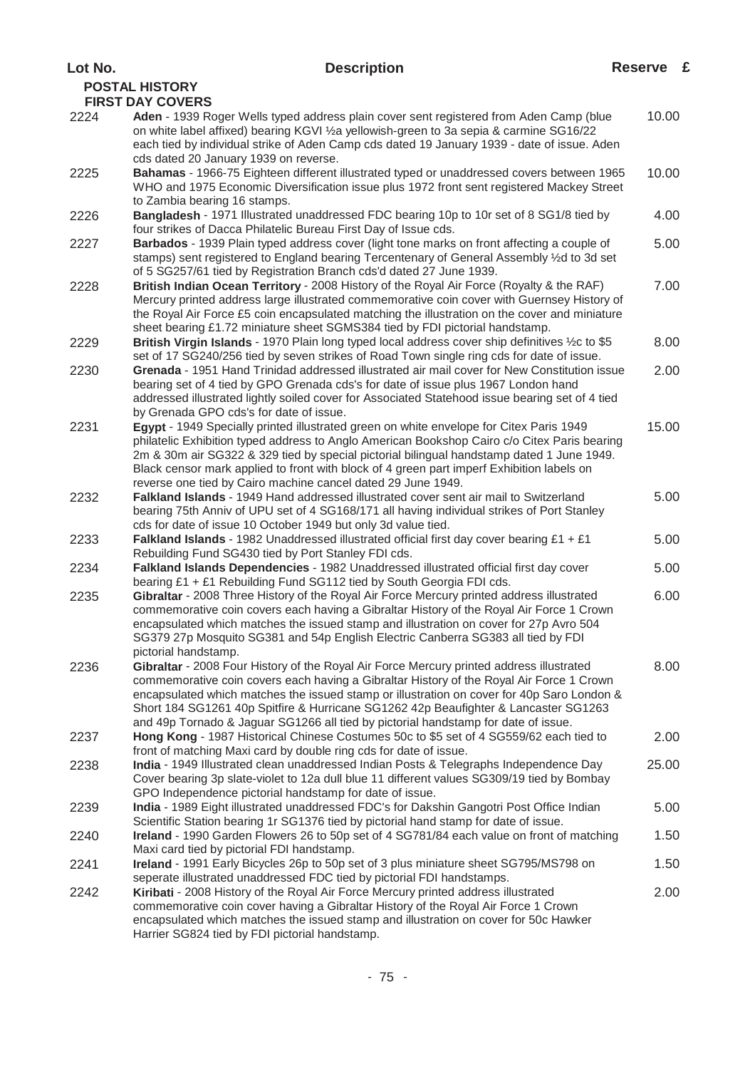| Lot No. | Description | Reserve £ |
| --- | --- | --- |
| | **POSTAL HISTORY** | |
| | **FIRST DAY COVERS** | |
| 2224 | **Aden** - 1939 Roger Wells typed address plain cover sent registered from Aden Camp (blue on white label affixed) bearing KGVI ½a yellowish-green to 3a sepia & carmine SG16/22 each tied by individual strike of Aden Camp cds dated 19 January 1939 - date of issue. Aden cds dated 20 January 1939 on reverse. | 10.00 |
| 2225 | **Bahamas** - 1966-75 Eighteen different illustrated typed or unaddressed covers between 1965 WHO and 1975 Economic Diversification issue plus 1972 front sent registered Mackey Street to Zambia bearing 16 stamps. | 10.00 |
| 2226 | **Bangladesh** - 1971 Illustrated unaddressed FDC bearing 10p to 10r set of 8 SG1/8 tied by four strikes of Dacca Philatelic Bureau First Day of Issue cds. | 4.00 |
| 2227 | **Barbados** - 1939 Plain typed address cover (light tone marks on front affecting a couple of stamps) sent registered to England bearing Tercentenary of General Assembly ½d to 3d set of 5 SG257/61 tied by Registration Branch cds'd dated 27 June 1939. | 5.00 |
| 2228 | **British Indian Ocean Territory** - 2008 History of the Royal Air Force (Royalty & the RAF) Mercury printed address large illustrated commemorative coin cover with Guernsey History of the Royal Air Force £5 coin encapsulated matching the illustration on the cover and miniature sheet bearing £1.72 miniature sheet SGMS384 tied by FDI pictorial handstamp. | 7.00 |
| 2229 | **British Virgin Islands** - 1970 Plain long typed local address cover ship definitives ½c to $5 set of 17 SG240/256 tied by seven strikes of Road Town single ring cds for date of issue. | 8.00 |
| 2230 | **Grenada** - 1951 Hand Trinidad addressed illustrated air mail cover for New Constitution issue bearing set of 4 tied by GPO Grenada cds's for date of issue plus 1967 London hand addressed illustrated lightly soiled cover for Associated Statehood issue bearing set of 4 tied by Grenada GPO cds's for date of issue. | 2.00 |
| 2231 | **Egypt** - 1949 Specially printed illustrated green on white envelope for Citex Paris 1949 philatelic Exhibition typed address to Anglo American Bookshop Cairo c/o Citex Paris bearing 2m & 30m air SG322 & 329 tied by special pictorial bilingual handstamp dated 1 June 1949. Black censor mark applied to front with block of 4 green part imperf Exhibition labels on reverse one tied by Cairo machine cancel dated 29 June 1949. | 15.00 |
| 2232 | **Falkland Islands** - 1949 Hand addressed illustrated cover sent air mail to Switzerland bearing 75th Anniv of UPU set of 4 SG168/171 all having individual strikes of Port Stanley cds for date of issue 10 October 1949 but only 3d value tied. | 5.00 |
| 2233 | **Falkland Islands** - 1982 Unaddressed illustrated official first day cover bearing £1 + £1 Rebuilding Fund SG430 tied by Port Stanley FDI cds. | 5.00 |
| 2234 | **Falkland Islands Dependencies** - 1982 Unaddressed illustrated official first day cover bearing £1 + £1 Rebuilding Fund SG112 tied by South Georgia FDI cds. | 5.00 |
| 2235 | **Gibraltar** - 2008 Three History of the Royal Air Force Mercury printed address illustrated commemorative coin covers each having a Gibraltar History of the Royal Air Force 1 Crown encapsulated which matches the issued stamp and illustration on cover for 27p Avro 504 SG379 27p Mosquito SG381 and 54p English Electric Canberra SG383 all tied by FDI pictorial handstamp. | 6.00 |
| 2236 | **Gibraltar** - 2008 Four History of the Royal Air Force Mercury printed address illustrated commemorative coin covers each having a Gibraltar History of the Royal Air Force 1 Crown encapsulated which matches the issued stamp or illustration on cover for 40p Saro London & Short 184 SG1261 40p Spitfire & Hurricane SG1262 42p Beaufighter & Lancaster SG1263 and 49p Tornado & Jaguar SG1266 all tied by pictorial handstamp for date of issue. | 8.00 |
| 2237 | **Hong Kong** - 1987 Historical Chinese Costumes 50c to $5 set of 4 SG559/62 each tied to front of matching Maxi card by double ring cds for date of issue. | 2.00 |
| 2238 | **India** - 1949 Illustrated clean unaddressed Indian Posts & Telegraphs Independence Day Cover bearing 3p slate-violet to 12a dull blue 11 different values SG309/19 tied by Bombay GPO Independence pictorial handstamp for date of issue. | 25.00 |
| 2239 | **India** - 1989 Eight illustrated unaddressed FDC's for Dakshin Gangotri Post Office Indian Scientific Station bearing 1r SG1376 tied by pictorial hand stamp for date of issue. | 5.00 |
| 2240 | **Ireland** - 1990 Garden Flowers 26 to 50p set of 4 SG781/84 each value on front of matching Maxi card tied by pictorial FDI handstamp. | 1.50 |
| 2241 | **Ireland** - 1991 Early Bicycles 26p to 50p set of 3 plus miniature sheet SG795/MS798 on seperate illustrated unaddressed FDC tied by pictorial FDI handstamps. | 1.50 |
| 2242 | **Kiribati** - 2008 History of the Royal Air Force Mercury printed address illustrated commemorative coin cover having a Gibraltar History of the Royal Air Force 1 Crown encapsulated which matches the issued stamp and illustration on cover for 50c Hawker Harrier SG824 tied by FDI pictorial handstamp. | 2.00 |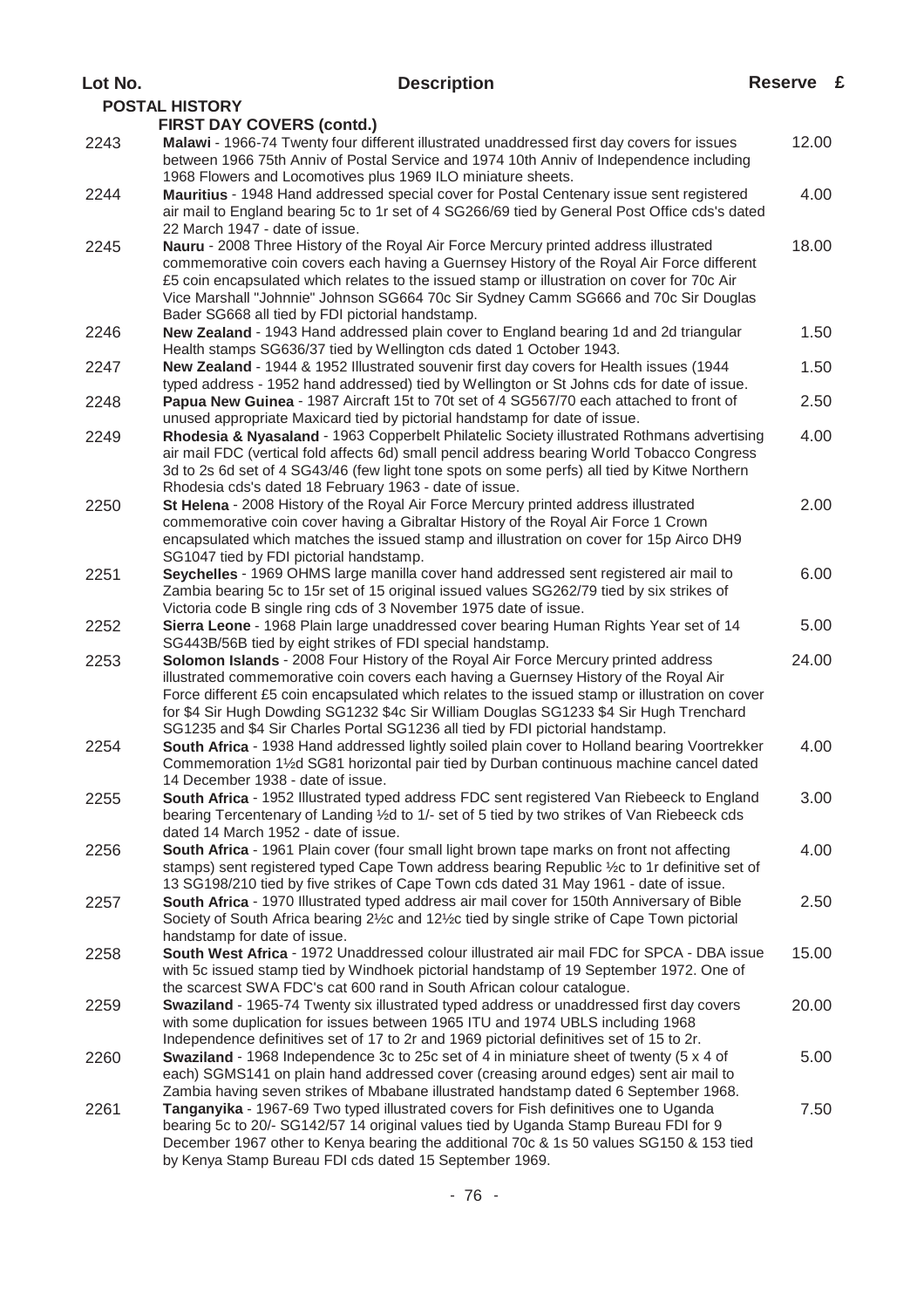| Lot No. | Description | Reserve £ |
|---|---|---|
| | **POSTAL HISTORY** | |
| | **FIRST DAY COVERS (contd.)** | |
| 2243 | **Malawi** - 1966-74 Twenty four different illustrated unaddressed first day covers for issues between 1966 75th Anniv of Postal Service and 1974 10th Anniv of Independence including 1968 Flowers and Locomotives plus 1969 ILO miniature sheets. | 12.00 |
| 2244 | **Mauritius** - 1948 Hand addressed special cover for Postal Centenary issue sent registered air mail to England bearing 5c to 1r set of 4 SG266/69 tied by General Post Office cds's dated 22 March 1947 - date of issue. | 4.00 |
| 2245 | **Nauru** - 2008 Three History of the Royal Air Force Mercury printed address illustrated commemorative coin covers each having a Guernsey History of the Royal Air Force different £5 coin encapsulated which relates to the issued stamp or illustration on cover for 70c Air Vice Marshall "Johnnie" Johnson SG664 70c Sir Sydney Camm SG666 and 70c Sir Douglas Bader SG668 all tied by FDI pictorial handstamp. | 18.00 |
| 2246 | **New Zealand** - 1943 Hand addressed plain cover to England bearing 1d and 2d triangular Health stamps SG636/37 tied by Wellington cds dated 1 October 1943. | 1.50 |
| 2247 | **New Zealand** - 1944 & 1952 Illustrated souvenir first day covers for Health issues (1944 typed address - 1952 hand addressed) tied by Wellington or St Johns cds for date of issue. | 1.50 |
| 2248 | **Papua New Guinea** - 1987 Aircraft 15t to 70t set of 4 SG567/70 each attached to front of unused appropriate Maxicard tied by pictorial handstamp for date of issue. | 2.50 |
| 2249 | **Rhodesia & Nyasaland** - 1963 Copperbelt Philatelic Society illustrated Rothmans advertising air mail FDC (vertical fold affects 6d) small pencil address bearing World Tobacco Congress 3d to 2s 6d set of 4 SG43/46 (few light tone spots on some perfs) all tied by Kitwe Northern Rhodesia cds's dated 18 February 1963 - date of issue. | 4.00 |
| 2250 | **St Helena** - 2008 History of the Royal Air Force Mercury printed address illustrated commemorative coin cover having a Gibraltar History of the Royal Air Force 1 Crown encapsulated which matches the issued stamp and illustration on cover for 15p Airco DH9 SG1047 tied by FDI pictorial handstamp. | 2.00 |
| 2251 | **Seychelles** - 1969 OHMS large manilla cover hand addressed sent registered air mail to Zambia bearing 5c to 15r set of 15 original issued values SG262/79 tied by six strikes of Victoria code B single ring cds of 3 November 1975 date of issue. | 6.00 |
| 2252 | **Sierra Leone** - 1968 Plain large unaddressed cover bearing Human Rights Year set of 14 SG443B/56B tied by eight strikes of FDI special handstamp. | 5.00 |
| 2253 | **Solomon Islands** - 2008 Four History of the Royal Air Force Mercury printed address illustrated commemorative coin covers each having a Guernsey History of the Royal Air Force different £5 coin encapsulated which relates to the issued stamp or illustration on cover for $4 Sir Hugh Dowding SG1232 $4c Sir William Douglas SG1233 $4 Sir Hugh Trenchard SG1235 and $4 Sir Charles Portal SG1236 all tied by FDI pictorial handstamp. | 24.00 |
| 2254 | **South Africa** - 1938 Hand addressed lightly soiled plain cover to Holland bearing Voortrekker Commemoration 1½d SG81 horizontal pair tied by Durban continuous machine cancel dated 14 December 1938 - date of issue. | 4.00 |
| 2255 | **South Africa** - 1952 Illustrated typed address FDC sent registered Van Riebeeck to England bearing Tercentenary of Landing ½d to 1/- set of 5 tied by two strikes of Van Riebeeck cds dated 14 March 1952 - date of issue. | 3.00 |
| 2256 | **South Africa** - 1961 Plain cover (four small light brown tape marks on front not affecting stamps) sent registered typed Cape Town address bearing Republic ½c to 1r definitive set of 13 SG198/210 tied by five strikes of Cape Town cds dated 31 May 1961 - date of issue. | 4.00 |
| 2257 | **South Africa** - 1970 Illustrated typed address air mail cover for 150th Anniversary of Bible Society of South Africa bearing 2½c and 12½c tied by single strike of Cape Town pictorial handstamp for date of issue. | 2.50 |
| 2258 | **South West Africa** - 1972 Unaddressed colour illustrated air mail FDC for SPCA - DBA issue with 5c issued stamp tied by Windhoek pictorial handstamp of 19 September 1972. One of the scarcest SWA FDC's cat 600 rand in South African colour catalogue. | 15.00 |
| 2259 | **Swaziland** - 1965-74 Twenty six illustrated typed address or unaddressed first day covers with some duplication for issues between 1965 ITU and 1974 UBLS including 1968 Independence definitives set of 17 to 2r and 1969 pictorial definitives set of 15 to 2r. | 20.00 |
| 2260 | **Swaziland** - 1968 Independence 3c to 25c set of 4 in miniature sheet of twenty (5 x 4 of each) SGMS141 on plain hand addressed cover (creasing around edges) sent air mail to Zambia having seven strikes of Mbabane illustrated handstamp dated 6 September 1968. | 5.00 |
| 2261 | **Tanganyika** - 1967-69 Two typed illustrated covers for Fish definitives one to Uganda bearing 5c to 20/- SG142/57 14 original values tied by Uganda Stamp Bureau FDI for 9 December 1967 other to Kenya bearing the additional 70c & 1s 50 values SG150 & 153 tied by Kenya Stamp Bureau FDI cds dated 15 September 1969. | 7.50 |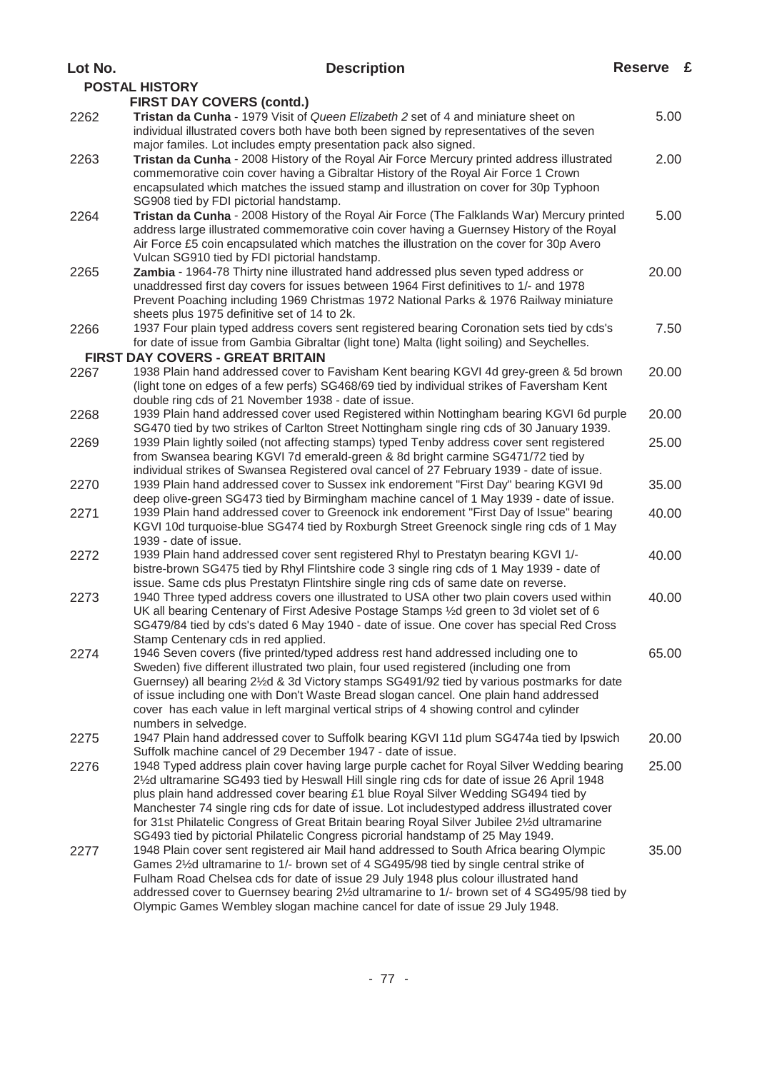| Lot No. | Description | Reserve £ |
| --- | --- | --- |
| | **POSTAL HISTORY** | |
| | **FIRST DAY COVERS (contd.)** | |
| 2262 | **Tristan da Cunha** - 1979 Visit of *Queen Elizabeth 2* set of 4 and miniature sheet on individual illustrated covers both have both been signed by representatives of the seven major familes. Lot includes empty presentation pack also signed. | 5.00 |
| 2263 | **Tristan da Cunha** - 2008 History of the Royal Air Force Mercury printed address illustrated commemorative coin cover having a Gibraltar History of the Royal Air Force 1 Crown encapsulated which matches the issued stamp and illustration on cover for 30p Typhoon SG908 tied by FDI pictorial handstamp. | 2.00 |
| 2264 | **Tristan da Cunha** - 2008 History of the Royal Air Force (The Falklands War) Mercury printed address large illustrated commemorative coin cover having a Guernsey History of the Royal Air Force £5 coin encapsulated which matches the illustration on the cover for 30p Avero Vulcan SG910 tied by FDI pictorial handstamp. | 5.00 |
| 2265 | **Zambia** - 1964-78 Thirty nine illustrated hand addressed plus seven typed address or unaddressed first day covers for issues between 1964 First definitives to 1/- and 1978 Prevent Poaching including 1969 Christmas 1972 National Parks & 1976 Railway miniature sheets plus 1975 definitive set of 14 to 2k. | 20.00 |
| 2266 | 1937 Four plain typed address covers sent registered bearing Coronation sets tied by cds's for date of issue from Gambia Gibraltar (light tone) Malta (light soiling) and Seychelles. | 7.50 |
| | **FIRST DAY COVERS - GREAT BRITAIN** | |
| 2267 | 1938 Plain hand addressed cover to Favisham Kent bearing KGVI 4d grey-green & 5d brown (light tone on edges of a few perfs) SG468/69 tied by individual strikes of Faversham Kent double ring cds of 21 November 1938 - date of issue. | 20.00 |
| 2268 | 1939 Plain hand addressed cover used Registered within Nottingham bearing KGVI 6d purple SG470 tied by two strikes of Carlton Street Nottingham single ring cds of 30 January 1939. | 20.00 |
| 2269 | 1939 Plain lightly soiled (not affecting stamps) typed Tenby address cover sent registered from Swansea bearing KGVI 7d emerald-green & 8d bright carmine SG471/72 tied by individual strikes of Swansea Registered oval cancel of 27 February 1939 - date of issue. | 25.00 |
| 2270 | 1939 Plain hand addressed cover to Sussex ink endorement "First Day" bearing KGVI 9d deep olive-green SG473 tied by Birmingham machine cancel of 1 May 1939 - date of issue. | 35.00 |
| 2271 | 1939 Plain hand addressed cover to Greenock ink endorement "First Day of Issue" bearing KGVI 10d turquoise-blue SG474 tied by Roxburgh Street Greenock single ring cds of 1 May 1939 - date of issue. | 40.00 |
| 2272 | 1939 Plain hand addressed cover sent registered Rhyl to Prestatyn bearing KGVI 1/- bistre-brown SG475 tied by Rhyl Flintshire code 3 single ring cds of 1 May 1939 - date of issue. Same cds plus Prestatyn Flintshire single ring cds of same date on reverse. | 40.00 |
| 2273 | 1940 Three typed address covers one illustrated to USA other two plain covers used within UK all bearing Centenary of First Adesive Postage Stamps ½d green to 3d violet set of 6 SG479/84 tied by cds's dated 6 May 1940 - date of issue. One cover has special Red Cross Stamp Centenary cds in red applied. | 40.00 |
| 2274 | 1946 Seven covers (five printed/typed address rest hand addressed including one to Sweden) five different illustrated two plain, four used registered (including one from Guernsey) all bearing 2½d & 3d Victory stamps SG491/92 tied by various postmarks for date of issue including one with Don't Waste Bread slogan cancel. One plain hand addressed cover has each value in left marginal vertical strips of 4 showing control and cylinder numbers in selvedge. | 65.00 |
| 2275 | 1947 Plain hand addressed cover to Suffolk bearing KGVI 11d plum SG474a tied by Ipswich Suffolk machine cancel of 29 December 1947 - date of issue. | 20.00 |
| 2276 | 1948 Typed address plain cover having large purple cachet for Royal Silver Wedding bearing 2½d ultramarine SG493 tied by Heswall Hill single ring cds for date of issue 26 April 1948 plus plain hand addressed cover bearing £1 blue Royal Silver Wedding SG494 tied by Manchester 74 single ring cds for date of issue. Lot includestyped address illustrated cover for 31st Philatelic Congress of Great Britain bearing Royal Silver Jubilee 2½d ultramarine SG493 tied by pictorial Philatelic Congress picrorial handstamp of 25 May 1949. | 25.00 |
| 2277 | 1948 Plain cover sent registered air Mail hand addressed to South Africa bearing Olympic Games 2½d ultramarine to 1/- brown set of 4 SG495/98 tied by single central strike of Fulham Road Chelsea cds for date of issue 29 July 1948 plus colour illustrated hand addressed cover to Guernsey bearing 2½d ultramarine to 1/- brown set of 4 SG495/98 tied by Olympic Games Wembley slogan machine cancel for date of issue 29 July 1948. | 35.00 |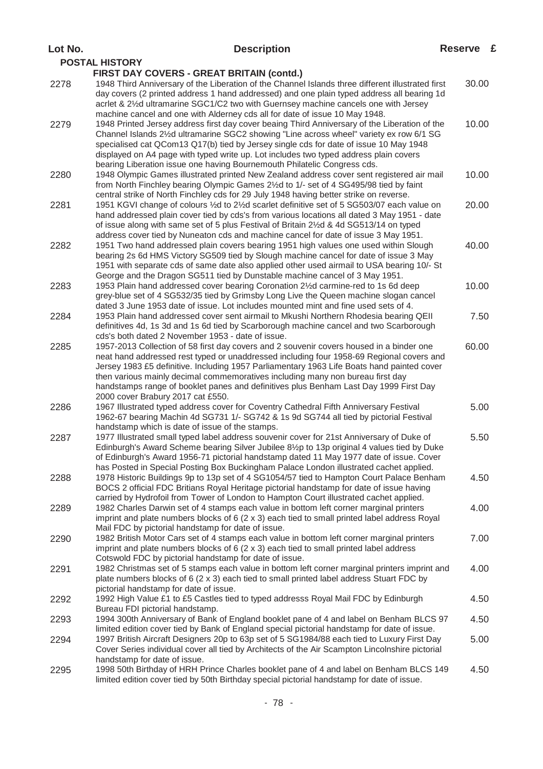| Lot No. | Description | Reserve £ |
|---|---|---|
| | **POSTAL HISTORY** | |
| | **FIRST DAY COVERS - GREAT BRITAIN (contd.)** | |
| 2278 | 1948 Third Anniversary of the Liberation of the Channel Islands three different illustrated first day covers (2 printed address 1 hand addressed) and one plain typed address all bearing 1d acrlet & 2½d ultramarine SGC1/C2 two with Guernsey machine cancels one with Jersey machine cancel and one with Alderney cds all for date of issue 10 May 1948. | 30.00 |
| 2279 | 1948 Printed Jersey address first day cover beaing Third Anniversary of the Liberation of the Channel Islands 2½d ultramarine SGC2 showing "Line across wheel" variety ex row 6/1 SG specialised cat QCom13 Q17(b) tied by Jersey single cds for date of issue 10 May 1948 displayed on A4 page with typed write up. Lot includes two typed address plain covers bearing Liberation issue one having Bournemouth Philatelic Congress cds. | 10.00 |
| 2280 | 1948 Olympic Games illustrated printed New Zealand address cover sent registered air mail from North Finchley bearing Olympic Games 2½d to 1/- set of 4 SG495/98 tied by faint central strike of North Finchley cds for 29 July 1948 having better strike on reverse. | 10.00 |
| 2281 | 1951 KGVI change of colours ½d to 2½d scarlet definitive set of 5 SG503/07 each value on hand addressed plain cover tied by cds's from various locations all dated 3 May 1951 - date of issue along with same set of 5 plus Festival of Britain 2½d & 4d SG513/14 on typed address cover tied by Nuneaton cds and machine cancel for date of issue 3 May 1951. | 20.00 |
| 2282 | 1951 Two hand addressed plain covers bearing 1951 high values one used within Slough bearing 2s 6d HMS Victory SG509 tied by Slough machine cancel for date of issue 3 May 1951 with separate cds of same date also applied other used airmail to USA bearing 10/- St George and the Dragon SG511 tied by Dunstable machine cancel of 3 May 1951. | 40.00 |
| 2283 | 1953 Plain hand addressed cover bearing Coronation 2½d carmine-red to 1s 6d deep grey-blue set of 4 SG532/35 tied by Grimsby Long Live the Queen machine slogan cancel dated 3 June 1953 date of issue. Lot includes mounted mint and fine used sets of 4. | 10.00 |
| 2284 | 1953 Plain hand addressed cover sent airmail to Mkushi Northern Rhodesia bearing QEII definitives 4d, 1s 3d and 1s 6d tied by Scarborough machine cancel and two Scarborough cds's both dated 2 November 1953 - date of issue. | 7.50 |
| 2285 | 1957-2013 Collection of 58 first day covers and 2 souvenir covers housed in a binder one neat hand addressed rest typed or unaddressed including four 1958-69 Regional covers and Jersey 1983 £5 definitive. Including 1957 Parliamentary 1963 Life Boats hand painted cover then various mainly decimal commemoratives including many non bureau first day handstamps range of booklet panes and definitives plus Benham Last Day 1999 First Day 2000 cover Brabury 2017 cat £550. | 60.00 |
| 2286 | 1967 Illustrated typed address cover for Coventry Cathedral Fifth Anniversary Festival 1962-67 bearing Machin 4d SG731 1/- SG742 & 1s 9d SG744 all tied by pictorial Festival handstamp which is date of issue of the stamps. | 5.00 |
| 2287 | 1977 Illustrated small typed label address souvenir cover for 21st Anniversary of Duke of Edinburgh's Award Scheme bearing Silver Jubilee 8½p to 13p original 4 values tied by Duke of Edinburgh's Award 1956-71 pictorial handstamp dated 11 May 1977 date of issue. Cover has Posted in Special Posting Box Buckingham Palace London illustrated cachet applied. | 5.50 |
| 2288 | 1978 Historic Buildings 9p to 13p set of 4 SG1054/57 tied to Hampton Court Palace Benham BOCS 2 official FDC Britians Royal Heritage pictorial handstamp for date of issue having carried by Hydrofoil from Tower of London to Hampton Court illustrated cachet applied. | 4.50 |
| 2289 | 1982 Charles Darwin set of 4 stamps each value in bottom left corner marginal printers imprint and plate numbers blocks of 6 (2 x 3) each tied to small printed label address Royal Mail FDC by pictorial handstamp for date of issue. | 4.00 |
| 2290 | 1982 British Motor Cars set of 4 stamps each value in bottom left corner marginal printers imprint and plate numbers blocks of 6 (2 x 3) each tied to small printed label address Cotswold FDC by pictorial handstamp for date of issue. | 7.00 |
| 2291 | 1982 Christmas set of 5 stamps each value in bottom left corner marginal printers imprint and plate numbers blocks of 6 (2 x 3) each tied to small printed label address Stuart FDC by pictorial handstamp for date of issue. | 4.00 |
| 2292 | 1992 High Value £1 to £5 Castles tied to typed addresss Royal Mail FDC by Edinburgh Bureau FDI pictorial handstamp. | 4.50 |
| 2293 | 1994 300th Anniversary of Bank of England booklet pane of 4 and label on Benham BLCS 97 limited edition cover tied by Bank of England special pictorial handstamp for date of issue. | 4.50 |
| 2294 | 1997 British Aircraft Designers 20p to 63p set of 5 SG1984/88 each tied to Luxury First Day Cover Series individual cover all tied by Architects of the Air Scampton Lincolnshire pictorial handstamp for date of issue. | 5.00 |
| 2295 | 1998 50th Birthday of HRH Prince Charles booklet pane of 4 and label on Benham BLCS 149 limited edition cover tied by 50th Birthday special pictorial handstamp for date of issue. | 4.50 |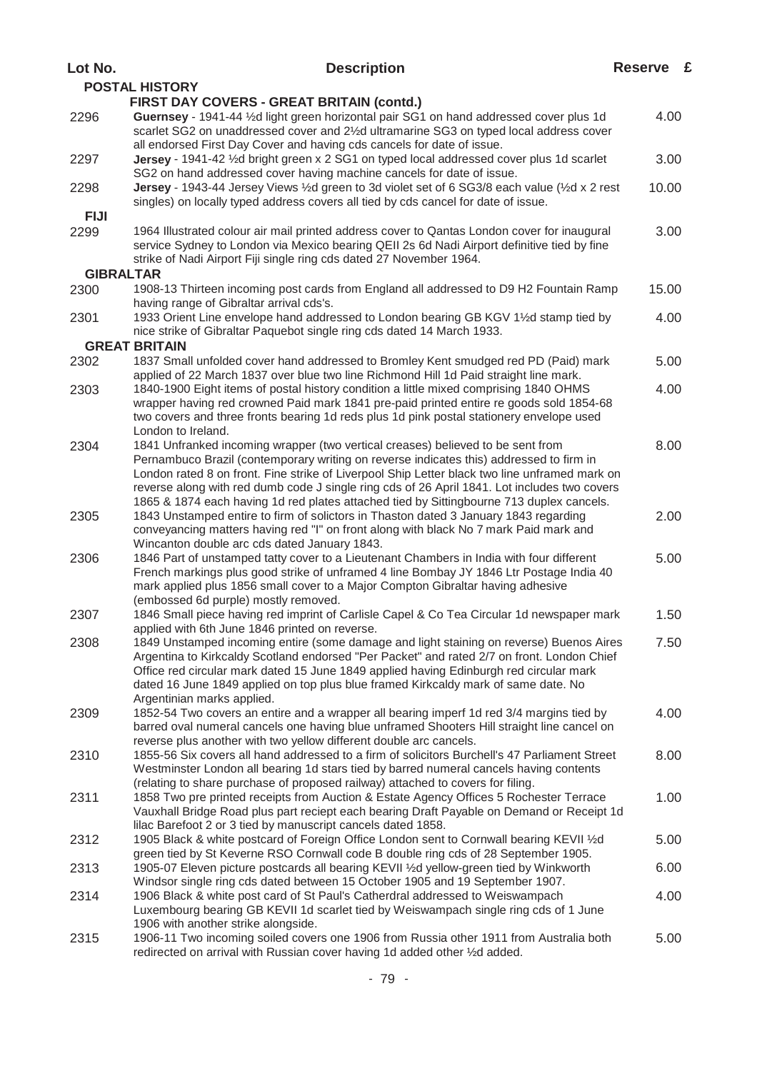| Lot No. | Description | Reserve £ |
|---|---|---|
| | **POSTAL HISTORY** | |
| | **FIRST DAY COVERS - GREAT BRITAIN (contd.)** | |
| 2296 | **Guernsey** - 1941-44 ½d light green horizontal pair SG1 on hand addressed cover plus 1d scarlet SG2 on unaddressed cover and 2½d ultramarine SG3 on typed local address cover all endorsed First Day Cover and having cds cancels for date of issue. | 4.00 |
| 2297 | **Jersey** - 1941-42 ½d bright green x 2 SG1 on typed local addressed cover plus 1d scarlet SG2 on hand addressed cover having machine cancels for date of issue. | 3.00 |
| 2298 | **Jersey** - 1943-44 Jersey Views ½d green to 3d violet set of 6 SG3/8 each value (½d x 2 rest singles) on locally typed address covers all tied by cds cancel for date of issue. | 10.00 |
| | **FIJI** | |
| 2299 | 1964 Illustrated colour air mail printed address cover to Qantas London cover for inaugural service Sydney to London via Mexico bearing QEII 2s 6d Nadi Airport definitive tied by fine strike of Nadi Airport Fiji single ring cds dated 27 November 1964. | 3.00 |
| | **GIBRALTAR** | |
| 2300 | 1908-13 Thirteen incoming post cards from England all addressed to D9 H2 Fountain Ramp having range of Gibraltar arrival cds's. | 15.00 |
| 2301 | 1933 Orient Line envelope hand addressed to London bearing GB KGV 1½d stamp tied by nice strike of Gibraltar Paquebot single ring cds dated 14 March 1933. | 4.00 |
| | **GREAT BRITAIN** | |
| 2302 | 1837 Small unfolded cover hand addressed to Bromley Kent smudged red PD (Paid) mark applied of 22 March 1837 over blue two line Richmond Hill 1d Paid straight line mark. | 5.00 |
| 2303 | 1840-1900 Eight items of postal history condition a little mixed comprising 1840 OHMS wrapper having red crowned Paid mark 1841 pre-paid printed entire re goods sold 1854-68 two covers and three fronts bearing 1d reds plus 1d pink postal stationery envelope used London to Ireland. | 4.00 |
| 2304 | 1841 Unfranked incoming wrapper (two vertical creases) believed to be sent from Pernambuco Brazil (contemporary writing on reverse indicates this) addressed to firm in London rated 8 on front. Fine strike of Liverpool Ship Letter black two line unframed mark on reverse along with red dumb code J single ring cds of 26 April 1841. Lot includes two covers 1865 & 1874 each having 1d red plates attached tied by Sittingbourne 713 duplex cancels. | 8.00 |
| 2305 | 1843 Unstamped entire to firm of solicitors in Thaston dated 3 January 1843 regarding conveyancing matters having red "I" on front along with black No 7 mark Paid mark and Wincanton double arc cds dated January 1843. | 2.00 |
| 2306 | 1846 Part of unstamped tatty cover to a Lieutenant Chambers in India with four different French markings plus good strike of unframed 4 line Bombay JY 1846 Ltr Postage India 40 mark applied plus 1856 small cover to a Major Compton Gibraltar having adhesive (embossed 6d purple) mostly removed. | 5.00 |
| 2307 | 1846 Small piece having red imprint of Carlisle Capel & Co Tea Circular 1d newspaper mark applied with 6th June 1846 printed on reverse. | 1.50 |
| 2308 | 1849 Unstamped incoming entire (some damage and light staining on reverse) Buenos Aires Argentina to Kirkcaldy Scotland endorsed "Per Packet" and rated 2/7 on front. London Chief Office red circular mark dated 15 June 1849 applied having Edinburgh red circular mark dated 16 June 1849 applied on top plus blue framed Kirkcaldy mark of same date. No Argentinian marks applied. | 7.50 |
| 2309 | 1852-54 Two covers an entire and a wrapper all bearing imperf 1d red 3/4 margins tied by barred oval numeral cancels one having blue unframed Shooters Hill straight line cancel on reverse plus another with two yellow different double arc cancels. | 4.00 |
| 2310 | 1855-56 Six covers all hand addressed to a firm of solicitors Burchell's 47 Parliament Street Westminster London all bearing 1d stars tied by barred numeral cancels having contents (relating to share purchase of proposed railway) attached to covers for filing. | 8.00 |
| 2311 | 1858 Two pre printed receipts from Auction & Estate Agency Offices 5 Rochester Terrace Vauxhall Bridge Road plus part reciept each bearing Draft Payable on Demand or Receipt 1d lilac Barefoot 2 or 3 tied by manuscript cancels dated 1858. | 1.00 |
| 2312 | 1905 Black & white postcard of Foreign Office London sent to Cornwall bearing KEVII ½d green tied by St Keverne RSO Cornwall code B double ring cds of 28 September 1905. | 5.00 |
| 2313 | 1905-07 Eleven picture postcards all bearing KEVII ½d yellow-green tied by Winkworth Windsor single ring cds dated between 15 October 1905 and 19 September 1907. | 6.00 |
| 2314 | 1906 Black & white post card of St Paul's Catherdral addressed to Weiswampach Luxembourg bearing GB KEVII 1d scarlet tied by Weiswampach single ring cds of 1 June 1906 with another strike alongside. | 4.00 |
| 2315 | 1906-11 Two incoming soiled covers one 1906 from Russia other 1911 from Australia both redirected on arrival with Russian cover having 1d added other ½d added. | 5.00 |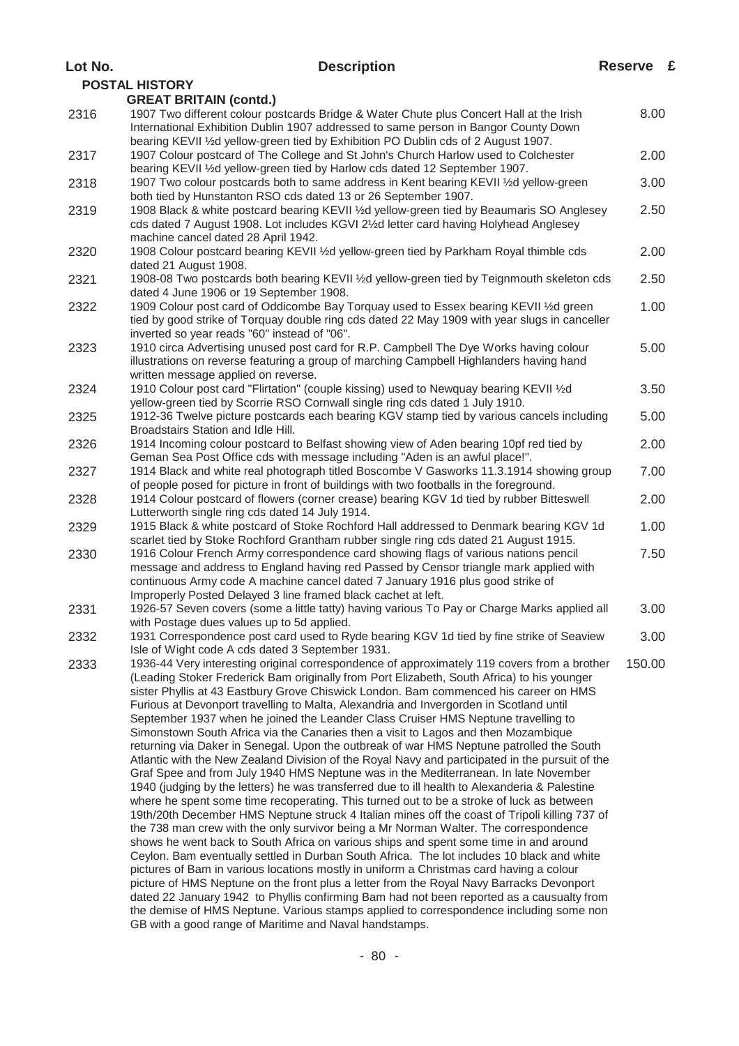| Lot No. | Description | Reserve £ |
|---|---|---|
| | **POSTAL HISTORY** | |
| | **GREAT BRITAIN (contd.)** | |
| 2316 | 1907 Two different colour postcards Bridge & Water Chute plus Concert Hall at the Irish International Exhibition Dublin 1907 addressed to same person in Bangor County Down bearing KEVII ½d yellow-green tied by Exhibition PO Dublin cds of 2 August 1907. | 8.00 |
| 2317 | 1907 Colour postcard of The College and St John's Church Harlow used to Colchester bearing KEVII ½d yellow-green tied by Harlow cds dated 12 September 1907. | 2.00 |
| 2318 | 1907 Two colour postcards both to same address in Kent bearing KEVII ½d yellow-green both tied by Hunstanton RSO cds dated 13 or 26 September 1907. | 3.00 |
| 2319 | 1908 Black & white postcard bearing KEVII ½d yellow-green tied by Beaumaris SO Anglesey cds dated 7 August 1908. Lot includes KGVI 2½d letter card having Holyhead Anglesey machine cancel dated 28 April 1942. | 2.50 |
| 2320 | 1908 Colour postcard bearing KEVII ½d yellow-green tied by Parkham Royal thimble cds dated 21 August 1908. | 2.00 |
| 2321 | 1908-08 Two postcards both bearing KEVII ½d yellow-green tied by Teignmouth skeleton cds dated 4 June 1906 or 19 September 1908. | 2.50 |
| 2322 | 1909 Colour post card of Oddicombe Bay Torquay used to Essex bearing KEVII ½d green tied by good strike of Torquay double ring cds dated 22 May 1909 with year slugs in canceller inverted so year reads "60" instead of "06". | 1.00 |
| 2323 | 1910 circa Advertising unused post card for R.P. Campbell The Dye Works having colour illustrations on reverse featuring a group of marching Campbell Highlanders having hand written message applied on reverse. | 5.00 |
| 2324 | 1910 Colour post card "Flirtation" (couple kissing) used to Newquay bearing KEVII ½d yellow-green tied by Scorrie RSO Cornwall single ring cds dated 1 July 1910. | 3.50 |
| 2325 | 1912-36 Twelve picture postcards each bearing KGV stamp tied by various cancels including Broadstairs Station and Idle Hill. | 5.00 |
| 2326 | 1914 Incoming colour postcard to Belfast showing view of Aden bearing 10pf red tied by Geman Sea Post Office cds with message including "Aden is an awful place!". | 2.00 |
| 2327 | 1914 Black and white real photograph titled Boscombe V Gasworks 11.3.1914 showing group of people posed for picture in front of buildings with two footballs in the foreground. | 7.00 |
| 2328 | 1914 Colour postcard of flowers (corner crease) bearing KGV 1d tied by rubber Bitteswell Lutterworth single ring cds dated 14 July 1914. | 2.00 |
| 2329 | 1915 Black & white postcard of Stoke Rochford Hall addressed to Denmark bearing KGV 1d scarlet tied by Stoke Rochford Grantham rubber single ring cds dated 21 August 1915. | 1.00 |
| 2330 | 1916 Colour French Army correspondence card showing flags of various nations pencil message and address to England having red Passed by Censor triangle mark applied with continuous Army code A machine cancel dated 7 January 1916 plus good strike of Improperly Posted Delayed 3 line framed black cachet at left. | 7.50 |
| 2331 | 1926-57 Seven covers (some a little tatty) having various To Pay or Charge Marks applied all with Postage dues values up to 5d applied. | 3.00 |
| 2332 | 1931 Correspondence post card used to Ryde bearing KGV 1d tied by fine strike of Seaview Isle of Wight code A cds dated 3 September 1931. | 3.00 |
| 2333 | 1936-44 Very interesting original correspondence of approximately 119 covers from a brother (Leading Stoker Frederick Bam originally from Port Elizabeth, South Africa) to his younger sister Phyllis at 43 Eastbury Grove Chiswick London. Bam commenced his career on HMS Furious at Devonport travelling to Malta, Alexandria and Invergorden in Scotland until September 1937 when he joined the Leander Class Cruiser HMS Neptune travelling to Simonstown South Africa via the Canaries then a visit to Lagos and then Mozambique returning via Daker in Senegal. Upon the outbreak of war HMS Neptune patrolled the South Atlantic with the New Zealand Division of the Royal Navy and participated in the pursuit of the Graf Spee and from July 1940 HMS Neptune was in the Mediterranean. In late November 1940 (judging by the letters) he was transferred due to ill health to Alexanderia & Palestine where he spent some time recoperating. This turned out to be a stroke of luck as between 19th/20th December HMS Neptune struck 4 Italian mines off the coast of Tripoli killing 737 of the 738 man crew with the only survivor being a Mr Norman Walter. The correspondence shows he went back to South Africa on various ships and spent some time in and around Ceylon. Bam eventually settled in Durban South Africa. The lot includes 10 black and white pictures of Bam in various locations mostly in uniform a Christmas card having a colour picture of HMS Neptune on the front plus a letter from the Royal Navy Barracks Devonport dated 22 January 1942 to Phyllis confirming Bam had not been reported as a causualty from the demise of HMS Neptune. Various stamps applied to correspondence including some non GB with a good range of Maritime and Naval handstamps. | 150.00 |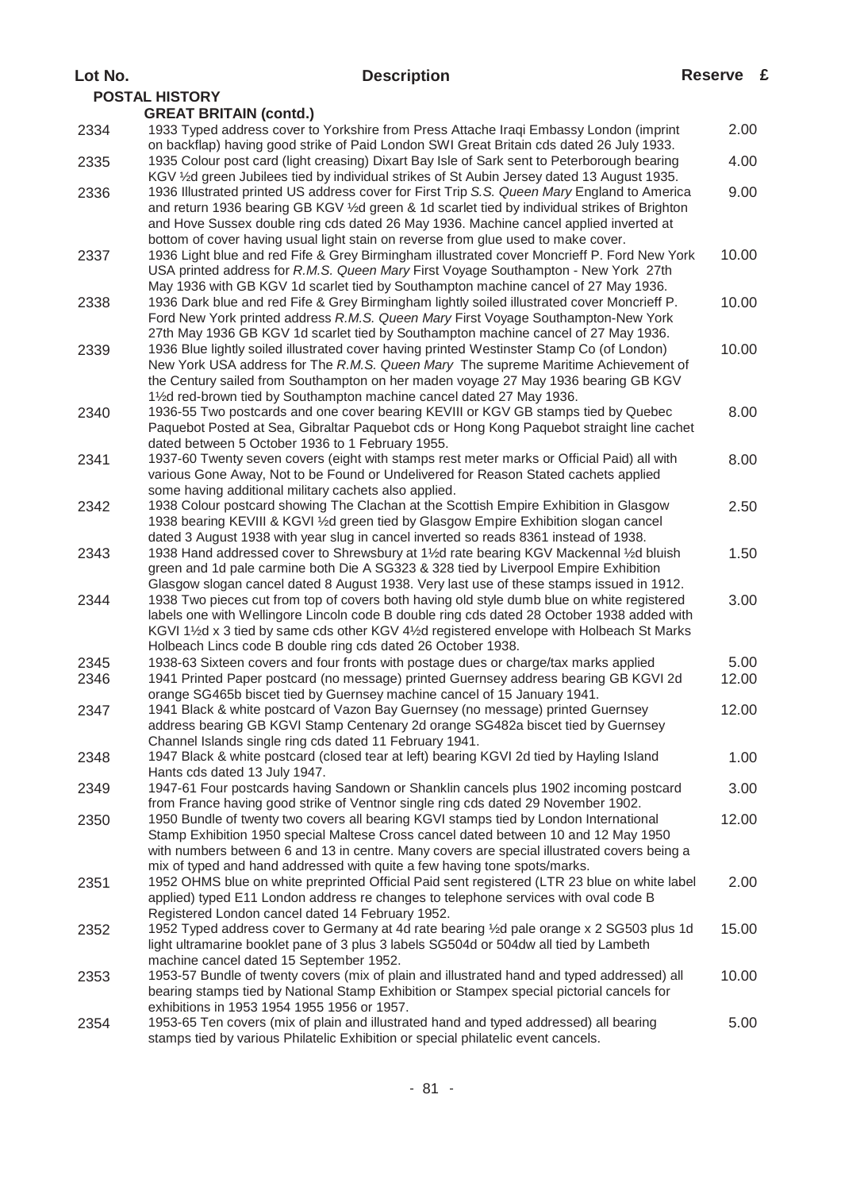| Lot No. | Description | Reserve £ |
|---|---|---|
| | **POSTAL HISTORY** | |
| | **GREAT BRITAIN (contd.)** | |
| 2334 | 1933 Typed address cover to Yorkshire from Press Attache Iraqi Embassy London (imprint on backflap) having good strike of Paid London SWI Great Britain cds dated 26 July 1933. | 2.00 |
| 2335 | 1935 Colour post card (light creasing) Dixart Bay Isle of Sark sent to Peterborough bearing KGV ½d green Jubilees tied by individual strikes of St Aubin Jersey dated 13 August 1935. | 4.00 |
| 2336 | 1936 Illustrated printed US address cover for First Trip *S.S. Queen Mary* England to America and return 1936 bearing GB KGV ½d green & 1d scarlet tied by individual strikes of Brighton and Hove Sussex double ring cds dated 26 May 1936. Machine cancel applied inverted at bottom of cover having usual light stain on reverse from glue used to make cover. | 9.00 |
| 2337 | 1936 Light blue and red Fife & Grey Birmingham illustrated cover Moncrieff P. Ford New York USA printed address for *R.M.S. Queen Mary* First Voyage Southampton - New York 27th May 1936 with GB KGV 1d scarlet tied by Southampton machine cancel of 27 May 1936. | 10.00 |
| 2338 | 1936 Dark blue and red Fife & Grey Birmingham lightly soiled illustrated cover Moncrieff P. Ford New York printed address *R.M.S. Queen Mary* First Voyage Southampton-New York 27th May 1936 GB KGV 1d scarlet tied by Southampton machine cancel of 27 May 1936. | 10.00 |
| 2339 | 1936 Blue lightly soiled illustrated cover having printed Westinster Stamp Co (of London) New York USA address for The *R.M.S. Queen Mary* The supreme Maritime Achievement of the Century sailed from Southampton on her maden voyage 27 May 1936 bearing GB KGV 1½d red-brown tied by Southampton machine cancel dated 27 May 1936. | 10.00 |
| 2340 | 1936-55 Two postcards and one cover bearing KEVIII or KGV GB stamps tied by Quebec Paquebot Posted at Sea, Gibraltar Paquebot cds or Hong Kong Paquebot straight line cachet dated between 5 October 1936 to 1 February 1955. | 8.00 |
| 2341 | 1937-60 Twenty seven covers (eight with stamps rest meter marks or Official Paid) all with various Gone Away, Not to be Found or Undelivered for Reason Stated cachets applied some having additional military cachets also applied. | 8.00 |
| 2342 | 1938 Colour postcard showing The Clachan at the Scottish Empire Exhibition in Glasgow 1938 bearing KEVIII & KGVI ½d green tied by Glasgow Empire Exhibition slogan cancel dated 3 August 1938 with year slug in cancel inverted so reads 8361 instead of 1938. | 2.50 |
| 2343 | 1938 Hand addressed cover to Shrewsbury at 1½d rate bearing KGV Mackennal ½d bluish green and 1d pale carmine both Die A SG323 & 328 tied by Liverpool Empire Exhibition Glasgow slogan cancel dated 8 August 1938. Very last use of these stamps issued in 1912. | 1.50 |
| 2344 | 1938 Two pieces cut from top of covers both having old style dumb blue on white registered labels one with Wellingore Lincoln code B double ring cds dated 28 October 1938 added with KGVI 1½d x 3 tied by same cds other KGV 4½d registered envelope with Holbeach St Marks Holbeach Lincs code B double ring cds dated 26 October 1938. | 3.00 |
| 2345 | 1938-63 Sixteen covers and four fronts with postage dues or charge/tax marks applied | 5.00 |
| 2346 | 1941 Printed Paper postcard (no message) printed Guernsey address bearing GB KGVI 2d orange SG465b biscet tied by Guernsey machine cancel of 15 January 1941. | 12.00 |
| 2347 | 1941 Black & white postcard of Vazon Bay Guernsey (no message) printed Guernsey address bearing GB KGVI Stamp Centenary 2d orange SG482a biscet tied by Guernsey Channel Islands single ring cds dated 11 February 1941. | 12.00 |
| 2348 | 1947 Black & white postcard (closed tear at left) bearing KGVI 2d tied by Hayling Island Hants cds dated 13 July 1947. | 1.00 |
| 2349 | 1947-61 Four postcards having Sandown or Shanklin cancels plus 1902 incoming postcard from France having good strike of Ventnor single ring cds dated 29 November 1902. | 3.00 |
| 2350 | 1950 Bundle of twenty two covers all bearing KGVI stamps tied by London International Stamp Exhibition 1950 special Maltese Cross cancel dated between 10 and 12 May 1950 with numbers between 6 and 13 in centre. Many covers are special illustrated covers being a mix of typed and hand addressed with quite a few having tone spots/marks. | 12.00 |
| 2351 | 1952 OHMS blue on white preprinted Official Paid sent registered (LTR 23 blue on white label applied) typed E11 London address re changes to telephone services with oval code B Registered London cancel dated 14 February 1952. | 2.00 |
| 2352 | 1952 Typed address cover to Germany at 4d rate bearing ½d pale orange x 2 SG503 plus 1d light ultramarine booklet pane of 3 plus 3 labels SG504d or 504dw all tied by Lambeth machine cancel dated 15 September 1952. | 15.00 |
| 2353 | 1953-57 Bundle of twenty covers (mix of plain and illustrated hand and typed addressed) all bearing stamps tied by National Stamp Exhibition or Stampex special pictorial cancels for exhibitions in 1953 1954 1955 1956 or 1957. | 10.00 |
| 2354 | 1953-65 Ten covers (mix of plain and illustrated hand and typed addressed) all bearing stamps tied by various Philatelic Exhibition or special philatelic event cancels. | 5.00 |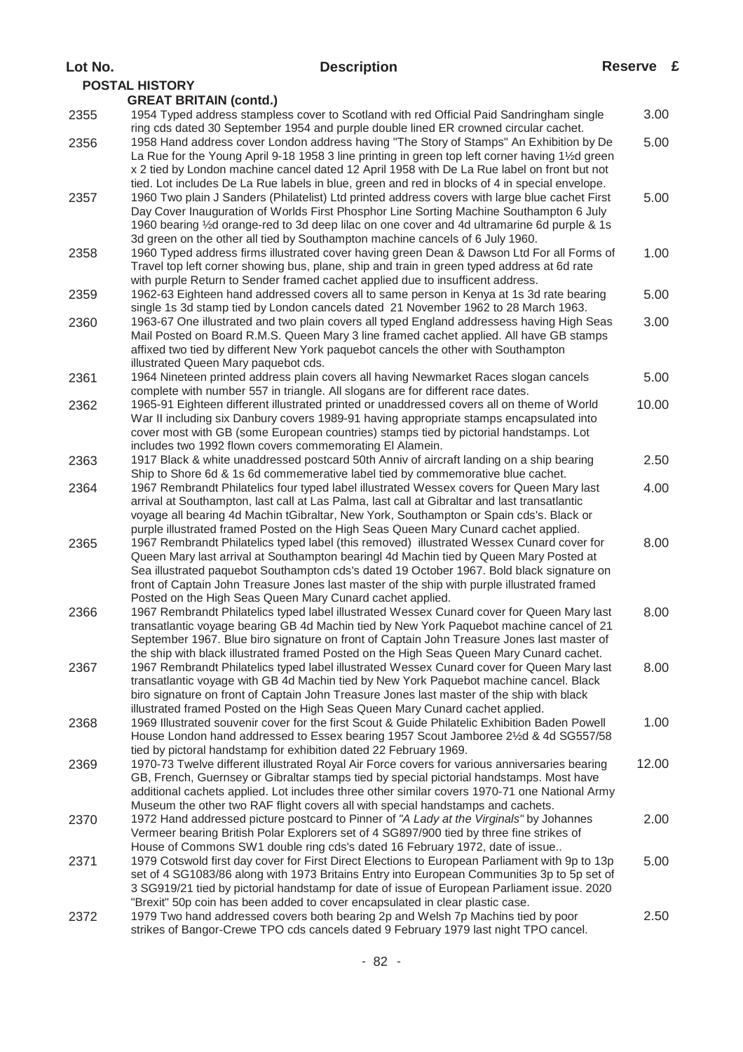| Lot No. | Description | Reserve £ |
|---|---|---|
| | **POSTAL HISTORY** | |
| | **GREAT BRITAIN (contd.)** | |
| 2355 | 1954 Typed address stampless cover to Scotland with red Official Paid Sandringham single ring cds dated 30 September 1954 and purple double lined ER crowned circular cachet. | 3.00 |
| 2356 | 1958 Hand address cover London address having "The Story of Stamps" An Exhibition by De La Rue for the Young April 9-18 1958 3 line printing in green top left corner having 1½d green x 2 tied by London machine cancel dated 12 April 1958 with De La Rue label on front but not tied. Lot includes De La Rue labels in blue, green and red in blocks of 4 in special envelope. | 5.00 |
| 2357 | 1960 Two plain J Sanders (Philatelist) Ltd printed address covers with large blue cachet First Day Cover Inauguration of Worlds First Phosphor Line Sorting Machine Southampton 6 July 1960 bearing ½d orange-red to 3d deep lilac on one cover and 4d ultramarine 6d purple & 1s 3d green on the other all tied by Southampton machine cancels of 6 July 1960. | 5.00 |
| 2358 | 1960 Typed address firms illustrated cover having green Dean & Dawson Ltd For all Forms of Travel top left corner showing bus, plane, ship and train in green typed address at 6d rate with purple Return to Sender framed cachet applied due to insufficent address. | 1.00 |
| 2359 | 1962-63 Eighteen hand addressed covers all to same person in Kenya at 1s 3d rate bearing single 1s 3d stamp tied by London cancels dated 21 November 1962 to 28 March 1963. | 5.00 |
| 2360 | 1963-67 One illustrated and two plain covers all typed England addressess having High Seas Mail Posted on Board R.M.S. Queen Mary 3 line framed cachet applied. All have GB stamps affixed two tied by different New York paquebot cancels the other with Southampton illustrated Queen Mary paquebot cds. | 3.00 |
| 2361 | 1964 Nineteen printed address plain covers all having Newmarket Races slogan cancels complete with number 557 in triangle. All slogans are for different race dates. | 5.00 |
| 2362 | 1965-91 Eighteen different illustrated printed or unaddressed covers all on theme of World War II including six Danbury covers 1989-91 having appropriate stamps encapsulated into cover most with GB (some European countries) stamps tied by pictorial handstamps. Lot includes two 1992 flown covers commemorating El Alamein. | 10.00 |
| 2363 | 1917 Black & white unaddressed postcard 50th Anniv of aircraft landing on a ship bearing Ship to Shore 6d & 1s 6d commemerative label tied by commemorative blue cachet. | 2.50 |
| 2364 | 1967 Rembrandt Philatelics four typed label illustrated Wessex covers for Queen Mary last arrival at Southampton, last call at Las Palma, last call at Gibraltar and last transatlantic voyage all bearing 4d Machin tGibraltar, New York, Southampton or Spain cds's. Black or purple illustrated framed Posted on the High Seas Queen Mary Cunard cachet applied. | 4.00 |
| 2365 | 1967 Rembrandt Philatelics typed label (this removed) illustrated Wessex Cunard cover for Queen Mary last arrival at Southampton bearingl 4d Machin tied by Queen Mary Posted at Sea illustrated paquebot Southampton cds's dated 19 October 1967. Bold black signature on front of Captain John Treasure Jones last master of the ship with purple illustrated framed Posted on the High Seas Queen Mary Cunard cachet applied. | 8.00 |
| 2366 | 1967 Rembrandt Philatelics typed label illustrated Wessex Cunard cover for Queen Mary last transatlantic voyage bearing GB 4d Machin tied by New York Paquebot machine cancel of 21 September 1967. Blue biro signature on front of Captain John Treasure Jones last master of the ship with black illustrated framed Posted on the High Seas Queen Mary Cunard cachet. | 8.00 |
| 2367 | 1967 Rembrandt Philatelics typed label illustrated Wessex Cunard cover for Queen Mary last transatlantic voyage with GB 4d Machin tied by New York Paquebot machine cancel. Black biro signature on front of Captain John Treasure Jones last master of the ship with black illustrated framed Posted on the High Seas Queen Mary Cunard cachet applied. | 8.00 |
| 2368 | 1969 Illustrated souvenir cover for the first Scout & Guide Philatelic Exhibition Baden Powell House London hand addressed to Essex bearing 1957 Scout Jamboree 2½d & 4d SG557/58 tied by pictoral handstamp for exhibition dated 22 February 1969. | 1.00 |
| 2369 | 1970-73 Twelve different illustrated Royal Air Force covers for various anniversaries bearing GB, French, Guernsey or Gibraltar stamps tied by special pictorial handstamps. Most have additional cachets applied. Lot includes three other similar covers 1970-71 one National Army Museum the other two RAF flight covers all with special handstamps and cachets. | 12.00 |
| 2370 | 1972 Hand addressed picture postcard to Pinner of *"A Lady at the Virginals"* by Johannes Vermeer bearing British Polar Explorers set of 4 SG897/900 tied by three fine strikes of House of Commons SW1 double ring cds's dated 16 February 1972, date of issue.. | 2.00 |
| 2371 | 1979 Cotswold first day cover for First Direct Elections to European Parliament with 9p to 13p set of 4 SG1083/86 along with 1973 Britains Entry into European Communities 3p to 5p set of 3 SG919/21 tied by pictorial handstamp for date of issue of European Parliament issue. 2020 "Brexit" 50p coin has been added to cover encapsulated in clear plastic case. | 5.00 |
| 2372 | 1979 Two hand addressed covers both bearing 2p and Welsh 7p Machins tied by poor strikes of Bangor-Crewe TPO cds cancels dated 9 February 1979 last night TPO cancel. | 2.50 |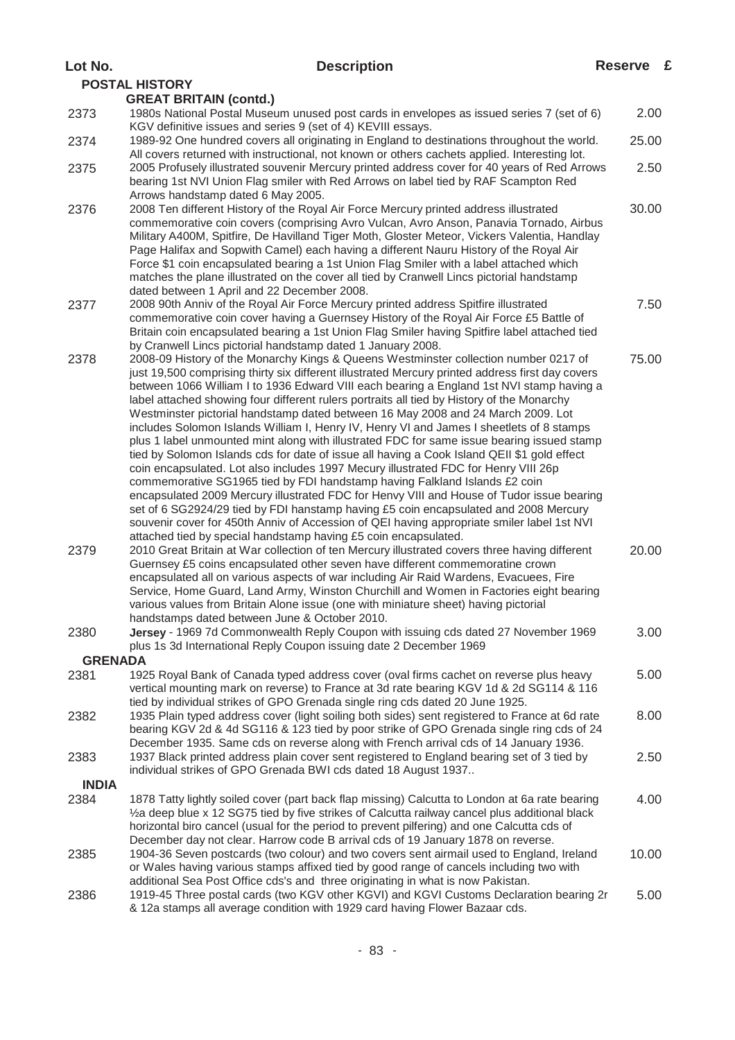| Lot No. | Description | Reserve £ |
|---|---|---|
| | **POSTAL HISTORY** | |
| | **GREAT BRITAIN (contd.)** | |
| 2373 | 1980s National Postal Museum unused post cards in envelopes as issued series 7 (set of 6) KGV definitive issues and series 9 (set of 4) KEVIII essays. | 2.00 |
| 2374 | 1989-92 One hundred covers all originating in England to destinations throughout the world. All covers returned with instructional, not known or others cachets applied. Interesting lot. | 25.00 |
| 2375 | 2005 Profusely illustrated souvenir Mercury printed address cover for 40 years of Red Arrows bearing 1st NVI Union Flag smiler with Red Arrows on label tied by RAF Scampton Red Arrows handstamp dated 6 May 2005. | 2.50 |
| 2376 | 2008 Ten different History of the Royal Air Force Mercury printed address illustrated commemorative coin covers (comprising Avro Vulcan, Avro Anson, Panavia Tornado, Airbus Military A400M, Spitfire, De Havilland Tiger Moth, Gloster Meteor, Vickers Valentia, Handlay Page Halifax and Sopwith Camel) each having a different Nauru History of the Royal Air Force $1 coin encapsulated bearing a 1st Union Flag Smiler with a label attached which matches the plane illustrated on the cover all tied by Cranwell Lincs pictorial handstamp dated between 1 April and 22 December 2008. | 30.00 |
| 2377 | 2008 90th Anniv of the Royal Air Force Mercury printed address Spitfire illustrated commemorative coin cover having a Guernsey History of the Royal Air Force £5 Battle of Britain coin encapsulated bearing a 1st Union Flag Smiler having Spitfire label attached tied by Cranwell Lincs pictorial handstamp dated 1 January 2008. | 7.50 |
| 2378 | 2008-09 History of the Monarchy Kings & Queens Westminster collection number 0217 of just 19,500 comprising thirty six different illustrated Mercury printed address first day covers between 1066 William I to 1936 Edward VIII each bearing a England 1st NVI stamp having a label attached showing four different rulers portraits all tied by History of the Monarchy Westminster pictorial handstamp dated between 16 May 2008 and 24 March 2009. Lot includes Solomon Islands William I, Henry IV, Henry VI and James I sheetlets of 8 stamps plus 1 label unmounted mint along with illustrated FDC for same issue bearing issued stamp tied by Solomon Islands cds for date of issue all having a Cook Island QEII $1 gold effect coin encapsulated. Lot also includes 1997 Mecury illustrated FDC for Henry VIII 26p commemorative SG1965 tied by FDI handstamp having Falkland Islands £2 coin encapsulated 2009 Mercury illustrated FDC for Henvy VIII and House of Tudor issue bearing set of 6 SG2924/29 tied by FDI hanstamp having £5 coin encapsulated and 2008 Mercury souvenir cover for 450th Anniv of Accession of QEI having appropriate smiler label 1st NVI attached tied by special handstamp having £5 coin encapsulated. | 75.00 |
| 2379 | 2010 Great Britain at War collection of ten Mercury illustrated covers three having different Guernsey £5 coins encapsulated other seven have different commemorative crown encapsulated all on various aspects of war including Air Raid Wardens, Evacuees, Fire Service, Home Guard, Land Army, Winston Churchill and Women in Factories eight bearing various values from Britain Alone issue (one with miniature sheet) having pictorial handstamps dated between June & October 2010. | 20.00 |
| 2380 | **Jersey** - 1969 7d Commonwealth Reply Coupon with issuing cds dated 27 November 1969 plus 1s 3d International Reply Coupon issuing date 2 December 1969 | 3.00 |
| | **GRENADA** | |
| 2381 | 1925 Royal Bank of Canada typed address cover (oval firms cachet on reverse plus heavy vertical mounting mark on reverse) to France at 3d rate bearing KGV 1d & 2d SG114 & 116 tied by individual strikes of GPO Grenada single ring cds dated 20 June 1925. | 5.00 |
| 2382 | 1935 Plain typed address cover (light soiling both sides) sent registered to France at 6d rate bearing KGV 2d & 4d SG116 & 123 tied by poor strike of GPO Grenada single ring cds of 24 December 1935. Same cds on reverse along with French arrival cds of 14 January 1936. | 8.00 |
| 2383 | 1937 Black printed address plain cover sent registered to England bearing set of 3 tied by individual strikes of GPO Grenada BWI cds dated 18 August 1937.. | 2.50 |
| | **INDIA** | |
| 2384 | 1878 Tatty lightly soiled cover (part back flap missing) Calcutta to London at 6a rate bearing ½a deep blue x 12 SG75 tied by five strikes of Calcutta railway cancel plus additional black horizontal biro cancel (usual for the period to prevent pilfering) and one Calcutta cds of December day not clear. Harrow code B arrival cds of 19 January 1878 on reverse. | 4.00 |
| 2385 | 1904-36 Seven postcards (two colour) and two covers sent airmail used to England, Ireland or Wales having various stamps affixed tied by good range of cancels including two with additional Sea Post Office cds's and three originating in what is now Pakistan. | 10.00 |
| 2386 | 1919-45 Three postal cards (two KGV other KGVI) and KGVI Customs Declaration bearing 2r & 12a stamps all average condition with 1929 card having Flower Bazaar cds. | 5.00 |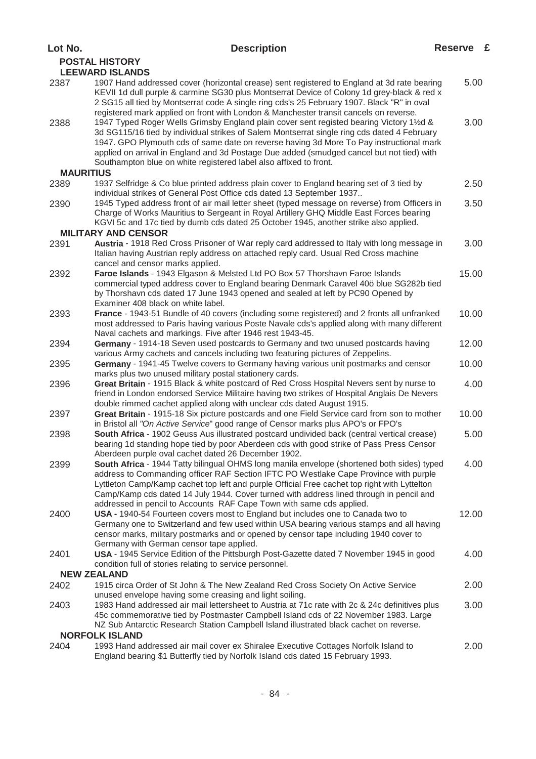| Lot No. | Description | Reserve £ |
|---|---|---|
| | **POSTAL HISTORY** | |
| | **LEEWARD ISLANDS** | |
| 2387 | 1907 Hand addressed cover (horizontal crease) sent registered to England at 3d rate bearing KEVII 1d dull purple & carmine SG30 plus Montserrat Device of Colony 1d grey-black & red x 2 SG15 all tied by Montserrat code A single ring cds's 25 February 1907. Black "R" in oval registered mark applied on front with London & Manchester transit cancels on reverse. | 5.00 |
| 2388 | 1947 Typed Roger Wells Grimsby England plain cover sent registed bearing Victory 1½d & 3d SG115/16 tied by individual strikes of Salem Montserrat single ring cds dated 4 February 1947. GPO Plymouth cds of same date on reverse having 3d More To Pay instructional mark applied on arrival in England and 3d Postage Due added (smudged cancel but not tied) with Southampton blue on white registered label also affixed to front. | 3.00 |
| | **MAURITIUS** | |
| 2389 | 1937 Selfridge & Co blue printed address plain cover to England bearing set of 3 tied by individual strikes of General Post Office cds dated 13 September 1937.. | 2.50 |
| 2390 | 1945 Typed address front of air mail letter sheet (typed message on reverse) from Officers in Charge of Works Mauritius to Sergeant in Royal Artillery GHQ Middle East Forces bearing KGVI 5c and 17c tied by dumb cds dated 25 October 1945, another strike also applied. | 3.50 |
| | **MILITARY AND CENSOR** | |
| 2391 | **Austria** - 1918 Red Cross Prisoner of War reply card addressed to Italy with long message in Italian having Austrian reply address on attached reply card. Usual Red Cross machine cancel and censor marks applied. | 3.00 |
| 2392 | **Faroe Islands** - 1943 Elgason & Melsted Ltd PO Box 57 Thorshavn Faroe Islands commercial typed address cover to England bearing Denmark Caravel 40ö blue SG282b tied by Thorshavn cds dated 17 June 1943 opened and sealed at left by PC90 Opened by Examiner 408 black on white label. | 15.00 |
| 2393 | **France** - 1943-51 Bundle of 40 covers (including some registered) and 2 fronts all unfranked most addressed to Paris having various Poste Navale cds's applied along with many different Naval cachets and markings. Five after 1946 rest 1943-45. | 10.00 |
| 2394 | **Germany** - 1914-18 Seven used postcards to Germany and two unused postcards having various Army cachets and cancels including two featuring pictures of Zeppelins. | 12.00 |
| 2395 | **Germany** - 1941-45 Twelve covers to Germany having various unit postmarks and censor marks plus two unused military postal stationery cards. | 10.00 |
| 2396 | **Great Britain** - 1915 Black & white postcard of Red Cross Hospital Nevers sent by nurse to friend in London endorsed Service Militaire having two strikes of Hospital Anglais De Nevers double rimmed cachet applied along with unclear cds dated August 1915. | 4.00 |
| 2397 | **Great Britain** - 1915-18 Six picture postcards and one Field Service card from son to mother in Bristol all *"On Active Service"* good range of Censor marks plus APO's or FPO's | 10.00 |
| 2398 | **South Africa** - 1902 Geuss Aus illustrated postcard undivided back (central vertical crease) bearing 1d standing hope tied by poor Aberdeen cds with good strike of Pass Press Censor Aberdeen purple oval cachet dated 26 December 1902. | 5.00 |
| 2399 | **South Africa** - 1944 Tatty bilingual OHMS long manila envelope (shortened both sides) typed address to Commanding officer RAF Section IFTC PO Westlake Cape Province with purple Lyttleton Camp/Kamp cachet top left and purple Official Free cachet top right with Lyttelton Camp/Kamp cds dated 14 July 1944. Cover turned with address lined through in pencil and addressed in pencil to Accounts RAF Cape Town with same cds applied. | 4.00 |
| 2400 | **USA -** 1940-54 Fourteen covers most to England but includes one to Canada two to Germany one to Switzerland and few used within USA bearing various stamps and all having censor marks, military postmarks and or opened by censor tape including 1940 cover to Germany with German censor tape applied. | 12.00 |
| 2401 | **USA** - 1945 Service Edition of the Pittsburgh Post-Gazette dated 7 November 1945 in good condition full of stories relating to service personnel. | 4.00 |
| | **NEW ZEALAND** | |
| 2402 | 1915 circa Order of St John & The New Zealand Red Cross Society On Active Service unused envelope having some creasing and light soiling. | 2.00 |
| 2403 | 1983 Hand addressed air mail lettersheet to Austria at 71c rate with 2c & 24c definitives plus 45c commemorative tied by Postmaster Campbell Island cds of 22 November 1983. Large NZ Sub Antarctic Research Station Campbell Island illustrated black cachet on reverse. | 3.00 |
| | **NORFOLK ISLAND** | |
| 2404 | 1993 Hand addressed air mail cover ex Shiralee Executive Cottages Norfolk Island to England bearing $1 Butterfly tied by Norfolk Island cds dated 15 February 1993. | 2.00 |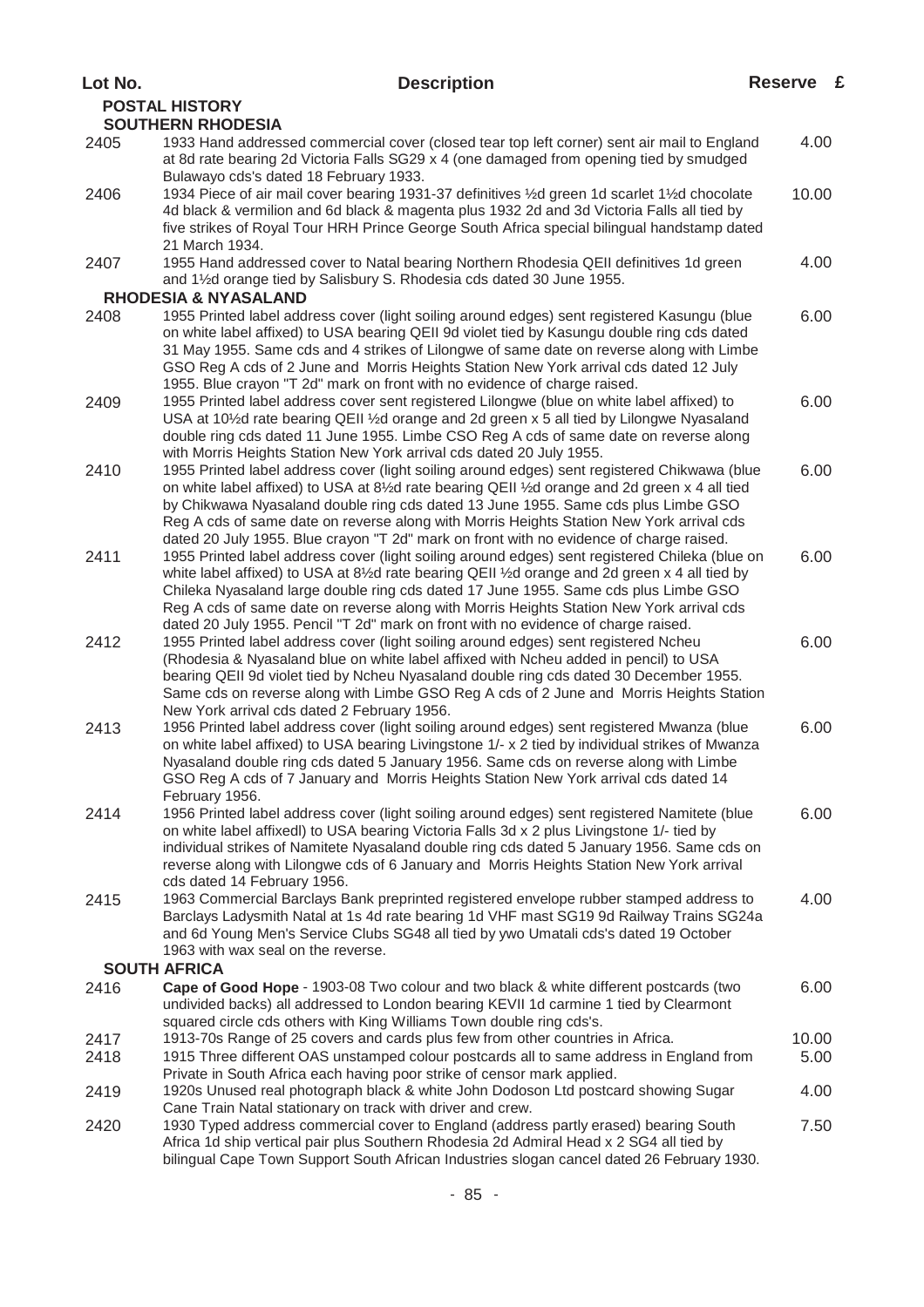| Lot No. | Description | Reserve £ |
|---|---|---|
| | **POSTAL HISTORY** | |
| | **SOUTHERN RHODESIA** | |
| 2405 | 1933 Hand addressed commercial cover (closed tear top left corner) sent air mail to England at 8d rate bearing 2d Victoria Falls SG29 x 4 (one damaged from opening tied by smudged Bulawayo cds's dated 18 February 1933. | 4.00 |
| 2406 | 1934 Piece of air mail cover bearing 1931-37 definitives ½d green 1d scarlet 1½d chocolate 4d black & vermilion and 6d black & magenta plus 1932 2d and 3d Victoria Falls all tied by five strikes of Royal Tour HRH Prince George South Africa special bilingual handstamp dated 21 March 1934. | 10.00 |
| 2407 | 1955 Hand addressed cover to Natal bearing Northern Rhodesia QEII definitives 1d green and 1½d orange tied by Salisbury S. Rhodesia cds dated 30 June 1955. | 4.00 |
| | **RHODESIA & NYASALAND** | |
| 2408 | 1955 Printed label address cover (light soiling around edges) sent registered Kasungu (blue on white label affixed) to USA bearing QEII 9d violet tied by Kasungu double ring cds dated 31 May 1955. Same cds and 4 strikes of Lilongwe of same date on reverse along with Limbe GSO Reg A cds of 2 June and Morris Heights Station New York arrival cds dated 12 July 1955. Blue crayon "T 2d" mark on front with no evidence of charge raised. | 6.00 |
| 2409 | 1955 Printed label address cover sent registered Lilongwe (blue on white label affixed) to USA at 10½d rate bearing QEII ½d orange and 2d green x 5 all tied by Lilongwe Nyasaland double ring cds dated 11 June 1955. Limbe CSO Reg A cds of same date on reverse along with Morris Heights Station New York arrival cds dated 20 July 1955. | 6.00 |
| 2410 | 1955 Printed label address cover (light soiling around edges) sent registered Chikwawa (blue on white label affixed) to USA at 8½d rate bearing QEII ½d orange and 2d green x 4 all tied by Chikwawa Nyasaland double ring cds dated 13 June 1955. Same cds plus Limbe GSO Reg A cds of same date on reverse along with Morris Heights Station New York arrival cds dated 20 July 1955. Blue crayon "T 2d" mark on front with no evidence of charge raised. | 6.00 |
| 2411 | 1955 Printed label address cover (light soiling around edges) sent registered Chileka (blue on white label affixed) to USA at 8½d rate bearing QEII ½d orange and 2d green x 4 all tied by Chileka Nyasaland large double ring cds dated 17 June 1955. Same cds plus Limbe GSO Reg A cds of same date on reverse along with Morris Heights Station New York arrival cds dated 20 July 1955. Pencil "T 2d" mark on front with no evidence of charge raised. | 6.00 |
| 2412 | 1955 Printed label address cover (light soiling around edges) sent registered Ncheu (Rhodesia & Nyasaland blue on white label affixed with Ncheu added in pencil) to USA bearing QEII 9d violet tied by Ncheu Nyasaland double ring cds dated 30 December 1955. Same cds on reverse along with Limbe GSO Reg A cds of 2 June and Morris Heights Station New York arrival cds dated 2 February 1956. | 6.00 |
| 2413 | 1956 Printed label address cover (light soiling around edges) sent registered Mwanza (blue on white label affixed) to USA bearing Livingstone 1/- x 2 tied by individual strikes of Mwanza Nyasaland double ring cds dated 5 January 1956. Same cds on reverse along with Limbe GSO Reg A cds of 7 January and Morris Heights Station New York arrival cds dated 14 February 1956. | 6.00 |
| 2414 | 1956 Printed label address cover (light soiling around edges) sent registered Namitete (blue on white label affixedl) to USA bearing Victoria Falls 3d x 2 plus Livingstone 1/- tied by individual strikes of Namitete Nyasaland double ring cds dated 5 January 1956. Same cds on reverse along with Lilongwe cds of 6 January and Morris Heights Station New York arrival cds dated 14 February 1956. | 6.00 |
| 2415 | 1963 Commercial Barclays Bank preprinted registered envelope rubber stamped address to Barclays Ladysmith Natal at 1s 4d rate bearing 1d VHF mast SG19 9d Railway Trains SG24a and 6d Young Men's Service Clubs SG48 all tied by ywo Umatali cds's dated 19 October 1963 with wax seal on the reverse. | 4.00 |
| | **SOUTH AFRICA** | |
| 2416 | **Cape of Good Hope** - 1903-08 Two colour and two black & white different postcards (two undivided backs) all addressed to London bearing KEVII 1d carmine 1 tied by Clearmont squared circle cds others with King Williams Town double ring cds's. | 6.00 |
| 2417 | 1913-70s Range of 25 covers and cards plus few from other countries in Africa. | 10.00 |
| 2418 | 1915 Three different OAS unstamped colour postcards all to same address in England from Private in South Africa each having poor strike of censor mark applied. | 5.00 |
| 2419 | 1920s Unused real photograph black & white John Dodoson Ltd postcard showing Sugar Cane Train Natal stationary on track with driver and crew. | 4.00 |
| 2420 | 1930 Typed address commercial cover to England (address partly erased) bearing South Africa 1d ship vertical pair plus Southern Rhodesia 2d Admiral Head x 2 SG4 all tied by bilingual Cape Town Support South African Industries slogan cancel dated 26 February 1930. | 7.50 |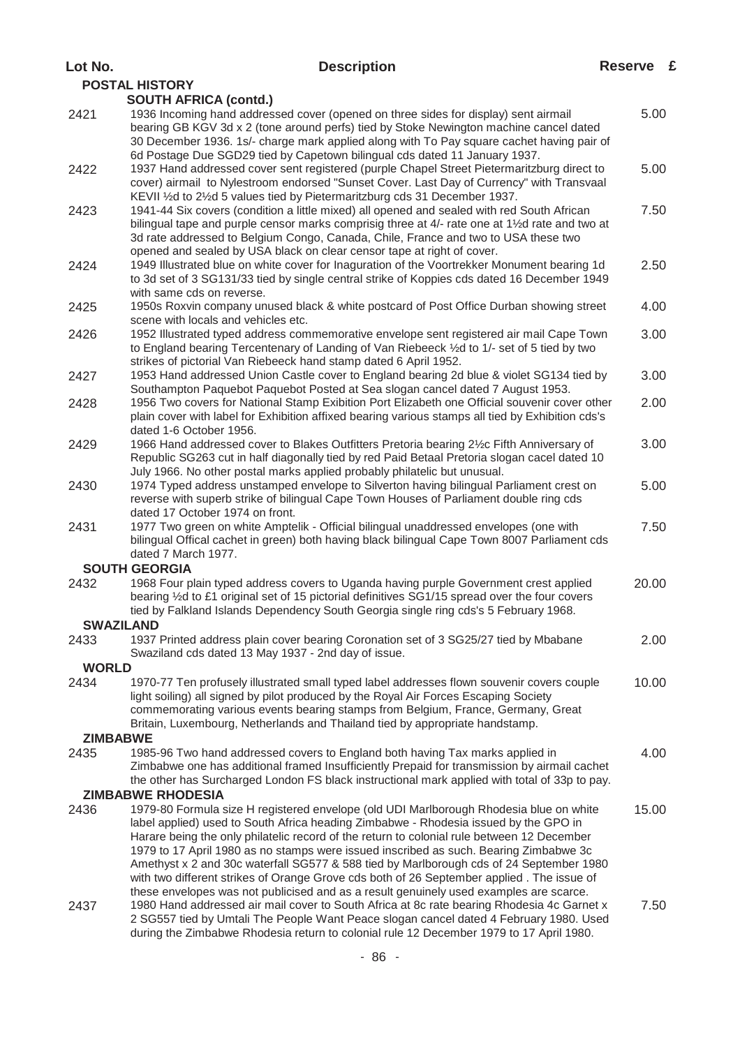| Lot No. | Description | Reserve £ |
| --- | --- | --- |
| | **POSTAL HISTORY** | |
| | **SOUTH AFRICA (contd.)** | |
| 2421 | 1936 Incoming hand addressed cover (opened on three sides for display) sent airmail bearing GB KGV 3d x 2 (tone around perfs) tied by Stoke Newington machine cancel dated 30 December 1936. 1s/- charge mark applied along with To Pay square cachet having pair of 6d Postage Due SGD29 tied by Capetown bilingual cds dated 11 January 1937. | 5.00 |
| 2422 | 1937 Hand addressed cover sent registered (purple Chapel Street Pietermaritzburg direct to cover) airmail to Nylestroom endorsed "Sunset Cover. Last Day of Currency" with Transvaal KEVII ½d to 2½d 5 values tied by Pietermaritzburg cds 31 December 1937. | 5.00 |
| 2423 | 1941-44 Six covers (condition a little mixed) all opened and sealed with red South African bilingual tape and purple censor marks comprisig three at 4/- rate one at 1½d rate and two at 3d rate addressed to Belgium Congo, Canada, Chile, France and two to USA these two opened and sealed by USA black on clear censor tape at right of cover. | 7.50 |
| 2424 | 1949 Illustrated blue on white cover for Inaguration of the Voortrekker Monument bearing 1d to 3d set of 3 SG131/33 tied by single central strike of Koppies cds dated 16 December 1949 with same cds on reverse. | 2.50 |
| 2425 | 1950s Roxvin company unused black & white postcard of Post Office Durban showing street scene with locals and vehicles etc. | 4.00 |
| 2426 | 1952 Illustrated typed address commemorative envelope sent registered air mail Cape Town to England bearing Tercentenary of Landing of Van Riebeeck ½d to 1/- set of 5 tied by two strikes of pictorial Van Riebeeck hand stamp dated 6 April 1952. | 3.00 |
| 2427 | 1953 Hand addressed Union Castle cover to England bearing 2d blue & violet SG134 tied by Southampton Paquebot Paquebot Posted at Sea slogan cancel dated 7 August 1953. | 3.00 |
| 2428 | 1956 Two covers for National Stamp Exibition Port Elizabeth one Official souvenir cover other plain cover with label for Exhibition affixed bearing various stamps all tied by Exhibition cds's dated 1-6 October 1956. | 2.00 |
| 2429 | 1966 Hand addressed cover to Blakes Outfitters Pretoria bearing 2½c Fifth Anniversary of Republic SG263 cut in half diagonally tied by red Paid Betaal Pretoria slogan cacel dated 10 July 1966. No other postal marks applied probably philatelic but unusual. | 3.00 |
| 2430 | 1974 Typed address unstamped envelope to Silverton having bilingual Parliament crest on reverse with superb strike of bilingual Cape Town Houses of Parliament double ring cds dated 17 October 1974 on front. | 5.00 |
| 2431 | 1977 Two green on white Amptelik - Official bilingual unaddressed envelopes (one with bilingual Offical cachet in green) both having black bilingual Cape Town 8007 Parliament cds dated 7 March 1977. | 7.50 |
| | **SOUTH GEORGIA** | |
| 2432 | 1968 Four plain typed address covers to Uganda having purple Government crest applied bearing ½d to £1 original set of 15 pictorial definitives SG1/15 spread over the four covers tied by Falkland Islands Dependency South Georgia single ring cds's 5 February 1968. | 20.00 |
| | **SWAZILAND** | |
| 2433 | 1937 Printed address plain cover bearing Coronation set of 3 SG25/27 tied by Mbabane Swaziland cds dated 13 May 1937 - 2nd day of issue. | 2.00 |
| | **WORLD** | |
| 2434 | 1970-77 Ten profusely illustrated small typed label addresses flown souvenir covers couple light soiling) all signed by pilot produced by the Royal Air Forces Escaping Society commemorating various events bearing stamps from Belgium, France, Germany, Great Britain, Luxembourg, Netherlands and Thailand tied by appropriate handstamp. | 10.00 |
| | **ZIMBABWE** | |
| 2435 | 1985-96 Two hand addressed covers to England both having Tax marks applied in Zimbabwe one has additional framed Insufficiently Prepaid for transmission by airmail cachet the other has Surcharged London FS black instructional mark applied with total of 33p to pay. | 4.00 |
| | **ZIMBABWE RHODESIA** | |
| 2436 | 1979-80 Formula size H registered envelope (old UDI Marlborough Rhodesia blue on white label applied) used to South Africa heading Zimbabwe - Rhodesia issued by the GPO in Harare being the only philatelic record of the return to colonial rule between 12 December 1979 to 17 April 1980 as no stamps were issued inscribed as such. Bearing Zimbabwe 3c Amethyst x 2 and 30c waterfall SG577 & 588 tied by Marlborough cds of 24 September 1980 with two different strikes of Orange Grove cds both of 26 September applied . The issue of these envelopes was not publicised and as a result genuinely used examples are scarce. | 15.00 |
| 2437 | 1980 Hand addressed air mail cover to South Africa at 8c rate bearing Rhodesia 4c Garnet x 2 SG557 tied by Umtali The People Want Peace slogan cancel dated 4 February 1980. Used during the Zimbabwe Rhodesia return to colonial rule 12 December 1979 to 17 April 1980. | 7.50 |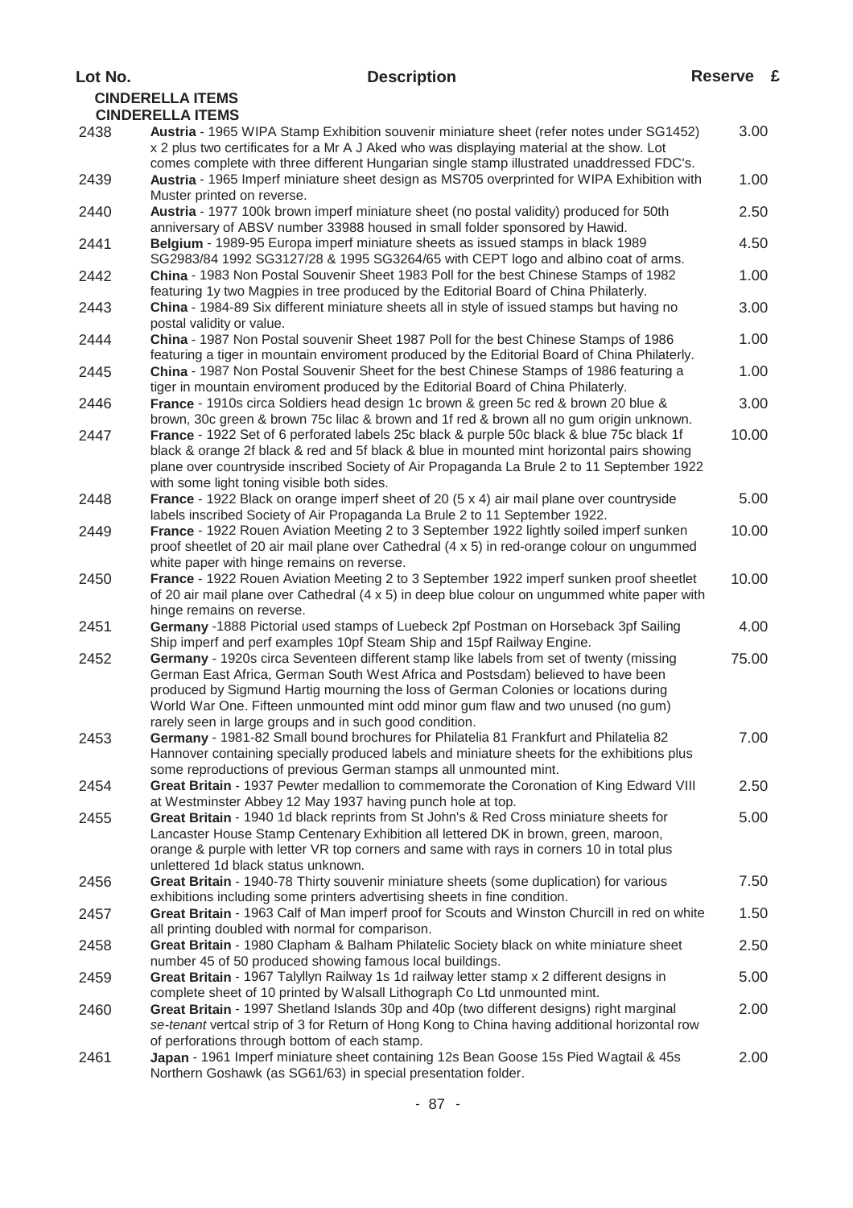| Lot No. | Description | Reserve £ |
|---|---|---|
| | **CINDERELLA ITEMS** | |
| | **CINDERELLA ITEMS** | |
| 2438 | **Austria** - 1965 WIPA Stamp Exhibition souvenir miniature sheet (refer notes under SG1452) x 2 plus two certificates for a Mr A J Aked who was displaying material at the show. Lot comes complete with three different Hungarian single stamp illustrated unaddressed FDC's. | 3.00 |
| 2439 | **Austria** - 1965 Imperf miniature sheet design as MS705 overprinted for WIPA Exhibition with Muster printed on reverse. | 1.00 |
| 2440 | **Austria** - 1977 100k brown imperf miniature sheet (no postal validity) produced for 50th anniversary of ABSV number 33988 housed in small folder sponsored by Hawid. | 2.50 |
| 2441 | **Belgium** - 1989-95 Europa imperf miniature sheets as issued stamps in black 1989 SG2983/84 1992 SG3127/28 & 1995 SG3264/65 with CEPT logo and albino coat of arms. | 4.50 |
| 2442 | **China** - 1983 Non Postal Souvenir Sheet 1983 Poll for the best Chinese Stamps of 1982 featuring 1y two Magpies in tree produced by the Editorial Board of China Philately. | 1.00 |
| 2443 | **China** - 1984-89 Six different miniature sheets all in style of issued stamps but having no postal validity or value. | 3.00 |
| 2444 | **China** - 1987 Non Postal souvenir Sheet 1987 Poll for the best Chinese Stamps of 1986 featuring a tiger in mountain enviroment produced by the Editorial Board of China Philately. | 1.00 |
| 2445 | **China** - 1987 Non Postal Souvenir Sheet for the best Chinese Stamps of 1986 featuring a tiger in mountain enviroment produced by the Editorial Board of China Philately. | 1.00 |
| 2446 | **France** - 1910s circa Soldiers head design 1c brown & green 5c red & brown 20 blue & brown, 30c green & brown 75c lilac & brown and 1f red & brown all no gum origin unknown. | 3.00 |
| 2447 | **France** - 1922 Set of 6 perforated labels 25c black & purple 50c black & blue 75c black 1f black & orange 2f black & red and 5f black & blue in mounted mint horizontal pairs showing plane over countryside inscribed Society of Air Propaganda La Brule 2 to 11 September 1922 with some light toning visible both sides. | 10.00 |
| 2448 | **France** - 1922 Black on orange imperf sheet of 20 (5 x 4) air mail plane over countryside labels inscribed Society of Air Propaganda La Brule 2 to 11 September 1922. | 5.00 |
| 2449 | **France** - 1922 Rouen Aviation Meeting 2 to 3 September 1922 lightly soiled imperf sunken proof sheetlet of 20 air mail plane over Cathedral (4 x 5) in red-orange colour on ungummed white paper with hinge remains on reverse. | 10.00 |
| 2450 | **France** - 1922 Rouen Aviation Meeting 2 to 3 September 1922 imperf sunken proof sheetlet of 20 air mail plane over Cathedral (4 x 5) in deep blue colour on ungummed white paper with hinge remains on reverse. | 10.00 |
| 2451 | **Germany** -1888 Pictorial used stamps of Luebeck 2pf Postman on Horseback 3pf Sailing Ship imperf and perf examples 10pf Steam Ship and 15pf Railway Engine. | 4.00 |
| 2452 | **Germany** - 1920s circa Seventeen different stamp like labels from set of twenty (missing German East Africa, German South West Africa and Postsdam) believed to have been produced by Sigmund Hartig mourning the loss of German Colonies or locations during World War One. Fifteen unmounted mint odd minor gum flaw and two unused (no gum) rarely seen in large groups and in such good condition. | 75.00 |
| 2453 | **Germany** - 1981-82 Small bound brochures for Philatelia 81 Frankfurt and Philatelia 82 Hannover containing specially produced labels and miniature sheets for the exhibitions plus some reproductions of previous German stamps all unmounted mint. | 7.00 |
| 2454 | **Great Britain** - 1937 Pewter medallion to commemorate the Coronation of King Edward VIII at Westminster Abbey 12 May 1937 having punch hole at top. | 2.50 |
| 2455 | **Great Britain** - 1940 1d black reprints from St John's & Red Cross miniature sheets for Lancaster House Stamp Centenary Exhibition all lettered DK in brown, green, maroon, orange & purple with letter VR top corners and same with rays in corners 10 in total plus unlettered 1d black status unknown. | 5.00 |
| 2456 | **Great Britain** - 1940-78 Thirty souvenir miniature sheets (some duplication) for various exhibitions including some printers advertising sheets in fine condition. | 7.50 |
| 2457 | **Great Britain** - 1963 Calf of Man imperf proof for Scouts and Winston Churcill in red on white all printing doubled with normal for comparison. | 1.50 |
| 2458 | **Great Britain** - 1980 Clapham & Balham Philatelic Society black on white miniature sheet number 45 of 50 produced showing famous local buildings. | 2.50 |
| 2459 | **Great Britain** - 1967 Talyllyn Railway 1s 1d railway letter stamp x 2 different designs in complete sheet of 10 printed by Walsall Lithograph Co Ltd unmounted mint. | 5.00 |
| 2460 | **Great Britain** - 1997 Shetland Islands 30p and 40p (two different designs) right marginal *se-tenant* vertcal strip of 3 for Return of Hong Kong to China having additional horizontal row of perforations through bottom of each stamp. | 2.00 |
| 2461 | **Japan** - 1961 Imperf miniature sheet containing 12s Bean Goose 15s Pied Wagtail & 45s Northern Goshawk (as SG61/63) in special presentation folder. | 2.00 |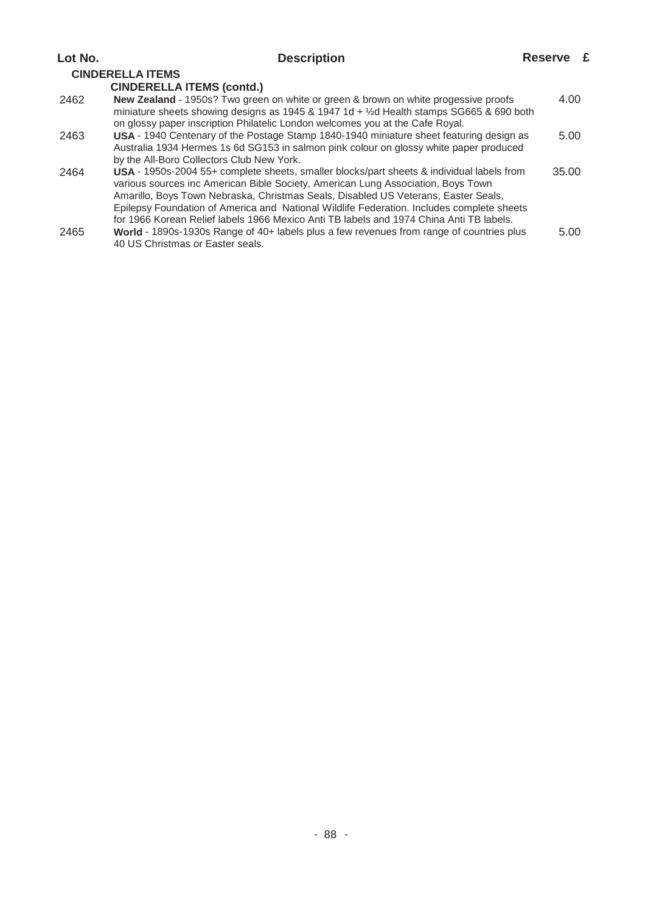| Lot No. | Description | Reserve £ |
|---|---|---|
| | **CINDERELLA ITEMS** | |
| | **CINDERELLA ITEMS (contd.)** | |
| 2462 | **New Zealand** - 1950s? Two green on white or green & brown on white progessive proofs miniature sheets showing designs as 1945 & 1947 1d + ½d Health stamps SG665 & 690 both on glossy paper inscription Philatelic London welcomes you at the Cafe Royal. | 4.00 |
| 2463 | **USA** - 1940 Centenary of the Postage Stamp 1840-1940 miniature sheet featuring design as Australia 1934 Hermes 1s 6d SG153 in salmon pink colour on glossy white paper produced by the All-Boro Collectors Club New York. | 5.00 |
| 2464 | **USA** - 1950s-2004 55+ complete sheets, smaller blocks/part sheets & individual labels from various sources inc American Bible Society, American Lung Association, Boys Town Amarillo, Boys Town Nebraska, Christmas Seals, Disabled US Veterans, Easter Seals, Epilepsy Foundation of America and National Wildlife Federation. Includes complete sheets for 1966 Korean Relief labels 1966 Mexico Anti TB labels and 1974 China Anti TB labels. | 35.00 |
| 2465 | **World** - 1890s-1930s Range of 40+ labels plus a few revenues from range of countries plus 40 US Christmas or Easter seals. | 5.00 |